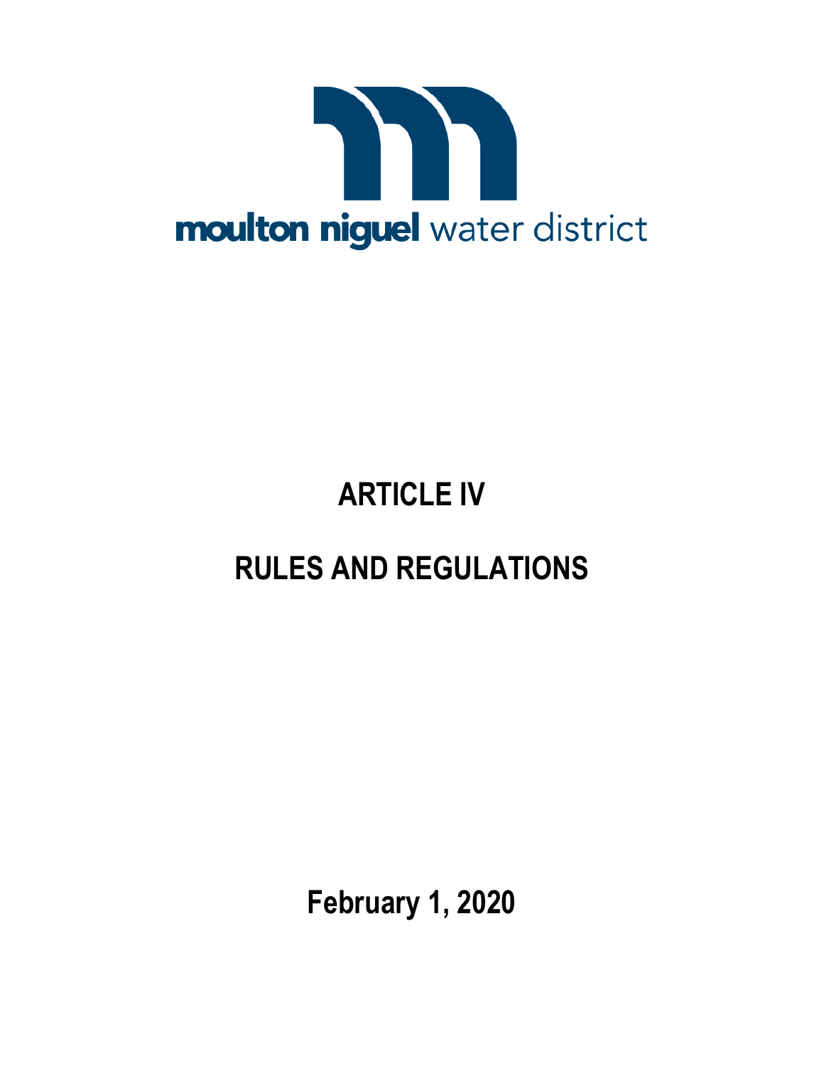moulton niguel water district

# ARTICLE IV

# RULES AND REGULATIONS

**February 1, 2020**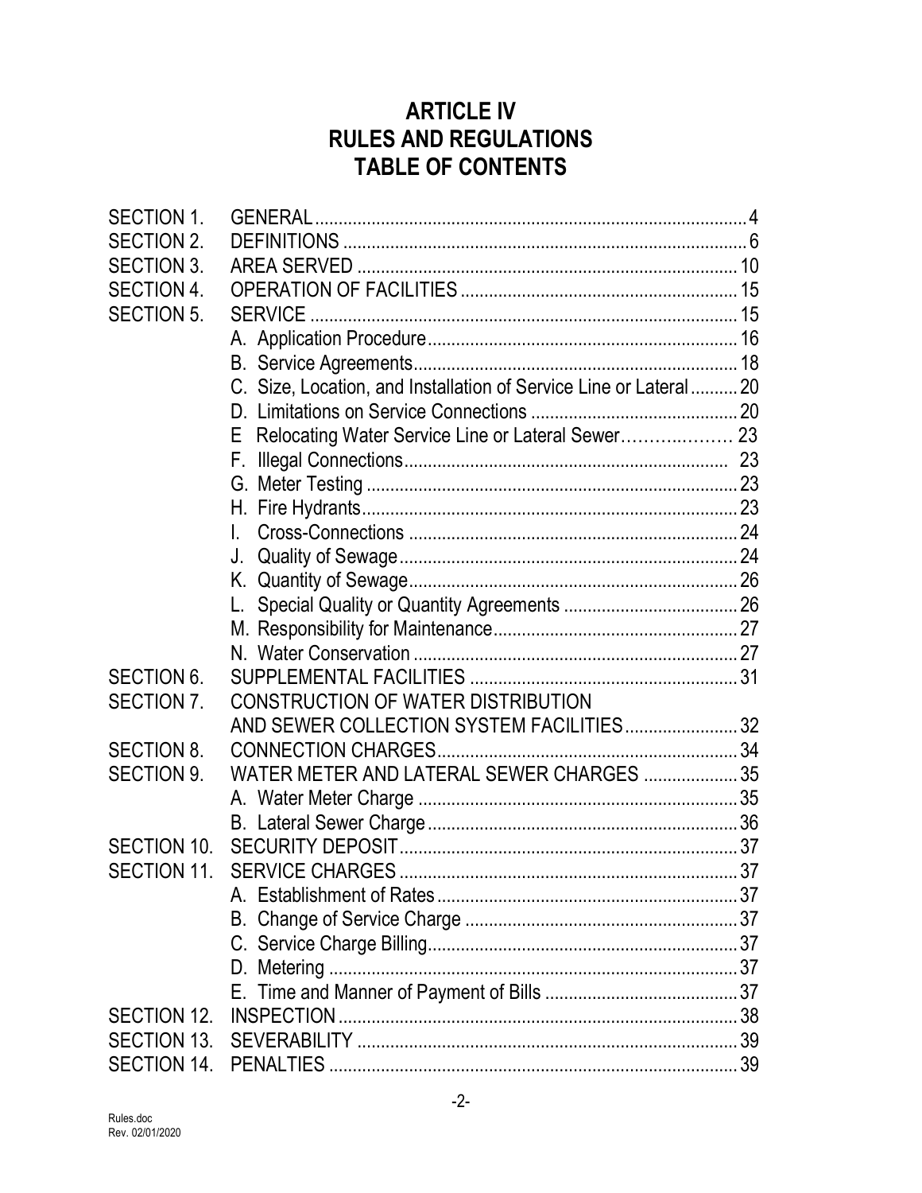# ARTICLE IV
# RULES AND REGULATIONS
# TABLE OF CONTENTS

| | | |
|---|---|---|
| SECTION 1. | GENERAL | 4 |
| SECTION 2. | DEFINITIONS | 6 |
| SECTION 3. | AREA SERVED | 10 |
| SECTION 4. | OPERATION OF FACILITIES | 15 |
| SECTION 5. | SERVICE | 15 |
| | A. Application Procedure | 16 |
| | B. Service Agreements | 18 |
| | C. Size, Location, and Installation of Service Line or Lateral | 20 |
| | D. Limitations on Service Connections | 20 |
| | E Relocating Water Service Line or Lateral Sewer | 23 |
| | F. Illegal Connections | 23 |
| | G. Meter Testing | 23 |
| | H. Fire Hydrants | 23 |
| | I. Cross-Connections | 24 |
| | J. Quality of Sewage | 24 |
| | K. Quantity of Sewage | 26 |
| | L. Special Quality or Quantity Agreements | 26 |
| | M. Responsibility for Maintenance | 27 |
| | N. Water Conservation | 27 |
| SECTION 6. | SUPPLEMENTAL FACILITIES | 31 |
| SECTION 7. | CONSTRUCTION OF WATER DISTRIBUTION AND SEWER COLLECTION SYSTEM FACILITIES | 32 |
| SECTION 8. | CONNECTION CHARGES | 34 |
| SECTION 9. | WATER METER AND LATERAL SEWER CHARGES | 35 |
| | A. Water Meter Charge | 35 |
| | B. Lateral Sewer Charge | 36 |
| SECTION 10. | SECURITY DEPOSIT | 37 |
| SECTION 11. | SERVICE CHARGES | 37 |
| | A. Establishment of Rates | 37 |
| | B. Change of Service Charge | 37 |
| | C. Service Charge Billing | 37 |
| | D. Metering | 37 |
| | E. Time and Manner of Payment of Bills | 37 |
| SECTION 12. | INSPECTION | 38 |
| SECTION 13. | SEVERABILITY | 39 |
| SECTION 14. | PENALTIES | 39 |

Rules.doc
Rev. 02/01/2020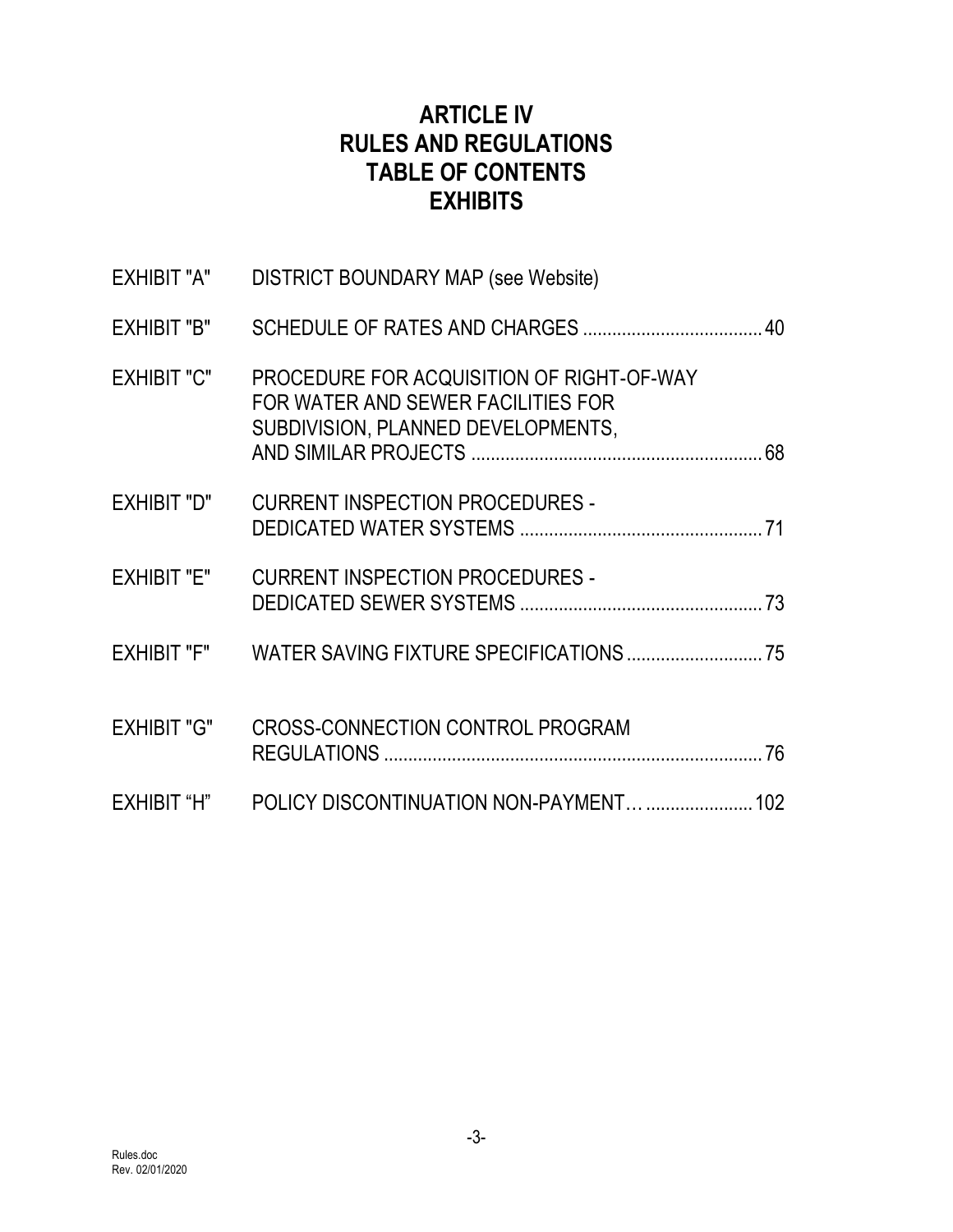# ARTICLE IV
# RULES AND REGULATIONS
# TABLE OF CONTENTS
# EXHIBITS

| | | |
|---|---|---|
| EXHIBIT "A" | DISTRICT BOUNDARY MAP (see Website) | |
| EXHIBIT "B" | SCHEDULE OF RATES AND CHARGES | 40 |
| EXHIBIT "C" | PROCEDURE FOR ACQUISITION OF RIGHT-OF-WAY FOR WATER AND SEWER FACILITIES FOR SUBDIVISION, PLANNED DEVELOPMENTS, AND SIMILAR PROJECTS | 68 |
| EXHIBIT "D" | CURRENT INSPECTION PROCEDURES - DEDICATED WATER SYSTEMS | 71 |
| EXHIBIT "E" | CURRENT INSPECTION PROCEDURES - DEDICATED SEWER SYSTEMS | 73 |
| EXHIBIT "F" | WATER SAVING FIXTURE SPECIFICATIONS | 75 |
| EXHIBIT "G" | CROSS-CONNECTION CONTROL PROGRAM REGULATIONS | 76 |
| EXHIBIT "H" | POLICY DISCONTINUATION NON-PAYMENT… | 102 |

Rules.doc
Rev. 02/01/2020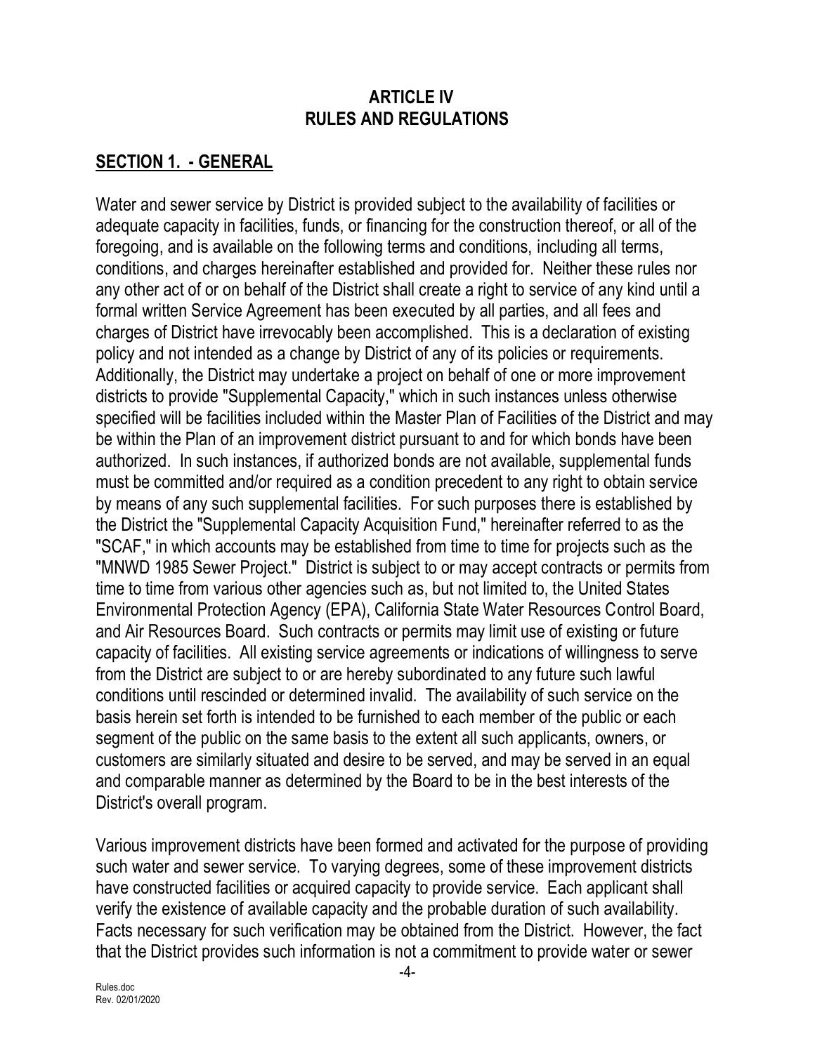# ARTICLE IV
# RULES AND REGULATIONS

## SECTION 1. - GENERAL

Water and sewer service by District is provided subject to the availability of facilities or adequate capacity in facilities, funds, or financing for the construction thereof, or all of the foregoing, and is available on the following terms and conditions, including all terms, conditions, and charges hereinafter established and provided for. Neither these rules nor any other act of or on behalf of the District shall create a right to service of any kind until a formal written Service Agreement has been executed by all parties, and all fees and charges of District have irrevocably been accomplished. This is a declaration of existing policy and not intended as a change by District of any of its policies or requirements. Additionally, the District may undertake a project on behalf of one or more improvement districts to provide "Supplemental Capacity," which in such instances unless otherwise specified will be facilities included within the Master Plan of Facilities of the District and may be within the Plan of an improvement district pursuant to and for which bonds have been authorized. In such instances, if authorized bonds are not available, supplemental funds must be committed and/or required as a condition precedent to any right to obtain service by means of any such supplemental facilities. For such purposes there is established by the District the "Supplemental Capacity Acquisition Fund," hereinafter referred to as the "SCAF," in which accounts may be established from time to time for projects such as the "MNWD 1985 Sewer Project." District is subject to or may accept contracts or permits from time to time from various other agencies such as, but not limited to, the United States Environmental Protection Agency (EPA), California State Water Resources Control Board, and Air Resources Board. Such contracts or permits may limit use of existing or future capacity of facilities. All existing service agreements or indications of willingness to serve from the District are subject to or are hereby subordinated to any future such lawful conditions until rescinded or determined invalid. The availability of such service on the basis herein set forth is intended to be furnished to each member of the public or each segment of the public on the same basis to the extent all such applicants, owners, or customers are similarly situated and desire to be served, and may be served in an equal and comparable manner as determined by the Board to be in the best interests of the District's overall program.

Various improvement districts have been formed and activated for the purpose of providing such water and sewer service. To varying degrees, some of these improvement districts have constructed facilities or acquired capacity to provide service. Each applicant shall verify the existence of available capacity and the probable duration of such availability. Facts necessary for such verification may be obtained from the District. However, the fact that the District provides such information is not a commitment to provide water or sewer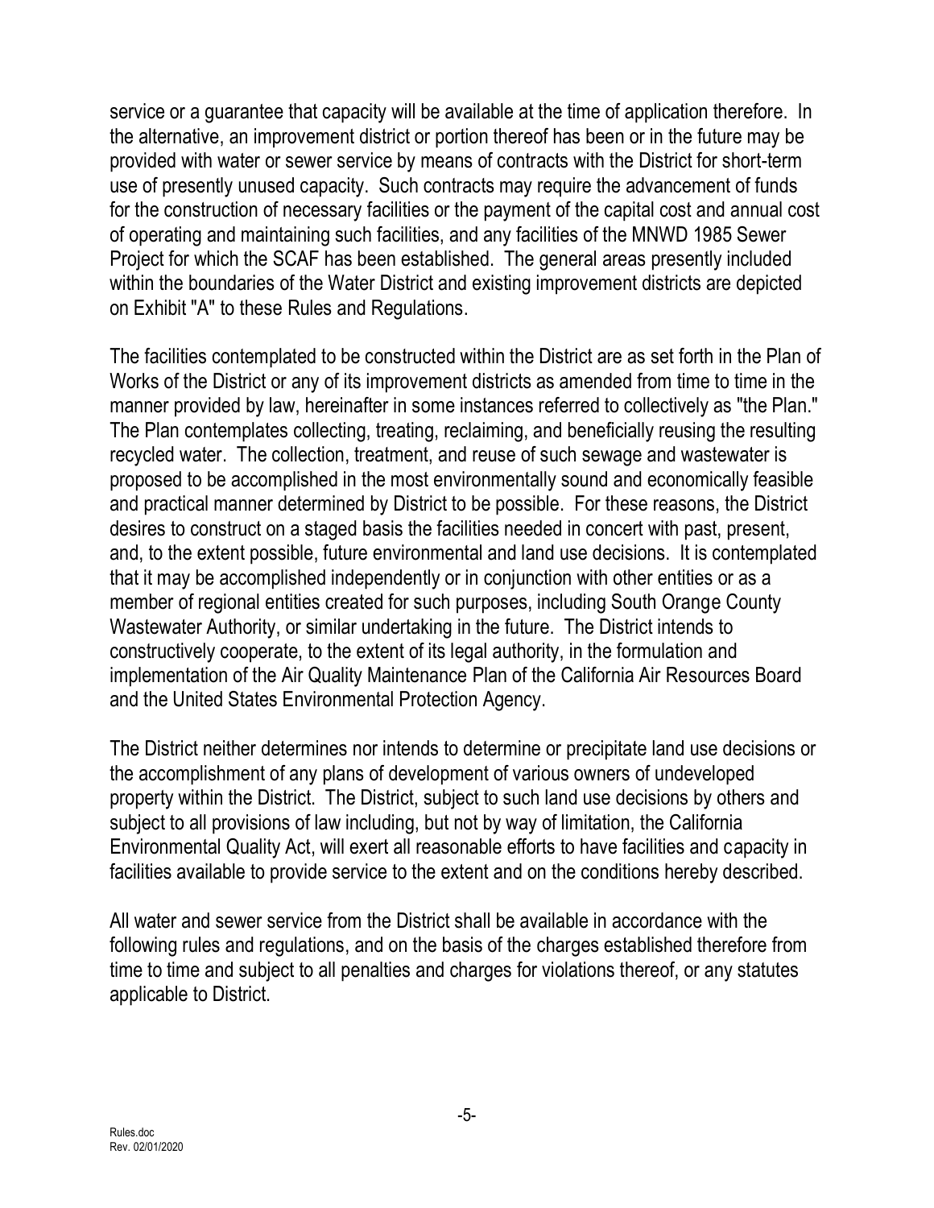service or a guarantee that capacity will be available at the time of application therefore. In the alternative, an improvement district or portion thereof has been or in the future may be provided with water or sewer service by means of contracts with the District for short-term use of presently unused capacity. Such contracts may require the advancement of funds for the construction of necessary facilities or the payment of the capital cost and annual cost of operating and maintaining such facilities, and any facilities of the MNWD 1985 Sewer Project for which the SCAF has been established. The general areas presently included within the boundaries of the Water District and existing improvement districts are depicted on Exhibit "A" to these Rules and Regulations.

The facilities contemplated to be constructed within the District are as set forth in the Plan of Works of the District or any of its improvement districts as amended from time to time in the manner provided by law, hereinafter in some instances referred to collectively as "the Plan." The Plan contemplates collecting, treating, reclaiming, and beneficially reusing the resulting recycled water. The collection, treatment, and reuse of such sewage and wastewater is proposed to be accomplished in the most environmentally sound and economically feasible and practical manner determined by District to be possible. For these reasons, the District desires to construct on a staged basis the facilities needed in concert with past, present, and, to the extent possible, future environmental and land use decisions. It is contemplated that it may be accomplished independently or in conjunction with other entities or as a member of regional entities created for such purposes, including South Orange County Wastewater Authority, or similar undertaking in the future. The District intends to constructively cooperate, to the extent of its legal authority, in the formulation and implementation of the Air Quality Maintenance Plan of the California Air Resources Board and the United States Environmental Protection Agency.

The District neither determines nor intends to determine or precipitate land use decisions or the accomplishment of any plans of development of various owners of undeveloped property within the District. The District, subject to such land use decisions by others and subject to all provisions of law including, but not by way of limitation, the California Environmental Quality Act, will exert all reasonable efforts to have facilities and capacity in facilities available to provide service to the extent and on the conditions hereby described.

All water and sewer service from the District shall be available in accordance with the following rules and regulations, and on the basis of the charges established therefore from time to time and subject to all penalties and charges for violations thereof, or any statutes applicable to District.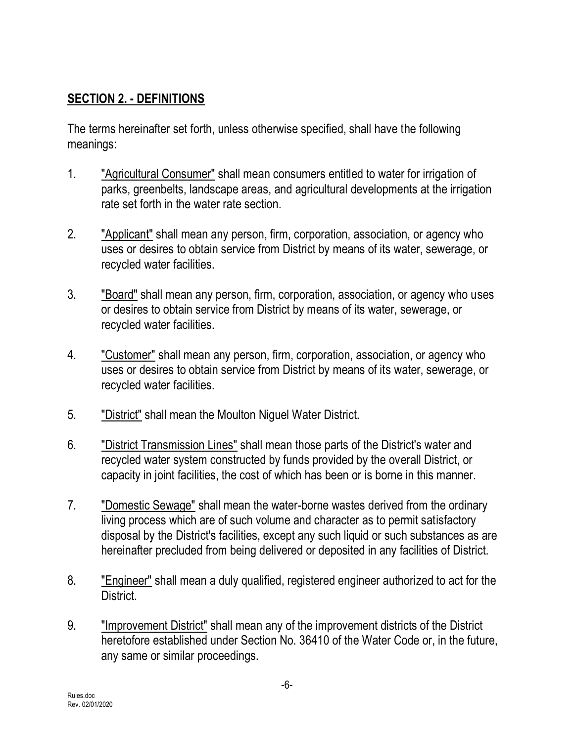## **SECTION 2. - DEFINITIONS**

The terms hereinafter set forth, unless otherwise specified, shall have the following meanings:

1. "Agricultural Consumer" shall mean consumers entitled to water for irrigation of parks, greenbelts, landscape areas, and agricultural developments at the irrigation rate set forth in the water rate section.

2. "Applicant" shall mean any person, firm, corporation, association, or agency who uses or desires to obtain service from District by means of its water, sewerage, or recycled water facilities.

3. "Board" shall mean any person, firm, corporation, association, or agency who uses or desires to obtain service from District by means of its water, sewerage, or recycled water facilities.

4. "Customer" shall mean any person, firm, corporation, association, or agency who uses or desires to obtain service from District by means of its water, sewerage, or recycled water facilities.

5. "District" shall mean the Moulton Niguel Water District.

6. "District Transmission Lines" shall mean those parts of the District's water and recycled water system constructed by funds provided by the overall District, or capacity in joint facilities, the cost of which has been or is borne in this manner.

7. "Domestic Sewage" shall mean the water-borne wastes derived from the ordinary living process which are of such volume and character as to permit satisfactory disposal by the District's facilities, except any such liquid or such substances as are hereinafter precluded from being delivered or deposited in any facilities of District.

8. "Engineer" shall mean a duly qualified, registered engineer authorized to act for the District.

9. "Improvement District" shall mean any of the improvement districts of the District heretofore established under Section No. 36410 of the Water Code or, in the future, any same or similar proceedings.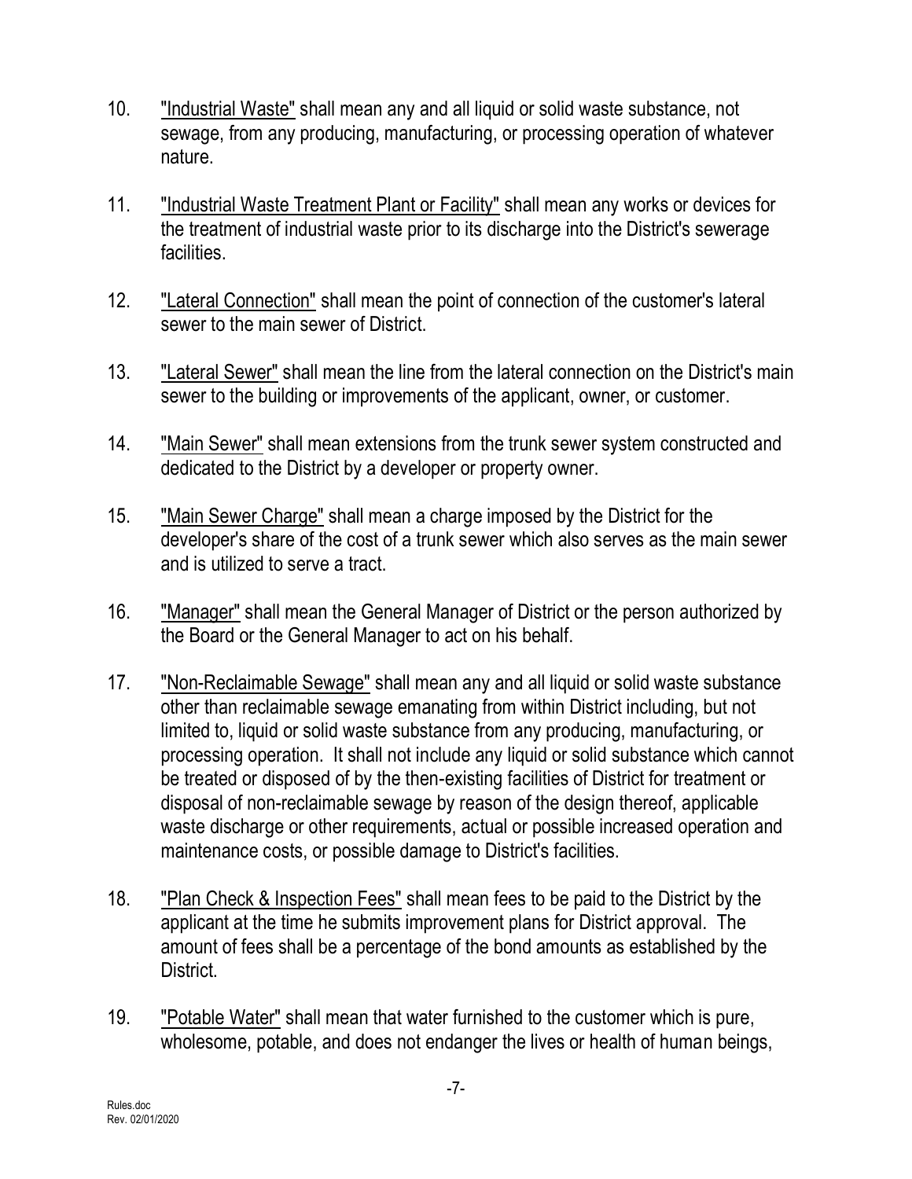10. <u>"Industrial Waste"</u> shall mean any and all liquid or solid waste substance, not sewage, from any producing, manufacturing, or processing operation of whatever nature.

11. <u>"Industrial Waste Treatment Plant or Facility"</u> shall mean any works or devices for the treatment of industrial waste prior to its discharge into the District's sewerage facilities.

12. <u>"Lateral Connection"</u> shall mean the point of connection of the customer's lateral sewer to the main sewer of District.

13. <u>"Lateral Sewer"</u> shall mean the line from the lateral connection on the District's main sewer to the building or improvements of the applicant, owner, or customer.

14. <u>"Main Sewer"</u> shall mean extensions from the trunk sewer system constructed and dedicated to the District by a developer or property owner.

15. <u>"Main Sewer Charge"</u> shall mean a charge imposed by the District for the developer's share of the cost of a trunk sewer which also serves as the main sewer and is utilized to serve a tract.

16. <u>"Manager"</u> shall mean the General Manager of District or the person authorized by the Board or the General Manager to act on his behalf.

17. <u>"Non-Reclaimable Sewage"</u> shall mean any and all liquid or solid waste substance other than reclaimable sewage emanating from within District including, but not limited to, liquid or solid waste substance from any producing, manufacturing, or processing operation. It shall not include any liquid or solid substance which cannot be treated or disposed of by the then-existing facilities of District for treatment or disposal of non-reclaimable sewage by reason of the design thereof, applicable waste discharge or other requirements, actual or possible increased operation and maintenance costs, or possible damage to District's facilities.

18. <u>"Plan Check & Inspection Fees"</u> shall mean fees to be paid to the District by the applicant at the time he submits improvement plans for District approval. The amount of fees shall be a percentage of the bond amounts as established by the District.

19. <u>"Potable Water"</u> shall mean that water furnished to the customer which is pure, wholesome, potable, and does not endanger the lives or health of human beings,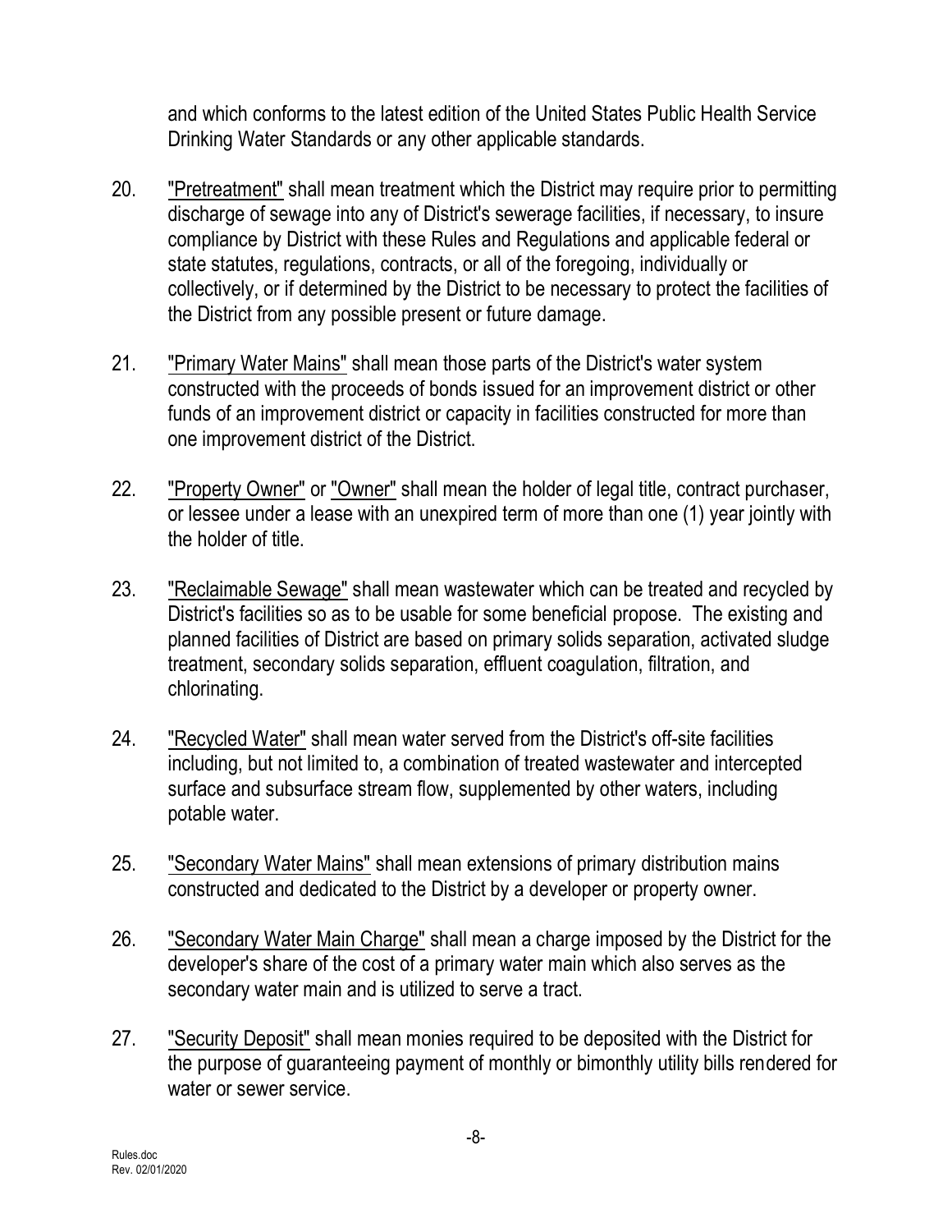and which conforms to the latest edition of the United States Public Health Service Drinking Water Standards or any other applicable standards.

20. "Pretreatment" shall mean treatment which the District may require prior to permitting discharge of sewage into any of District's sewerage facilities, if necessary, to insure compliance by District with these Rules and Regulations and applicable federal or state statutes, regulations, contracts, or all of the foregoing, individually or collectively, or if determined by the District to be necessary to protect the facilities of the District from any possible present or future damage.

21. "Primary Water Mains" shall mean those parts of the District's water system constructed with the proceeds of bonds issued for an improvement district or other funds of an improvement district or capacity in facilities constructed for more than one improvement district of the District.

22. "Property Owner" or "Owner" shall mean the holder of legal title, contract purchaser, or lessee under a lease with an unexpired term of more than one (1) year jointly with the holder of title.

23. "Reclaimable Sewage" shall mean wastewater which can be treated and recycled by District's facilities so as to be usable for some beneficial propose. The existing and planned facilities of District are based on primary solids separation, activated sludge treatment, secondary solids separation, effluent coagulation, filtration, and chlorinating.

24. "Recycled Water" shall mean water served from the District's off-site facilities including, but not limited to, a combination of treated wastewater and intercepted surface and subsurface stream flow, supplemented by other waters, including potable water.

25. "Secondary Water Mains" shall mean extensions of primary distribution mains constructed and dedicated to the District by a developer or property owner.

26. "Secondary Water Main Charge" shall mean a charge imposed by the District for the developer's share of the cost of a primary water main which also serves as the secondary water main and is utilized to serve a tract.

27. "Security Deposit" shall mean monies required to be deposited with the District for the purpose of guaranteeing payment of monthly or bimonthly utility bills rendered for water or sewer service.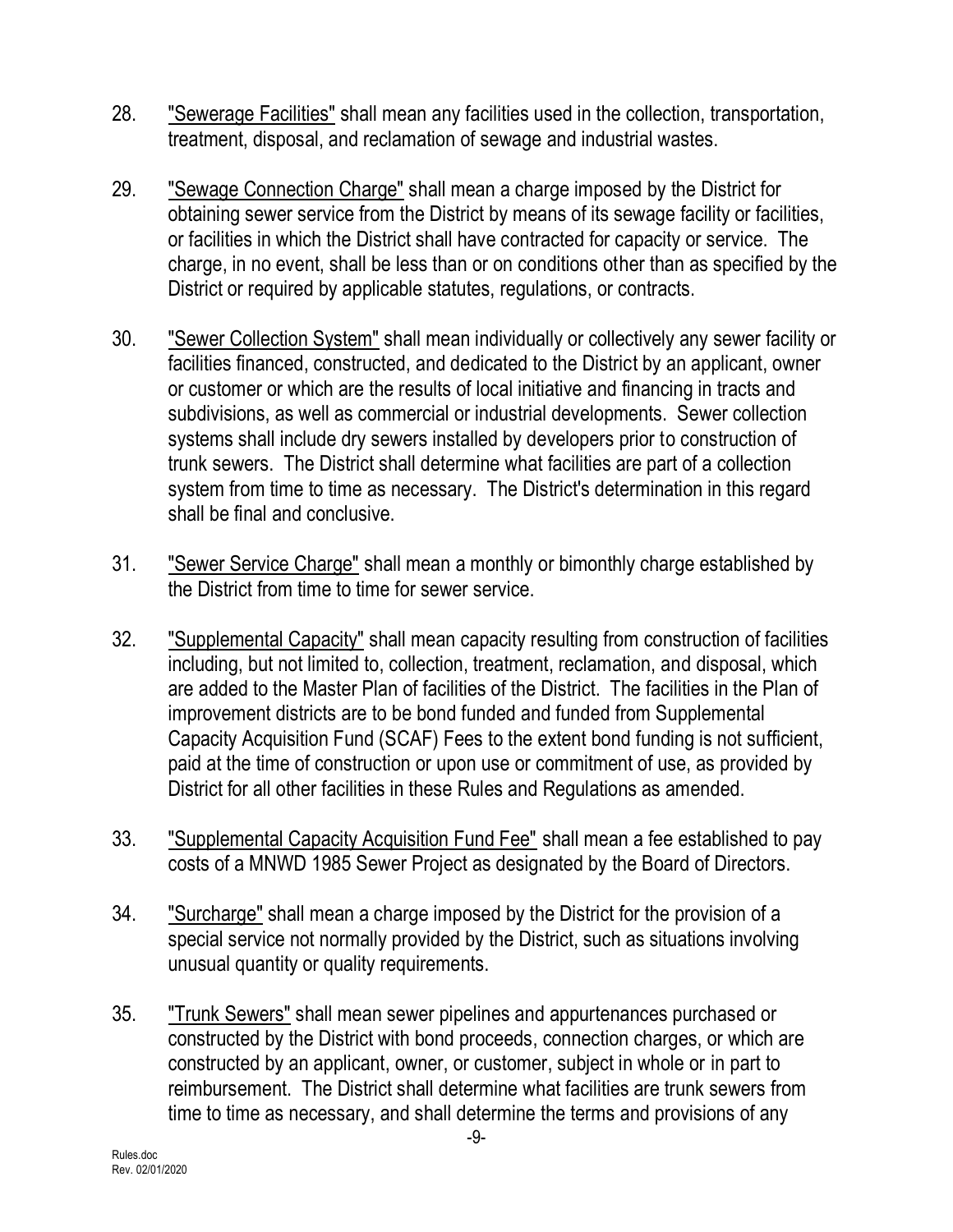28. <u>"Sewerage Facilities"</u> shall mean any facilities used in the collection, transportation, treatment, disposal, and reclamation of sewage and industrial wastes.

29. <u>"Sewage Connection Charge"</u> shall mean a charge imposed by the District for obtaining sewer service from the District by means of its sewage facility or facilities, or facilities in which the District shall have contracted for capacity or service. The charge, in no event, shall be less than or on conditions other than as specified by the District or required by applicable statutes, regulations, or contracts.

30. <u>"Sewer Collection System"</u> shall mean individually or collectively any sewer facility or facilities financed, constructed, and dedicated to the District by an applicant, owner or customer or which are the results of local initiative and financing in tracts and subdivisions, as well as commercial or industrial developments. Sewer collection systems shall include dry sewers installed by developers prior to construction of trunk sewers. The District shall determine what facilities are part of a collection system from time to time as necessary. The District's determination in this regard shall be final and conclusive.

31. <u>"Sewer Service Charge"</u> shall mean a monthly or bimonthly charge established by the District from time to time for sewer service.

32. <u>"Supplemental Capacity"</u> shall mean capacity resulting from construction of facilities including, but not limited to, collection, treatment, reclamation, and disposal, which are added to the Master Plan of facilities of the District. The facilities in the Plan of improvement districts are to be bond funded and funded from Supplemental Capacity Acquisition Fund (SCAF) Fees to the extent bond funding is not sufficient, paid at the time of construction or upon use or commitment of use, as provided by District for all other facilities in these Rules and Regulations as amended.

33. <u>"Supplemental Capacity Acquisition Fund Fee"</u> shall mean a fee established to pay costs of a MNWD 1985 Sewer Project as designated by the Board of Directors.

34. <u>"Surcharge"</u> shall mean a charge imposed by the District for the provision of a special service not normally provided by the District, such as situations involving unusual quantity or quality requirements.

35. <u>"Trunk Sewers"</u> shall mean sewer pipelines and appurtenances purchased or constructed by the District with bond proceeds, connection charges, or which are constructed by an applicant, owner, or customer, subject in whole or in part to reimbursement. The District shall determine what facilities are trunk sewers from time to time as necessary, and shall determine the terms and provisions of any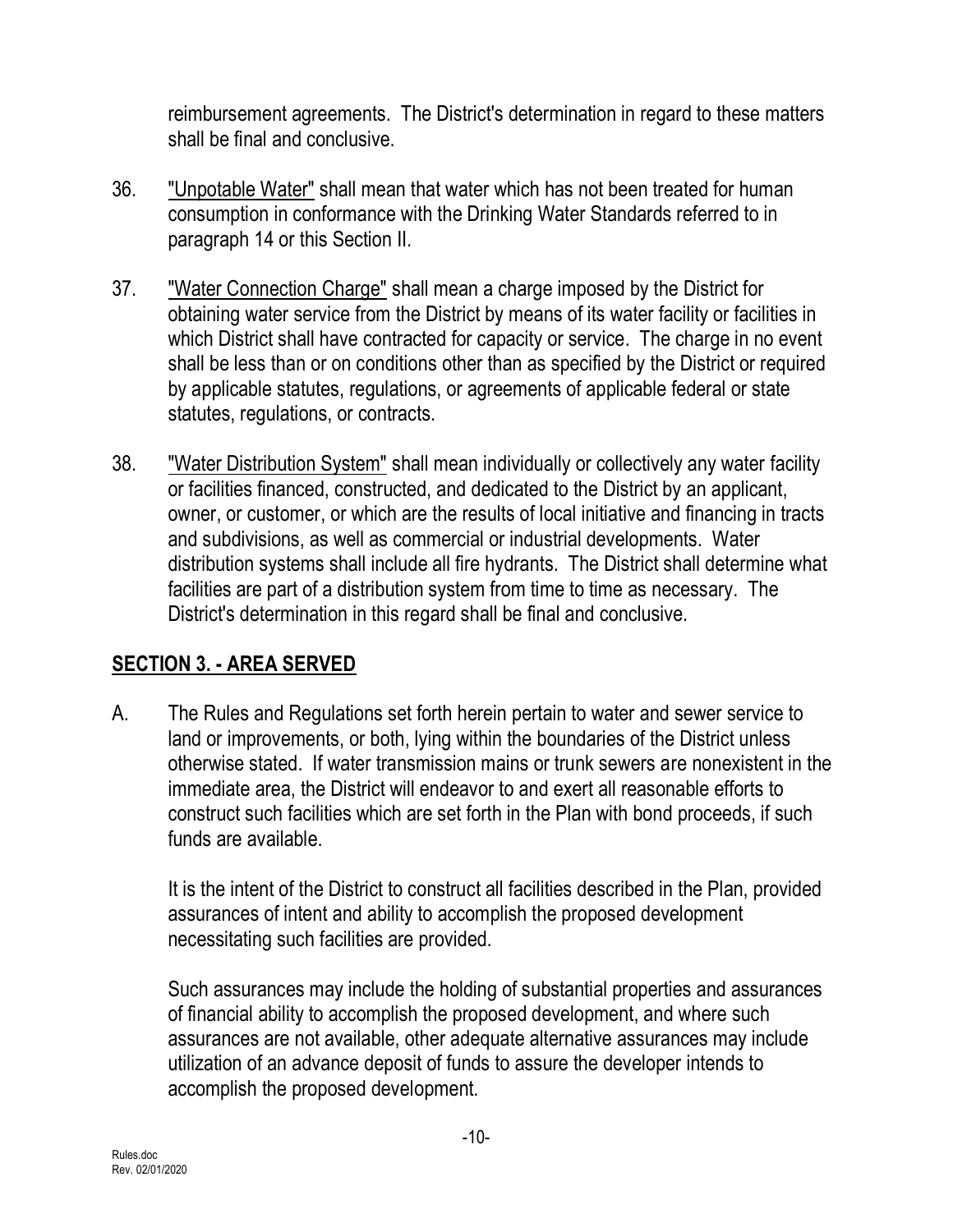reimbursement agreements. The District's determination in regard to these matters shall be final and conclusive.

36. <u>"Unpotable Water"</u> shall mean that water which has not been treated for human consumption in conformance with the Drinking Water Standards referred to in paragraph 14 or this Section II.

37. <u>"Water Connection Charge"</u> shall mean a charge imposed by the District for obtaining water service from the District by means of its water facility or facilities in which District shall have contracted for capacity or service. The charge in no event shall be less than or on conditions other than as specified by the District or required by applicable statutes, regulations, or agreements of applicable federal or state statutes, regulations, or contracts.

38. <u>"Water Distribution System"</u> shall mean individually or collectively any water facility or facilities financed, constructed, and dedicated to the District by an applicant, owner, or customer, or which are the results of local initiative and financing in tracts and subdivisions, as well as commercial or industrial developments. Water distribution systems shall include all fire hydrants. The District shall determine what facilities are part of a distribution system from time to time as necessary. The District's determination in this regard shall be final and conclusive.

## SECTION 3. - AREA SERVED

A. The Rules and Regulations set forth herein pertain to water and sewer service to land or improvements, or both, lying within the boundaries of the District unless otherwise stated. If water transmission mains or trunk sewers are nonexistent in the immediate area, the District will endeavor to and exert all reasonable efforts to construct such facilities which are set forth in the Plan with bond proceeds, if such funds are available.

   It is the intent of the District to construct all facilities described in the Plan, provided assurances of intent and ability to accomplish the proposed development necessitating such facilities are provided.

   Such assurances may include the holding of substantial properties and assurances of financial ability to accomplish the proposed development, and where such assurances are not available, other adequate alternative assurances may include utilization of an advance deposit of funds to assure the developer intends to accomplish the proposed development.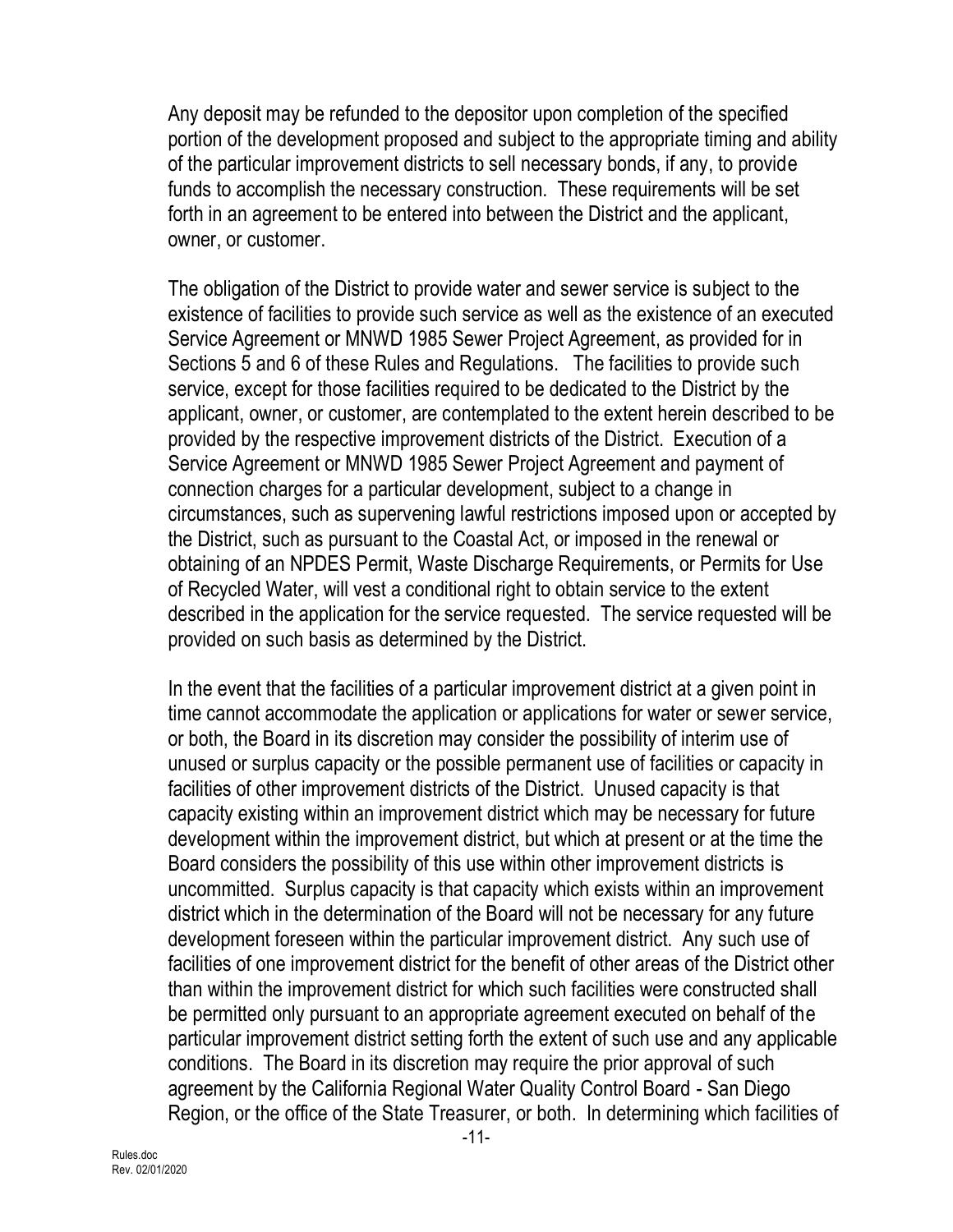Any deposit may be refunded to the depositor upon completion of the specified portion of the development proposed and subject to the appropriate timing and ability of the particular improvement districts to sell necessary bonds, if any, to provide funds to accomplish the necessary construction. These requirements will be set forth in an agreement to be entered into between the District and the applicant, owner, or customer.

The obligation of the District to provide water and sewer service is subject to the existence of facilities to provide such service as well as the existence of an executed Service Agreement or MNWD 1985 Sewer Project Agreement, as provided for in Sections 5 and 6 of these Rules and Regulations. The facilities to provide such service, except for those facilities required to be dedicated to the District by the applicant, owner, or customer, are contemplated to the extent herein described to be provided by the respective improvement districts of the District. Execution of a Service Agreement or MNWD 1985 Sewer Project Agreement and payment of connection charges for a particular development, subject to a change in circumstances, such as supervening lawful restrictions imposed upon or accepted by the District, such as pursuant to the Coastal Act, or imposed in the renewal or obtaining of an NPDES Permit, Waste Discharge Requirements, or Permits for Use of Recycled Water, will vest a conditional right to obtain service to the extent described in the application for the service requested. The service requested will be provided on such basis as determined by the District.

In the event that the facilities of a particular improvement district at a given point in time cannot accommodate the application or applications for water or sewer service, or both, the Board in its discretion may consider the possibility of interim use of unused or surplus capacity or the possible permanent use of facilities or capacity in facilities of other improvement districts of the District. Unused capacity is that capacity existing within an improvement district which may be necessary for future development within the improvement district, but which at present or at the time the Board considers the possibility of this use within other improvement districts is uncommitted. Surplus capacity is that capacity which exists within an improvement district which in the determination of the Board will not be necessary for any future development foreseen within the particular improvement district. Any such use of facilities of one improvement district for the benefit of other areas of the District other than within the improvement district for which such facilities were constructed shall be permitted only pursuant to an appropriate agreement executed on behalf of the particular improvement district setting forth the extent of such use and any applicable conditions. The Board in its discretion may require the prior approval of such agreement by the California Regional Water Quality Control Board - San Diego Region, or the office of the State Treasurer, or both. In determining which facilities of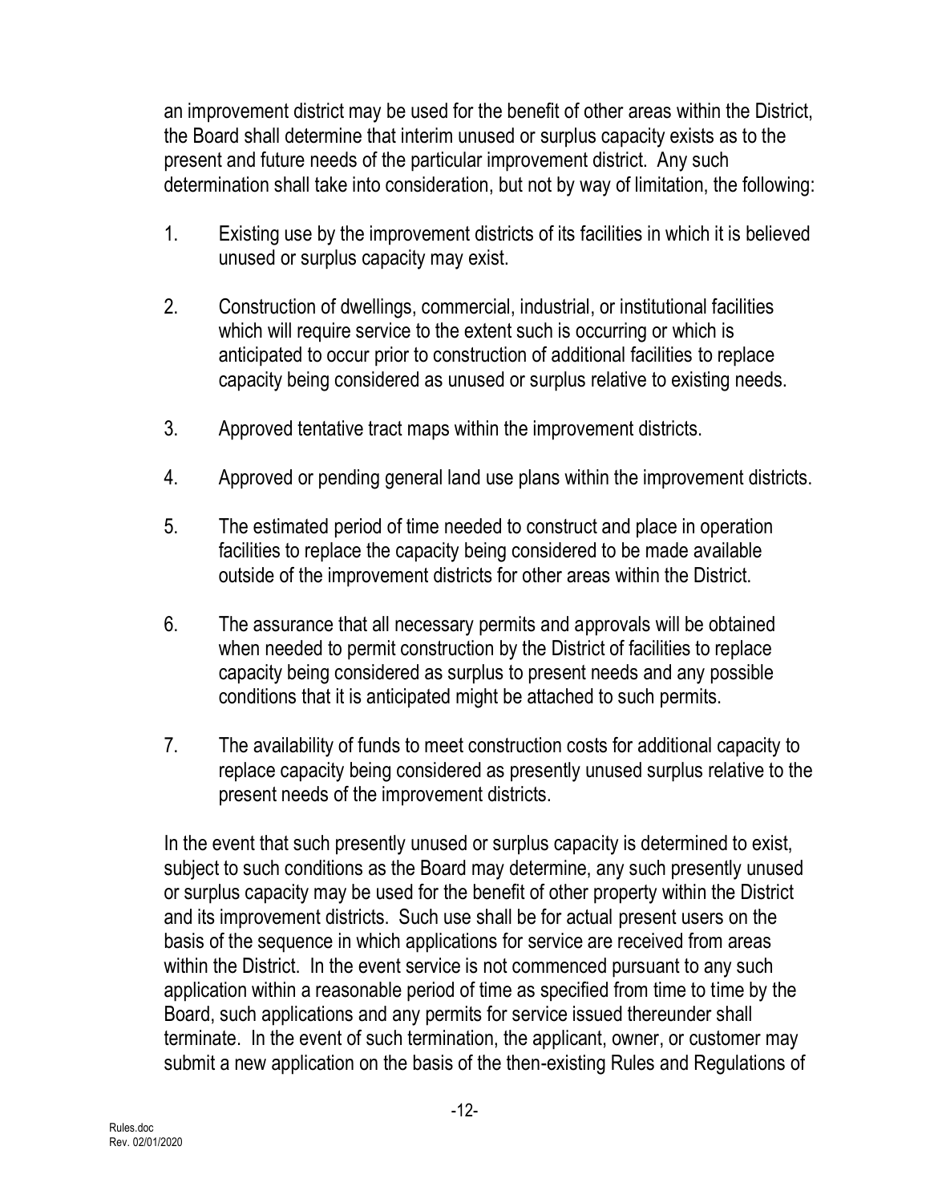an improvement district may be used for the benefit of other areas within the District, the Board shall determine that interim unused or surplus capacity exists as to the present and future needs of the particular improvement district. Any such determination shall take into consideration, but not by way of limitation, the following:

1. Existing use by the improvement districts of its facilities in which it is believed unused or surplus capacity may exist.

2. Construction of dwellings, commercial, industrial, or institutional facilities which will require service to the extent such is occurring or which is anticipated to occur prior to construction of additional facilities to replace capacity being considered as unused or surplus relative to existing needs.

3. Approved tentative tract maps within the improvement districts.

4. Approved or pending general land use plans within the improvement districts.

5. The estimated period of time needed to construct and place in operation facilities to replace the capacity being considered to be made available outside of the improvement districts for other areas within the District.

6. The assurance that all necessary permits and approvals will be obtained when needed to permit construction by the District of facilities to replace capacity being considered as surplus to present needs and any possible conditions that it is anticipated might be attached to such permits.

7. The availability of funds to meet construction costs for additional capacity to replace capacity being considered as presently unused surplus relative to the present needs of the improvement districts.

In the event that such presently unused or surplus capacity is determined to exist, subject to such conditions as the Board may determine, any such presently unused or surplus capacity may be used for the benefit of other property within the District and its improvement districts. Such use shall be for actual present users on the basis of the sequence in which applications for service are received from areas within the District. In the event service is not commenced pursuant to any such application within a reasonable period of time as specified from time to time by the Board, such applications and any permits for service issued thereunder shall terminate. In the event of such termination, the applicant, owner, or customer may submit a new application on the basis of the then-existing Rules and Regulations of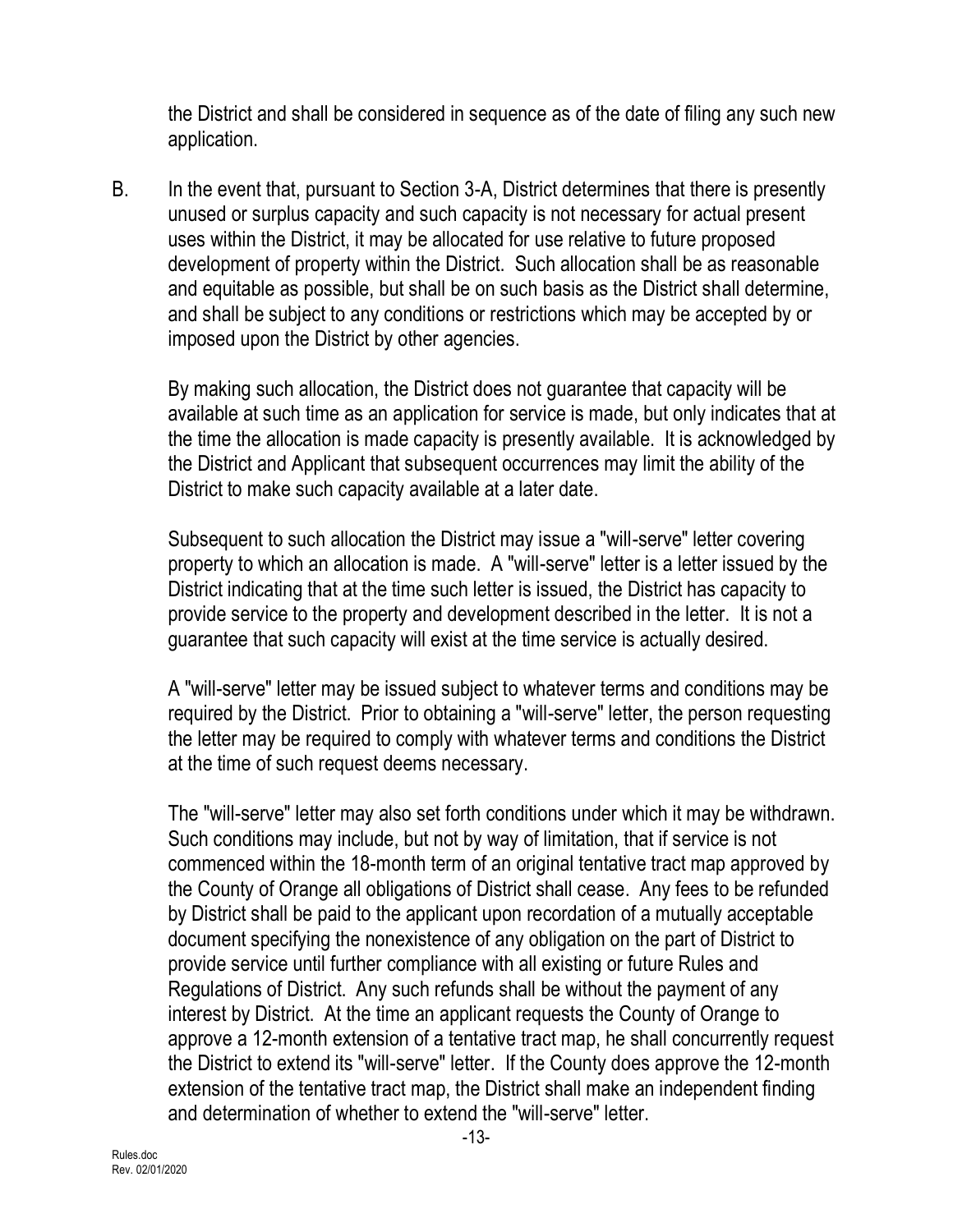the District and shall be considered in sequence as of the date of filing any such new application.

B. In the event that, pursuant to Section 3-A, District determines that there is presently unused or surplus capacity and such capacity is not necessary for actual present uses within the District, it may be allocated for use relative to future proposed development of property within the District. Such allocation shall be as reasonable and equitable as possible, but shall be on such basis as the District shall determine, and shall be subject to any conditions or restrictions which may be accepted by or imposed upon the District by other agencies.

   By making such allocation, the District does not guarantee that capacity will be available at such time as an application for service is made, but only indicates that at the time the allocation is made capacity is presently available. It is acknowledged by the District and Applicant that subsequent occurrences may limit the ability of the District to make such capacity available at a later date.

   Subsequent to such allocation the District may issue a "will-serve" letter covering property to which an allocation is made. A "will-serve" letter is a letter issued by the District indicating that at the time such letter is issued, the District has capacity to provide service to the property and development described in the letter. It is not a guarantee that such capacity will exist at the time service is actually desired.

   A "will-serve" letter may be issued subject to whatever terms and conditions may be required by the District. Prior to obtaining a "will-serve" letter, the person requesting the letter may be required to comply with whatever terms and conditions the District at the time of such request deems necessary.

   The "will-serve" letter may also set forth conditions under which it may be withdrawn. Such conditions may include, but not by way of limitation, that if service is not commenced within the 18-month term of an original tentative tract map approved by the County of Orange all obligations of District shall cease. Any fees to be refunded by District shall be paid to the applicant upon recordation of a mutually acceptable document specifying the nonexistence of any obligation on the part of District to provide service until further compliance with all existing or future Rules and Regulations of District. Any such refunds shall be without the payment of any interest by District. At the time an applicant requests the County of Orange to approve a 12-month extension of a tentative tract map, he shall concurrently request the District to extend its "will-serve" letter. If the County does approve the 12-month extension of the tentative tract map, the District shall make an independent finding and determination of whether to extend the "will-serve" letter.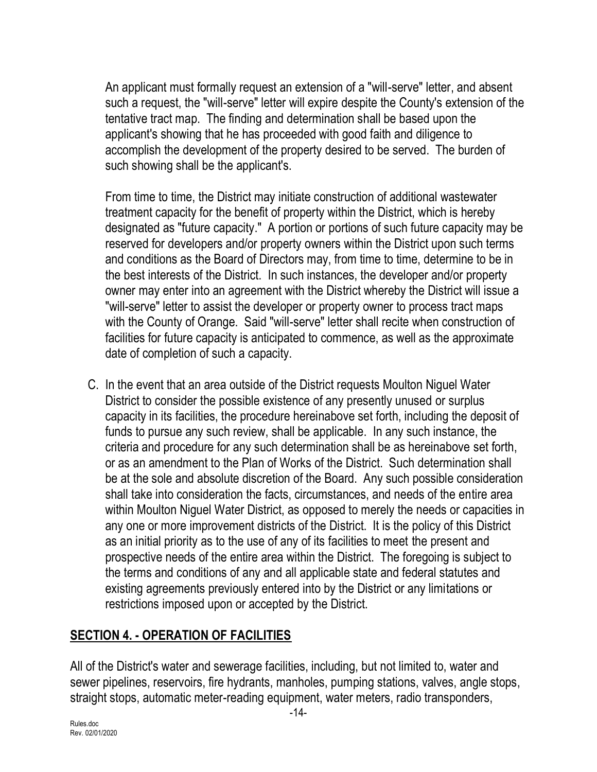An applicant must formally request an extension of a "will-serve" letter, and absent such a request, the "will-serve" letter will expire despite the County's extension of the tentative tract map. The finding and determination shall be based upon the applicant's showing that he has proceeded with good faith and diligence to accomplish the development of the property desired to be served. The burden of such showing shall be the applicant's.

From time to time, the District may initiate construction of additional wastewater treatment capacity for the benefit of property within the District, which is hereby designated as "future capacity." A portion or portions of such future capacity may be reserved for developers and/or property owners within the District upon such terms and conditions as the Board of Directors may, from time to time, determine to be in the best interests of the District. In such instances, the developer and/or property owner may enter into an agreement with the District whereby the District will issue a "will-serve" letter to assist the developer or property owner to process tract maps with the County of Orange. Said "will-serve" letter shall recite when construction of facilities for future capacity is anticipated to commence, as well as the approximate date of completion of such a capacity.

C. In the event that an area outside of the District requests Moulton Niguel Water District to consider the possible existence of any presently unused or surplus capacity in its facilities, the procedure hereinabove set forth, including the deposit of funds to pursue any such review, shall be applicable. In any such instance, the criteria and procedure for any such determination shall be as hereinabove set forth, or as an amendment to the Plan of Works of the District. Such determination shall be at the sole and absolute discretion of the Board. Any such possible consideration shall take into consideration the facts, circumstances, and needs of the entire area within Moulton Niguel Water District, as opposed to merely the needs or capacities in any one or more improvement districts of the District. It is the policy of this District as an initial priority as to the use of any of its facilities to meet the present and prospective needs of the entire area within the District. The foregoing is subject to the terms and conditions of any and all applicable state and federal statutes and existing agreements previously entered into by the District or any limitations or restrictions imposed upon or accepted by the District.

## **SECTION 4. - OPERATION OF FACILITIES**

All of the District's water and sewerage facilities, including, but not limited to, water and sewer pipelines, reservoirs, fire hydrants, manholes, pumping stations, valves, angle stops, straight stops, automatic meter-reading equipment, water meters, radio transponders,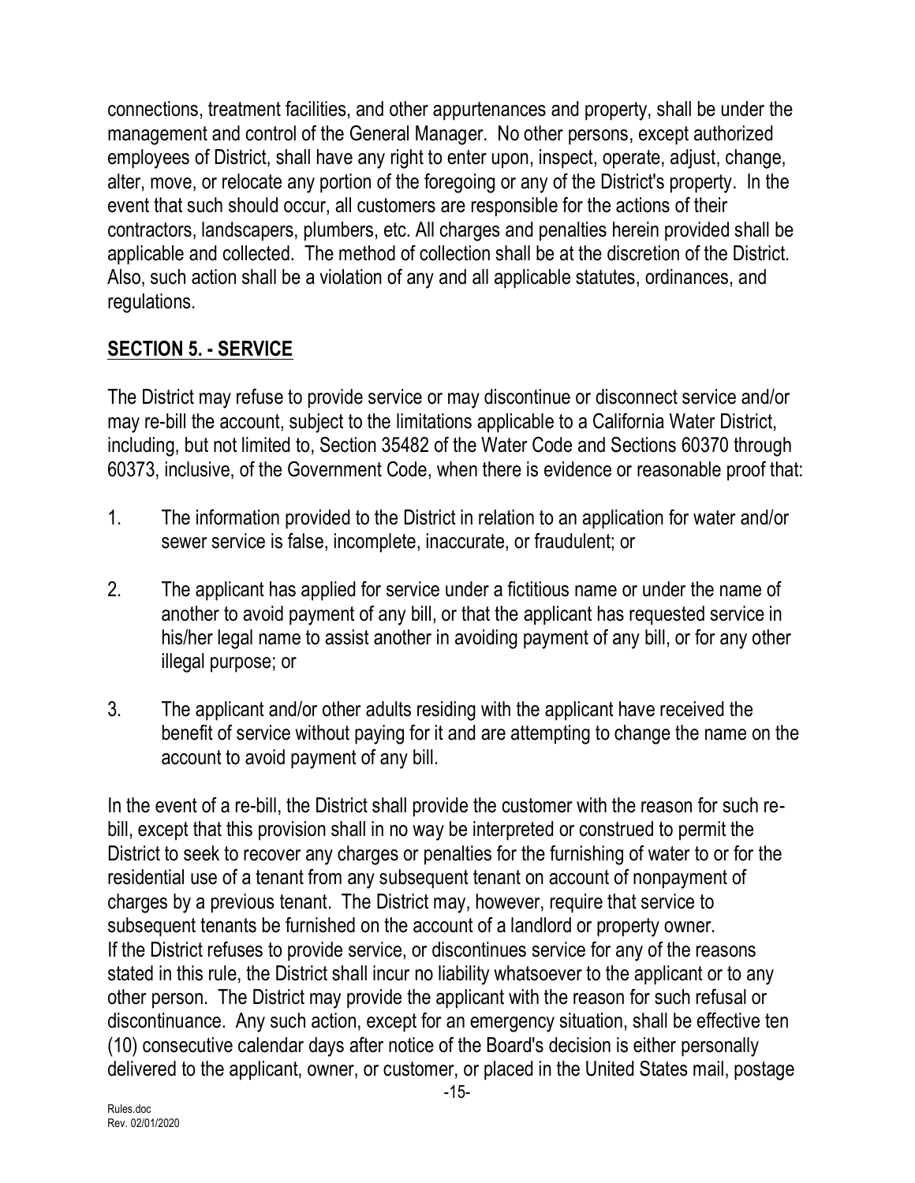connections, treatment facilities, and other appurtenances and property, shall be under the management and control of the General Manager. No other persons, except authorized employees of District, shall have any right to enter upon, inspect, operate, adjust, change, alter, move, or relocate any portion of the foregoing or any of the District's property. In the event that such should occur, all customers are responsible for the actions of their contractors, landscapers, plumbers, etc. All charges and penalties herein provided shall be applicable and collected. The method of collection shall be at the discretion of the District. Also, such action shall be a violation of any and all applicable statutes, ordinances, and regulations.

## SECTION 5. - SERVICE

The District may refuse to provide service or may discontinue or disconnect service and/or may re-bill the account, subject to the limitations applicable to a California Water District, including, but not limited to, Section 35482 of the Water Code and Sections 60370 through 60373, inclusive, of the Government Code, when there is evidence or reasonable proof that:

1. The information provided to the District in relation to an application for water and/or sewer service is false, incomplete, inaccurate, or fraudulent; or

2. The applicant has applied for service under a fictitious name or under the name of another to avoid payment of any bill, or that the applicant has requested service in his/her legal name to assist another in avoiding payment of any bill, or for any other illegal purpose; or

3. The applicant and/or other adults residing with the applicant have received the benefit of service without paying for it and are attempting to change the name on the account to avoid payment of any bill.

In the event of a re-bill, the District shall provide the customer with the reason for such re-bill, except that this provision shall in no way be interpreted or construed to permit the District to seek to recover any charges or penalties for the furnishing of water to or for the residential use of a tenant from any subsequent tenant on account of nonpayment of charges by a previous tenant. The District may, however, require that service to subsequent tenants be furnished on the account of a landlord or property owner.
If the District refuses to provide service, or discontinues service for any of the reasons stated in this rule, the District shall incur no liability whatsoever to the applicant or to any other person. The District may provide the applicant with the reason for such refusal or discontinuance. Any such action, except for an emergency situation, shall be effective ten (10) consecutive calendar days after notice of the Board's decision is either personally delivered to the applicant, owner, or customer, or placed in the United States mail, postage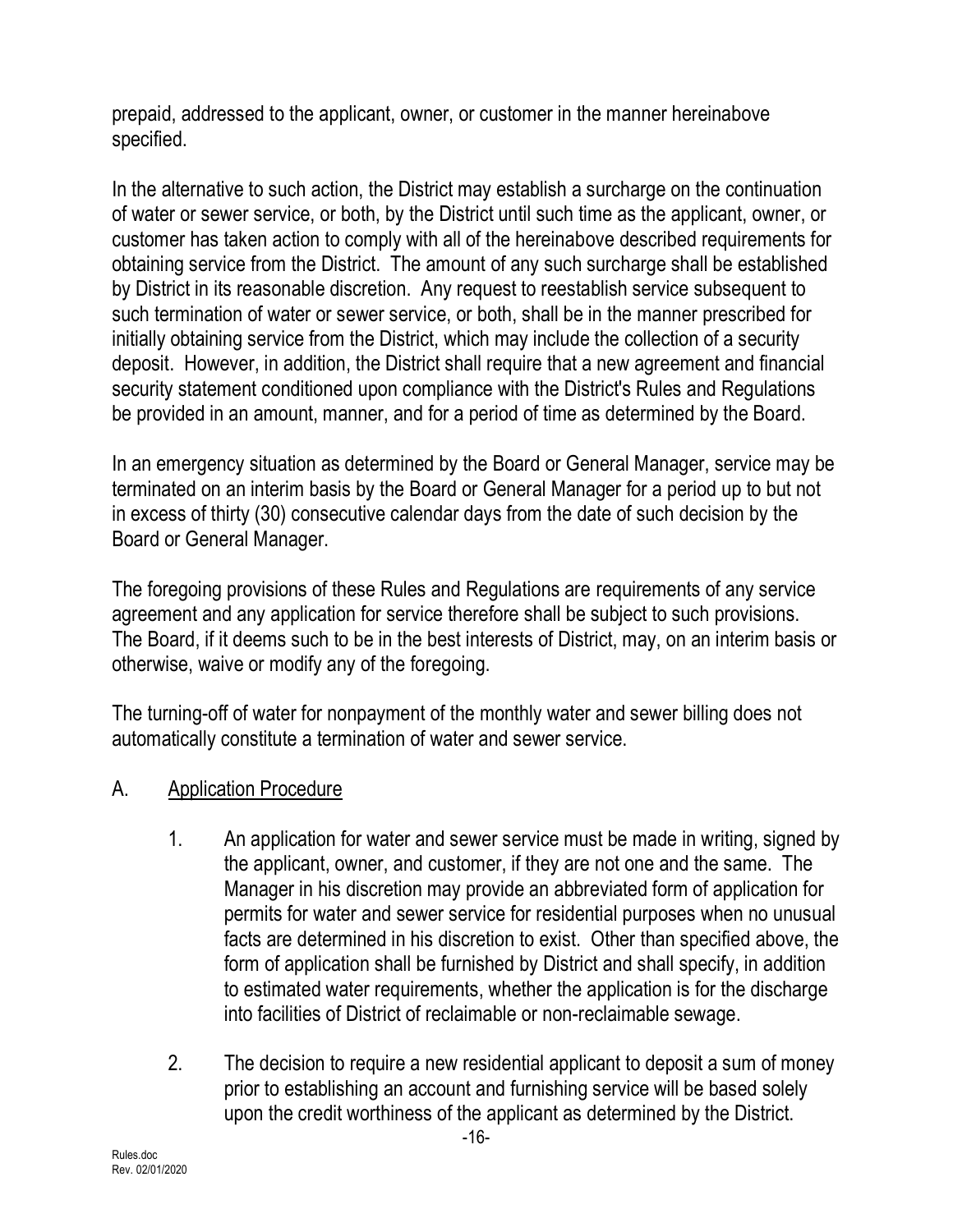prepaid, addressed to the applicant, owner, or customer in the manner hereinabove specified.

In the alternative to such action, the District may establish a surcharge on the continuation of water or sewer service, or both, by the District until such time as the applicant, owner, or customer has taken action to comply with all of the hereinabove described requirements for obtaining service from the District. The amount of any such surcharge shall be established by District in its reasonable discretion. Any request to reestablish service subsequent to such termination of water or sewer service, or both, shall be in the manner prescribed for initially obtaining service from the District, which may include the collection of a security deposit. However, in addition, the District shall require that a new agreement and financial security statement conditioned upon compliance with the District's Rules and Regulations be provided in an amount, manner, and for a period of time as determined by the Board.

In an emergency situation as determined by the Board or General Manager, service may be terminated on an interim basis by the Board or General Manager for a period up to but not in excess of thirty (30) consecutive calendar days from the date of such decision by the Board or General Manager.

The foregoing provisions of these Rules and Regulations are requirements of any service agreement and any application for service therefore shall be subject to such provisions. The Board, if it deems such to be in the best interests of District, may, on an interim basis or otherwise, waive or modify any of the foregoing.

The turning-off of water for nonpayment of the monthly water and sewer billing does not automatically constitute a termination of water and sewer service.

A. Application Procedure

1. An application for water and sewer service must be made in writing, signed by the applicant, owner, and customer, if they are not one and the same. The Manager in his discretion may provide an abbreviated form of application for permits for water and sewer service for residential purposes when no unusual facts are determined in his discretion to exist. Other than specified above, the form of application shall be furnished by District and shall specify, in addition to estimated water requirements, whether the application is for the discharge into facilities of District of reclaimable or non-reclaimable sewage.

2. The decision to require a new residential applicant to deposit a sum of money prior to establishing an account and furnishing service will be based solely upon the credit worthiness of the applicant as determined by the District.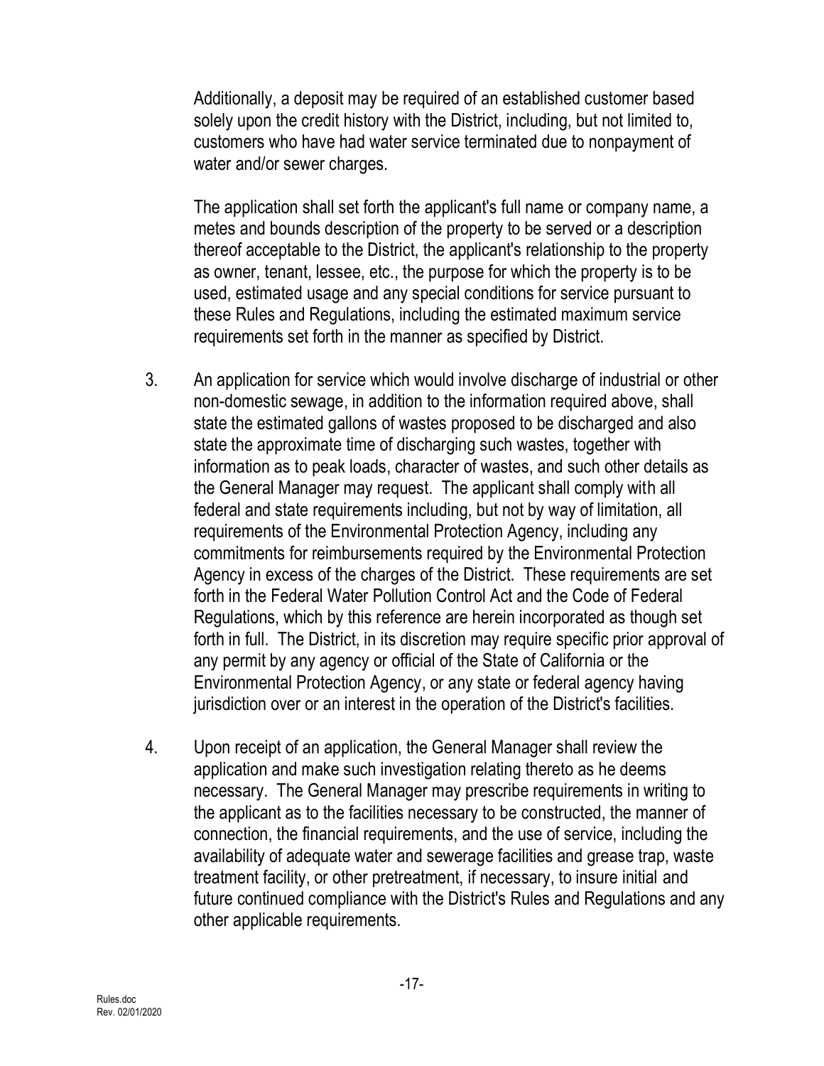Additionally, a deposit may be required of an established customer based solely upon the credit history with the District, including, but not limited to, customers who have had water service terminated due to nonpayment of water and/or sewer charges.

The application shall set forth the applicant's full name or company name, a metes and bounds description of the property to be served or a description thereof acceptable to the District, the applicant's relationship to the property as owner, tenant, lessee, etc., the purpose for which the property is to be used, estimated usage and any special conditions for service pursuant to these Rules and Regulations, including the estimated maximum service requirements set forth in the manner as specified by District.

3. An application for service which would involve discharge of industrial or other non-domestic sewage, in addition to the information required above, shall state the estimated gallons of wastes proposed to be discharged and also state the approximate time of discharging such wastes, together with information as to peak loads, character of wastes, and such other details as the General Manager may request. The applicant shall comply with all federal and state requirements including, but not by way of limitation, all requirements of the Environmental Protection Agency, including any commitments for reimbursements required by the Environmental Protection Agency in excess of the charges of the District. These requirements are set forth in the Federal Water Pollution Control Act and the Code of Federal Regulations, which by this reference are herein incorporated as though set forth in full. The District, in its discretion may require specific prior approval of any permit by any agency or official of the State of California or the Environmental Protection Agency, or any state or federal agency having jurisdiction over or an interest in the operation of the District's facilities.

4. Upon receipt of an application, the General Manager shall review the application and make such investigation relating thereto as he deems necessary. The General Manager may prescribe requirements in writing to the applicant as to the facilities necessary to be constructed, the manner of connection, the financial requirements, and the use of service, including the availability of adequate water and sewerage facilities and grease trap, waste treatment facility, or other pretreatment, if necessary, to insure initial and future continued compliance with the District's Rules and Regulations and any other applicable requirements.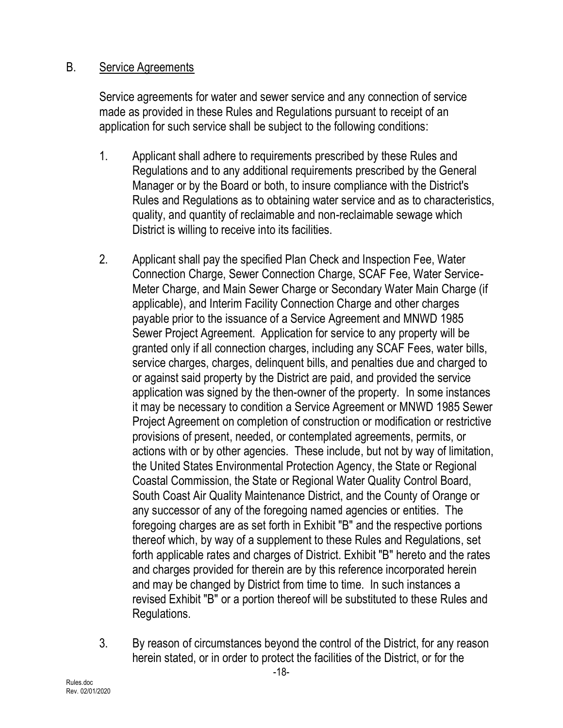## B. Service Agreements

Service agreements for water and sewer service and any connection of service made as provided in these Rules and Regulations pursuant to receipt of an application for such service shall be subject to the following conditions:

1. Applicant shall adhere to requirements prescribed by these Rules and Regulations and to any additional requirements prescribed by the General Manager or by the Board or both, to insure compliance with the District's Rules and Regulations as to obtaining water service and as to characteristics, quality, and quantity of reclaimable and non-reclaimable sewage which District is willing to receive into its facilities.

2. Applicant shall pay the specified Plan Check and Inspection Fee, Water Connection Charge, Sewer Connection Charge, SCAF Fee, Water Service-Meter Charge, and Main Sewer Charge or Secondary Water Main Charge (if applicable), and Interim Facility Connection Charge and other charges payable prior to the issuance of a Service Agreement and MNWD 1985 Sewer Project Agreement. Application for service to any property will be granted only if all connection charges, including any SCAF Fees, water bills, service charges, charges, delinquent bills, and penalties due and charged to or against said property by the District are paid, and provided the service application was signed by the then-owner of the property. In some instances it may be necessary to condition a Service Agreement or MNWD 1985 Sewer Project Agreement on completion of construction or modification or restrictive provisions of present, needed, or contemplated agreements, permits, or actions with or by other agencies. These include, but not by way of limitation, the United States Environmental Protection Agency, the State or Regional Coastal Commission, the State or Regional Water Quality Control Board, South Coast Air Quality Maintenance District, and the County of Orange or any successor of any of the foregoing named agencies or entities. The foregoing charges are as set forth in Exhibit "B" and the respective portions thereof which, by way of a supplement to these Rules and Regulations, set forth applicable rates and charges of District. Exhibit "B" hereto and the rates and charges provided for therein are by this reference incorporated herein and may be changed by District from time to time. In such instances a revised Exhibit "B" or a portion thereof will be substituted to these Rules and Regulations.

3. By reason of circumstances beyond the control of the District, for any reason herein stated, or in order to protect the facilities of the District, or for the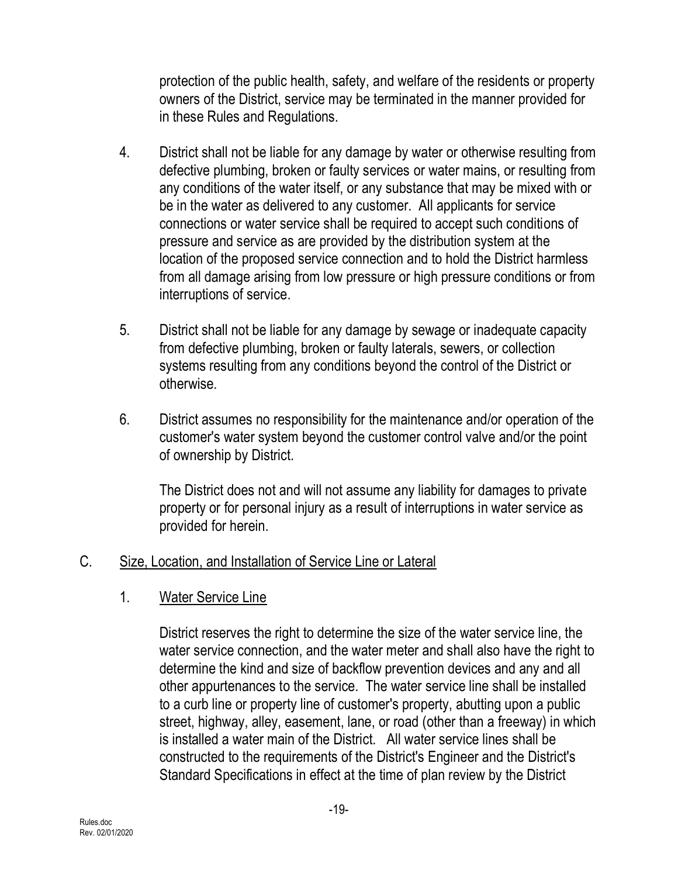protection of the public health, safety, and welfare of the residents or property owners of the District, service may be terminated in the manner provided for in these Rules and Regulations.

4. District shall not be liable for any damage by water or otherwise resulting from defective plumbing, broken or faulty services or water mains, or resulting from any conditions of the water itself, or any substance that may be mixed with or be in the water as delivered to any customer. All applicants for service connections or water service shall be required to accept such conditions of pressure and service as are provided by the distribution system at the location of the proposed service connection and to hold the District harmless from all damage arising from low pressure or high pressure conditions or from interruptions of service.

5. District shall not be liable for any damage by sewage or inadequate capacity from defective plumbing, broken or faulty laterals, sewers, or collection systems resulting from any conditions beyond the control of the District or otherwise.

6. District assumes no responsibility for the maintenance and/or operation of the customer's water system beyond the customer control valve and/or the point of ownership by District.

   The District does not and will not assume any liability for damages to private property or for personal injury as a result of interruptions in water service as provided for herein.

C. <u>Size, Location, and Installation of Service Line or Lateral</u>

   1. <u>Water Service Line</u>

      District reserves the right to determine the size of the water service line, the water service connection, and the water meter and shall also have the right to determine the kind and size of backflow prevention devices and any and all other appurtenances to the service. The water service line shall be installed to a curb line or property line of customer's property, abutting upon a public street, highway, alley, easement, lane, or road (other than a freeway) in which is installed a water main of the District. All water service lines shall be constructed to the requirements of the District's Engineer and the District's Standard Specifications in effect at the time of plan review by the District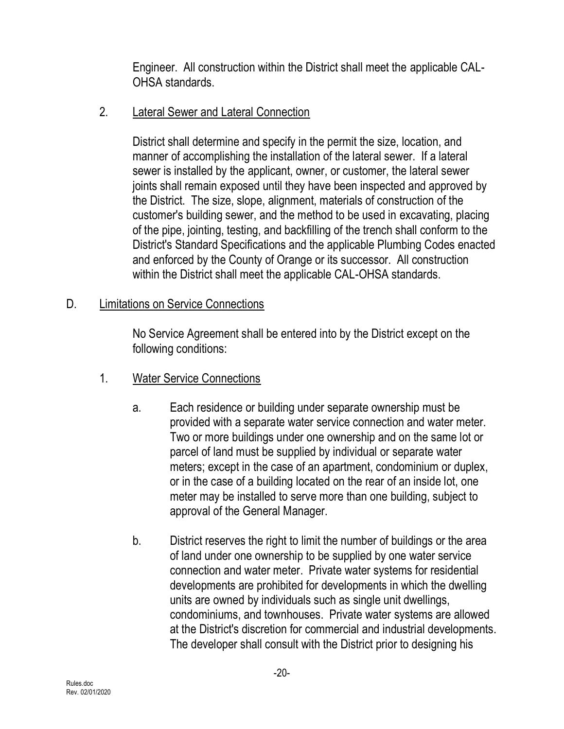Engineer. All construction within the District shall meet the applicable CAL-OHSA standards.

2. <u>Lateral Sewer and Lateral Connection</u>

District shall determine and specify in the permit the size, location, and manner of accomplishing the installation of the lateral sewer. If a lateral sewer is installed by the applicant, owner, or customer, the lateral sewer joints shall remain exposed until they have been inspected and approved by the District. The size, slope, alignment, materials of construction of the customer's building sewer, and the method to be used in excavating, placing of the pipe, jointing, testing, and backfilling of the trench shall conform to the District's Standard Specifications and the applicable Plumbing Codes enacted and enforced by the County of Orange or its successor. All construction within the District shall meet the applicable CAL-OHSA standards.

D. <u>Limitations on Service Connections</u>

No Service Agreement shall be entered into by the District except on the following conditions:

1. <u>Water Service Connections</u>

a. Each residence or building under separate ownership must be provided with a separate water service connection and water meter. Two or more buildings under one ownership and on the same lot or parcel of land must be supplied by individual or separate water meters; except in the case of an apartment, condominium or duplex, or in the case of a building located on the rear of an inside lot, one meter may be installed to serve more than one building, subject to approval of the General Manager.

b. District reserves the right to limit the number of buildings or the area of land under one ownership to be supplied by one water service connection and water meter. Private water systems for residential developments are prohibited for developments in which the dwelling units are owned by individuals such as single unit dwellings, condominiums, and townhouses. Private water systems are allowed at the District's discretion for commercial and industrial developments. The developer shall consult with the District prior to designing his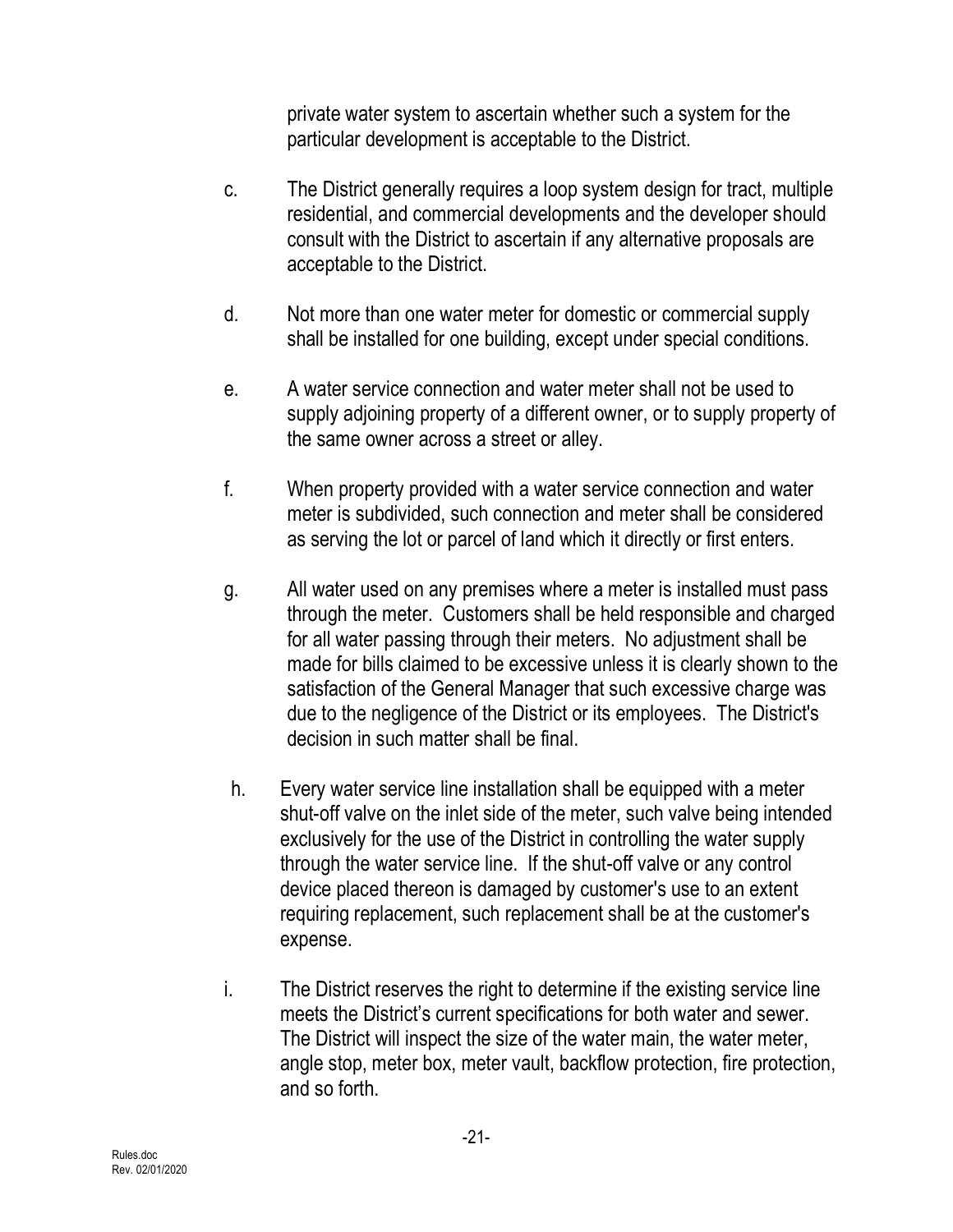private water system to ascertain whether such a system for the particular development is acceptable to the District.

c. The District generally requires a loop system design for tract, multiple residential, and commercial developments and the developer should consult with the District to ascertain if any alternative proposals are acceptable to the District.

d. Not more than one water meter for domestic or commercial supply shall be installed for one building, except under special conditions.

e. A water service connection and water meter shall not be used to supply adjoining property of a different owner, or to supply property of the same owner across a street or alley.

f. When property provided with a water service connection and water meter is subdivided, such connection and meter shall be considered as serving the lot or parcel of land which it directly or first enters.

g. All water used on any premises where a meter is installed must pass through the meter. Customers shall be held responsible and charged for all water passing through their meters. No adjustment shall be made for bills claimed to be excessive unless it is clearly shown to the satisfaction of the General Manager that such excessive charge was due to the negligence of the District or its employees. The District's decision in such matter shall be final.

h. Every water service line installation shall be equipped with a meter shut-off valve on the inlet side of the meter, such valve being intended exclusively for the use of the District in controlling the water supply through the water service line. If the shut-off valve or any control device placed thereon is damaged by customer's use to an extent requiring replacement, such replacement shall be at the customer's expense.

i. The District reserves the right to determine if the existing service line meets the District's current specifications for both water and sewer. The District will inspect the size of the water main, the water meter, angle stop, meter box, meter vault, backflow protection, fire protection, and so forth.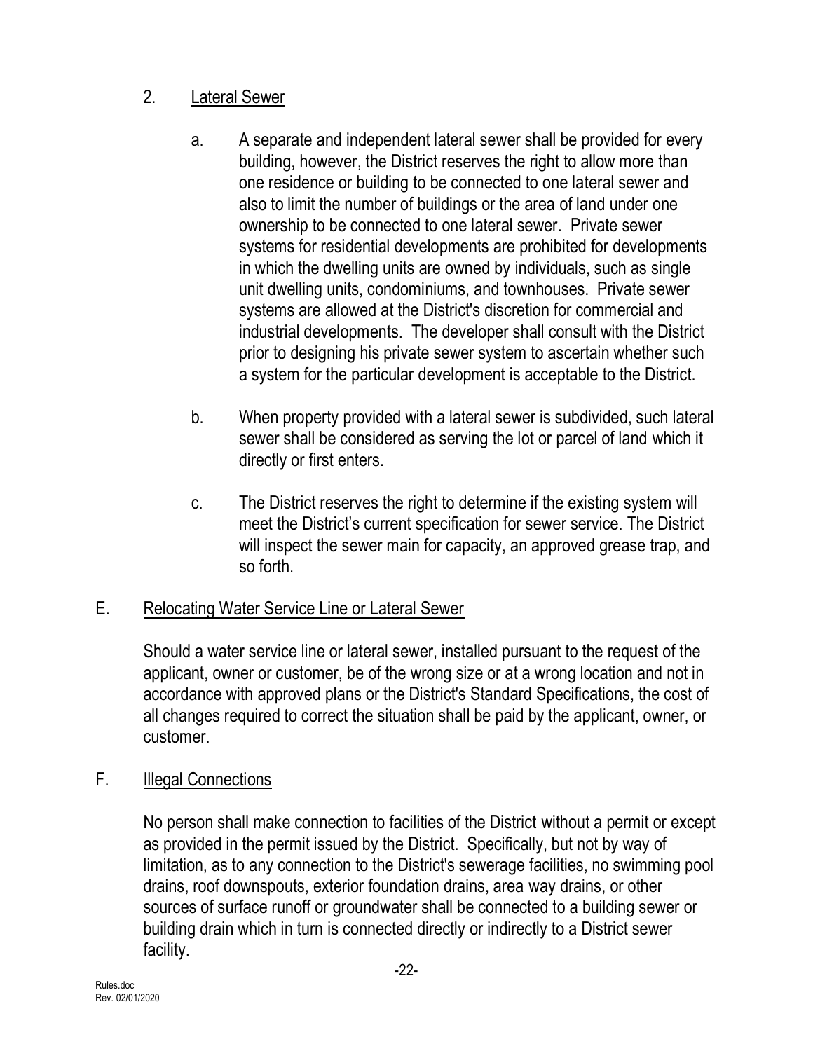2. <u>Lateral Sewer</u>

   a. A separate and independent lateral sewer shall be provided for every building, however, the District reserves the right to allow more than one residence or building to be connected to one lateral sewer and also to limit the number of buildings or the area of land under one ownership to be connected to one lateral sewer. Private sewer systems for residential developments are prohibited for developments in which the dwelling units are owned by individuals, such as single unit dwelling units, condominiums, and townhouses. Private sewer systems are allowed at the District's discretion for commercial and industrial developments. The developer shall consult with the District prior to designing his private sewer system to ascertain whether such a system for the particular development is acceptable to the District.

   b. When property provided with a lateral sewer is subdivided, such lateral sewer shall be considered as serving the lot or parcel of land which it directly or first enters.

   c. The District reserves the right to determine if the existing system will meet the District's current specification for sewer service. The District will inspect the sewer main for capacity, an approved grease trap, and so forth.

E. <u>Relocating Water Service Line or Lateral Sewer</u>

Should a water service line or lateral sewer, installed pursuant to the request of the applicant, owner or customer, be of the wrong size or at a wrong location and not in accordance with approved plans or the District's Standard Specifications, the cost of all changes required to correct the situation shall be paid by the applicant, owner, or customer.

F. <u>Illegal Connections</u>

No person shall make connection to facilities of the District without a permit or except as provided in the permit issued by the District. Specifically, but not by way of limitation, as to any connection to the District's sewerage facilities, no swimming pool drains, roof downspouts, exterior foundation drains, area way drains, or other sources of surface runoff or groundwater shall be connected to a building sewer or building drain which in turn is connected directly or indirectly to a District sewer facility.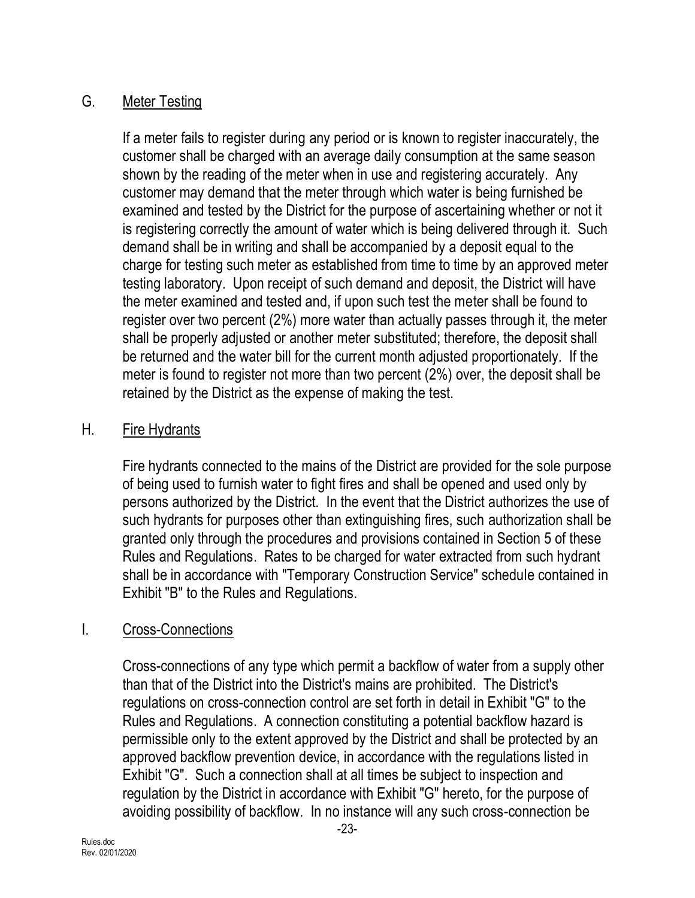## G. Meter Testing

If a meter fails to register during any period or is known to register inaccurately, the customer shall be charged with an average daily consumption at the same season shown by the reading of the meter when in use and registering accurately. Any customer may demand that the meter through which water is being furnished be examined and tested by the District for the purpose of ascertaining whether or not it is registering correctly the amount of water which is being delivered through it. Such demand shall be in writing and shall be accompanied by a deposit equal to the charge for testing such meter as established from time to time by an approved meter testing laboratory. Upon receipt of such demand and deposit, the District will have the meter examined and tested and, if upon such test the meter shall be found to register over two percent (2%) more water than actually passes through it, the meter shall be properly adjusted or another meter substituted; therefore, the deposit shall be returned and the water bill for the current month adjusted proportionately. If the meter is found to register not more than two percent (2%) over, the deposit shall be retained by the District as the expense of making the test.

## H. Fire Hydrants

Fire hydrants connected to the mains of the District are provided for the sole purpose of being used to furnish water to fight fires and shall be opened and used only by persons authorized by the District. In the event that the District authorizes the use of such hydrants for purposes other than extinguishing fires, such authorization shall be granted only through the procedures and provisions contained in Section 5 of these Rules and Regulations. Rates to be charged for water extracted from such hydrant shall be in accordance with "Temporary Construction Service" schedule contained in Exhibit "B" to the Rules and Regulations.

## I. Cross-Connections

Cross-connections of any type which permit a backflow of water from a supply other than that of the District into the District's mains are prohibited. The District's regulations on cross-connection control are set forth in detail in Exhibit "G" to the Rules and Regulations. A connection constituting a potential backflow hazard is permissible only to the extent approved by the District and shall be protected by an approved backflow prevention device, in accordance with the regulations listed in Exhibit "G". Such a connection shall at all times be subject to inspection and regulation by the District in accordance with Exhibit "G" hereto, for the purpose of avoiding possibility of backflow. In no instance will any such cross-connection be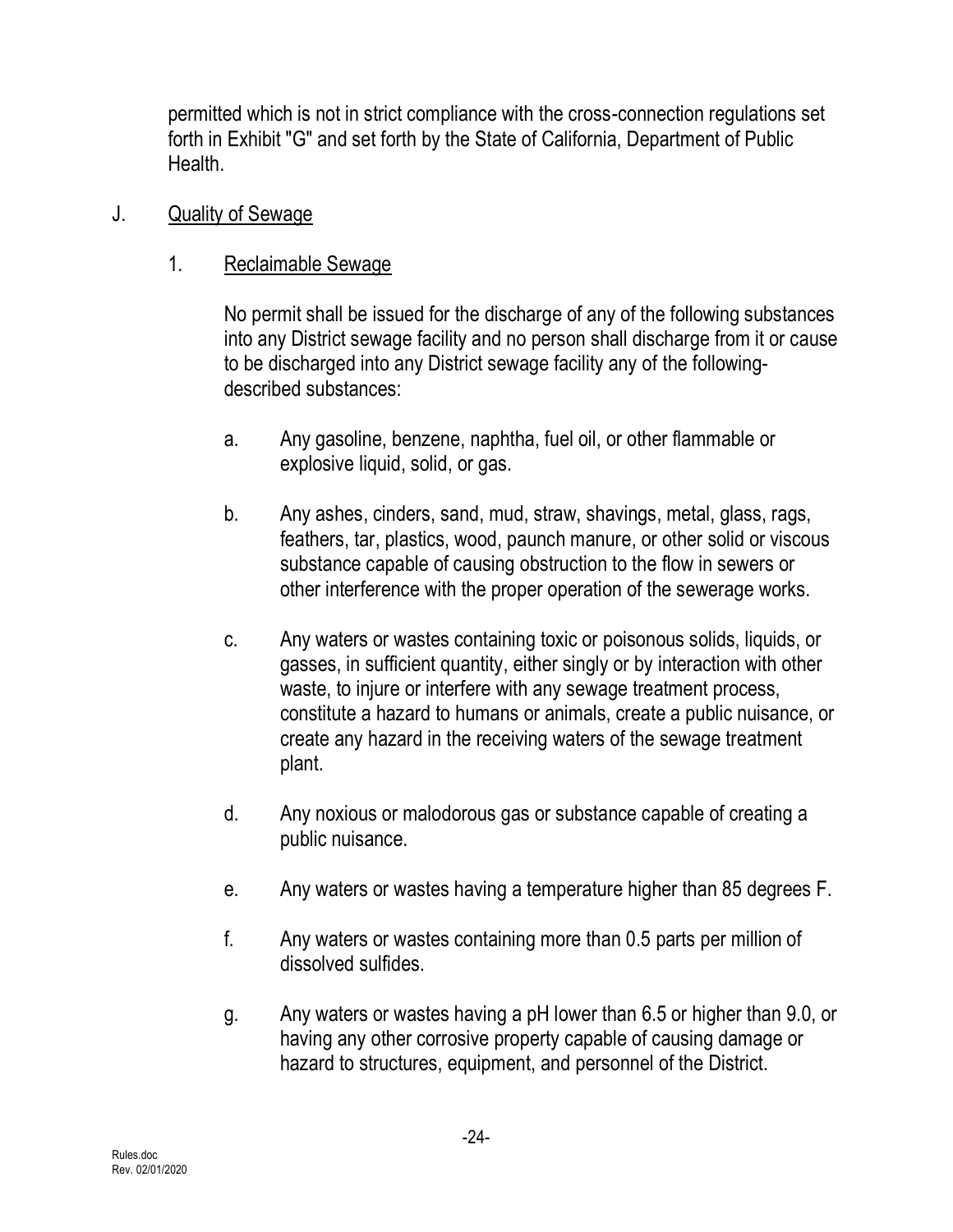permitted which is not in strict compliance with the cross-connection regulations set forth in Exhibit "G" and set forth by the State of California, Department of Public Health.

J. Quality of Sewage

1. Reclaimable Sewage

No permit shall be issued for the discharge of any of the following substances into any District sewage facility and no person shall discharge from it or cause to be discharged into any District sewage facility any of the following-described substances:

a. Any gasoline, benzene, naphtha, fuel oil, or other flammable or explosive liquid, solid, or gas.

b. Any ashes, cinders, sand, mud, straw, shavings, metal, glass, rags, feathers, tar, plastics, wood, paunch manure, or other solid or viscous substance capable of causing obstruction to the flow in sewers or other interference with the proper operation of the sewerage works.

c. Any waters or wastes containing toxic or poisonous solids, liquids, or gasses, in sufficient quantity, either singly or by interaction with other waste, to injure or interfere with any sewage treatment process, constitute a hazard to humans or animals, create a public nuisance, or create any hazard in the receiving waters of the sewage treatment plant.

d. Any noxious or malodorous gas or substance capable of creating a public nuisance.

e. Any waters or wastes having a temperature higher than 85 degrees F.

f. Any waters or wastes containing more than 0.5 parts per million of dissolved sulfides.

g. Any waters or wastes having a pH lower than 6.5 or higher than 9.0, or having any other corrosive property capable of causing damage or hazard to structures, equipment, and personnel of the District.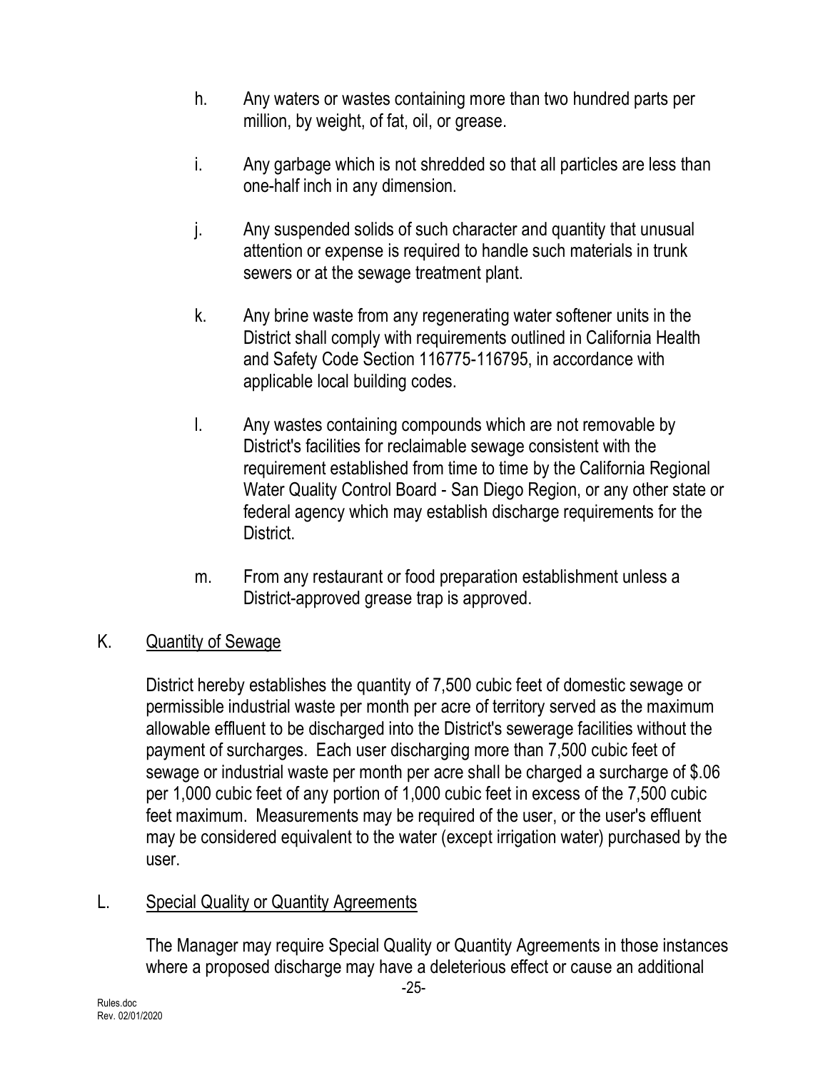h. Any waters or wastes containing more than two hundred parts per million, by weight, of fat, oil, or grease.

i. Any garbage which is not shredded so that all particles are less than one-half inch in any dimension.

j. Any suspended solids of such character and quantity that unusual attention or expense is required to handle such materials in trunk sewers or at the sewage treatment plant.

k. Any brine waste from any regenerating water softener units in the District shall comply with requirements outlined in California Health and Safety Code Section 116775-116795, in accordance with applicable local building codes.

l. Any wastes containing compounds which are not removable by District's facilities for reclaimable sewage consistent with the requirement established from time to time by the California Regional Water Quality Control Board - San Diego Region, or any other state or federal agency which may establish discharge requirements for the District.

m. From any restaurant or food preparation establishment unless a District-approved grease trap is approved.

## K. <u>Quantity of Sewage</u>

District hereby establishes the quantity of 7,500 cubic feet of domestic sewage or permissible industrial waste per month per acre of territory served as the maximum allowable effluent to be discharged into the District's sewerage facilities without the payment of surcharges. Each user discharging more than 7,500 cubic feet of sewage or industrial waste per month per acre shall be charged a surcharge of $.06 per 1,000 cubic feet of any portion of 1,000 cubic feet in excess of the 7,500 cubic feet maximum. Measurements may be required of the user, or the user's effluent may be considered equivalent to the water (except irrigation water) purchased by the user.

## L. <u>Special Quality or Quantity Agreements</u>

The Manager may require Special Quality or Quantity Agreements in those instances where a proposed discharge may have a deleterious effect or cause an additional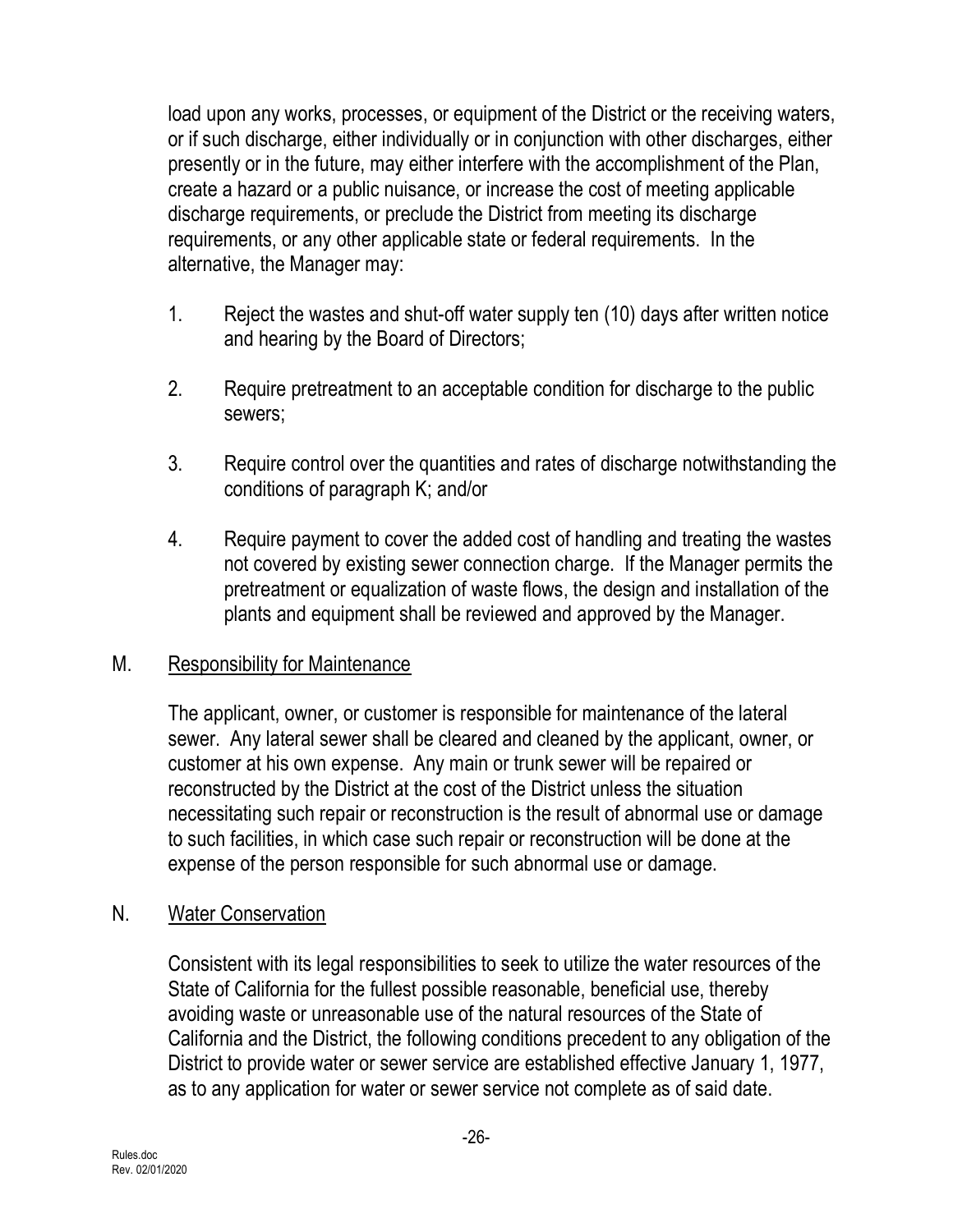load upon any works, processes, or equipment of the District or the receiving waters, or if such discharge, either individually or in conjunction with other discharges, either presently or in the future, may either interfere with the accomplishment of the Plan, create a hazard or a public nuisance, or increase the cost of meeting applicable discharge requirements, or preclude the District from meeting its discharge requirements, or any other applicable state or federal requirements. In the alternative, the Manager may:

1. Reject the wastes and shut-off water supply ten (10) days after written notice and hearing by the Board of Directors;

2. Require pretreatment to an acceptable condition for discharge to the public sewers;

3. Require control over the quantities and rates of discharge notwithstanding the conditions of paragraph K; and/or

4. Require payment to cover the added cost of handling and treating the wastes not covered by existing sewer connection charge. If the Manager permits the pretreatment or equalization of waste flows, the design and installation of the plants and equipment shall be reviewed and approved by the Manager.

M. Responsibility for Maintenance

The applicant, owner, or customer is responsible for maintenance of the lateral sewer. Any lateral sewer shall be cleared and cleaned by the applicant, owner, or customer at his own expense. Any main or trunk sewer will be repaired or reconstructed by the District at the cost of the District unless the situation necessitating such repair or reconstruction is the result of abnormal use or damage to such facilities, in which case such repair or reconstruction will be done at the expense of the person responsible for such abnormal use or damage.

N. Water Conservation

Consistent with its legal responsibilities to seek to utilize the water resources of the State of California for the fullest possible reasonable, beneficial use, thereby avoiding waste or unreasonable use of the natural resources of the State of California and the District, the following conditions precedent to any obligation of the District to provide water or sewer service are established effective January 1, 1977, as to any application for water or sewer service not complete as of said date.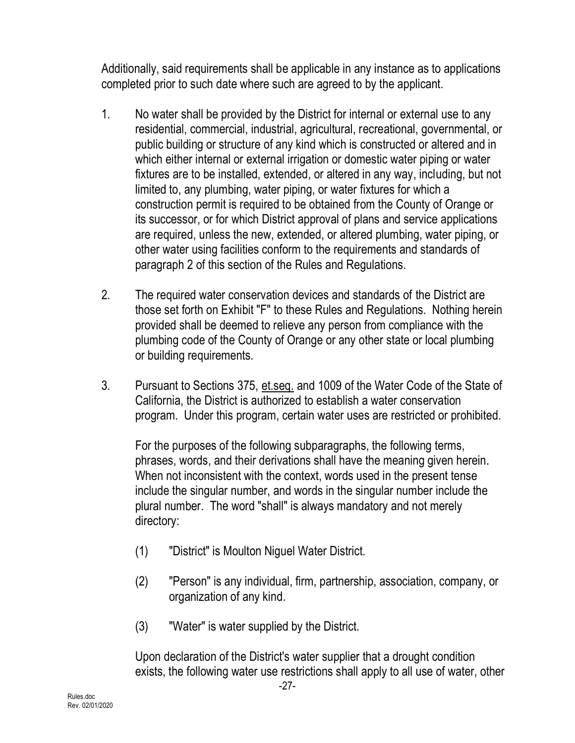Additionally, said requirements shall be applicable in any instance as to applications completed prior to such date where such are agreed to by the applicant.

1. No water shall be provided by the District for internal or external use to any residential, commercial, industrial, agricultural, recreational, governmental, or public building or structure of any kind which is constructed or altered and in which either internal or external irrigation or domestic water piping or water fixtures are to be installed, extended, or altered in any way, including, but not limited to, any plumbing, water piping, or water fixtures for which a construction permit is required to be obtained from the County of Orange or its successor, or for which District approval of plans and service applications are required, unless the new, extended, or altered plumbing, water piping, or other water using facilities conform to the requirements and standards of paragraph 2 of this section of the Rules and Regulations.

2. The required water conservation devices and standards of the District are those set forth on Exhibit "F" to these Rules and Regulations. Nothing herein provided shall be deemed to relieve any person from compliance with the plumbing code of the County of Orange or any other state or local plumbing or building requirements.

3. Pursuant to Sections 375, et.seq. and 1009 of the Water Code of the State of California, the District is authorized to establish a water conservation program. Under this program, certain water uses are restricted or prohibited.

   For the purposes of the following subparagraphs, the following terms, phrases, words, and their derivations shall have the meaning given herein. When not inconsistent with the context, words used in the present tense include the singular number, and words in the singular number include the plural number. The word "shall" is always mandatory and not merely directory:

   (1) "District" is Moulton Niguel Water District.

   (2) "Person" is any individual, firm, partnership, association, company, or organization of any kind.

   (3) "Water" is water supplied by the District.

   Upon declaration of the District's water supplier that a drought condition exists, the following water use restrictions shall apply to all use of water, other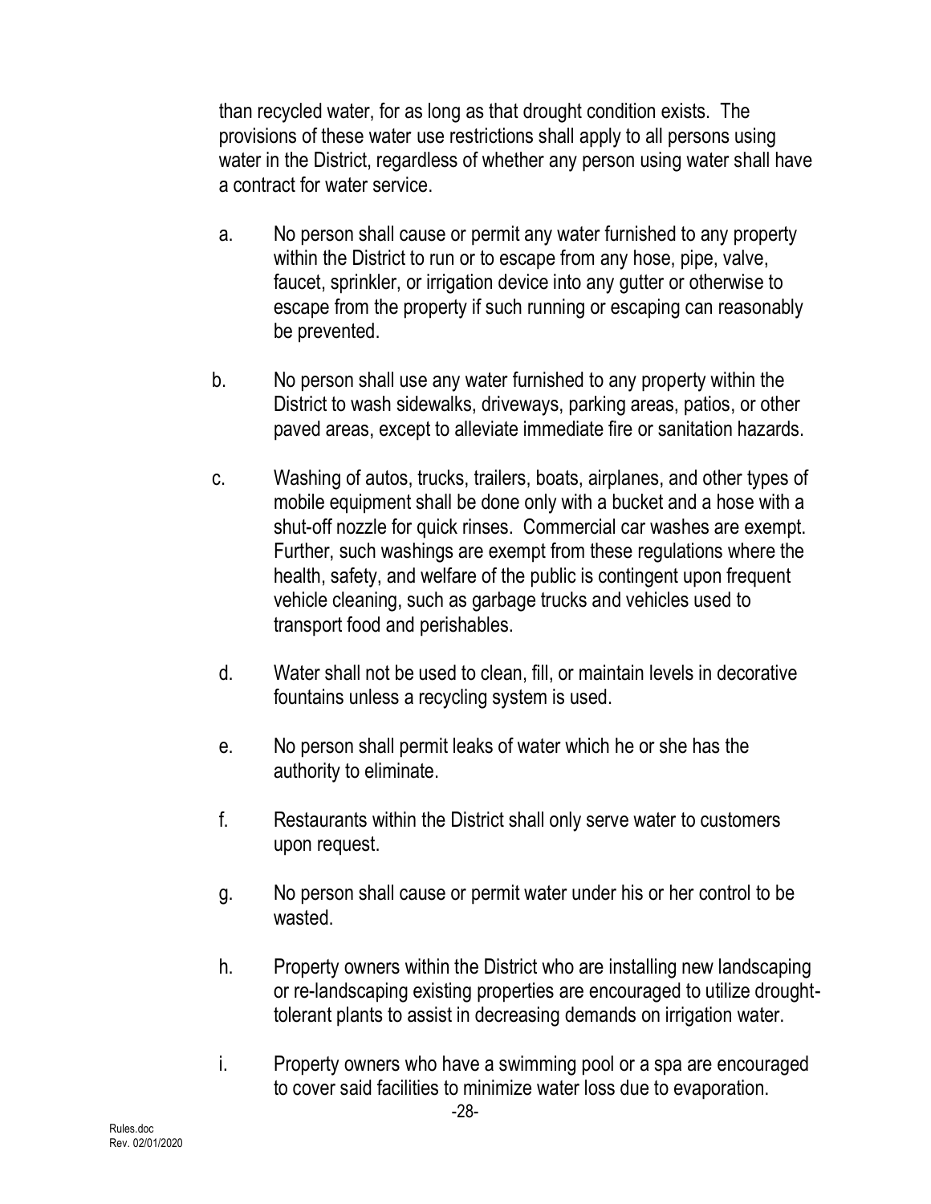than recycled water, for as long as that drought condition exists. The provisions of these water use restrictions shall apply to all persons using water in the District, regardless of whether any person using water shall have a contract for water service.

a. No person shall cause or permit any water furnished to any property within the District to run or to escape from any hose, pipe, valve, faucet, sprinkler, or irrigation device into any gutter or otherwise to escape from the property if such running or escaping can reasonably be prevented.

b. No person shall use any water furnished to any property within the District to wash sidewalks, driveways, parking areas, patios, or other paved areas, except to alleviate immediate fire or sanitation hazards.

c. Washing of autos, trucks, trailers, boats, airplanes, and other types of mobile equipment shall be done only with a bucket and a hose with a shut-off nozzle for quick rinses. Commercial car washes are exempt. Further, such washings are exempt from these regulations where the health, safety, and welfare of the public is contingent upon frequent vehicle cleaning, such as garbage trucks and vehicles used to transport food and perishables.

d. Water shall not be used to clean, fill, or maintain levels in decorative fountains unless a recycling system is used.

e. No person shall permit leaks of water which he or she has the authority to eliminate.

f. Restaurants within the District shall only serve water to customers upon request.

g. No person shall cause or permit water under his or her control to be wasted.

h. Property owners within the District who are installing new landscaping or re-landscaping existing properties are encouraged to utilize drought-tolerant plants to assist in decreasing demands on irrigation water.

i. Property owners who have a swimming pool or a spa are encouraged to cover said facilities to minimize water loss due to evaporation.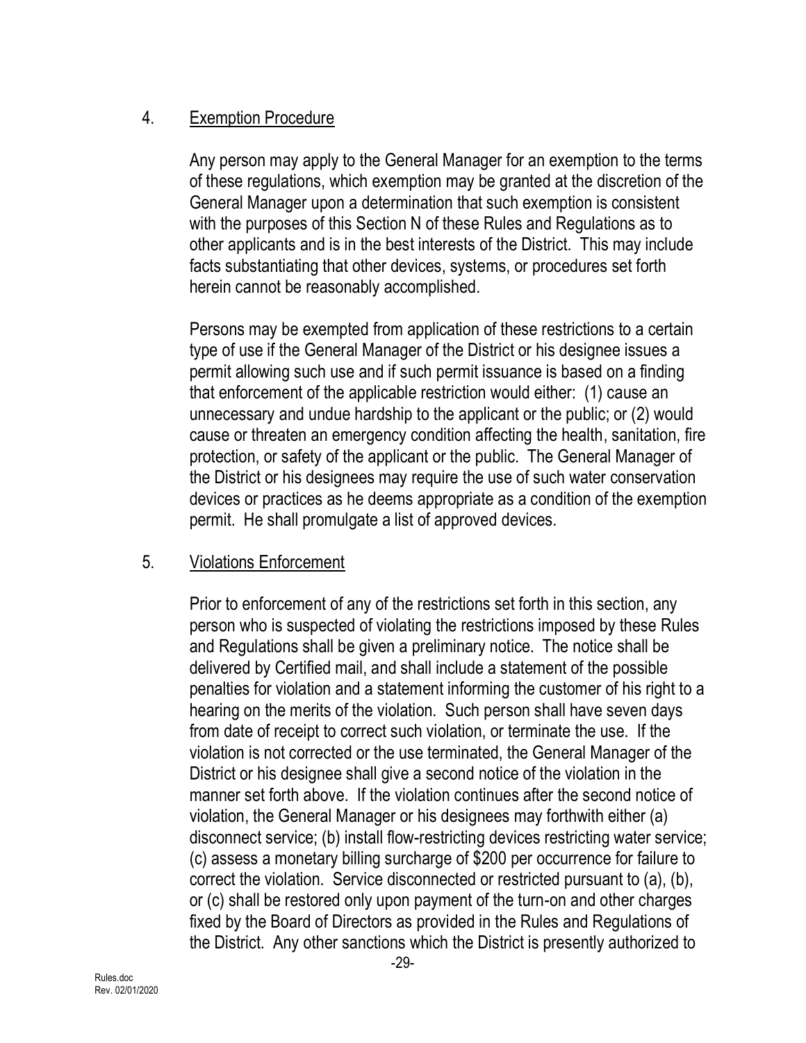4. Exemption Procedure

Any person may apply to the General Manager for an exemption to the terms of these regulations, which exemption may be granted at the discretion of the General Manager upon a determination that such exemption is consistent with the purposes of this Section N of these Rules and Regulations as to other applicants and is in the best interests of the District. This may include facts substantiating that other devices, systems, or procedures set forth herein cannot be reasonably accomplished.

Persons may be exempted from application of these restrictions to a certain type of use if the General Manager of the District or his designee issues a permit allowing such use and if such permit issuance is based on a finding that enforcement of the applicable restriction would either: (1) cause an unnecessary and undue hardship to the applicant or the public; or (2) would cause or threaten an emergency condition affecting the health, sanitation, fire protection, or safety of the applicant or the public. The General Manager of the District or his designees may require the use of such water conservation devices or practices as he deems appropriate as a condition of the exemption permit. He shall promulgate a list of approved devices.

5. Violations Enforcement

Prior to enforcement of any of the restrictions set forth in this section, any person who is suspected of violating the restrictions imposed by these Rules and Regulations shall be given a preliminary notice. The notice shall be delivered by Certified mail, and shall include a statement of the possible penalties for violation and a statement informing the customer of his right to a hearing on the merits of the violation. Such person shall have seven days from date of receipt to correct such violation, or terminate the use. If the violation is not corrected or the use terminated, the General Manager of the District or his designee shall give a second notice of the violation in the manner set forth above. If the violation continues after the second notice of violation, the General Manager or his designees may forthwith either (a) disconnect service; (b) install flow-restricting devices restricting water service; (c) assess a monetary billing surcharge of $200 per occurrence for failure to correct the violation. Service disconnected or restricted pursuant to (a), (b), or (c) shall be restored only upon payment of the turn-on and other charges fixed by the Board of Directors as provided in the Rules and Regulations of the District. Any other sanctions which the District is presently authorized to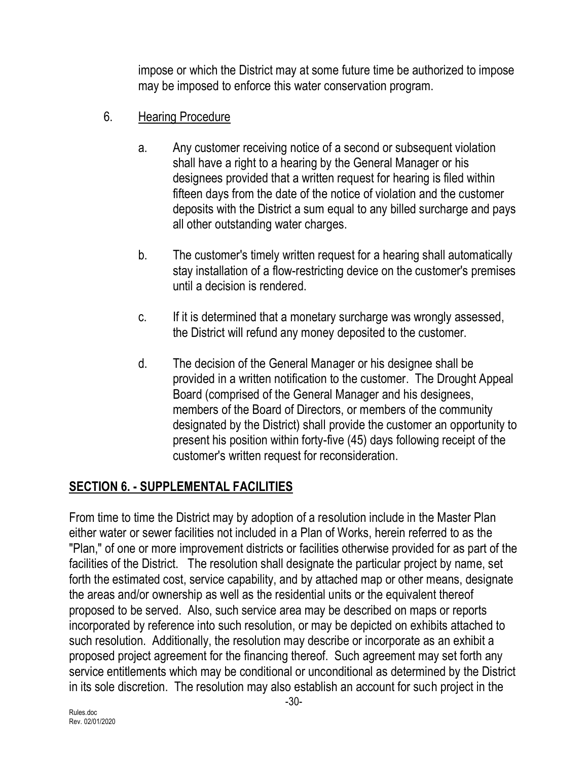impose or which the District may at some future time be authorized to impose may be imposed to enforce this water conservation program.

6. <u>Hearing Procedure</u>

   a. Any customer receiving notice of a second or subsequent violation shall have a right to a hearing by the General Manager or his designees provided that a written request for hearing is filed within fifteen days from the date of the notice of violation and the customer deposits with the District a sum equal to any billed surcharge and pays all other outstanding water charges.

   b. The customer's timely written request for a hearing shall automatically stay installation of a flow-restricting device on the customer's premises until a decision is rendered.

   c. If it is determined that a monetary surcharge was wrongly assessed, the District will refund any money deposited to the customer.

   d. The decision of the General Manager or his designee shall be provided in a written notification to the customer. The Drought Appeal Board (comprised of the General Manager and his designees, members of the Board of Directors, or members of the community designated by the District) shall provide the customer an opportunity to present his position within forty-five (45) days following receipt of the customer's written request for reconsideration.

## <u>SECTION 6. - SUPPLEMENTAL FACILITIES</u>

From time to time the District may by adoption of a resolution include in the Master Plan either water or sewer facilities not included in a Plan of Works, herein referred to as the "Plan," of one or more improvement districts or facilities otherwise provided for as part of the facilities of the District. The resolution shall designate the particular project by name, set forth the estimated cost, service capability, and by attached map or other means, designate the areas and/or ownership as well as the residential units or the equivalent thereof proposed to be served. Also, such service area may be described on maps or reports incorporated by reference into such resolution, or may be depicted on exhibits attached to such resolution. Additionally, the resolution may describe or incorporate as an exhibit a proposed project agreement for the financing thereof. Such agreement may set forth any service entitlements which may be conditional or unconditional as determined by the District in its sole discretion. The resolution may also establish an account for such project in the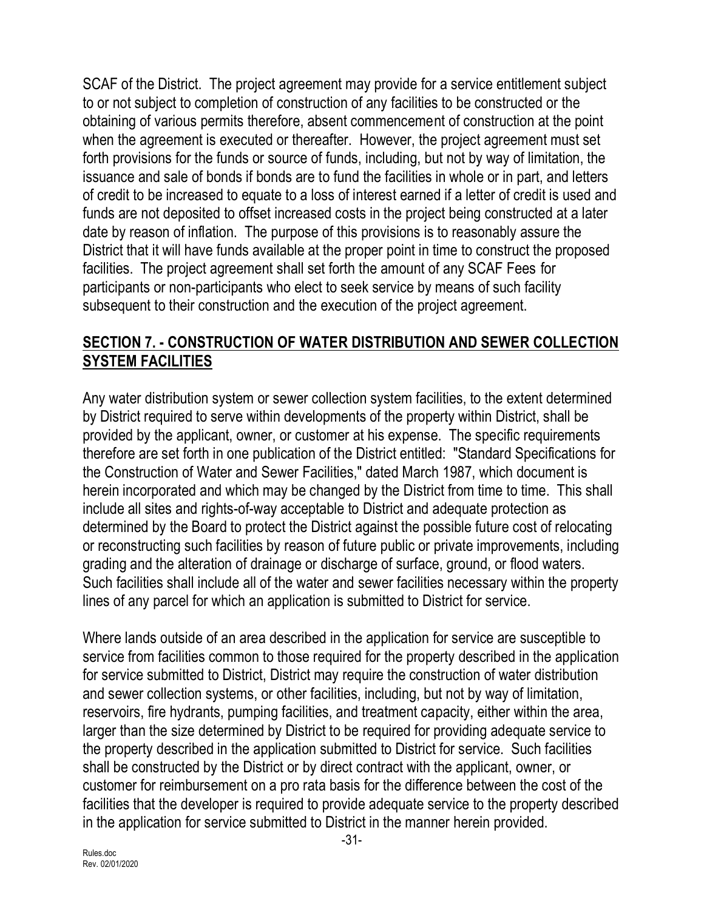SCAF of the District. The project agreement may provide for a service entitlement subject to or not subject to completion of construction of any facilities to be constructed or the obtaining of various permits therefore, absent commencement of construction at the point when the agreement is executed or thereafter. However, the project agreement must set forth provisions for the funds or source of funds, including, but not by way of limitation, the issuance and sale of bonds if bonds are to fund the facilities in whole or in part, and letters of credit to be increased to equate to a loss of interest earned if a letter of credit is used and funds are not deposited to offset increased costs in the project being constructed at a later date by reason of inflation. The purpose of this provisions is to reasonably assure the District that it will have funds available at the proper point in time to construct the proposed facilities. The project agreement shall set forth the amount of any SCAF Fees for participants or non-participants who elect to seek service by means of such facility subsequent to their construction and the execution of the project agreement.

## SECTION 7. - CONSTRUCTION OF WATER DISTRIBUTION AND SEWER COLLECTION SYSTEM FACILITIES

Any water distribution system or sewer collection system facilities, to the extent determined by District required to serve within developments of the property within District, shall be provided by the applicant, owner, or customer at his expense. The specific requirements therefore are set forth in one publication of the District entitled: "Standard Specifications for the Construction of Water and Sewer Facilities," dated March 1987, which document is herein incorporated and which may be changed by the District from time to time. This shall include all sites and rights-of-way acceptable to District and adequate protection as determined by the Board to protect the District against the possible future cost of relocating or reconstructing such facilities by reason of future public or private improvements, including grading and the alteration of drainage or discharge of surface, ground, or flood waters. Such facilities shall include all of the water and sewer facilities necessary within the property lines of any parcel for which an application is submitted to District for service.

Where lands outside of an area described in the application for service are susceptible to service from facilities common to those required for the property described in the application for service submitted to District, District may require the construction of water distribution and sewer collection systems, or other facilities, including, but not by way of limitation, reservoirs, fire hydrants, pumping facilities, and treatment capacity, either within the area, larger than the size determined by District to be required for providing adequate service to the property described in the application submitted to District for service. Such facilities shall be constructed by the District or by direct contract with the applicant, owner, or customer for reimbursement on a pro rata basis for the difference between the cost of the facilities that the developer is required to provide adequate service to the property described in the application for service submitted to District in the manner herein provided.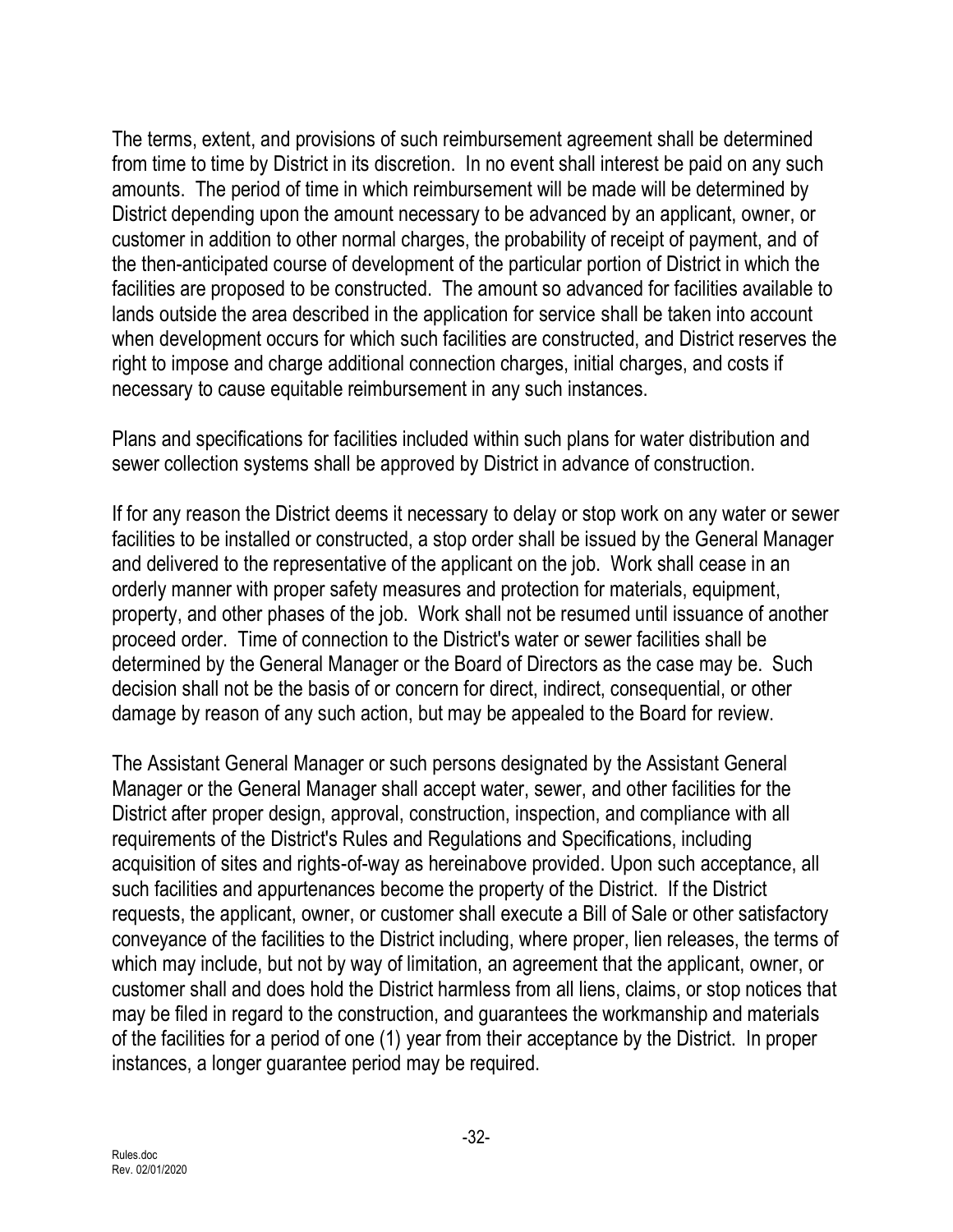The terms, extent, and provisions of such reimbursement agreement shall be determined from time to time by District in its discretion. In no event shall interest be paid on any such amounts. The period of time in which reimbursement will be made will be determined by District depending upon the amount necessary to be advanced by an applicant, owner, or customer in addition to other normal charges, the probability of receipt of payment, and of the then-anticipated course of development of the particular portion of District in which the facilities are proposed to be constructed. The amount so advanced for facilities available to lands outside the area described in the application for service shall be taken into account when development occurs for which such facilities are constructed, and District reserves the right to impose and charge additional connection charges, initial charges, and costs if necessary to cause equitable reimbursement in any such instances.

Plans and specifications for facilities included within such plans for water distribution and sewer collection systems shall be approved by District in advance of construction.

If for any reason the District deems it necessary to delay or stop work on any water or sewer facilities to be installed or constructed, a stop order shall be issued by the General Manager and delivered to the representative of the applicant on the job. Work shall cease in an orderly manner with proper safety measures and protection for materials, equipment, property, and other phases of the job. Work shall not be resumed until issuance of another proceed order. Time of connection to the District's water or sewer facilities shall be determined by the General Manager or the Board of Directors as the case may be. Such decision shall not be the basis of or concern for direct, indirect, consequential, or other damage by reason of any such action, but may be appealed to the Board for review.

The Assistant General Manager or such persons designated by the Assistant General Manager or the General Manager shall accept water, sewer, and other facilities for the District after proper design, approval, construction, inspection, and compliance with all requirements of the District's Rules and Regulations and Specifications, including acquisition of sites and rights-of-way as hereinabove provided. Upon such acceptance, all such facilities and appurtenances become the property of the District. If the District requests, the applicant, owner, or customer shall execute a Bill of Sale or other satisfactory conveyance of the facilities to the District including, where proper, lien releases, the terms of which may include, but not by way of limitation, an agreement that the applicant, owner, or customer shall and does hold the District harmless from all liens, claims, or stop notices that may be filed in regard to the construction, and guarantees the workmanship and materials of the facilities for a period of one (1) year from their acceptance by the District. In proper instances, a longer guarantee period may be required.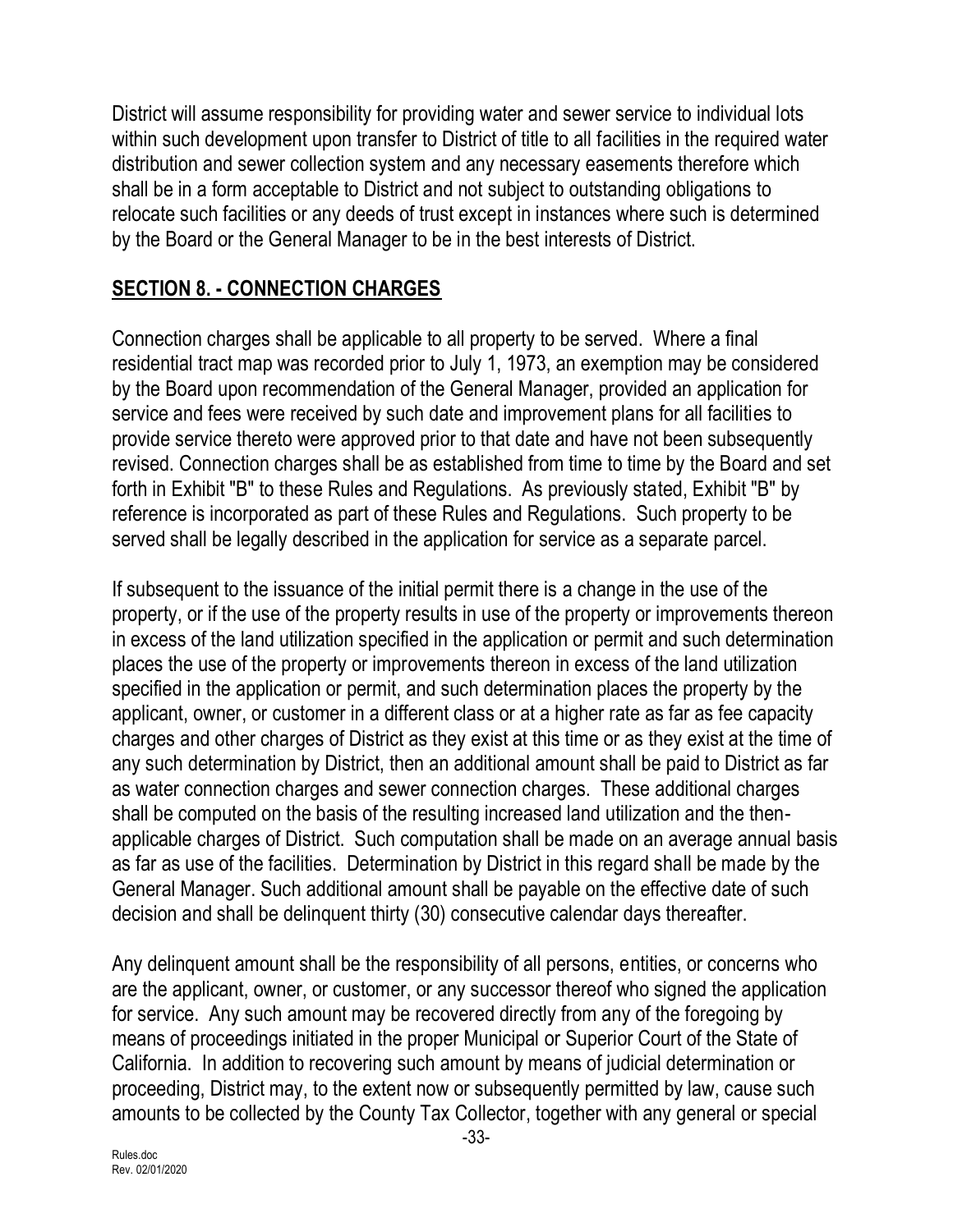District will assume responsibility for providing water and sewer service to individual lots within such development upon transfer to District of title to all facilities in the required water distribution and sewer collection system and any necessary easements therefore which shall be in a form acceptable to District and not subject to outstanding obligations to relocate such facilities or any deeds of trust except in instances where such is determined by the Board or the General Manager to be in the best interests of District.

## SECTION 8. - CONNECTION CHARGES

Connection charges shall be applicable to all property to be served. Where a final residential tract map was recorded prior to July 1, 1973, an exemption may be considered by the Board upon recommendation of the General Manager, provided an application for service and fees were received by such date and improvement plans for all facilities to provide service thereto were approved prior to that date and have not been subsequently revised. Connection charges shall be as established from time to time by the Board and set forth in Exhibit "B" to these Rules and Regulations. As previously stated, Exhibit "B" by reference is incorporated as part of these Rules and Regulations. Such property to be served shall be legally described in the application for service as a separate parcel.

If subsequent to the issuance of the initial permit there is a change in the use of the property, or if the use of the property results in use of the property or improvements thereon in excess of the land utilization specified in the application or permit and such determination places the use of the property or improvements thereon in excess of the land utilization specified in the application or permit, and such determination places the property by the applicant, owner, or customer in a different class or at a higher rate as far as fee capacity charges and other charges of District as they exist at this time or as they exist at the time of any such determination by District, then an additional amount shall be paid to District as far as water connection charges and sewer connection charges. These additional charges shall be computed on the basis of the resulting increased land utilization and the then-applicable charges of District. Such computation shall be made on an average annual basis as far as use of the facilities. Determination by District in this regard shall be made by the General Manager. Such additional amount shall be payable on the effective date of such decision and shall be delinquent thirty (30) consecutive calendar days thereafter.

Any delinquent amount shall be the responsibility of all persons, entities, or concerns who are the applicant, owner, or customer, or any successor thereof who signed the application for service. Any such amount may be recovered directly from any of the foregoing by means of proceedings initiated in the proper Municipal or Superior Court of the State of California. In addition to recovering such amount by means of judicial determination or proceeding, District may, to the extent now or subsequently permitted by law, cause such amounts to be collected by the County Tax Collector, together with any general or special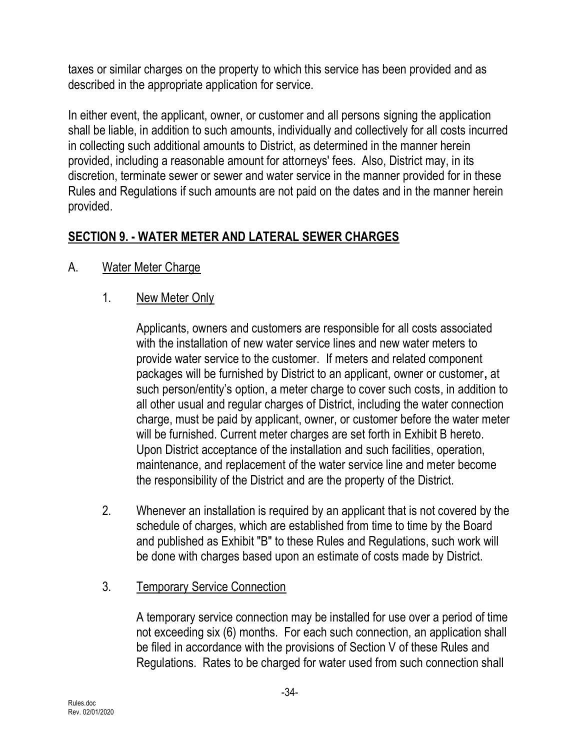taxes or similar charges on the property to which this service has been provided and as described in the appropriate application for service.

In either event, the applicant, owner, or customer and all persons signing the application shall be liable, in addition to such amounts, individually and collectively for all costs incurred in collecting such additional amounts to District, as determined in the manner herein provided, including a reasonable amount for attorneys' fees. Also, District may, in its discretion, terminate sewer or sewer and water service in the manner provided for in these Rules and Regulations if such amounts are not paid on the dates and in the manner herein provided.

## SECTION 9. - WATER METER AND LATERAL SEWER CHARGES

A. Water Meter Charge

1. New Meter Only

   Applicants, owners and customers are responsible for all costs associated with the installation of new water service lines and new water meters to provide water service to the customer. If meters and related component packages will be furnished by District to an applicant, owner or customer**,** at such person/entity's option, a meter charge to cover such costs, in addition to all other usual and regular charges of District, including the water connection charge, must be paid by applicant, owner, or customer before the water meter will be furnished. Current meter charges are set forth in Exhibit B hereto. Upon District acceptance of the installation and such facilities, operation, maintenance, and replacement of the water service line and meter become the responsibility of the District and are the property of the District.

2. Whenever an installation is required by an applicant that is not covered by the schedule of charges, which are established from time to time by the Board and published as Exhibit "B" to these Rules and Regulations, such work will be done with charges based upon an estimate of costs made by District.

3. Temporary Service Connection

   A temporary service connection may be installed for use over a period of time not exceeding six (6) months. For each such connection, an application shall be filed in accordance with the provisions of Section V of these Rules and Regulations. Rates to be charged for water used from such connection shall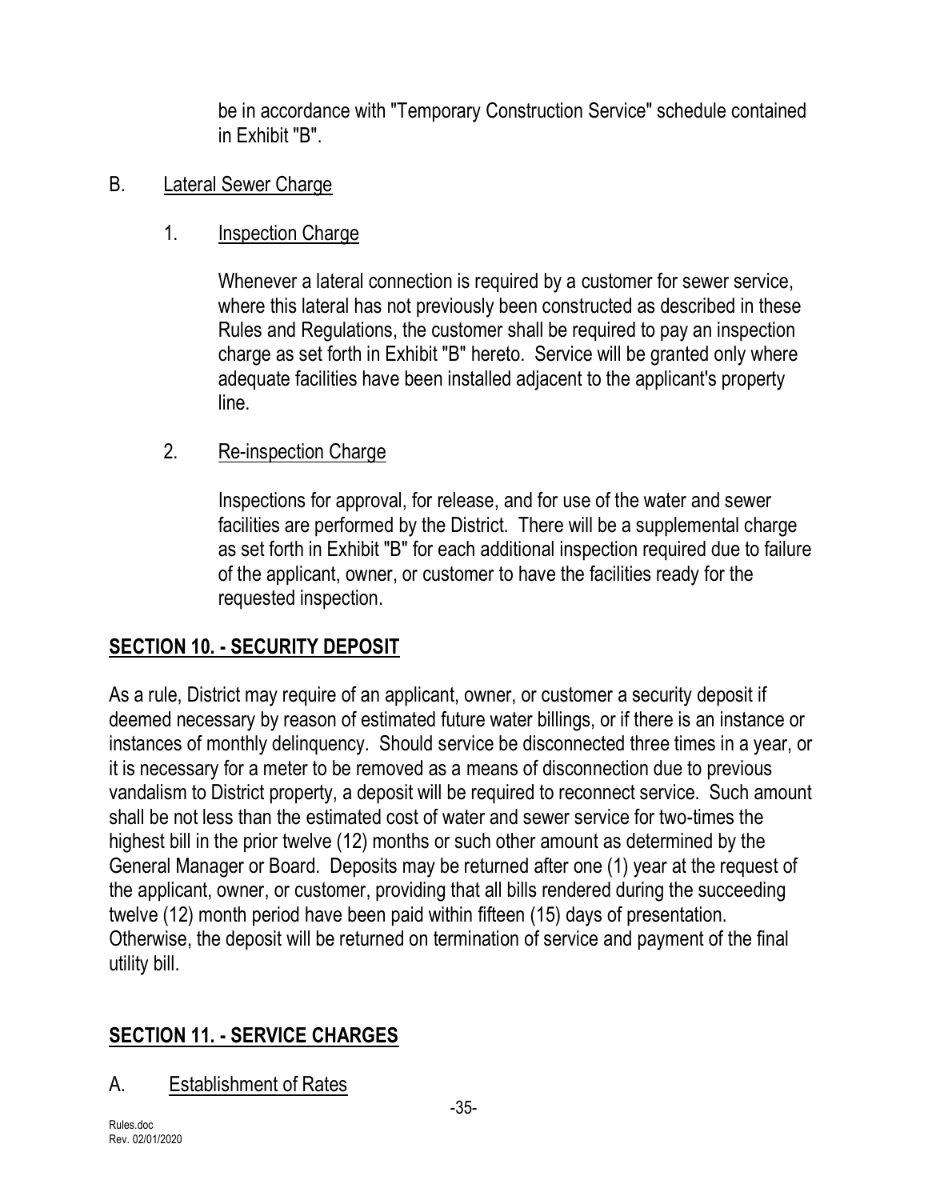be in accordance with "Temporary Construction Service" schedule contained in Exhibit "B".

B. Lateral Sewer Charge

1. Inspection Charge

Whenever a lateral connection is required by a customer for sewer service, where this lateral has not previously been constructed as described in these Rules and Regulations, the customer shall be required to pay an inspection charge as set forth in Exhibit "B" hereto. Service will be granted only where adequate facilities have been installed adjacent to the applicant's property line.

2. Re-inspection Charge

Inspections for approval, for release, and for use of the water and sewer facilities are performed by the District. There will be a supplemental charge as set forth in Exhibit "B" for each additional inspection required due to failure of the applicant, owner, or customer to have the facilities ready for the requested inspection.

## SECTION 10. - SECURITY DEPOSIT

As a rule, District may require of an applicant, owner, or customer a security deposit if deemed necessary by reason of estimated future water billings, or if there is an instance or instances of monthly delinquency. Should service be disconnected three times in a year, or it is necessary for a meter to be removed as a means of disconnection due to previous vandalism to District property, a deposit will be required to reconnect service. Such amount shall be not less than the estimated cost of water and sewer service for two-times the highest bill in the prior twelve (12) months or such other amount as determined by the General Manager or Board. Deposits may be returned after one (1) year at the request of the applicant, owner, or customer, providing that all bills rendered during the succeeding twelve (12) month period have been paid within fifteen (15) days of presentation. Otherwise, the deposit will be returned on termination of service and payment of the final utility bill.

## SECTION 11. - SERVICE CHARGES

A. Establishment of Rates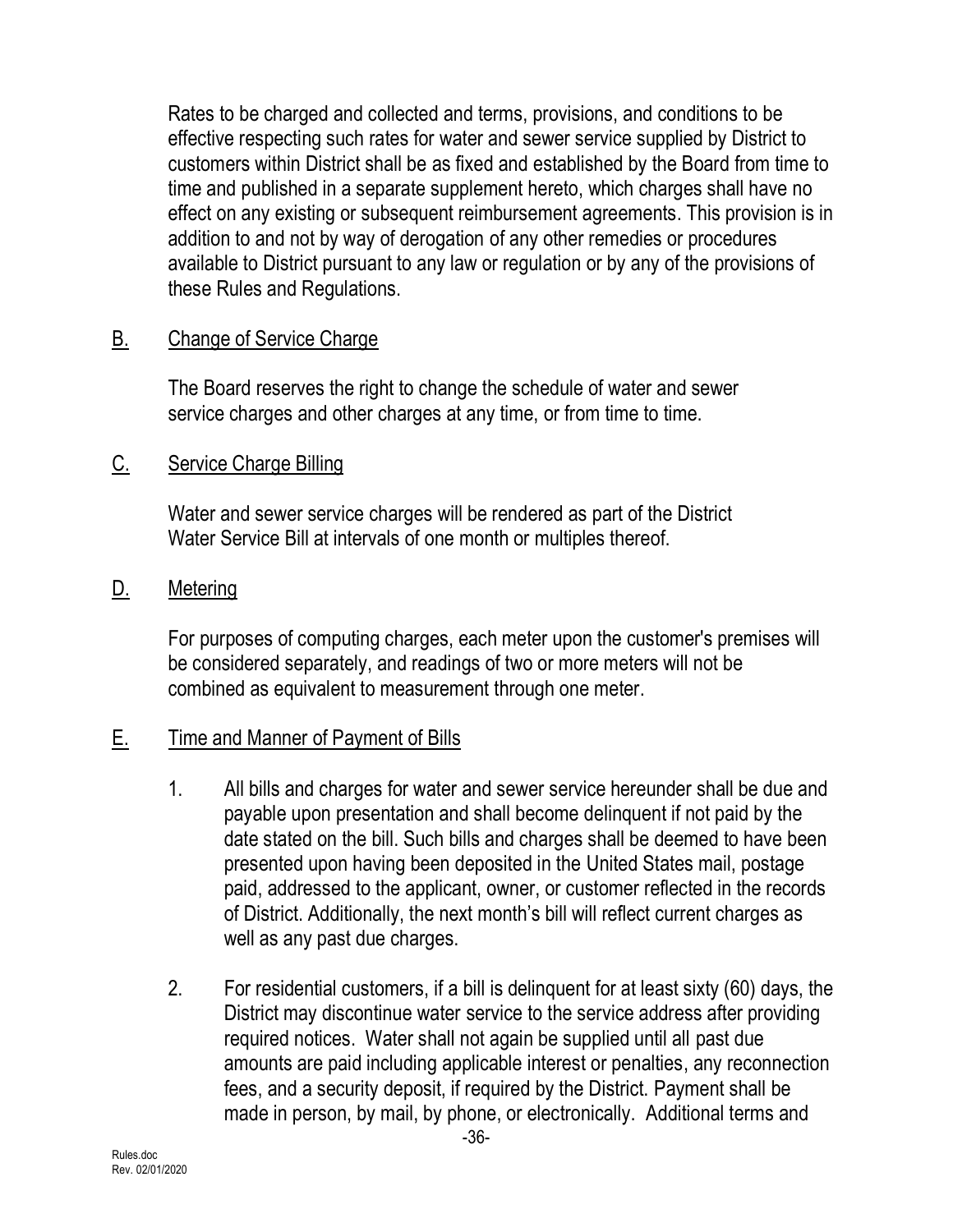Rates to be charged and collected and terms, provisions, and conditions to be effective respecting such rates for water and sewer service supplied by District to customers within District shall be as fixed and established by the Board from time to time and published in a separate supplement hereto, which charges shall have no effect on any existing or subsequent reimbursement agreements. This provision is in addition to and not by way of derogation of any other remedies or procedures available to District pursuant to any law or regulation or by any of the provisions of these Rules and Regulations.

## B. Change of Service Charge

The Board reserves the right to change the schedule of water and sewer service charges and other charges at any time, or from time to time.

## C. Service Charge Billing

Water and sewer service charges will be rendered as part of the District Water Service Bill at intervals of one month or multiples thereof.

## D. Metering

For purposes of computing charges, each meter upon the customer's premises will be considered separately, and readings of two or more meters will not be combined as equivalent to measurement through one meter.

## E. Time and Manner of Payment of Bills

1. All bills and charges for water and sewer service hereunder shall be due and payable upon presentation and shall become delinquent if not paid by the date stated on the bill. Such bills and charges shall be deemed to have been presented upon having been deposited in the United States mail, postage paid, addressed to the applicant, owner, or customer reflected in the records of District. Additionally, the next month's bill will reflect current charges as well as any past due charges.

2. For residential customers, if a bill is delinquent for at least sixty (60) days, the District may discontinue water service to the service address after providing required notices. Water shall not again be supplied until all past due amounts are paid including applicable interest or penalties, any reconnection fees, and a security deposit, if required by the District. Payment shall be made in person, by mail, by phone, or electronically. Additional terms and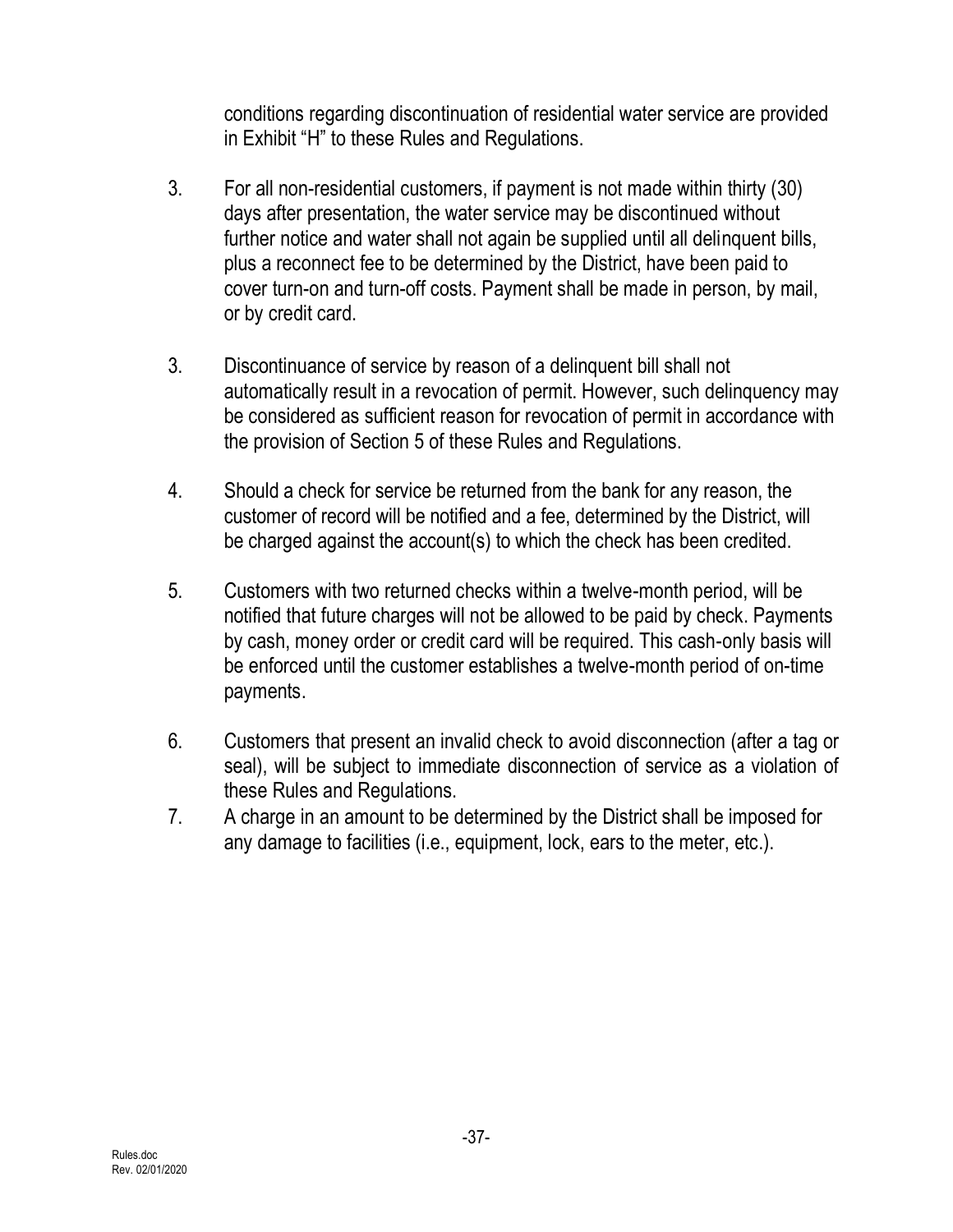conditions regarding discontinuation of residential water service are provided in Exhibit "H" to these Rules and Regulations.

3. For all non-residential customers, if payment is not made within thirty (30) days after presentation, the water service may be discontinued without further notice and water shall not again be supplied until all delinquent bills, plus a reconnect fee to be determined by the District, have been paid to cover turn-on and turn-off costs. Payment shall be made in person, by mail, or by credit card.

3. Discontinuance of service by reason of a delinquent bill shall not automatically result in a revocation of permit. However, such delinquency may be considered as sufficient reason for revocation of permit in accordance with the provision of Section 5 of these Rules and Regulations.

4. Should a check for service be returned from the bank for any reason, the customer of record will be notified and a fee, determined by the District, will be charged against the account(s) to which the check has been credited.

5. Customers with two returned checks within a twelve-month period, will be notified that future charges will not be allowed to be paid by check. Payments by cash, money order or credit card will be required. This cash-only basis will be enforced until the customer establishes a twelve-month period of on-time payments.

6. Customers that present an invalid check to avoid disconnection (after a tag or seal), will be subject to immediate disconnection of service as a violation of these Rules and Regulations.

7. A charge in an amount to be determined by the District shall be imposed for any damage to facilities (i.e., equipment, lock, ears to the meter, etc.).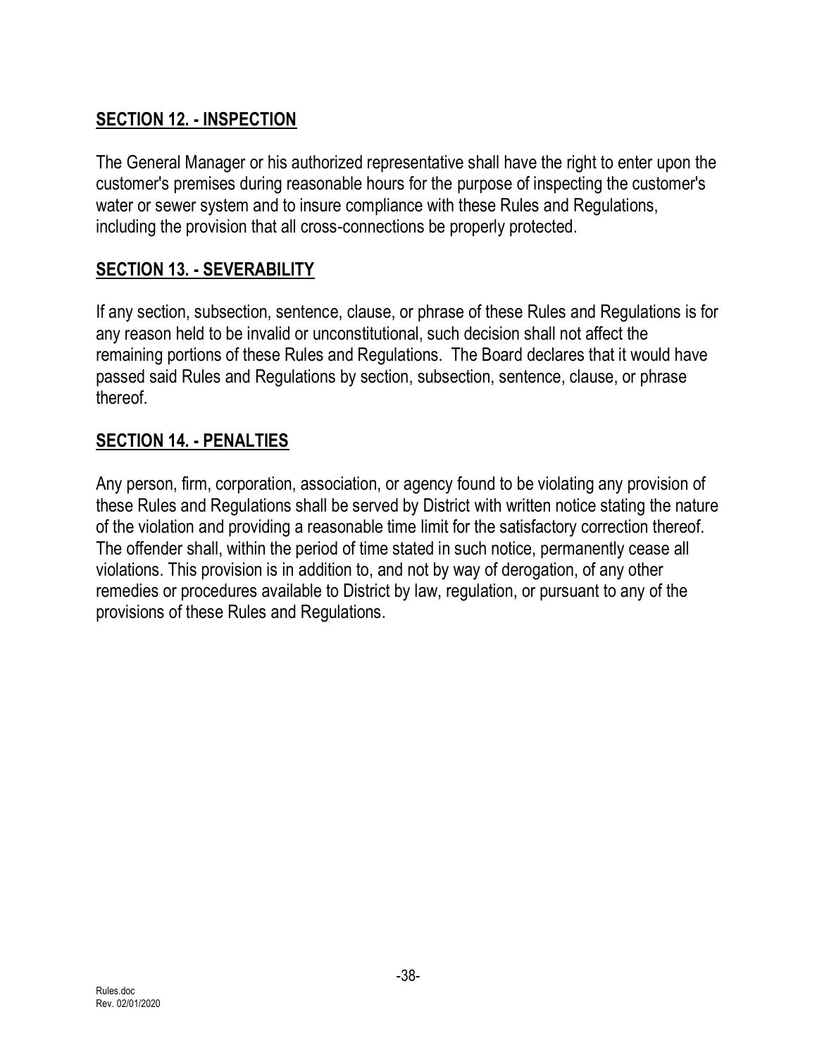## SECTION 12. - INSPECTION

The General Manager or his authorized representative shall have the right to enter upon the customer's premises during reasonable hours for the purpose of inspecting the customer's water or sewer system and to insure compliance with these Rules and Regulations, including the provision that all cross-connections be properly protected.

## SECTION 13. - SEVERABILITY

If any section, subsection, sentence, clause, or phrase of these Rules and Regulations is for any reason held to be invalid or unconstitutional, such decision shall not affect the remaining portions of these Rules and Regulations. The Board declares that it would have passed said Rules and Regulations by section, subsection, sentence, clause, or phrase thereof.

## SECTION 14. - PENALTIES

Any person, firm, corporation, association, or agency found to be violating any provision of these Rules and Regulations shall be served by District with written notice stating the nature of the violation and providing a reasonable time limit for the satisfactory correction thereof. The offender shall, within the period of time stated in such notice, permanently cease all violations. This provision is in addition to, and not by way of derogation, of any other remedies or procedures available to District by law, regulation, or pursuant to any of the provisions of these Rules and Regulations.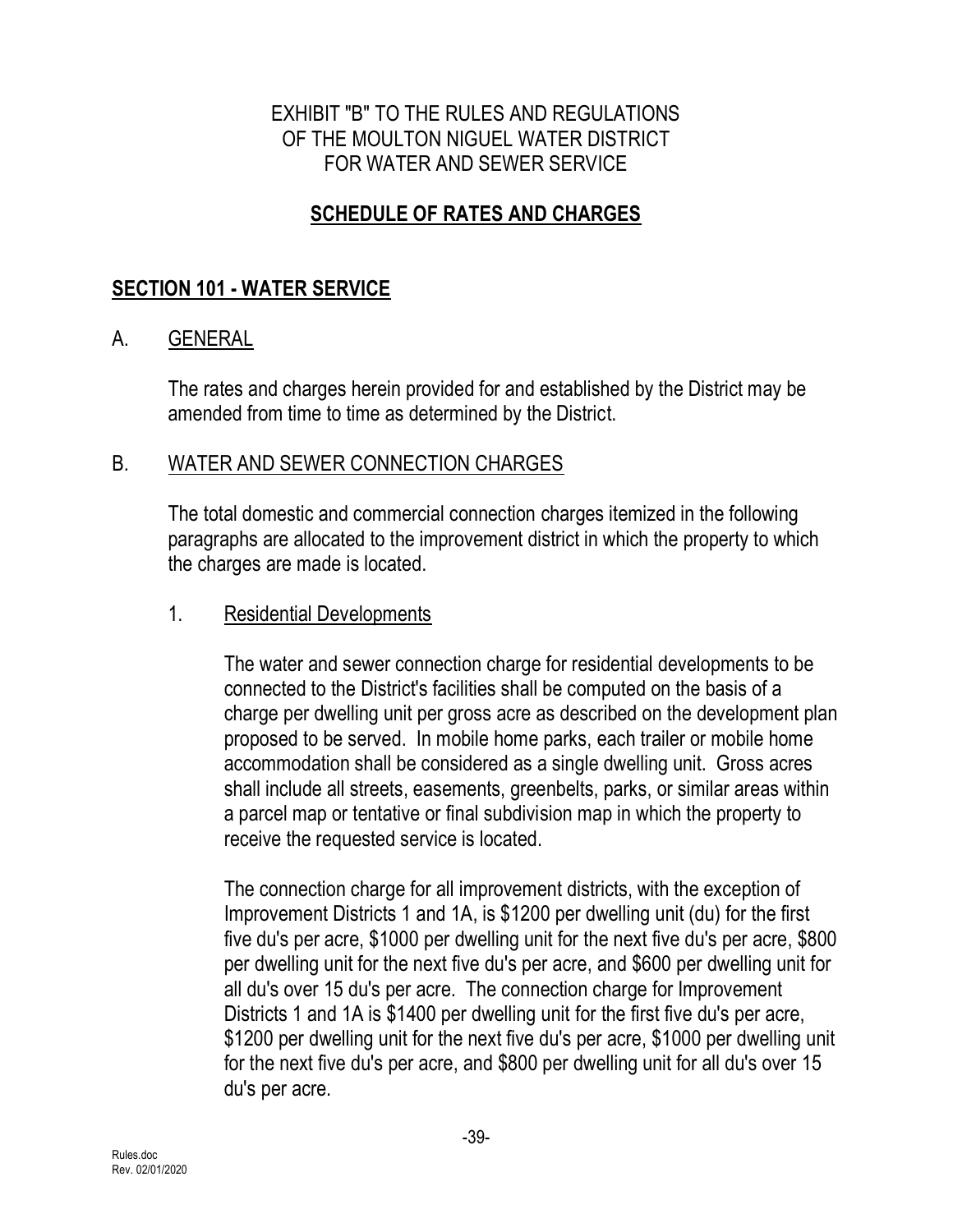EXHIBIT "B" TO THE RULES AND REGULATIONS
OF THE MOULTON NIGUEL WATER DISTRICT
FOR WATER AND SEWER SERVICE

# SCHEDULE OF RATES AND CHARGES

## SECTION 101 - WATER SERVICE

### A. GENERAL

The rates and charges herein provided for and established by the District may be amended from time to time as determined by the District.

### B. WATER AND SEWER CONNECTION CHARGES

The total domestic and commercial connection charges itemized in the following paragraphs are allocated to the improvement district in which the property to which the charges are made is located.

#### 1. Residential Developments

The water and sewer connection charge for residential developments to be connected to the District's facilities shall be computed on the basis of a charge per dwelling unit per gross acre as described on the development plan proposed to be served. In mobile home parks, each trailer or mobile home accommodation shall be considered as a single dwelling unit. Gross acres shall include all streets, easements, greenbelts, parks, or similar areas within a parcel map or tentative or final subdivision map in which the property to receive the requested service is located.

The connection charge for all improvement districts, with the exception of Improvement Districts 1 and 1A, is $1200 per dwelling unit (du) for the first five du's per acre, $1000 per dwelling unit for the next five du's per acre, $800 per dwelling unit for the next five du's per acre, and $600 per dwelling unit for all du's over 15 du's per acre. The connection charge for Improvement Districts 1 and 1A is $1400 per dwelling unit for the first five du's per acre, $1200 per dwelling unit for the next five du's per acre, $1000 per dwelling unit for the next five du's per acre, and $800 per dwelling unit for all du's over 15 du's per acre.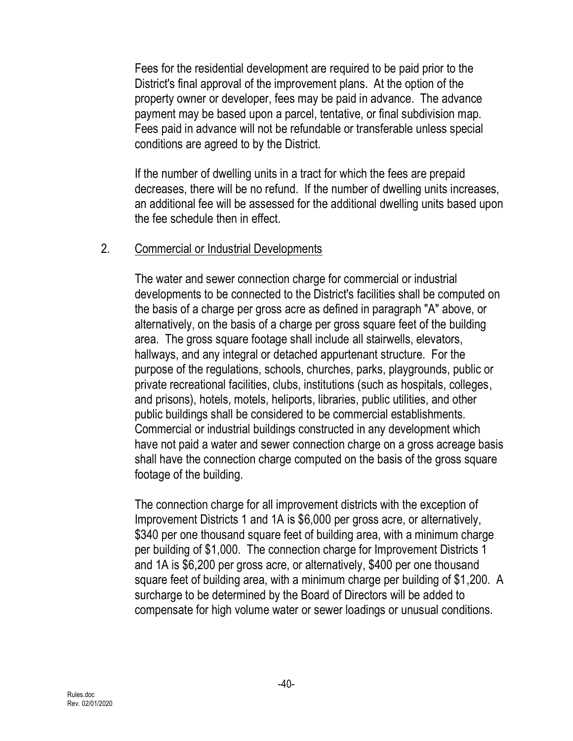Fees for the residential development are required to be paid prior to the District's final approval of the improvement plans. At the option of the property owner or developer, fees may be paid in advance. The advance payment may be based upon a parcel, tentative, or final subdivision map. Fees paid in advance will not be refundable or transferable unless special conditions are agreed to by the District.

If the number of dwelling units in a tract for which the fees are prepaid decreases, there will be no refund. If the number of dwelling units increases, an additional fee will be assessed for the additional dwelling units based upon the fee schedule then in effect.

2. <u>Commercial or Industrial Developments</u>

The water and sewer connection charge for commercial or industrial developments to be connected to the District's facilities shall be computed on the basis of a charge per gross acre as defined in paragraph "A" above, or alternatively, on the basis of a charge per gross square feet of the building area. The gross square footage shall include all stairwells, elevators, hallways, and any integral or detached appurtenant structure. For the purpose of the regulations, schools, churches, parks, playgrounds, public or private recreational facilities, clubs, institutions (such as hospitals, colleges, and prisons), hotels, motels, heliports, libraries, public utilities, and other public buildings shall be considered to be commercial establishments. Commercial or industrial buildings constructed in any development which have not paid a water and sewer connection charge on a gross acreage basis shall have the connection charge computed on the basis of the gross square footage of the building.

The connection charge for all improvement districts with the exception of Improvement Districts 1 and 1A is $6,000 per gross acre, or alternatively, $340 per one thousand square feet of building area, with a minimum charge per building of $1,000. The connection charge for Improvement Districts 1 and 1A is $6,200 per gross acre, or alternatively, $400 per one thousand square feet of building area, with a minimum charge per building of $1,200. A surcharge to be determined by the Board of Directors will be added to compensate for high volume water or sewer loadings or unusual conditions.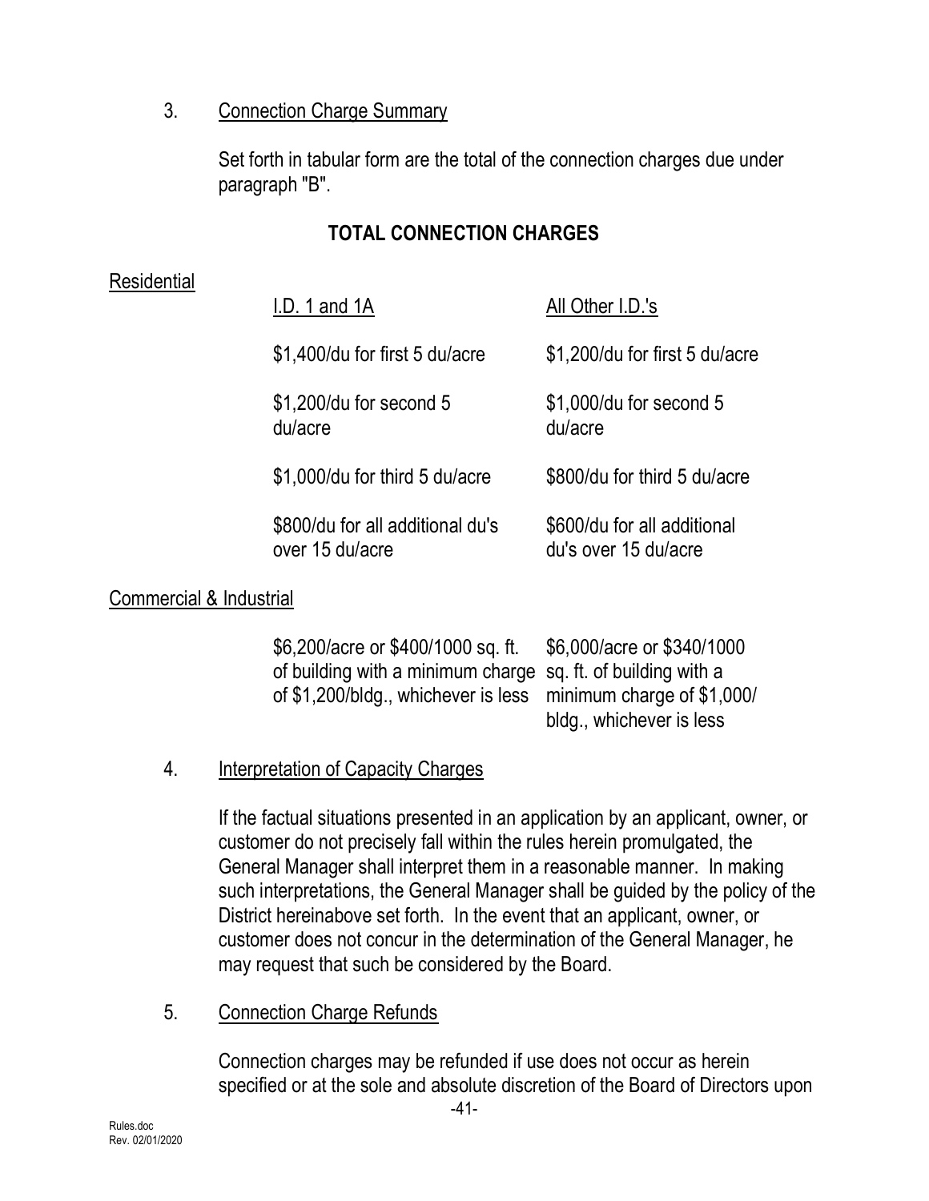3. Connection Charge Summary

Set forth in tabular form are the total of the connection charges due under paragraph "B".

**TOTAL CONNECTION CHARGES**

| | I.D. 1 and 1A | All Other I.D.'s |
|---|---|---|
| Residential | $1,400/du for first 5 du/acre | $1,200/du for first 5 du/acre |
| | $1,200/du for second 5 du/acre | $1,000/du for second 5 du/acre |
| | $1,000/du for third 5 du/acre | $800/du for third 5 du/acre |
| | $800/du for all additional du's over 15 du/acre | $600/du for all additional du's over 15 du/acre |
| Commercial & Industrial | $6,200/acre or $400/1000 sq. ft. of building with a minimum charge of $1,200/bldg., whichever is less | $6,000/acre or $340/1000 sq. ft. of building with a minimum charge of $1,000/ bldg., whichever is less |

4. Interpretation of Capacity Charges

If the factual situations presented in an application by an applicant, owner, or customer do not precisely fall within the rules herein promulgated, the General Manager shall interpret them in a reasonable manner. In making such interpretations, the General Manager shall be guided by the policy of the District hereinabove set forth. In the event that an applicant, owner, or customer does not concur in the determination of the General Manager, he may request that such be considered by the Board.

5. Connection Charge Refunds

Connection charges may be refunded if use does not occur as herein specified or at the sole and absolute discretion of the Board of Directors upon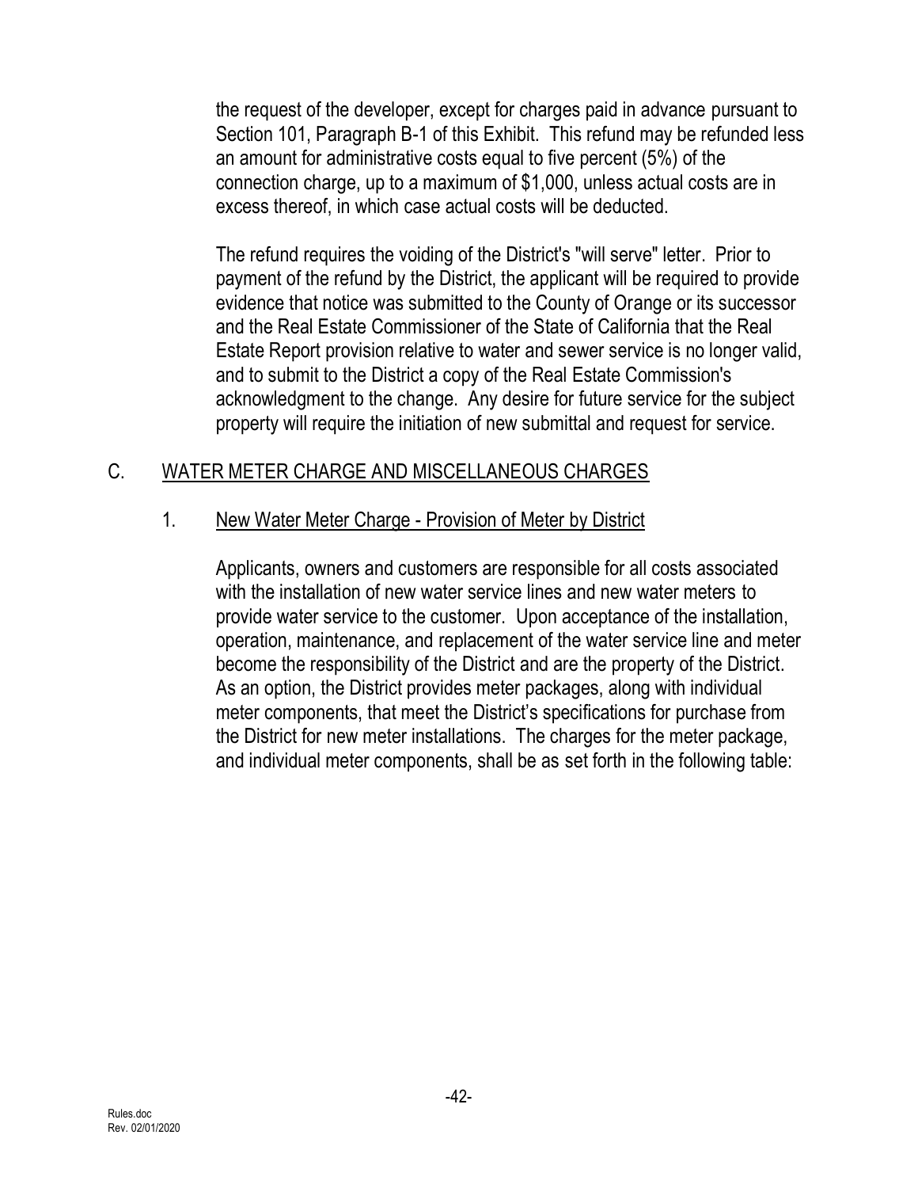the request of the developer, except for charges paid in advance pursuant to Section 101, Paragraph B-1 of this Exhibit. This refund may be refunded less an amount for administrative costs equal to five percent (5%) of the connection charge, up to a maximum of $1,000, unless actual costs are in excess thereof, in which case actual costs will be deducted.

The refund requires the voiding of the District's "will serve" letter. Prior to payment of the refund by the District, the applicant will be required to provide evidence that notice was submitted to the County of Orange or its successor and the Real Estate Commissioner of the State of California that the Real Estate Report provision relative to water and sewer service is no longer valid, and to submit to the District a copy of the Real Estate Commission's acknowledgment to the change. Any desire for future service for the subject property will require the initiation of new submittal and request for service.

## C. WATER METER CHARGE AND MISCELLANEOUS CHARGES

### 1. New Water Meter Charge - Provision of Meter by District

Applicants, owners and customers are responsible for all costs associated with the installation of new water service lines and new water meters to provide water service to the customer. Upon acceptance of the installation, operation, maintenance, and replacement of the water service line and meter become the responsibility of the District and are the property of the District. As an option, the District provides meter packages, along with individual meter components, that meet the District's specifications for purchase from the District for new meter installations. The charges for the meter package, and individual meter components, shall be as set forth in the following table: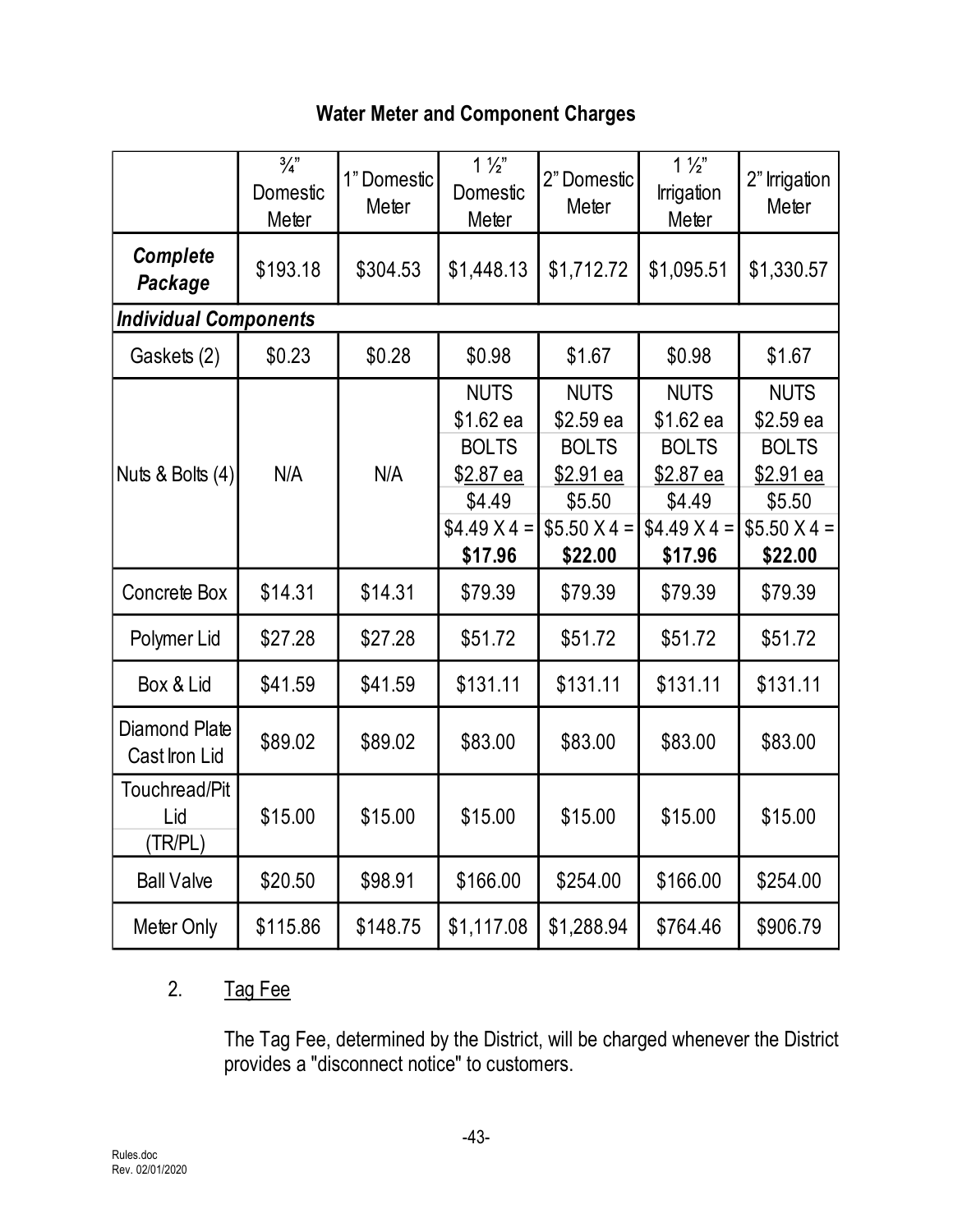## Water Meter and Component Charges

| | ¾" Domestic Meter | 1" Domestic Meter | 1 ½" Domestic Meter | 2" Domestic Meter | 1 ½" Irrigation Meter | 2" Irrigation Meter |
|---|---|---|---|---|---|---|
| ***Complete Package*** | $193.18 | $304.53 | $1,448.13 | $1,712.72 | $1,095.51 | $1,330.57 |
| ***Individual Components*** | | | | | | |
| Gaskets (2) | $0.23 | $0.28 | $0.98 | $1.67 | $0.98 | $1.67 |
| Nuts & Bolts (4) | N/A | N/A | NUTS $1.62 ea BOLTS $2.87 ea $4.49 $4.49 X 4 = **$17.96** | NUTS $2.59 ea BOLTS $2.91 ea $5.50 $5.50 X 4 = **$22.00** | NUTS $1.62 ea BOLTS $2.87 ea $4.49 $4.49 X 4 = **$17.96** | NUTS $2.59 ea BOLTS $2.91 ea $5.50 $5.50 X 4 = **$22.00** |
| Concrete Box | $14.31 | $14.31 | $79.39 | $79.39 | $79.39 | $79.39 |
| Polymer Lid | $27.28 | $27.28 | $51.72 | $51.72 | $51.72 | $51.72 |
| Box & Lid | $41.59 | $41.59 | $131.11 | $131.11 | $131.11 | $131.11 |
| Diamond Plate Cast Iron Lid | $89.02 | $89.02 | $83.00 | $83.00 | $83.00 | $83.00 |
| Touchread/Pit Lid (TR/PL) | $15.00 | $15.00 | $15.00 | $15.00 | $15.00 | $15.00 |
| Ball Valve | $20.50 | $98.91 | $166.00 | $254.00 | $166.00 | $254.00 |
| Meter Only | $115.86 | $148.75 | $1,117.08 | $1,288.94 | $764.46 | $906.79 |

2. Tag Fee

The Tag Fee, determined by the District, will be charged whenever the District provides a "disconnect notice" to customers.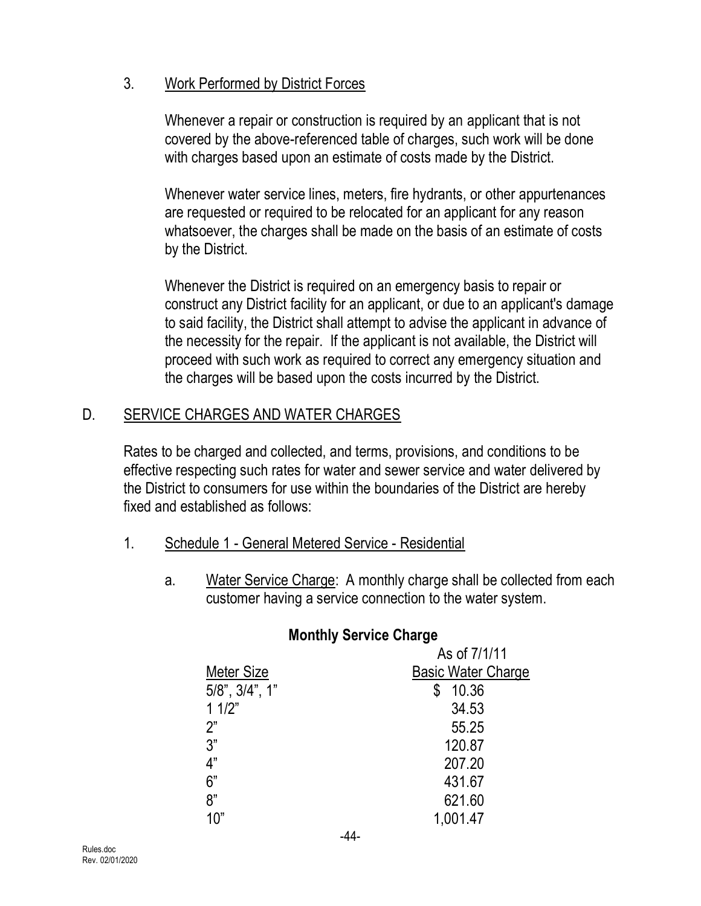### 3. Work Performed by District Forces

Whenever a repair or construction is required by an applicant that is not covered by the above-referenced table of charges, such work will be done with charges based upon an estimate of costs made by the District.

Whenever water service lines, meters, fire hydrants, or other appurtenances are requested or required to be relocated for an applicant for any reason whatsoever, the charges shall be made on the basis of an estimate of costs by the District.

Whenever the District is required on an emergency basis to repair or construct any District facility for an applicant, or due to an applicant's damage to said facility, the District shall attempt to advise the applicant in advance of the necessity for the repair. If the applicant is not available, the District will proceed with such work as required to correct any emergency situation and the charges will be based upon the costs incurred by the District.

## D. SERVICE CHARGES AND WATER CHARGES

Rates to be charged and collected, and terms, provisions, and conditions to be effective respecting such rates for water and sewer service and water delivered by the District to consumers for use within the boundaries of the District are hereby fixed and established as follows:

### 1. Schedule 1 - General Metered Service - Residential

a. Water Service Charge: A monthly charge shall be collected from each customer having a service connection to the water system.

**Monthly Service Charge**

| Meter Size | As of 7/1/11 Basic Water Charge |
|---|---|
| 5/8", 3/4", 1" | $ 10.36 |
| 1 1/2" | 34.53 |
| 2" | 55.25 |
| 3" | 120.87 |
| 4" | 207.20 |
| 6" | 431.67 |
| 8" | 621.60 |
| 10" | 1,001.47 |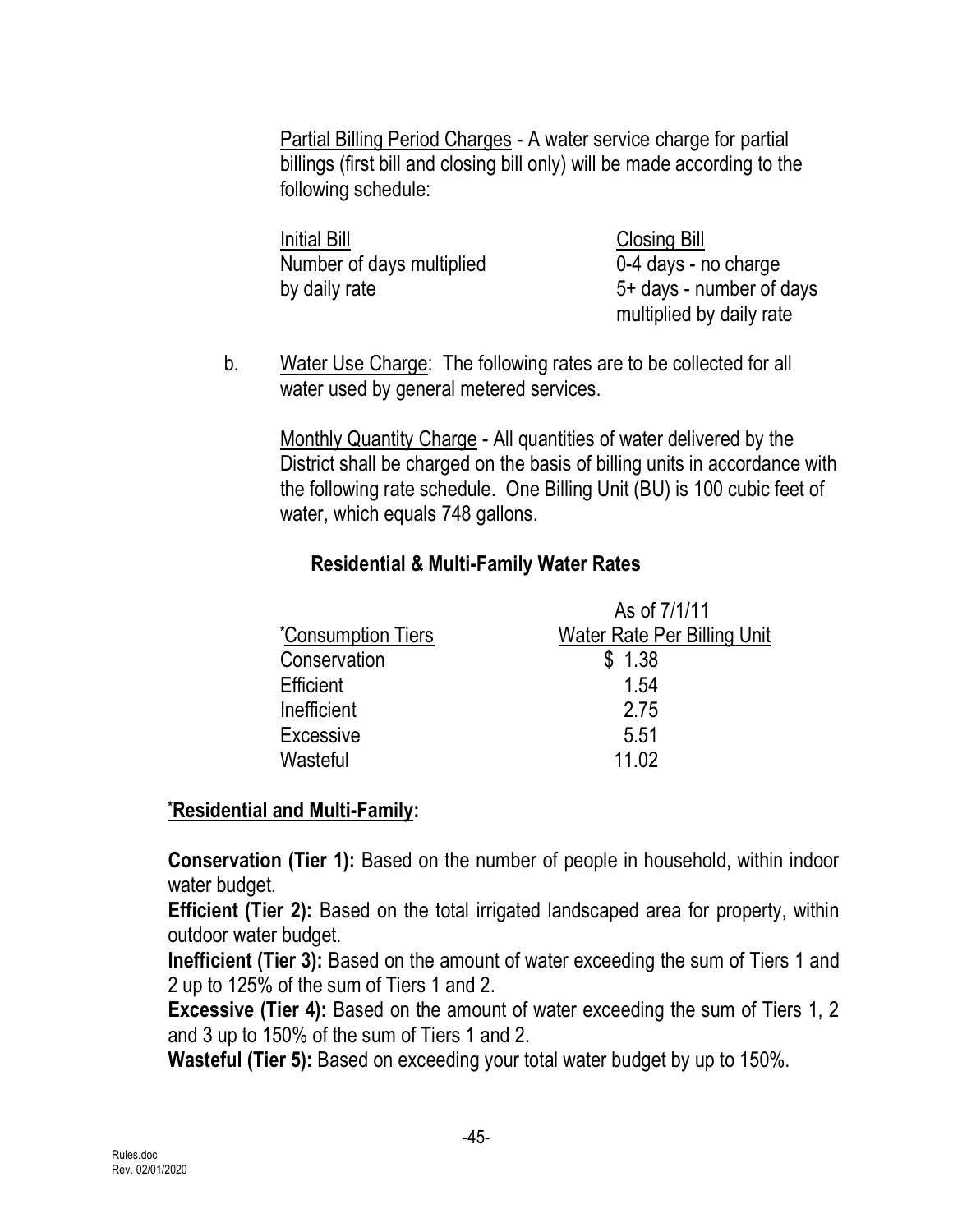Partial Billing Period Charges - A water service charge for partial billings (first bill and closing bill only) will be made according to the following schedule:

| Initial Bill | Closing Bill |
|---|---|
| Number of days multiplied by daily rate | 0-4 days - no charge<br>5+ days - number of days multiplied by daily rate |

b. Water Use Charge: The following rates are to be collected for all water used by general metered services.

Monthly Quantity Charge - All quantities of water delivered by the District shall be charged on the basis of billing units in accordance with the following rate schedule. One Billing Unit (BU) is 100 cubic feet of water, which equals 748 gallons.

**Residential & Multi-Family Water Rates**

| *Consumption Tiers | As of 7/1/11<br>Water Rate Per Billing Unit |
|---|---|
| Conservation | $ 1.38 |
| Efficient | 1.54 |
| Inefficient | 2.75 |
| Excessive | 5.51 |
| Wasteful | 11.02 |

***Residential and Multi-Family:***

**Conservation (Tier 1):** Based on the number of people in household, within indoor water budget.

**Efficient (Tier 2):** Based on the total irrigated landscaped area for property, within outdoor water budget.

**Inefficient (Tier 3):** Based on the amount of water exceeding the sum of Tiers 1 and 2 up to 125% of the sum of Tiers 1 and 2.

**Excessive (Tier 4):** Based on the amount of water exceeding the sum of Tiers 1, 2 and 3 up to 150% of the sum of Tiers 1 and 2.

**Wasteful (Tier 5):** Based on exceeding your total water budget by up to 150%.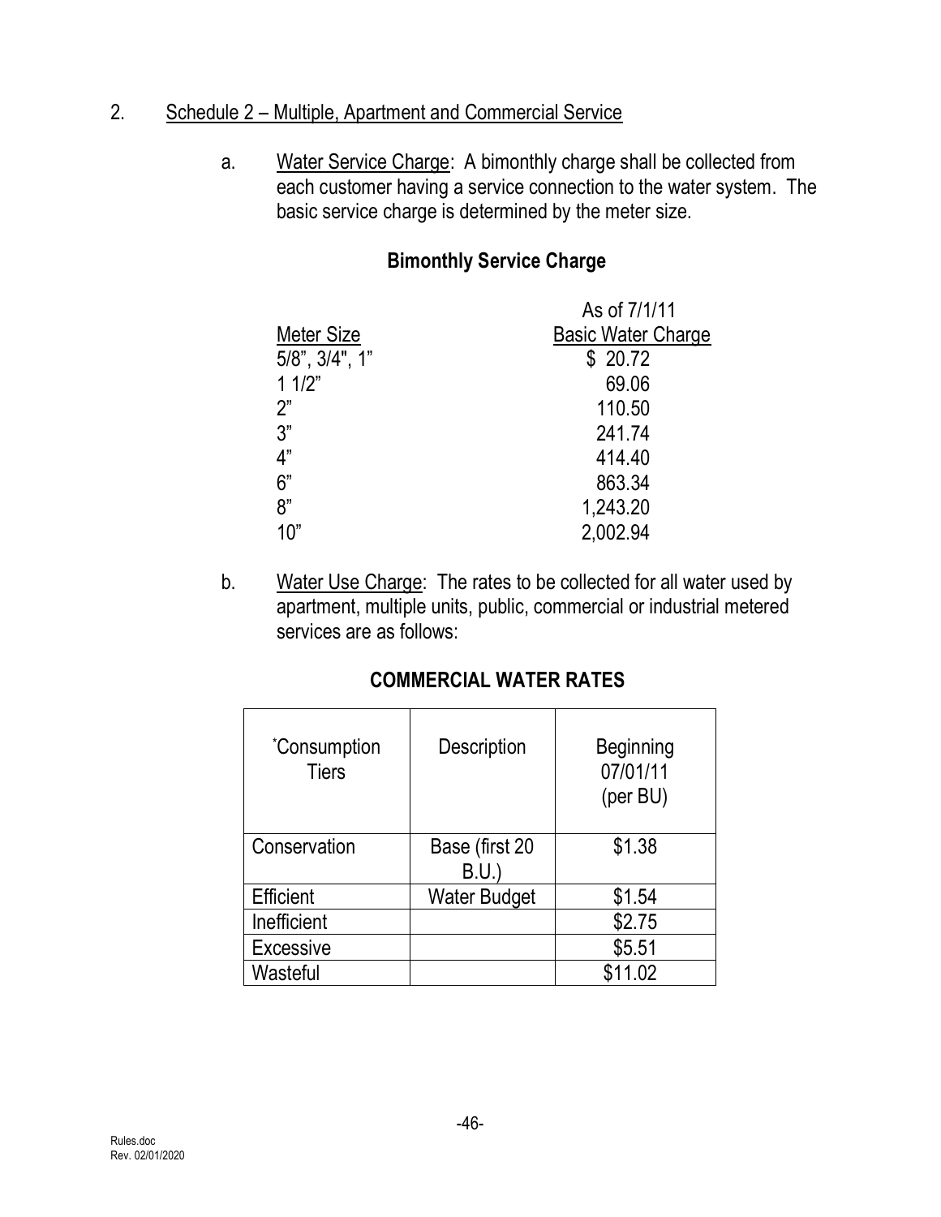2. Schedule 2 – Multiple, Apartment and Commercial Service

a. Water Service Charge: A bimonthly charge shall be collected from each customer having a service connection to the water system. The basic service charge is determined by the meter size.

**Bimonthly Service Charge**

| Meter Size | As of 7/1/11 Basic Water Charge |
|---|---|
| 5/8", 3/4", 1" | $ 20.72 |
| 1 1/2" | 69.06 |
| 2" | 110.50 |
| 3" | 241.74 |
| 4" | 414.40 |
| 6" | 863.34 |
| 8" | 1,243.20 |
| 10" | 2,002.94 |

b. Water Use Charge: The rates to be collected for all water used by apartment, multiple units, public, commercial or industrial metered services are as follows:

**COMMERCIAL WATER RATES**

| *Consumption Tiers | Description | Beginning 07/01/11 (per BU) |
|---|---|---|
| Conservation | Base (first 20 B.U.) | $1.38 |
| Efficient | Water Budget | $1.54 |
| Inefficient | | $2.75 |
| Excessive | | $5.51 |
| Wasteful | | $11.02 |

Rules.doc
Rev. 02/01/2020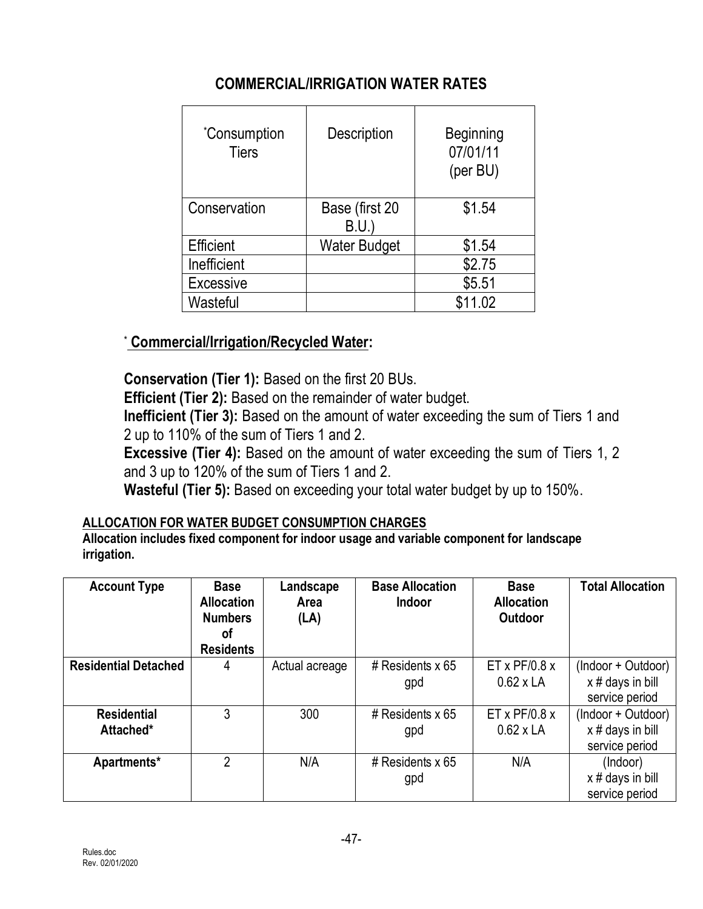## COMMERCIAL/IRRIGATION WATER RATES

| *Consumption Tiers | Description | Beginning 07/01/11 (per BU) |
|---|---|---|
| Conservation | Base (first 20 B.U.) | $1.54 |
| Efficient | Water Budget | $1.54 |
| Inefficient | | $2.75 |
| Excessive | | $5.51 |
| Wasteful | | $11.02 |

\* **Commercial/Irrigation/Recycled Water:**

**Conservation (Tier 1):** Based on the first 20 BUs.
**Efficient (Tier 2):** Based on the remainder of water budget.
**Inefficient (Tier 3):** Based on the amount of water exceeding the sum of Tiers 1 and 2 up to 110% of the sum of Tiers 1 and 2.
**Excessive (Tier 4):** Based on the amount of water exceeding the sum of Tiers 1, 2 and 3 up to 120% of the sum of Tiers 1 and 2.
**Wasteful (Tier 5):** Based on exceeding your total water budget by up to 150%.

**ALLOCATION FOR WATER BUDGET CONSUMPTION CHARGES**
**Allocation includes fixed component for indoor usage and variable component for landscape irrigation.**

| Account Type | Base Allocation Numbers of Residents | Landscape Area (LA) | Base Allocation Indoor | Base Allocation Outdoor | Total Allocation |
|---|---|---|---|---|---|
| **Residential Detached** | 4 | Actual acreage | # Residents x 65 gpd | ET x PF/0.8 x 0.62 x LA | (Indoor + Outdoor) x # days in bill service period |
| **Residential Attached*** | 3 | 300 | # Residents x 65 gpd | ET x PF/0.8 x 0.62 x LA | (Indoor + Outdoor) x # days in bill service period |
| **Apartments*** | 2 | N/A | # Residents x 65 gpd | N/A | (Indoor) x # days in bill service period |

Rules.doc
Rev. 02/01/2020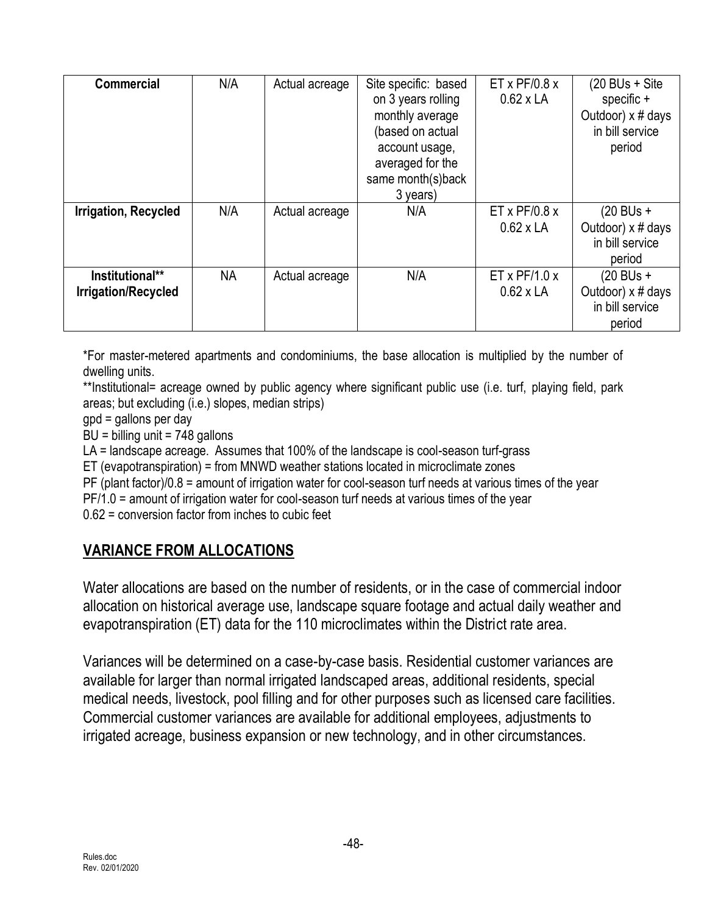| Commercial | N/A | Actual acreage | Site specific: based on 3 years rolling monthly average (based on actual account usage, averaged for the same month(s)back 3 years) | ET x PF/0.8 x 0.62 x LA | (20 BUs + Site specific + Outdoor) x # days in bill service period |
|---|---|---|---|---|---|
| **Irrigation, Recycled** | N/A | Actual acreage | N/A | ET x PF/0.8 x 0.62 x LA | (20 BUs + Outdoor) x # days in bill service period |
| **Institutional** Irrigation/Recycled** | NA | Actual acreage | N/A | ET x PF/1.0 x 0.62 x LA | (20 BUs + Outdoor) x # days in bill service period |

*For master-metered apartments and condominiums, the base allocation is multiplied by the number of dwelling units.

**Institutional= acreage owned by public agency where significant public use (i.e. turf, playing field, park areas; but excluding (i.e.) slopes, median strips)

gpd = gallons per day

BU = billing unit = 748 gallons

LA = landscape acreage. Assumes that 100% of the landscape is cool-season turf-grass

ET (evapotranspiration) = from MNWD weather stations located in microclimate zones

PF (plant factor)/0.8 = amount of irrigation water for cool-season turf needs at various times of the year

PF/1.0 = amount of irrigation water for cool-season turf needs at various times of the year

0.62 = conversion factor from inches to cubic feet

## VARIANCE FROM ALLOCATIONS

Water allocations are based on the number of residents, or in the case of commercial indoor allocation on historical average use, landscape square footage and actual daily weather and evapotranspiration (ET) data for the 110 microclimates within the District rate area.

Variances will be determined on a case-by-case basis. Residential customer variances are available for larger than normal irrigated landscaped areas, additional residents, special medical needs, livestock, pool filling and for other purposes such as licensed care facilities. Commercial customer variances are available for additional employees, adjustments to irrigated acreage, business expansion or new technology, and in other circumstances.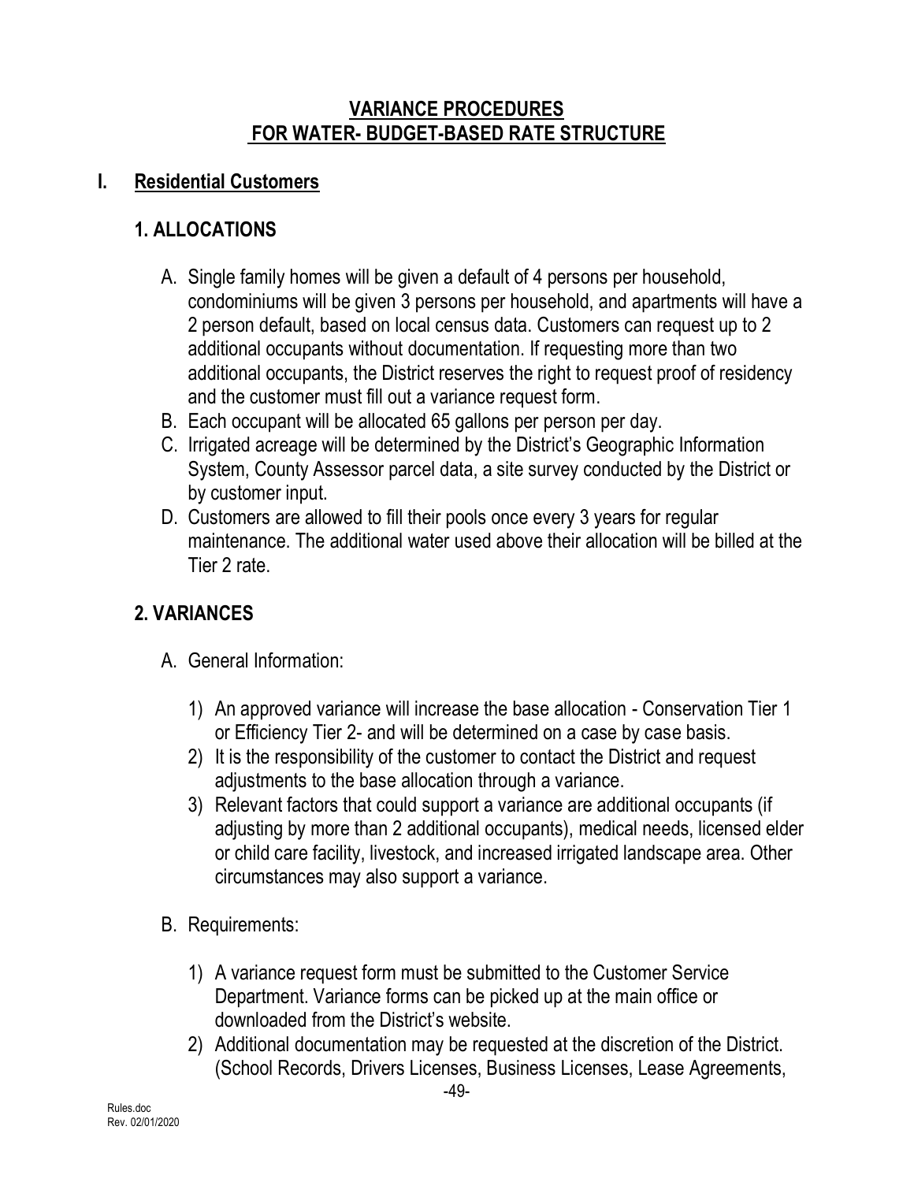# VARIANCE PROCEDURES FOR WATER- BUDGET-BASED RATE STRUCTURE

## I. Residential Customers

### 1. ALLOCATIONS

A. Single family homes will be given a default of 4 persons per household, condominiums will be given 3 persons per household, and apartments will have a 2 person default, based on local census data. Customers can request up to 2 additional occupants without documentation. If requesting more than two additional occupants, the District reserves the right to request proof of residency and the customer must fill out a variance request form.

B. Each occupant will be allocated 65 gallons per person per day.

C. Irrigated acreage will be determined by the District's Geographic Information System, County Assessor parcel data, a site survey conducted by the District or by customer input.

D. Customers are allowed to fill their pools once every 3 years for regular maintenance. The additional water used above their allocation will be billed at the Tier 2 rate.

### 2. VARIANCES

A. General Information:

1) An approved variance will increase the base allocation - Conservation Tier 1 or Efficiency Tier 2- and will be determined on a case by case basis.
2) It is the responsibility of the customer to contact the District and request adjustments to the base allocation through a variance.
3) Relevant factors that could support a variance are additional occupants (if adjusting by more than 2 additional occupants), medical needs, licensed elder or child care facility, livestock, and increased irrigated landscape area. Other circumstances may also support a variance.

B. Requirements:

1) A variance request form must be submitted to the Customer Service Department. Variance forms can be picked up at the main office or downloaded from the District's website.
2) Additional documentation may be requested at the discretion of the District. (School Records, Drivers Licenses, Business Licenses, Lease Agreements,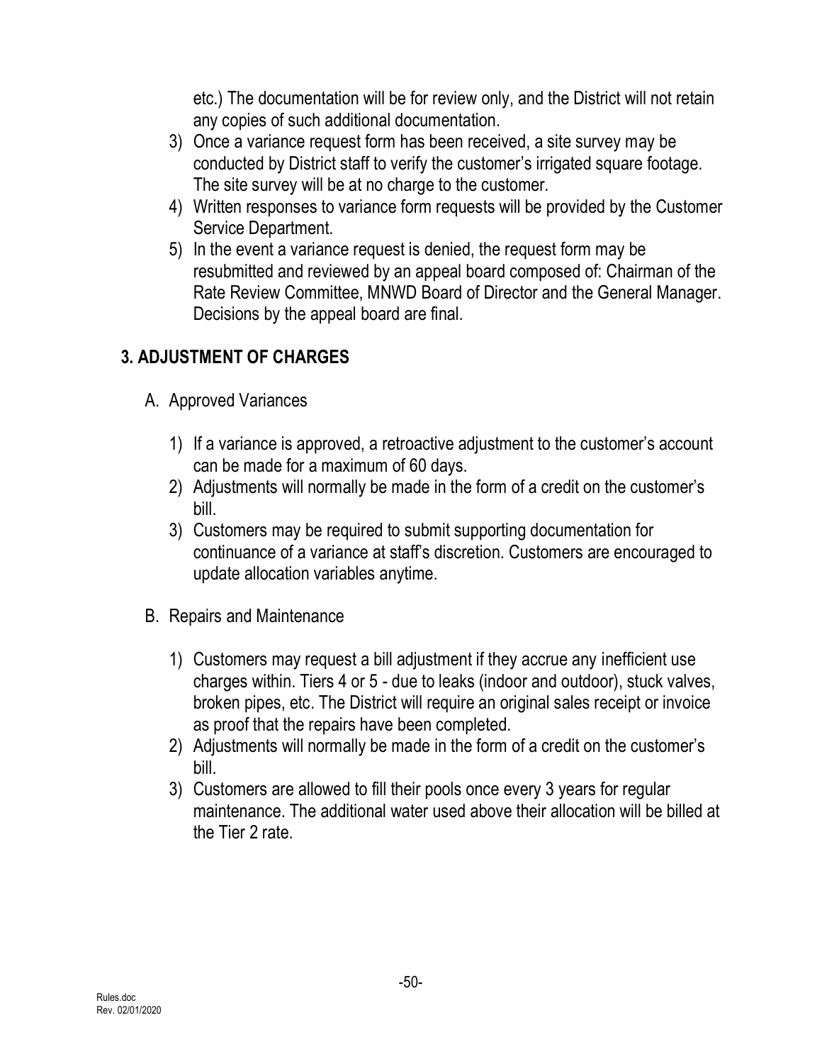etc.) The documentation will be for review only, and the District will not retain any copies of such additional documentation.

3) Once a variance request form has been received, a site survey may be conducted by District staff to verify the customer's irrigated square footage. The site survey will be at no charge to the customer.
4) Written responses to variance form requests will be provided by the Customer Service Department.
5) In the event a variance request is denied, the request form may be resubmitted and reviewed by an appeal board composed of: Chairman of the Rate Review Committee, MNWD Board of Director and the General Manager. Decisions by the appeal board are final.

## 3. ADJUSTMENT OF CHARGES

A. Approved Variances

1) If a variance is approved, a retroactive adjustment to the customer's account can be made for a maximum of 60 days.
2) Adjustments will normally be made in the form of a credit on the customer's bill.
3) Customers may be required to submit supporting documentation for continuance of a variance at staff's discretion. Customers are encouraged to update allocation variables anytime.

B. Repairs and Maintenance

1) Customers may request a bill adjustment if they accrue any inefficient use charges within. Tiers 4 or 5 - due to leaks (indoor and outdoor), stuck valves, broken pipes, etc. The District will require an original sales receipt or invoice as proof that the repairs have been completed.
2) Adjustments will normally be made in the form of a credit on the customer's bill.
3) Customers are allowed to fill their pools once every 3 years for regular maintenance. The additional water used above their allocation will be billed at the Tier 2 rate.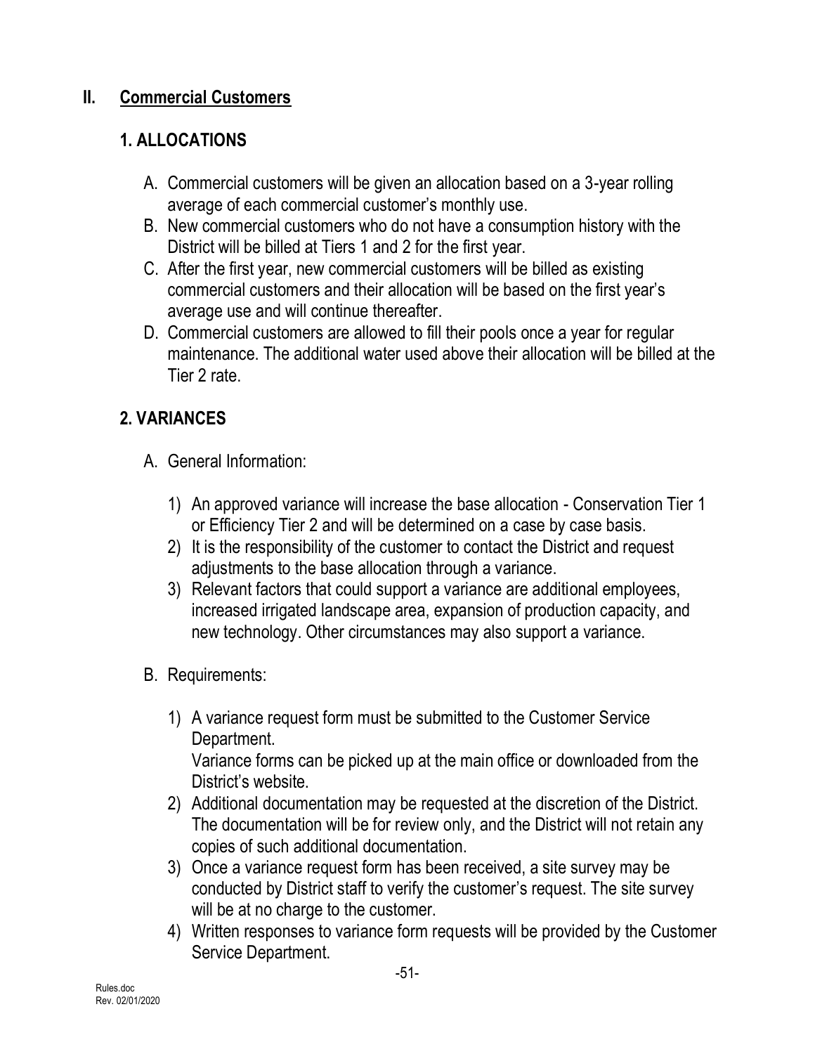## II. <u>Commercial Customers</u>

### 1. ALLOCATIONS

A. Commercial customers will be given an allocation based on a 3-year rolling average of each commercial customer's monthly use.
B. New commercial customers who do not have a consumption history with the District will be billed at Tiers 1 and 2 for the first year.
C. After the first year, new commercial customers will be billed as existing commercial customers and their allocation will be based on the first year's average use and will continue thereafter.
D. Commercial customers are allowed to fill their pools once a year for regular maintenance. The additional water used above their allocation will be billed at the Tier 2 rate.

### 2. VARIANCES

A. General Information:

1) An approved variance will increase the base allocation - Conservation Tier 1 or Efficiency Tier 2 and will be determined on a case by case basis.
2) It is the responsibility of the customer to contact the District and request adjustments to the base allocation through a variance.
3) Relevant factors that could support a variance are additional employees, increased irrigated landscape area, expansion of production capacity, and new technology. Other circumstances may also support a variance.

B. Requirements:

1) A variance request form must be submitted to the Customer Service Department.
   Variance forms can be picked up at the main office or downloaded from the District's website.
2) Additional documentation may be requested at the discretion of the District. The documentation will be for review only, and the District will not retain any copies of such additional documentation.
3) Once a variance request form has been received, a site survey may be conducted by District staff to verify the customer's request. The site survey will be at no charge to the customer.
4) Written responses to variance form requests will be provided by the Customer Service Department.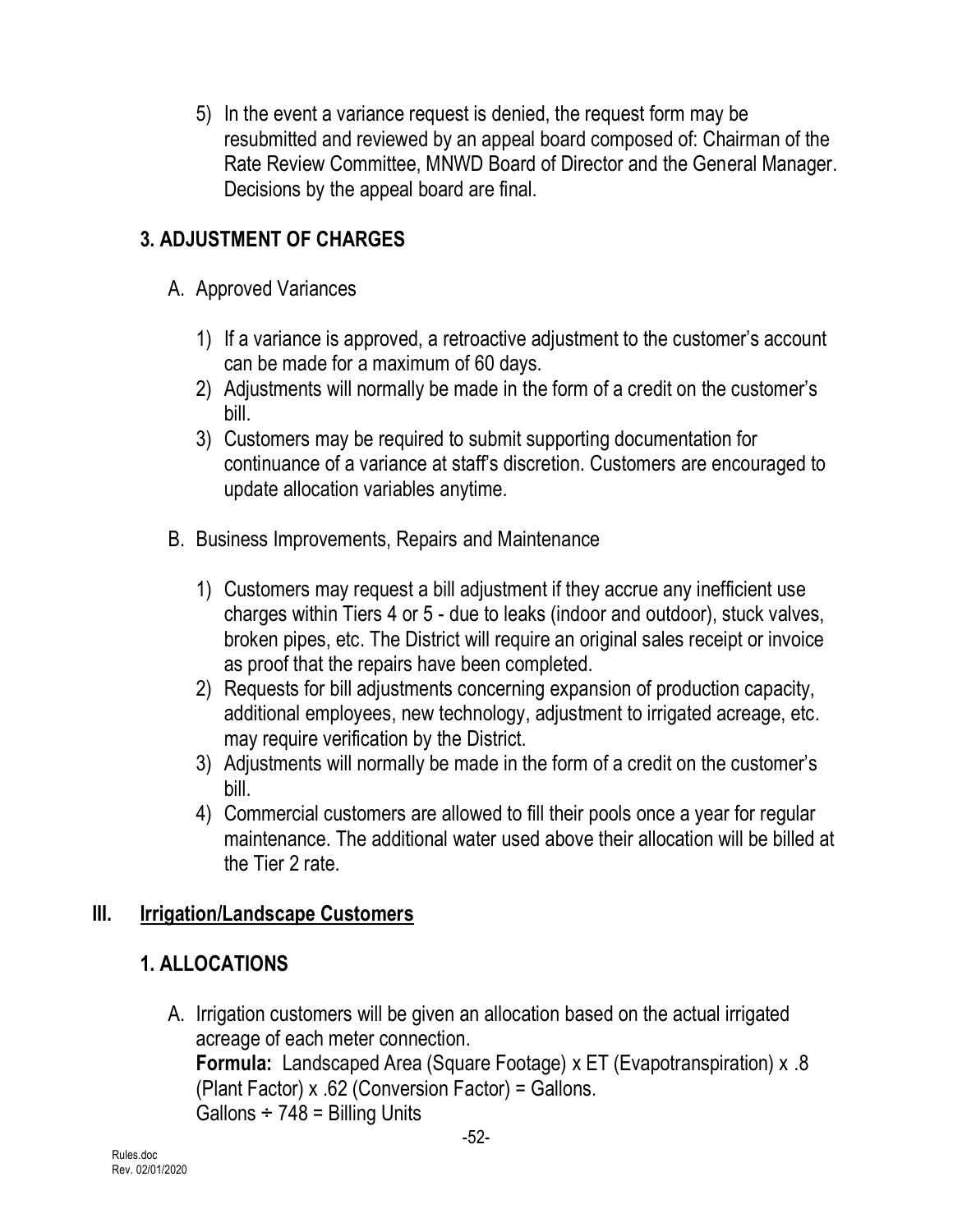5) In the event a variance request is denied, the request form may be resubmitted and reviewed by an appeal board composed of: Chairman of the Rate Review Committee, MNWD Board of Director and the General Manager. Decisions by the appeal board are final.

## 3. ADJUSTMENT OF CHARGES

A. Approved Variances

1) If a variance is approved, a retroactive adjustment to the customer's account can be made for a maximum of 60 days.
2) Adjustments will normally be made in the form of a credit on the customer's bill.
3) Customers may be required to submit supporting documentation for continuance of a variance at staff's discretion. Customers are encouraged to update allocation variables anytime.

B. Business Improvements, Repairs and Maintenance

1) Customers may request a bill adjustment if they accrue any inefficient use charges within Tiers 4 or 5 - due to leaks (indoor and outdoor), stuck valves, broken pipes, etc. The District will require an original sales receipt or invoice as proof that the repairs have been completed.
2) Requests for bill adjustments concerning expansion of production capacity, additional employees, new technology, adjustment to irrigated acreage, etc. may require verification by the District.
3) Adjustments will normally be made in the form of a credit on the customer's bill.
4) Commercial customers are allowed to fill their pools once a year for regular maintenance. The additional water used above their allocation will be billed at the Tier 2 rate.

# III. <u>Irrigation/Landscape Customers</u>

## 1. ALLOCATIONS

A. Irrigation customers will be given an allocation based on the actual irrigated acreage of each meter connection.
**Formula:** Landscaped Area (Square Footage) x ET (Evapotranspiration) x .8 (Plant Factor) x .62 (Conversion Factor) = Gallons.
Gallons ÷ 748 = Billing Units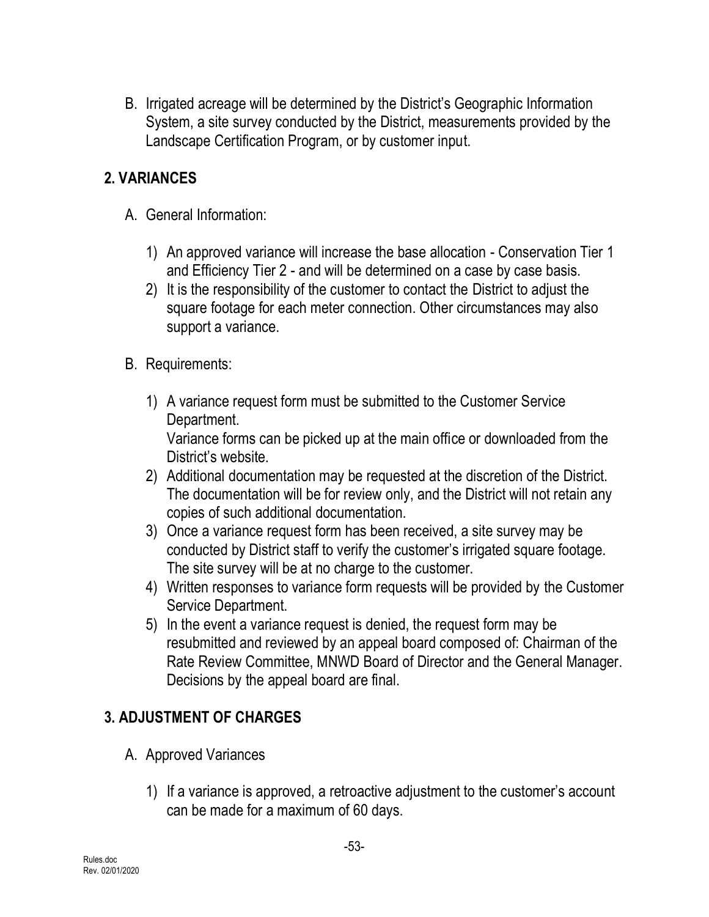B. Irrigated acreage will be determined by the District's Geographic Information System, a site survey conducted by the District, measurements provided by the Landscape Certification Program, or by customer input.

## 2. VARIANCES

A. General Information:

1) An approved variance will increase the base allocation - Conservation Tier 1 and Efficiency Tier 2 - and will be determined on a case by case basis.
2) It is the responsibility of the customer to contact the District to adjust the square footage for each meter connection. Other circumstances may also support a variance.

B. Requirements:

1) A variance request form must be submitted to the Customer Service Department.
   Variance forms can be picked up at the main office or downloaded from the District's website.
2) Additional documentation may be requested at the discretion of the District. The documentation will be for review only, and the District will not retain any copies of such additional documentation.
3) Once a variance request form has been received, a site survey may be conducted by District staff to verify the customer's irrigated square footage. The site survey will be at no charge to the customer.
4) Written responses to variance form requests will be provided by the Customer Service Department.
5) In the event a variance request is denied, the request form may be resubmitted and reviewed by an appeal board composed of: Chairman of the Rate Review Committee, MNWD Board of Director and the General Manager. Decisions by the appeal board are final.

## 3. ADJUSTMENT OF CHARGES

A. Approved Variances

1) If a variance is approved, a retroactive adjustment to the customer's account can be made for a maximum of 60 days.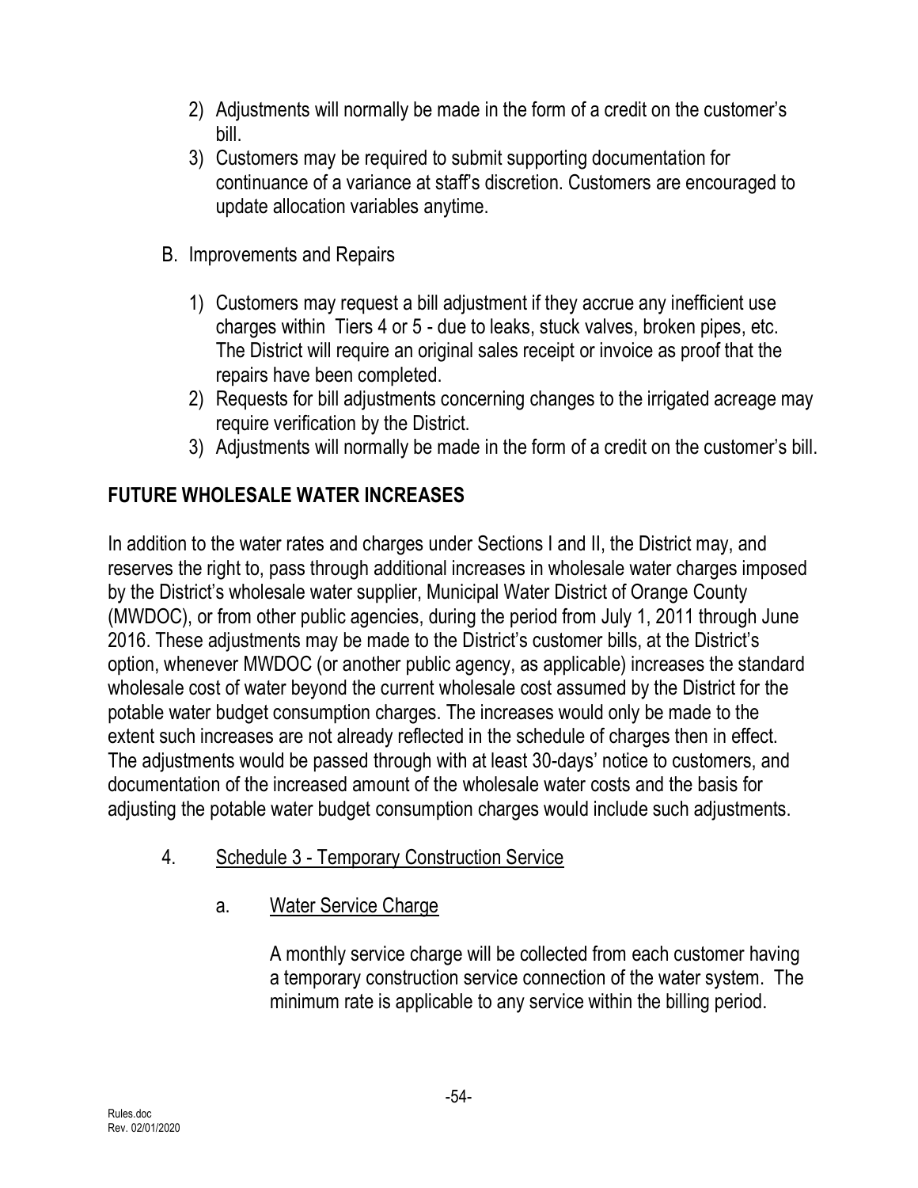2) Adjustments will normally be made in the form of a credit on the customer's bill.
3) Customers may be required to submit supporting documentation for continuance of a variance at staff's discretion. Customers are encouraged to update allocation variables anytime.

B. Improvements and Repairs

1) Customers may request a bill adjustment if they accrue any inefficient use charges within Tiers 4 or 5 - due to leaks, stuck valves, broken pipes, etc. The District will require an original sales receipt or invoice as proof that the repairs have been completed.
2) Requests for bill adjustments concerning changes to the irrigated acreage may require verification by the District.
3) Adjustments will normally be made in the form of a credit on the customer's bill.

## FUTURE WHOLESALE WATER INCREASES

In addition to the water rates and charges under Sections I and II, the District may, and reserves the right to, pass through additional increases in wholesale water charges imposed by the District's wholesale water supplier, Municipal Water District of Orange County (MWDOC), or from other public agencies, during the period from July 1, 2011 through June 2016. These adjustments may be made to the District's customer bills, at the District's option, whenever MWDOC (or another public agency, as applicable) increases the standard wholesale cost of water beyond the current wholesale cost assumed by the District for the potable water budget consumption charges. The increases would only be made to the extent such increases are not already reflected in the schedule of charges then in effect. The adjustments would be passed through with at least 30-days' notice to customers, and documentation of the increased amount of the wholesale water costs and the basis for adjusting the potable water budget consumption charges would include such adjustments.

4. Schedule 3 - Temporary Construction Service

a. Water Service Charge

A monthly service charge will be collected from each customer having a temporary construction service connection of the water system. The minimum rate is applicable to any service within the billing period.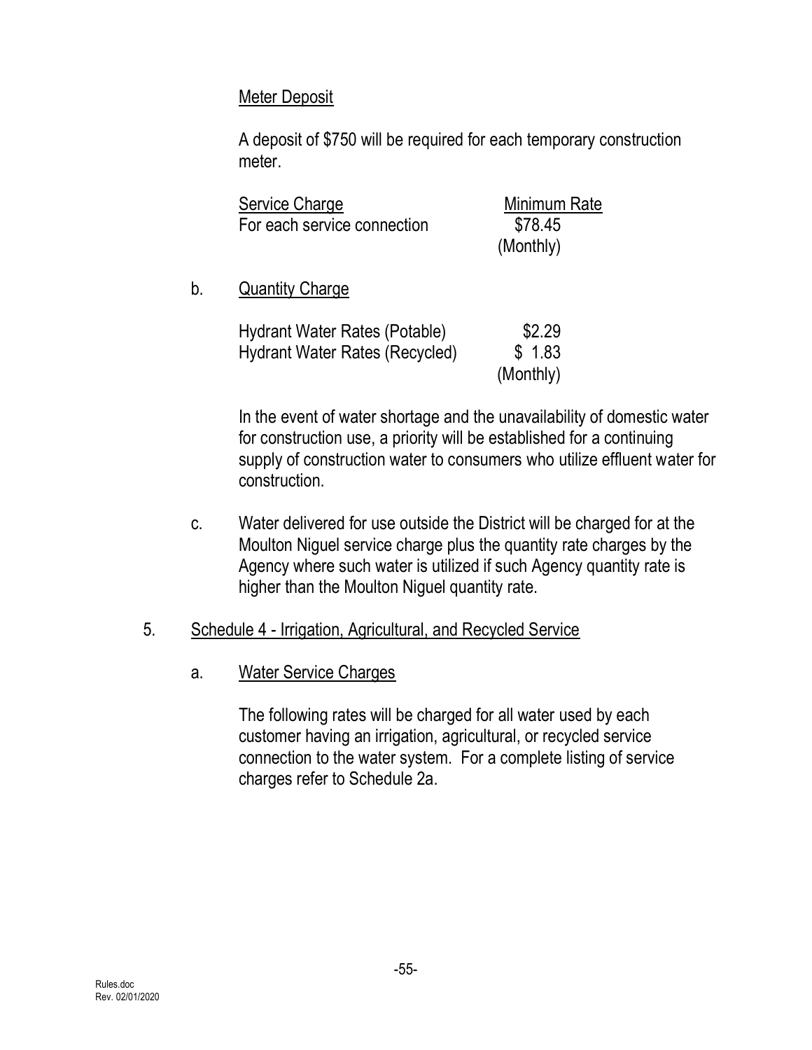Meter Deposit

A deposit of $750 will be required for each temporary construction meter.

| Service Charge | Minimum Rate |
|---|---|
| For each service connection | $78.45 (Monthly) |

b. Quantity Charge

| | |
|---|---|
| Hydrant Water Rates (Potable) | $2.29 |
| Hydrant Water Rates (Recycled) | $ 1.83 |
| | (Monthly) |

In the event of water shortage and the unavailability of domestic water for construction use, a priority will be established for a continuing supply of construction water to consumers who utilize effluent water for construction.

c. Water delivered for use outside the District will be charged for at the Moulton Niguel service charge plus the quantity rate charges by the Agency where such water is utilized if such Agency quantity rate is higher than the Moulton Niguel quantity rate.

5. Schedule 4 - Irrigation, Agricultural, and Recycled Service

a. Water Service Charges

The following rates will be charged for all water used by each customer having an irrigation, agricultural, or recycled service connection to the water system. For a complete listing of service charges refer to Schedule 2a.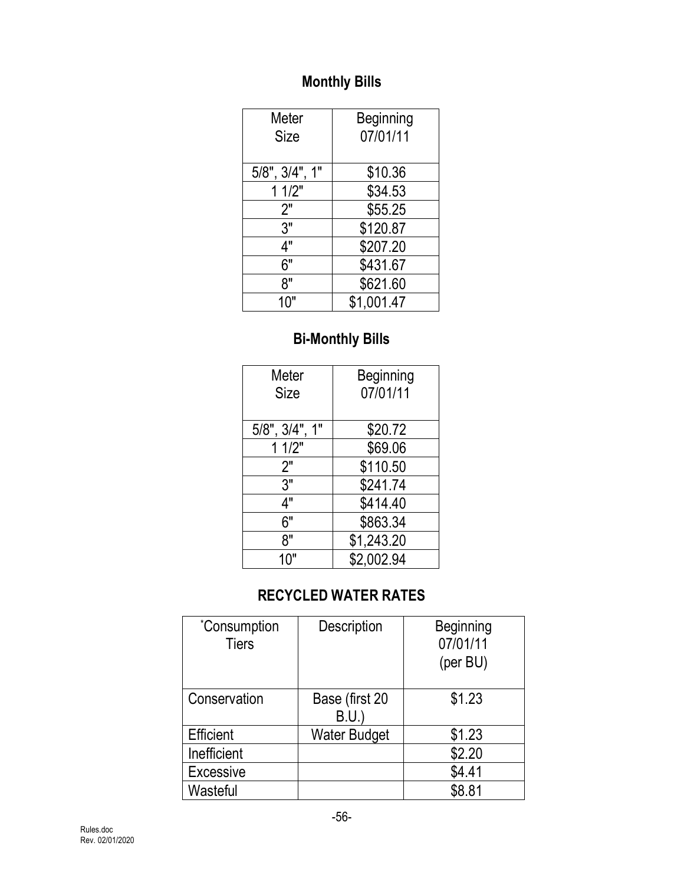## Monthly Bills

| Meter Size | Beginning 07/01/11 |
|---|---|
| 5/8", 3/4", 1" | $10.36 |
| 1 1/2" | $34.53 |
| 2" | $55.25 |
| 3" | $120.87 |
| 4" | $207.20 |
| 6" | $431.67 |
| 8" | $621.60 |
| 10" | $1,001.47 |

## Bi-Monthly Bills

| Meter Size | Beginning 07/01/11 |
|---|---|
| 5/8", 3/4", 1" | $20.72 |
| 1 1/2" | $69.06 |
| 2" | $110.50 |
| 3" | $241.74 |
| 4" | $414.40 |
| 6" | $863.34 |
| 8" | $1,243.20 |
| 10" | $2,002.94 |

## RECYCLED WATER RATES

| *Consumption Tiers | Description | Beginning 07/01/11 (per BU) |
|---|---|---|
| Conservation | Base (first 20 B.U.) | $1.23 |
| Efficient | Water Budget | $1.23 |
| Inefficient | | $2.20 |
| Excessive | | $4.41 |
| Wasteful | | $8.81 |

Rules.doc
Rev. 02/01/2020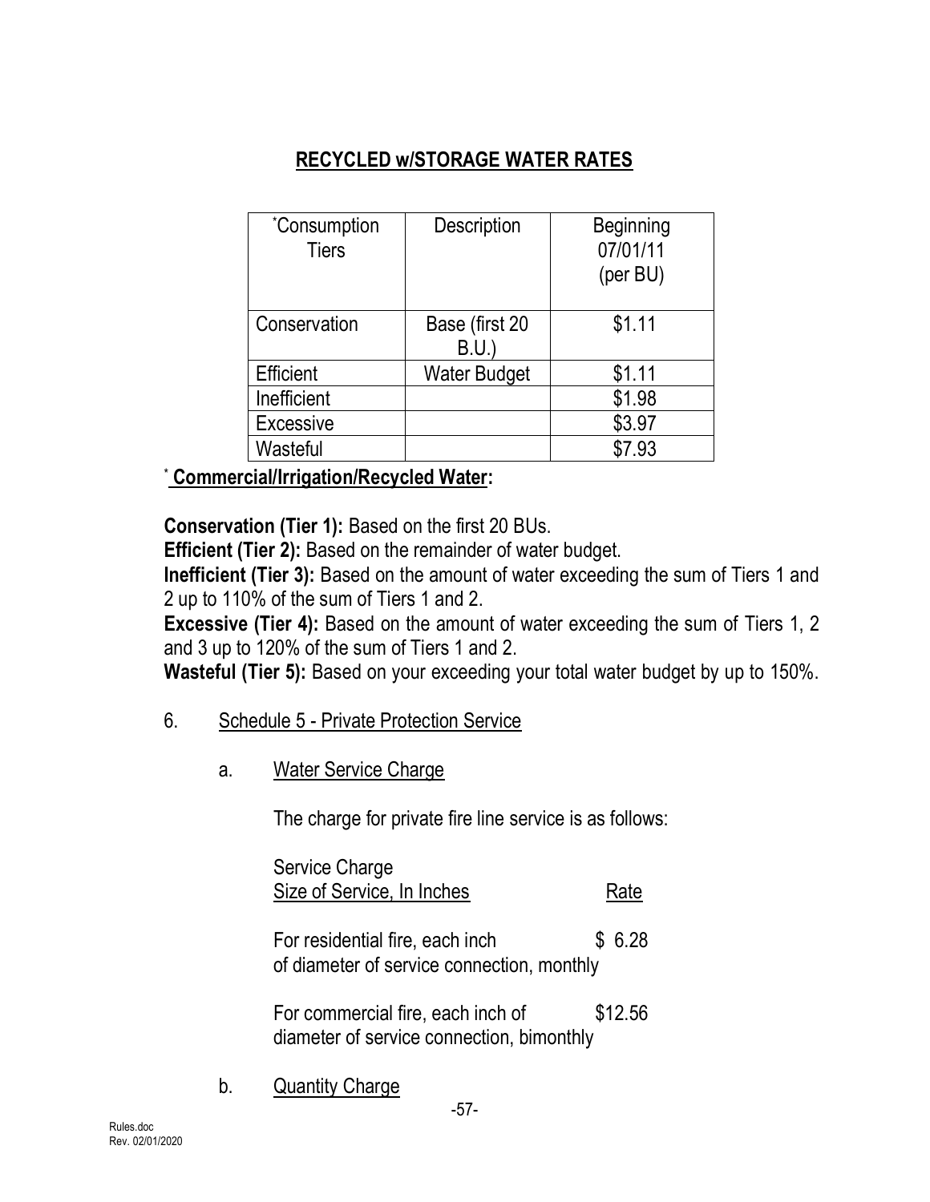## RECYCLED w/STORAGE WATER RATES

| *Consumption Tiers | Description | Beginning 07/01/11 (per BU) |
|---|---|---|
| Conservation | Base (first 20 B.U.) | $1.11 |
| Efficient | Water Budget | $1.11 |
| Inefficient | | $1.98 |
| Excessive | | $3.97 |
| Wasteful | | $7.93 |

\* **Commercial/Irrigation/Recycled Water:**

**Conservation (Tier 1):** Based on the first 20 BUs.
**Efficient (Tier 2):** Based on the remainder of water budget.
**Inefficient (Tier 3):** Based on the amount of water exceeding the sum of Tiers 1 and 2 up to 110% of the sum of Tiers 1 and 2.
**Excessive (Tier 4):** Based on the amount of water exceeding the sum of Tiers 1, 2 and 3 up to 120% of the sum of Tiers 1 and 2.
**Wasteful (Tier 5):** Based on your exceeding your total water budget by up to 150%.

6. Schedule 5 - Private Protection Service

   a. Water Service Charge

      The charge for private fire line service is as follows:

      | Service Charge Size of Service, In Inches | Rate |
      |---|---|
      | For residential fire, each inch of diameter of service connection, monthly | $ 6.28 |
      | For commercial fire, each inch of diameter of service connection, bimonthly | $12.56 |

   b. Quantity Charge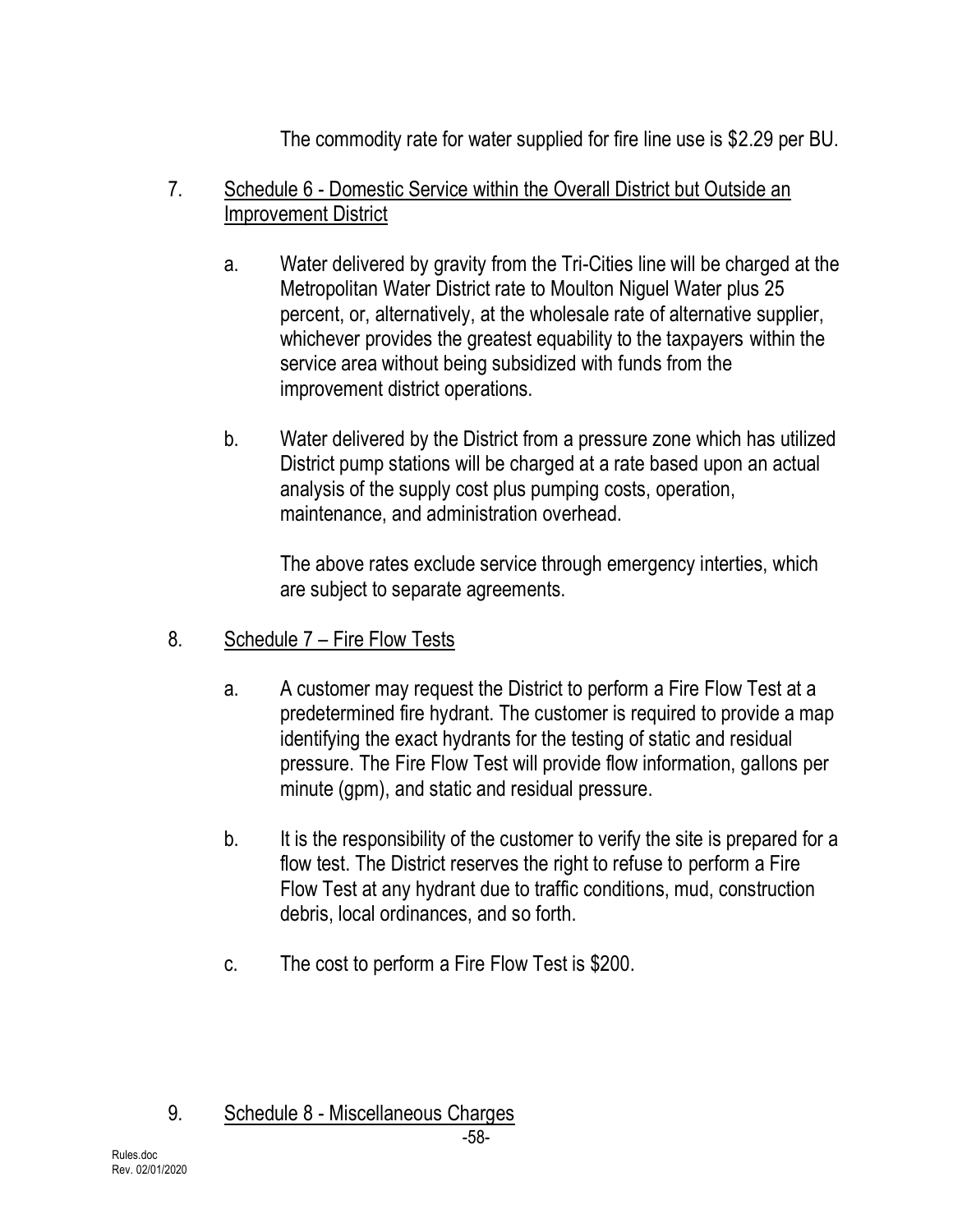The commodity rate for water supplied for fire line use is $2.29 per BU.

7. <u>Schedule 6 - Domestic Service within the Overall District but Outside an Improvement District</u>

   a. Water delivered by gravity from the Tri-Cities line will be charged at the Metropolitan Water District rate to Moulton Niguel Water plus 25 percent, or, alternatively, at the wholesale rate of alternative supplier, whichever provides the greatest equability to the taxpayers within the service area without being subsidized with funds from the improvement district operations.

   b. Water delivered by the District from a pressure zone which has utilized District pump stations will be charged at a rate based upon an actual analysis of the supply cost plus pumping costs, operation, maintenance, and administration overhead.

      The above rates exclude service through emergency interties, which are subject to separate agreements.

8. <u>Schedule 7 – Fire Flow Tests</u>

   a. A customer may request the District to perform a Fire Flow Test at a predetermined fire hydrant. The customer is required to provide a map identifying the exact hydrants for the testing of static and residual pressure. The Fire Flow Test will provide flow information, gallons per minute (gpm), and static and residual pressure.

   b. It is the responsibility of the customer to verify the site is prepared for a flow test. The District reserves the right to refuse to perform a Fire Flow Test at any hydrant due to traffic conditions, mud, construction debris, local ordinances, and so forth.

   c. The cost to perform a Fire Flow Test is $200.

9. <u>Schedule 8 - Miscellaneous Charges</u>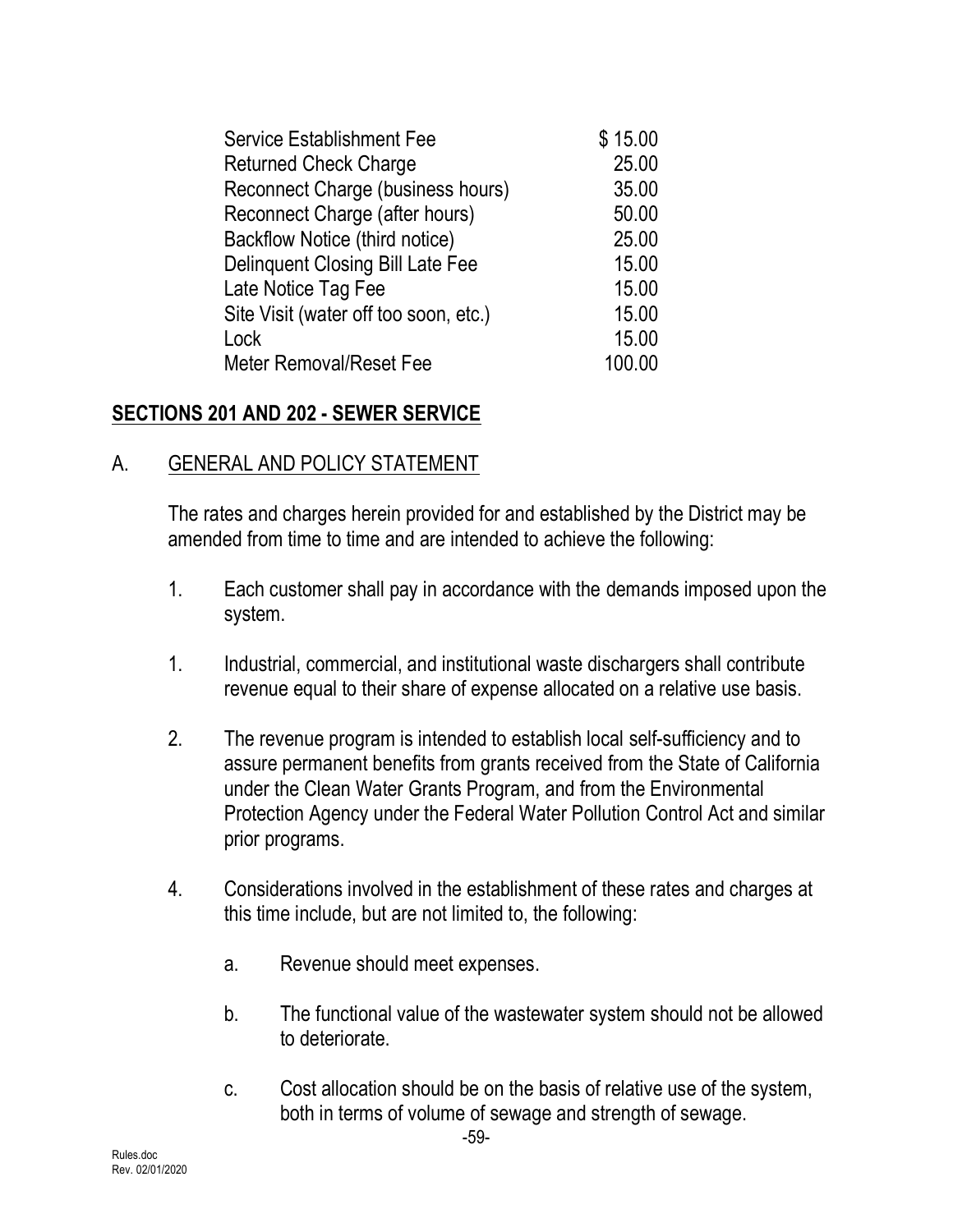| | |
|---|---|
| Service Establishment Fee | $ 15.00 |
| Returned Check Charge | 25.00 |
| Reconnect Charge (business hours) | 35.00 |
| Reconnect Charge (after hours) | 50.00 |
| Backflow Notice (third notice) | 25.00 |
| Delinquent Closing Bill Late Fee | 15.00 |
| Late Notice Tag Fee | 15.00 |
| Site Visit (water off too soon, etc.) | 15.00 |
| Lock | 15.00 |
| Meter Removal/Reset Fee | 100.00 |

## **SECTIONS 201 AND 202 - SEWER SERVICE**

A. <u>GENERAL AND POLICY STATEMENT</u>

The rates and charges herein provided for and established by the District may be amended from time to time and are intended to achieve the following:

1. Each customer shall pay in accordance with the demands imposed upon the system.

1. Industrial, commercial, and institutional waste dischargers shall contribute revenue equal to their share of expense allocated on a relative use basis.

2. The revenue program is intended to establish local self-sufficiency and to assure permanent benefits from grants received from the State of California under the Clean Water Grants Program, and from the Environmental Protection Agency under the Federal Water Pollution Control Act and similar prior programs.

4. Considerations involved in the establishment of these rates and charges at this time include, but are not limited to, the following:

   a. Revenue should meet expenses.

   b. The functional value of the wastewater system should not be allowed to deteriorate.

   c. Cost allocation should be on the basis of relative use of the system, both in terms of volume of sewage and strength of sewage.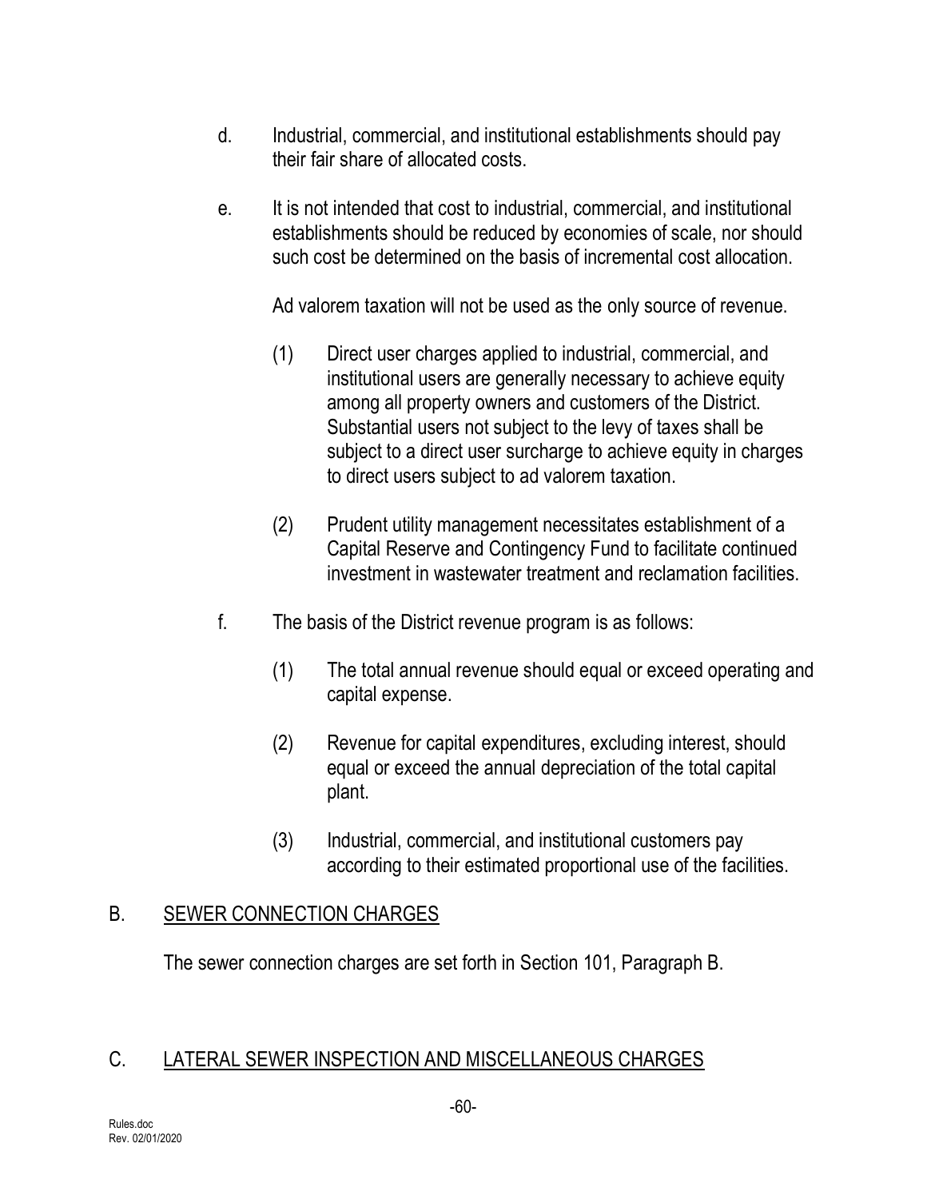d. Industrial, commercial, and institutional establishments should pay their fair share of allocated costs.

e. It is not intended that cost to industrial, commercial, and institutional establishments should be reduced by economies of scale, nor should such cost be determined on the basis of incremental cost allocation.

   Ad valorem taxation will not be used as the only source of revenue.

   (1) Direct user charges applied to industrial, commercial, and institutional users are generally necessary to achieve equity among all property owners and customers of the District. Substantial users not subject to the levy of taxes shall be subject to a direct user surcharge to achieve equity in charges to direct users subject to ad valorem taxation.

   (2) Prudent utility management necessitates establishment of a Capital Reserve and Contingency Fund to facilitate continued investment in wastewater treatment and reclamation facilities.

f. The basis of the District revenue program is as follows:

   (1) The total annual revenue should equal or exceed operating and capital expense.

   (2) Revenue for capital expenditures, excluding interest, should equal or exceed the annual depreciation of the total capital plant.

   (3) Industrial, commercial, and institutional customers pay according to their estimated proportional use of the facilities.

## B. SEWER CONNECTION CHARGES

The sewer connection charges are set forth in Section 101, Paragraph B.

## C. LATERAL SEWER INSPECTION AND MISCELLANEOUS CHARGES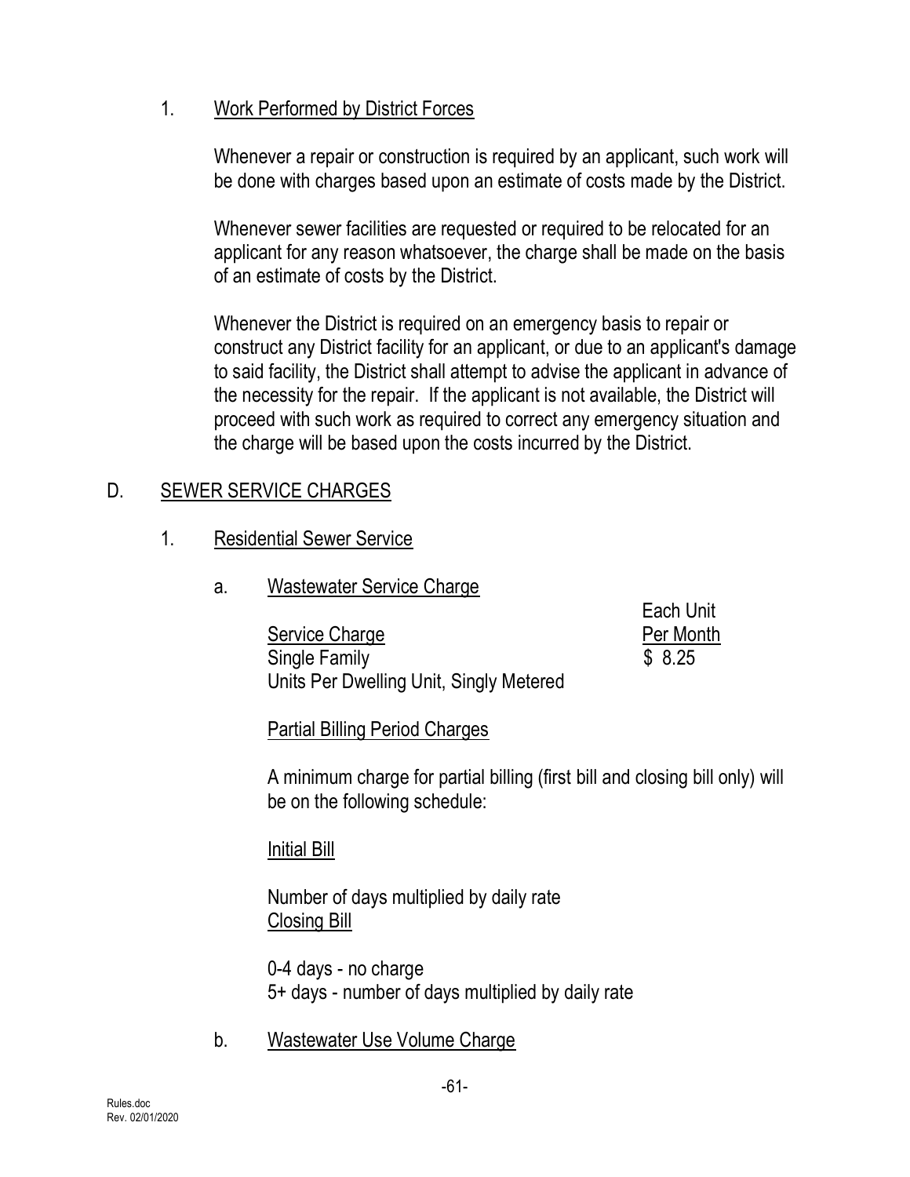### 1. Work Performed by District Forces

Whenever a repair or construction is required by an applicant, such work will be done with charges based upon an estimate of costs made by the District.

Whenever sewer facilities are requested or required to be relocated for an applicant for any reason whatsoever, the charge shall be made on the basis of an estimate of costs by the District.

Whenever the District is required on an emergency basis to repair or construct any District facility for an applicant, or due to an applicant's damage to said facility, the District shall attempt to advise the applicant in advance of the necessity for the repair. If the applicant is not available, the District will proceed with such work as required to correct any emergency situation and the charge will be based upon the costs incurred by the District.

## D. SEWER SERVICE CHARGES

### 1. Residential Sewer Service

#### a. Wastewater Service Charge

| Service Charge | Each Unit Per Month |
|---|---|
| Single Family<br>Units Per Dwelling Unit, Singly Metered | $ 8.25 |

Partial Billing Period Charges

A minimum charge for partial billing (first bill and closing bill only) will be on the following schedule:

Initial Bill

Number of days multiplied by daily rate

Closing Bill

0-4 days - no charge
5+ days - number of days multiplied by daily rate

#### b. Wastewater Use Volume Charge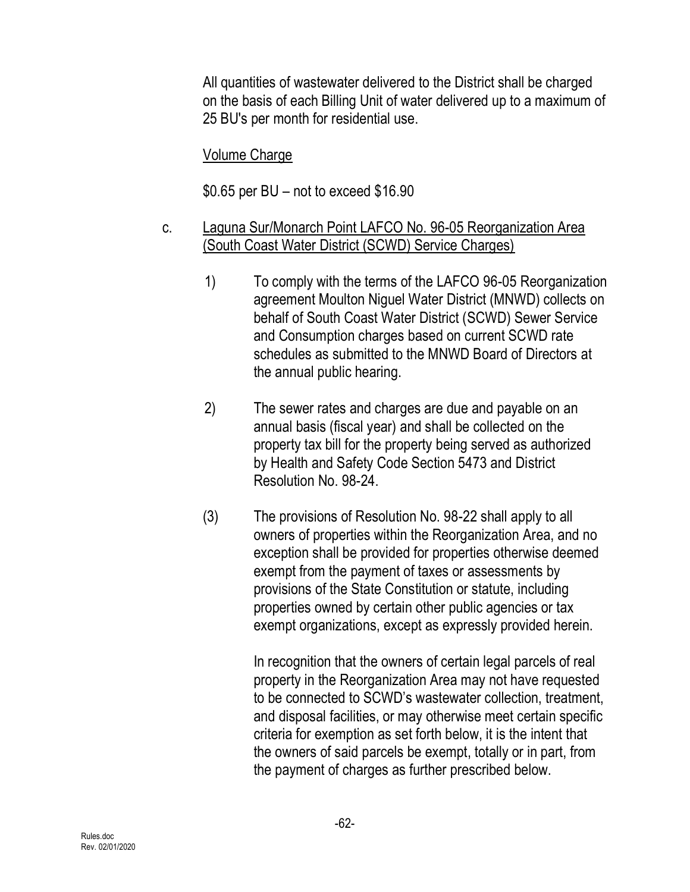All quantities of wastewater delivered to the District shall be charged on the basis of each Billing Unit of water delivered up to a maximum of 25 BU's per month for residential use.

Volume Charge

$0.65 per BU – not to exceed $16.90

c. Laguna Sur/Monarch Point LAFCO No. 96-05 Reorganization Area (South Coast Water District (SCWD) Service Charges)

1) To comply with the terms of the LAFCO 96-05 Reorganization agreement Moulton Niguel Water District (MNWD) collects on behalf of South Coast Water District (SCWD) Sewer Service and Consumption charges based on current SCWD rate schedules as submitted to the MNWD Board of Directors at the annual public hearing.

2) The sewer rates and charges are due and payable on an annual basis (fiscal year) and shall be collected on the property tax bill for the property being served as authorized by Health and Safety Code Section 5473 and District Resolution No. 98-24.

(3) The provisions of Resolution No. 98-22 shall apply to all owners of properties within the Reorganization Area, and no exception shall be provided for properties otherwise deemed exempt from the payment of taxes or assessments by provisions of the State Constitution or statute, including properties owned by certain other public agencies or tax exempt organizations, except as expressly provided herein.

In recognition that the owners of certain legal parcels of real property in the Reorganization Area may not have requested to be connected to SCWD's wastewater collection, treatment, and disposal facilities, or may otherwise meet certain specific criteria for exemption as set forth below, it is the intent that the owners of said parcels be exempt, totally or in part, from the payment of charges as further prescribed below.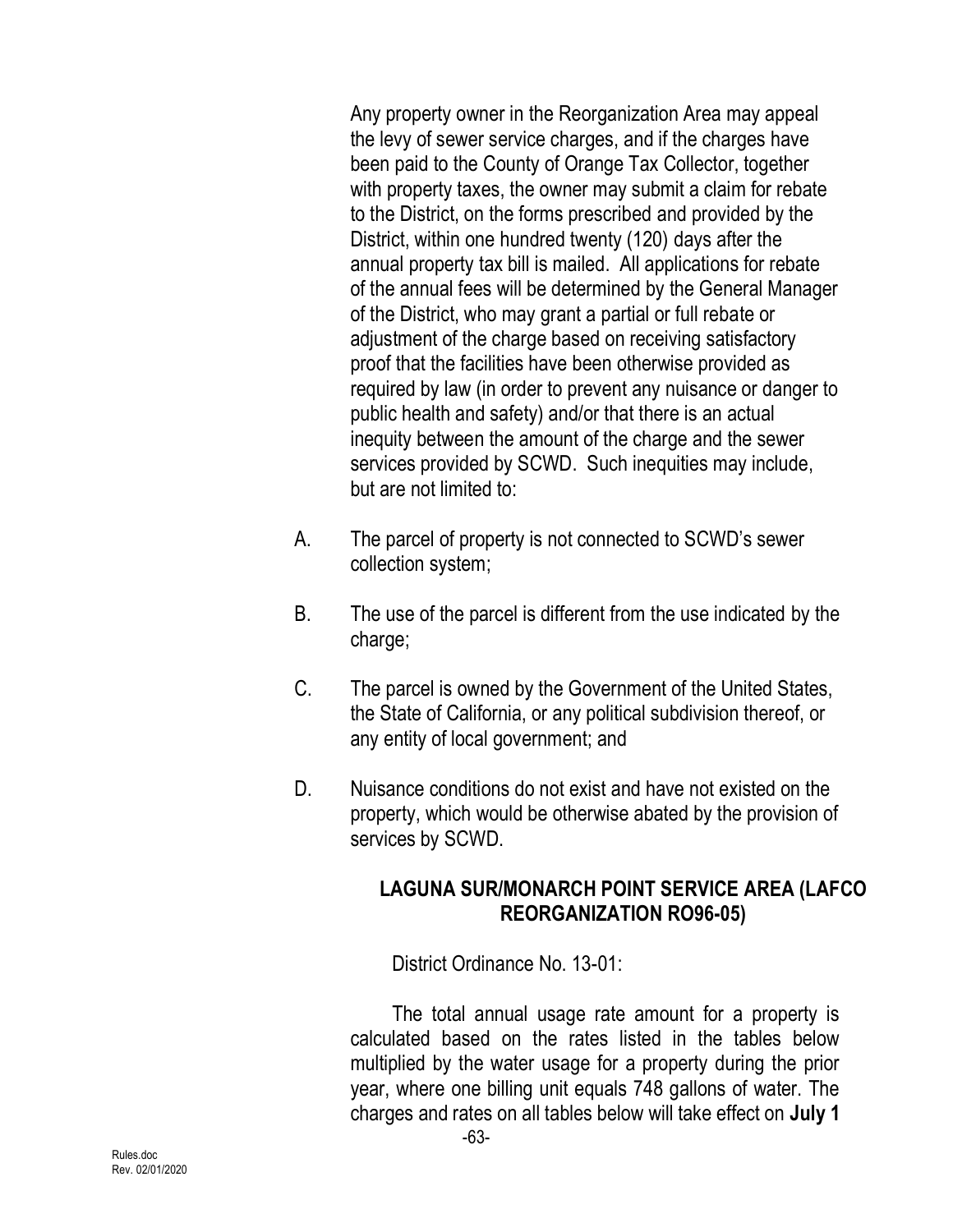Any property owner in the Reorganization Area may appeal the levy of sewer service charges, and if the charges have been paid to the County of Orange Tax Collector, together with property taxes, the owner may submit a claim for rebate to the District, on the forms prescribed and provided by the District, within one hundred twenty (120) days after the annual property tax bill is mailed. All applications for rebate of the annual fees will be determined by the General Manager of the District, who may grant a partial or full rebate or adjustment of the charge based on receiving satisfactory proof that the facilities have been otherwise provided as required by law (in order to prevent any nuisance or danger to public health and safety) and/or that there is an actual inequity between the amount of the charge and the sewer services provided by SCWD. Such inequities may include, but are not limited to:

A. The parcel of property is not connected to SCWD's sewer collection system;

B. The use of the parcel is different from the use indicated by the charge;

C. The parcel is owned by the Government of the United States, the State of California, or any political subdivision thereof, or any entity of local government; and

D. Nuisance conditions do not exist and have not existed on the property, which would be otherwise abated by the provision of services by SCWD.

**LAGUNA SUR/MONARCH POINT SERVICE AREA (LAFCO REORGANIZATION RO96-05)**

District Ordinance No. 13-01:

The total annual usage rate amount for a property is calculated based on the rates listed in the tables below multiplied by the water usage for a property during the prior year, where one billing unit equals 748 gallons of water. The charges and rates on all tables below will take effect on **July 1**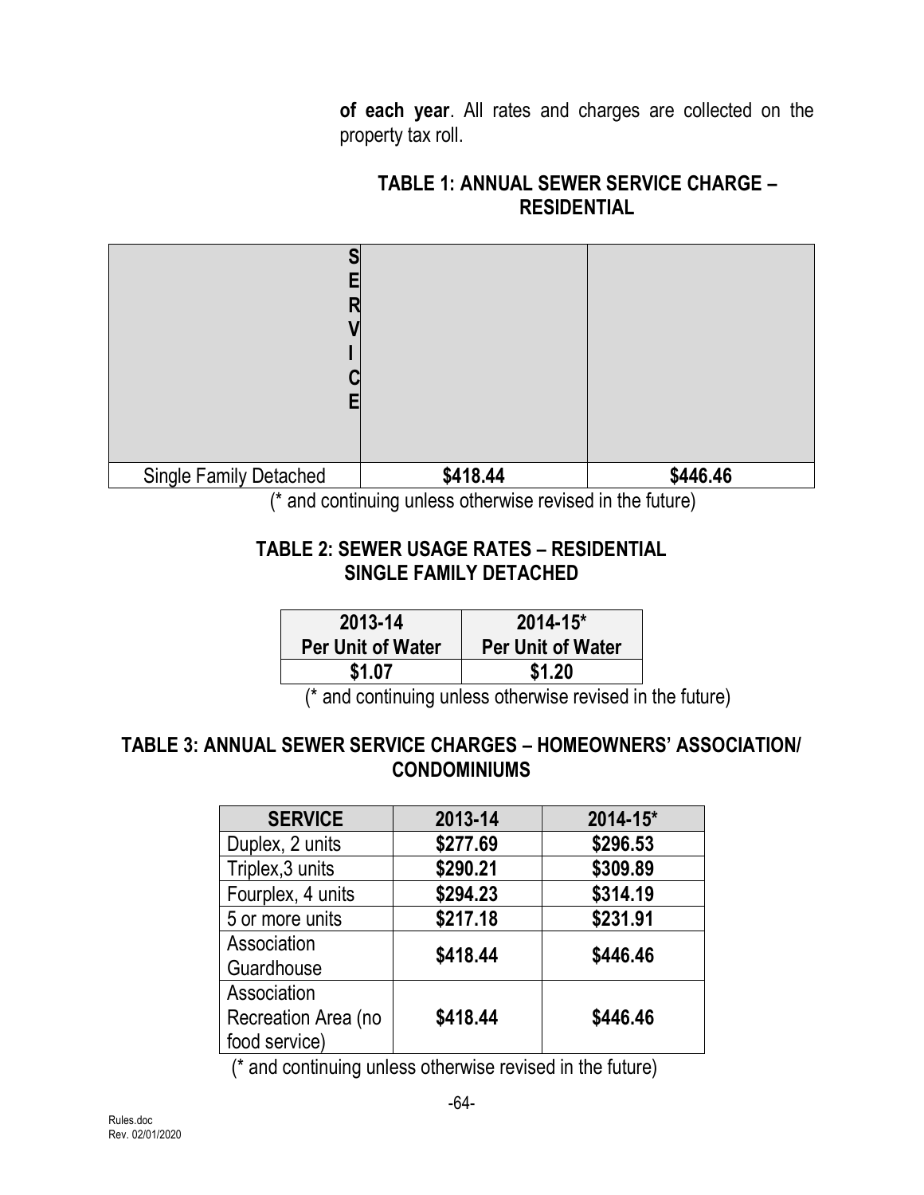**of each year**. All rates and charges are collected on the property tax roll.

### TABLE 1: ANNUAL SEWER SERVICE CHARGE – RESIDENTIAL

| SERVICE | | |
|---|---|---|
| Single Family Detached | **$418.44** | **$446.46** |

(* and continuing unless otherwise revised in the future)

### TABLE 2: SEWER USAGE RATES – RESIDENTIAL SINGLE FAMILY DETACHED

| 2013-14 Per Unit of Water | 2014-15* Per Unit of Water |
|---|---|
| **$1.07** | **$1.20** |

(* and continuing unless otherwise revised in the future)

### TABLE 3: ANNUAL SEWER SERVICE CHARGES – HOMEOWNERS' ASSOCIATION/ CONDOMINIUMS

| SERVICE | 2013-14 | 2014-15* |
|---|---|---|
| Duplex, 2 units | **$277.69** | **$296.53** |
| Triplex,3 units | **$290.21** | **$309.89** |
| Fourplex, 4 units | **$294.23** | **$314.19** |
| 5 or more units | **$217.18** | **$231.91** |
| Association Guardhouse | **$418.44** | **$446.46** |
| Association Recreation Area (no food service) | **$418.44** | **$446.46** |

(* and continuing unless otherwise revised in the future)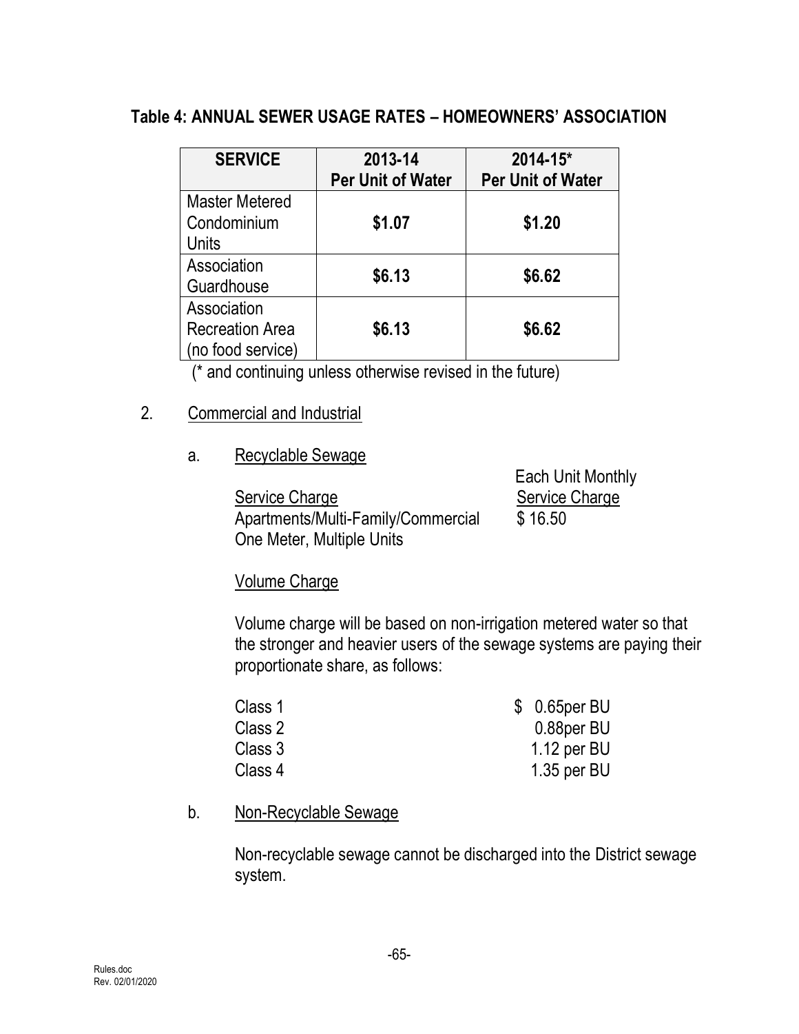### Table 4: ANNUAL SEWER USAGE RATES – HOMEOWNERS' ASSOCIATION

| SERVICE | 2013-14 Per Unit of Water | 2014-15* Per Unit of Water |
|---|---|---|
| Master Metered Condominium Units | **$1.07** | **$1.20** |
| Association Guardhouse | **$6.13** | **$6.62** |
| Association Recreation Area (no food service) | **$6.13** | **$6.62** |

(* and continuing unless otherwise revised in the future)

2. Commercial and Industrial

   a. Recyclable Sewage

| Service Charge | Each Unit Monthly Service Charge |
|---|---|
| Apartments/Multi-Family/Commercial One Meter, Multiple Units | $ 16.50 |

   Volume Charge

   Volume charge will be based on non-irrigation metered water so that the stronger and heavier users of the sewage systems are paying their proportionate share, as follows:

| | |
|---|---|
| Class 1 | $ 0.65per BU |
| Class 2 | 0.88per BU |
| Class 3 | 1.12 per BU |
| Class 4 | 1.35 per BU |

   b. Non-Recyclable Sewage

   Non-recyclable sewage cannot be discharged into the District sewage system.

Rules.doc
Rev. 02/01/2020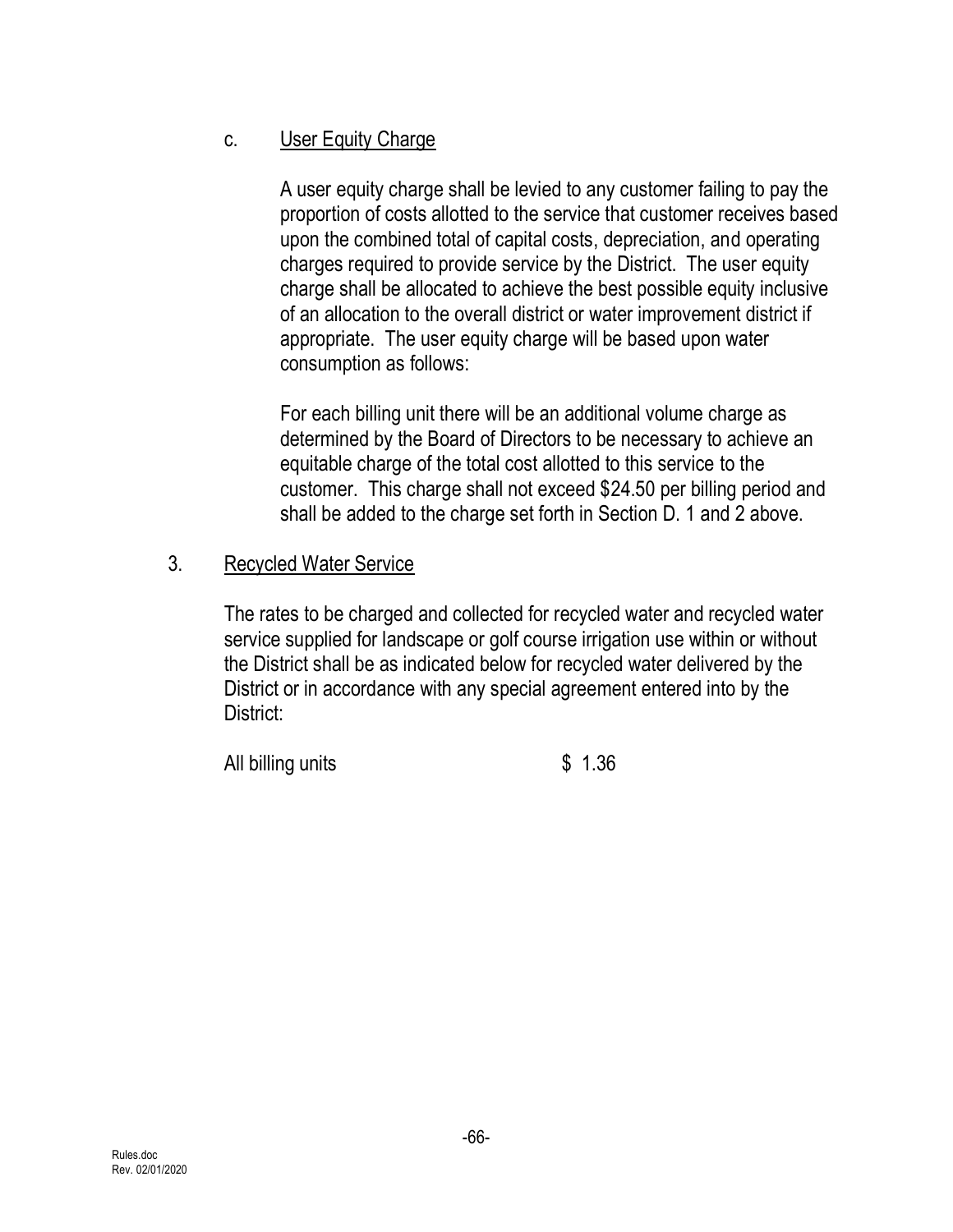c. User Equity Charge

A user equity charge shall be levied to any customer failing to pay the proportion of costs allotted to the service that customer receives based upon the combined total of capital costs, depreciation, and operating charges required to provide service by the District. The user equity charge shall be allocated to achieve the best possible equity inclusive of an allocation to the overall district or water improvement district if appropriate. The user equity charge will be based upon water consumption as follows:

For each billing unit there will be an additional volume charge as determined by the Board of Directors to be necessary to achieve an equitable charge of the total cost allotted to this service to the customer. This charge shall not exceed $24.50 per billing period and shall be added to the charge set forth in Section D. 1 and 2 above.

3. Recycled Water Service

The rates to be charged and collected for recycled water and recycled water service supplied for landscape or golf course irrigation use within or without the District shall be as indicated below for recycled water delivered by the District or in accordance with any special agreement entered into by the District:

All billing units $ 1.36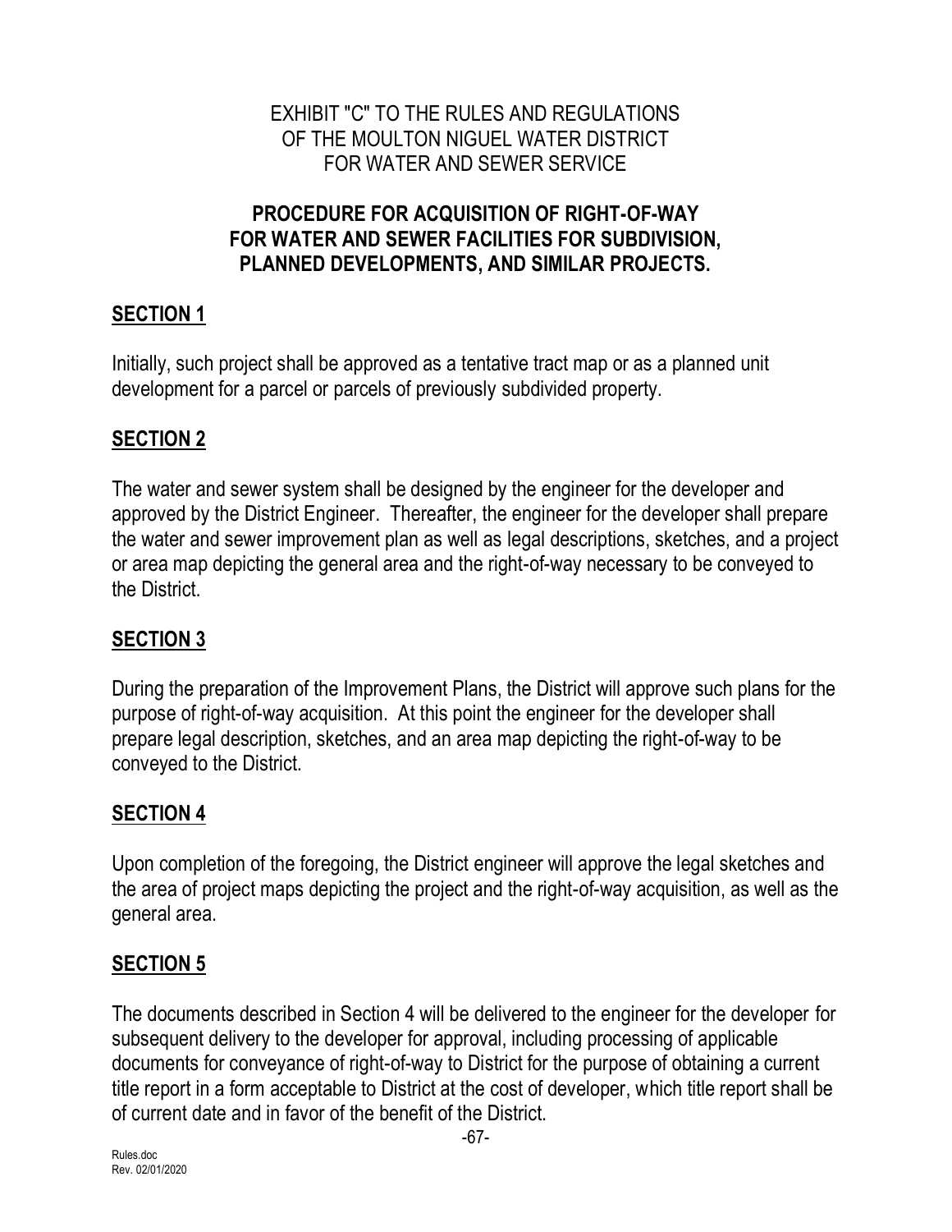EXHIBIT "C" TO THE RULES AND REGULATIONS OF THE MOULTON NIGUEL WATER DISTRICT FOR WATER AND SEWER SERVICE

# PROCEDURE FOR ACQUISITION OF RIGHT-OF-WAY FOR WATER AND SEWER FACILITIES FOR SUBDIVISION, PLANNED DEVELOPMENTS, AND SIMILAR PROJECTS.

## SECTION 1

Initially, such project shall be approved as a tentative tract map or as a planned unit development for a parcel or parcels of previously subdivided property.

## SECTION 2

The water and sewer system shall be designed by the engineer for the developer and approved by the District Engineer. Thereafter, the engineer for the developer shall prepare the water and sewer improvement plan as well as legal descriptions, sketches, and a project or area map depicting the general area and the right-of-way necessary to be conveyed to the District.

## SECTION 3

During the preparation of the Improvement Plans, the District will approve such plans for the purpose of right-of-way acquisition. At this point the engineer for the developer shall prepare legal description, sketches, and an area map depicting the right-of-way to be conveyed to the District.

## SECTION 4

Upon completion of the foregoing, the District engineer will approve the legal sketches and the area of project maps depicting the project and the right-of-way acquisition, as well as the general area.

## SECTION 5

The documents described in Section 4 will be delivered to the engineer for the developer for subsequent delivery to the developer for approval, including processing of applicable documents for conveyance of right-of-way to District for the purpose of obtaining a current title report in a form acceptable to District at the cost of developer, which title report shall be of current date and in favor of the benefit of the District.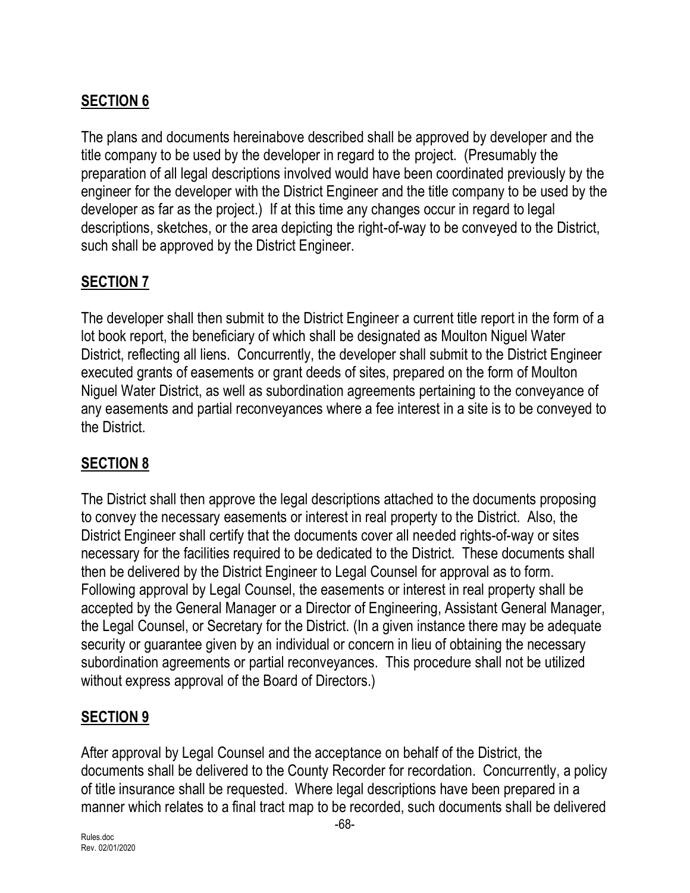## **SECTION 6**

The plans and documents hereinabove described shall be approved by developer and the title company to be used by the developer in regard to the project. (Presumably the preparation of all legal descriptions involved would have been coordinated previously by the engineer for the developer with the District Engineer and the title company to be used by the developer as far as the project.) If at this time any changes occur in regard to legal descriptions, sketches, or the area depicting the right-of-way to be conveyed to the District, such shall be approved by the District Engineer.

## **SECTION 7**

The developer shall then submit to the District Engineer a current title report in the form of a lot book report, the beneficiary of which shall be designated as Moulton Niguel Water District, reflecting all liens. Concurrently, the developer shall submit to the District Engineer executed grants of easements or grant deeds of sites, prepared on the form of Moulton Niguel Water District, as well as subordination agreements pertaining to the conveyance of any easements and partial reconveyances where a fee interest in a site is to be conveyed to the District.

## **SECTION 8**

The District shall then approve the legal descriptions attached to the documents proposing to convey the necessary easements or interest in real property to the District. Also, the District Engineer shall certify that the documents cover all needed rights-of-way or sites necessary for the facilities required to be dedicated to the District. These documents shall then be delivered by the District Engineer to Legal Counsel for approval as to form. Following approval by Legal Counsel, the easements or interest in real property shall be accepted by the General Manager or a Director of Engineering, Assistant General Manager, the Legal Counsel, or Secretary for the District. (In a given instance there may be adequate security or guarantee given by an individual or concern in lieu of obtaining the necessary subordination agreements or partial reconveyances. This procedure shall not be utilized without express approval of the Board of Directors.)

## **SECTION 9**

After approval by Legal Counsel and the acceptance on behalf of the District, the documents shall be delivered to the County Recorder for recordation. Concurrently, a policy of title insurance shall be requested. Where legal descriptions have been prepared in a manner which relates to a final tract map to be recorded, such documents shall be delivered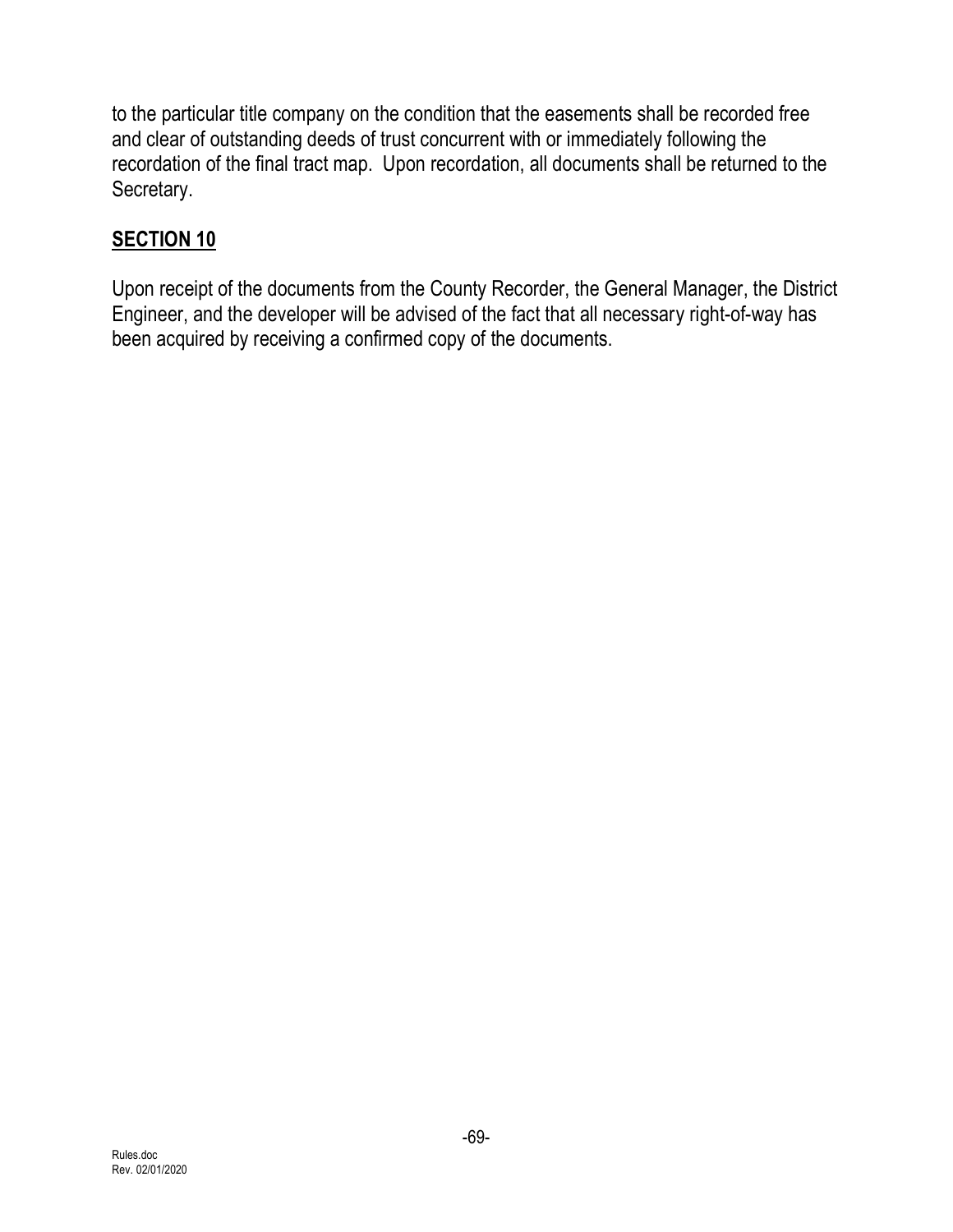to the particular title company on the condition that the easements shall be recorded free and clear of outstanding deeds of trust concurrent with or immediately following the recordation of the final tract map. Upon recordation, all documents shall be returned to the Secretary.

## SECTION 10

Upon receipt of the documents from the County Recorder, the General Manager, the District Engineer, and the developer will be advised of the fact that all necessary right-of-way has been acquired by receiving a confirmed copy of the documents.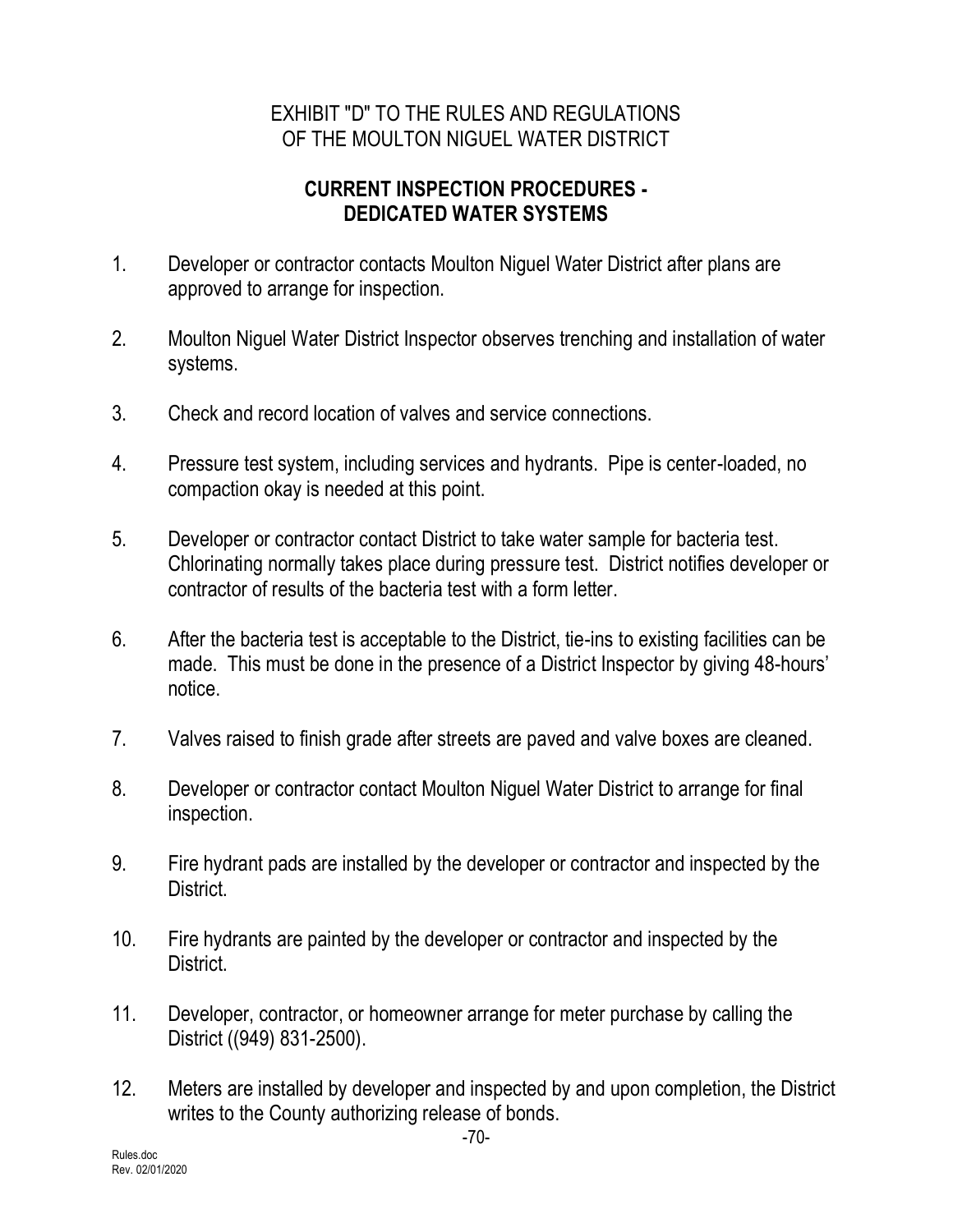EXHIBIT "D" TO THE RULES AND REGULATIONS
OF THE MOULTON NIGUEL WATER DISTRICT

## CURRENT INSPECTION PROCEDURES - DEDICATED WATER SYSTEMS

1. Developer or contractor contacts Moulton Niguel Water District after plans are approved to arrange for inspection.

2. Moulton Niguel Water District Inspector observes trenching and installation of water systems.

3. Check and record location of valves and service connections.

4. Pressure test system, including services and hydrants. Pipe is center-loaded, no compaction okay is needed at this point.

5. Developer or contractor contact District to take water sample for bacteria test. Chlorinating normally takes place during pressure test. District notifies developer or contractor of results of the bacteria test with a form letter.

6. After the bacteria test is acceptable to the District, tie-ins to existing facilities can be made. This must be done in the presence of a District Inspector by giving 48-hours' notice.

7. Valves raised to finish grade after streets are paved and valve boxes are cleaned.

8. Developer or contractor contact Moulton Niguel Water District to arrange for final inspection.

9. Fire hydrant pads are installed by the developer or contractor and inspected by the District.

10. Fire hydrants are painted by the developer or contractor and inspected by the District.

11. Developer, contractor, or homeowner arrange for meter purchase by calling the District ((949) 831-2500).

12. Meters are installed by developer and inspected by and upon completion, the District writes to the County authorizing release of bonds.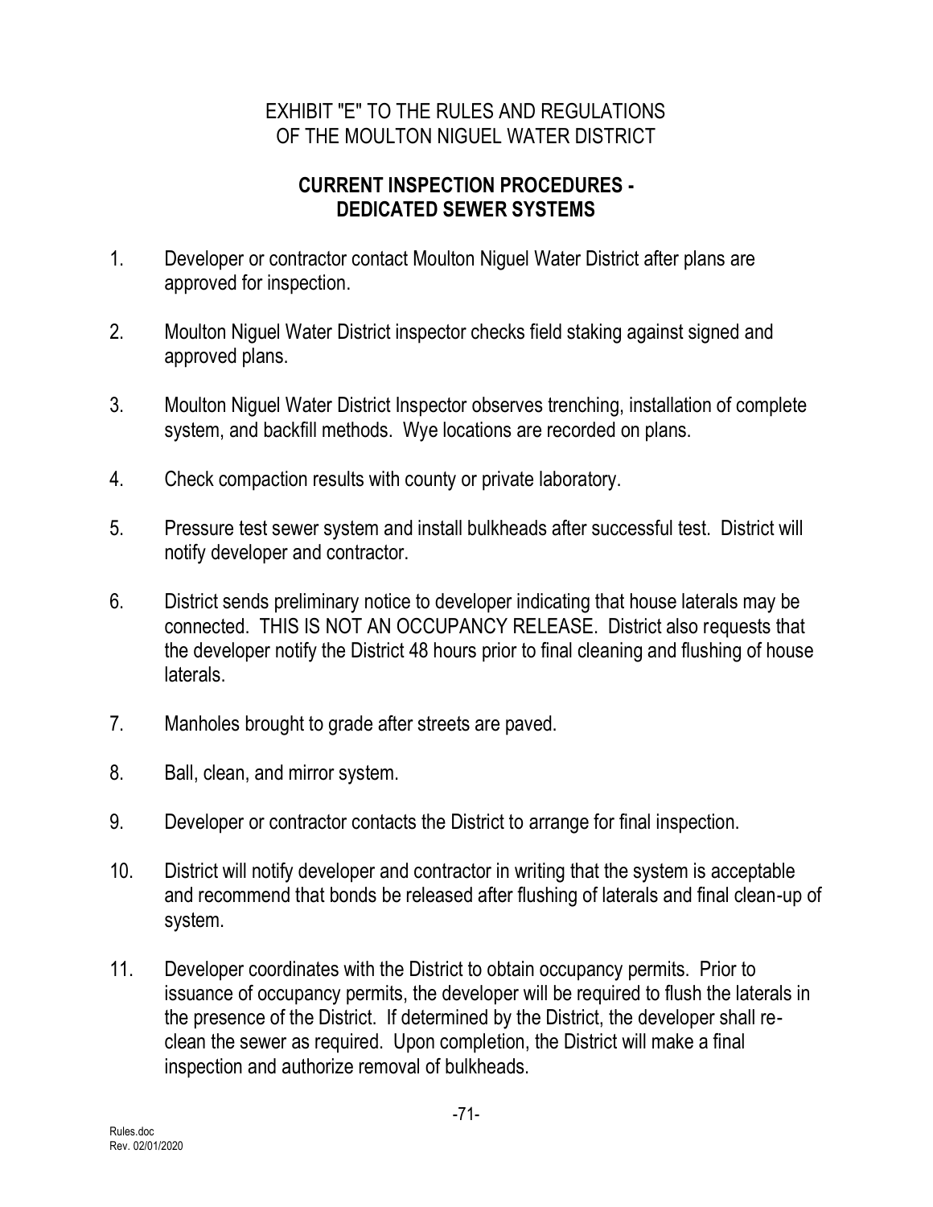EXHIBIT "E" TO THE RULES AND REGULATIONS
OF THE MOULTON NIGUEL WATER DISTRICT

**CURRENT INSPECTION PROCEDURES -**
**DEDICATED SEWER SYSTEMS**

1. Developer or contractor contact Moulton Niguel Water District after plans are approved for inspection.

2. Moulton Niguel Water District inspector checks field staking against signed and approved plans.

3. Moulton Niguel Water District Inspector observes trenching, installation of complete system, and backfill methods. Wye locations are recorded on plans.

4. Check compaction results with county or private laboratory.

5. Pressure test sewer system and install bulkheads after successful test. District will notify developer and contractor.

6. District sends preliminary notice to developer indicating that house laterals may be connected. THIS IS NOT AN OCCUPANCY RELEASE. District also requests that the developer notify the District 48 hours prior to final cleaning and flushing of house laterals.

7. Manholes brought to grade after streets are paved.

8. Ball, clean, and mirror system.

9. Developer or contractor contacts the District to arrange for final inspection.

10. District will notify developer and contractor in writing that the system is acceptable and recommend that bonds be released after flushing of laterals and final clean-up of system.

11. Developer coordinates with the District to obtain occupancy permits. Prior to issuance of occupancy permits, the developer will be required to flush the laterals in the presence of the District. If determined by the District, the developer shall re-clean the sewer as required. Upon completion, the District will make a final inspection and authorize removal of bulkheads.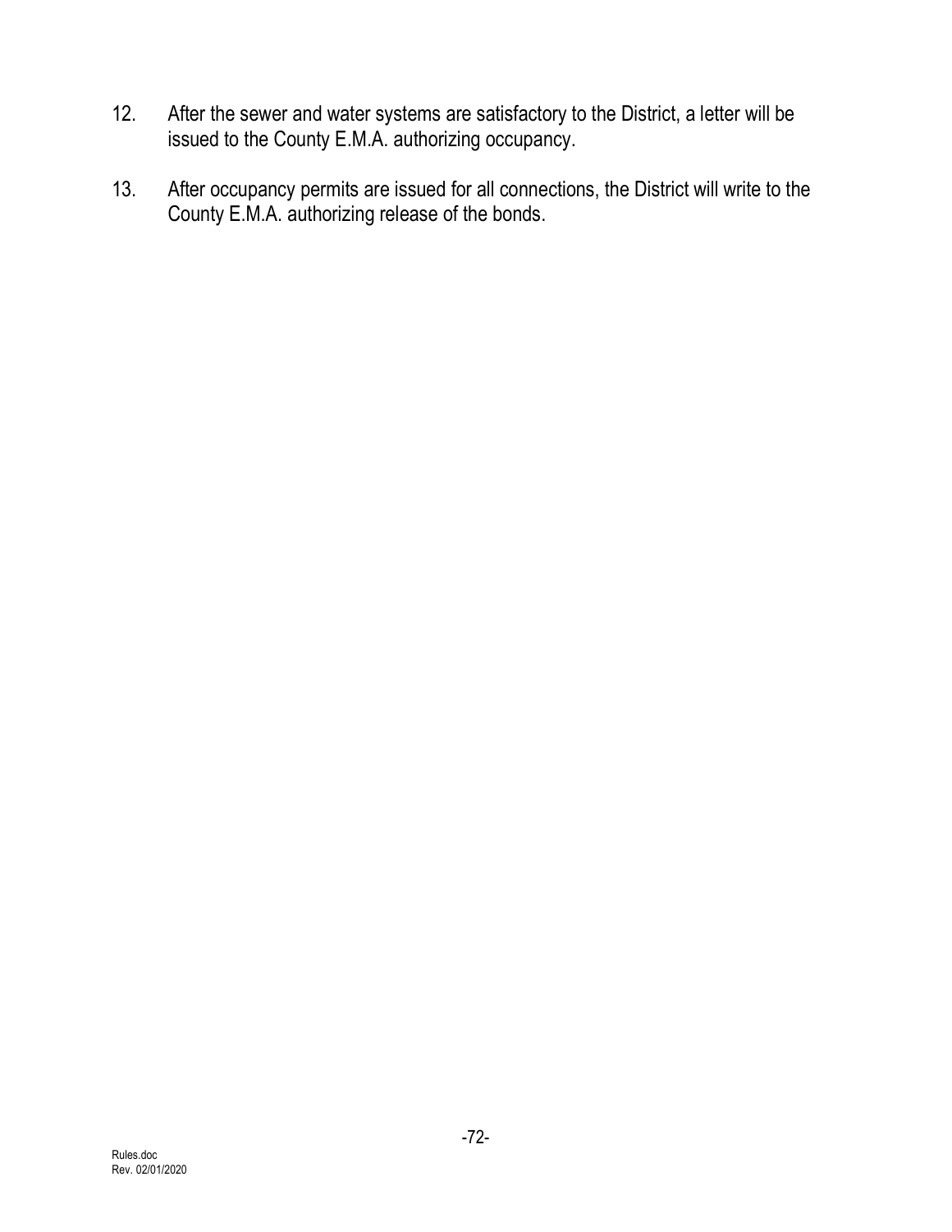12. After the sewer and water systems are satisfactory to the District, a letter will be issued to the County E.M.A. authorizing occupancy.

13. After occupancy permits are issued for all connections, the District will write to the County E.M.A. authorizing release of the bonds.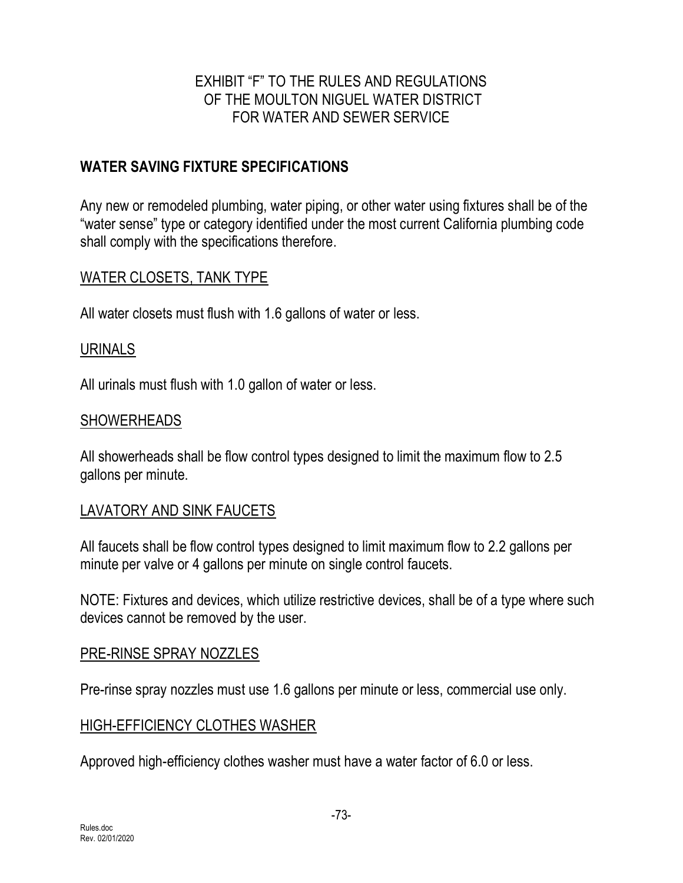EXHIBIT “F” TO THE RULES AND REGULATIONS
OF THE MOULTON NIGUEL WATER DISTRICT
FOR WATER AND SEWER SERVICE

## WATER SAVING FIXTURE SPECIFICATIONS

Any new or remodeled plumbing, water piping, or other water using fixtures shall be of the “water sense” type or category identified under the most current California plumbing code shall comply with the specifications therefore.

### WATER CLOSETS, TANK TYPE

All water closets must flush with 1.6 gallons of water or less.

### URINALS

All urinals must flush with 1.0 gallon of water or less.

### SHOWERHEADS

All showerheads shall be flow control types designed to limit the maximum flow to 2.5 gallons per minute.

### LAVATORY AND SINK FAUCETS

All faucets shall be flow control types designed to limit maximum flow to 2.2 gallons per minute per valve or 4 gallons per minute on single control faucets.

NOTE: Fixtures and devices, which utilize restrictive devices, shall be of a type where such devices cannot be removed by the user.

### PRE-RINSE SPRAY NOZZLES

Pre-rinse spray nozzles must use 1.6 gallons per minute or less, commercial use only.

### HIGH-EFFICIENCY CLOTHES WASHER

Approved high-efficiency clothes washer must have a water factor of 6.0 or less.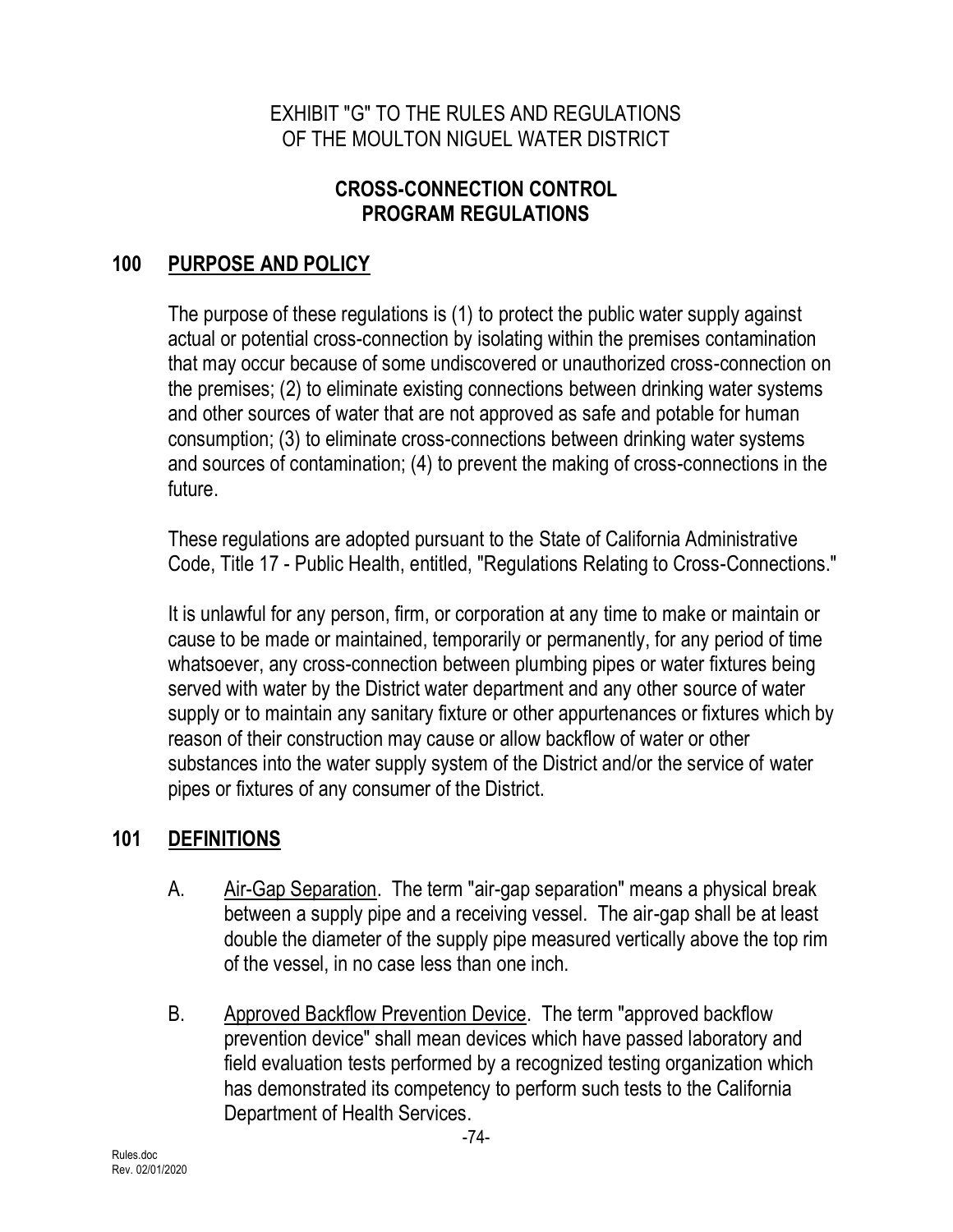EXHIBIT "G" TO THE RULES AND REGULATIONS OF THE MOULTON NIGUEL WATER DISTRICT

# CROSS-CONNECTION CONTROL PROGRAM REGULATIONS

## 100 PURPOSE AND POLICY

The purpose of these regulations is (1) to protect the public water supply against actual or potential cross-connection by isolating within the premises contamination that may occur because of some undiscovered or unauthorized cross-connection on the premises; (2) to eliminate existing connections between drinking water systems and other sources of water that are not approved as safe and potable for human consumption; (3) to eliminate cross-connections between drinking water systems and sources of contamination; (4) to prevent the making of cross-connections in the future.

These regulations are adopted pursuant to the State of California Administrative Code, Title 17 - Public Health, entitled, "Regulations Relating to Cross-Connections."

It is unlawful for any person, firm, or corporation at any time to make or maintain or cause to be made or maintained, temporarily or permanently, for any period of time whatsoever, any cross-connection between plumbing pipes or water fixtures being served with water by the District water department and any other source of water supply or to maintain any sanitary fixture or other appurtenances or fixtures which by reason of their construction may cause or allow backflow of water or other substances into the water supply system of the District and/or the service of water pipes or fixtures of any consumer of the District.

## 101 DEFINITIONS

A. Air-Gap Separation. The term "air-gap separation" means a physical break between a supply pipe and a receiving vessel. The air-gap shall be at least double the diameter of the supply pipe measured vertically above the top rim of the vessel, in no case less than one inch.

B. Approved Backflow Prevention Device. The term "approved backflow prevention device" shall mean devices which have passed laboratory and field evaluation tests performed by a recognized testing organization which has demonstrated its competency to perform such tests to the California Department of Health Services.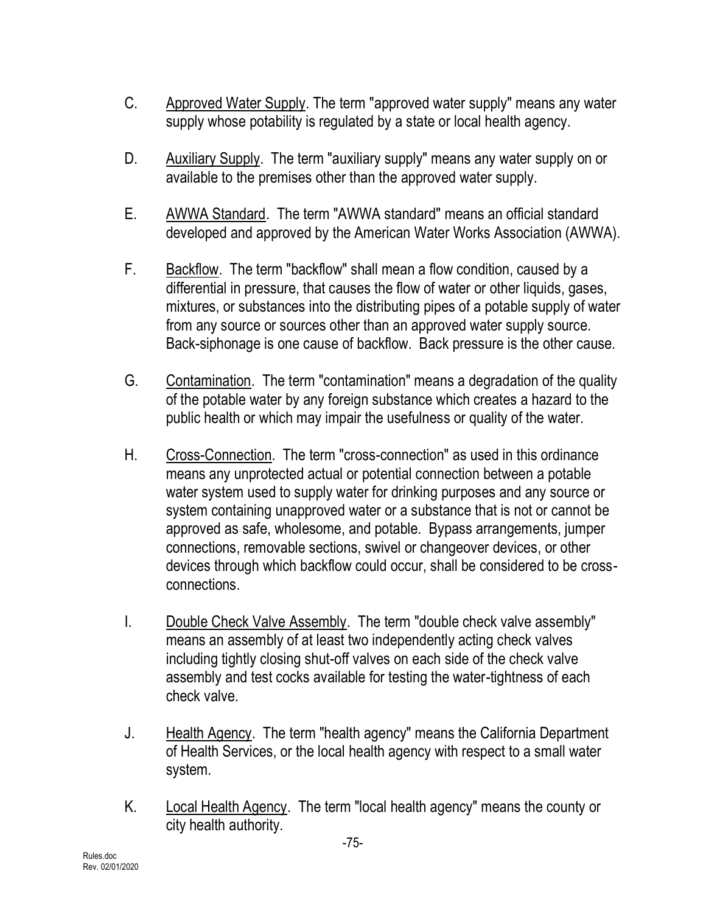C. Approved Water Supply. The term "approved water supply" means any water supply whose potability is regulated by a state or local health agency.

D. Auxiliary Supply. The term "auxiliary supply" means any water supply on or available to the premises other than the approved water supply.

E. AWWA Standard. The term "AWWA standard" means an official standard developed and approved by the American Water Works Association (AWWA).

F. Backflow. The term "backflow" shall mean a flow condition, caused by a differential in pressure, that causes the flow of water or other liquids, gases, mixtures, or substances into the distributing pipes of a potable supply of water from any source or sources other than an approved water supply source. Back-siphonage is one cause of backflow. Back pressure is the other cause.

G. Contamination. The term "contamination" means a degradation of the quality of the potable water by any foreign substance which creates a hazard to the public health or which may impair the usefulness or quality of the water.

H. Cross-Connection. The term "cross-connection" as used in this ordinance means any unprotected actual or potential connection between a potable water system used to supply water for drinking purposes and any source or system containing unapproved water or a substance that is not or cannot be approved as safe, wholesome, and potable. Bypass arrangements, jumper connections, removable sections, swivel or changeover devices, or other devices through which backflow could occur, shall be considered to be cross-connections.

I. Double Check Valve Assembly. The term "double check valve assembly" means an assembly of at least two independently acting check valves including tightly closing shut-off valves on each side of the check valve assembly and test cocks available for testing the water-tightness of each check valve.

J. Health Agency. The term "health agency" means the California Department of Health Services, or the local health agency with respect to a small water system.

K. Local Health Agency. The term "local health agency" means the county or city health authority.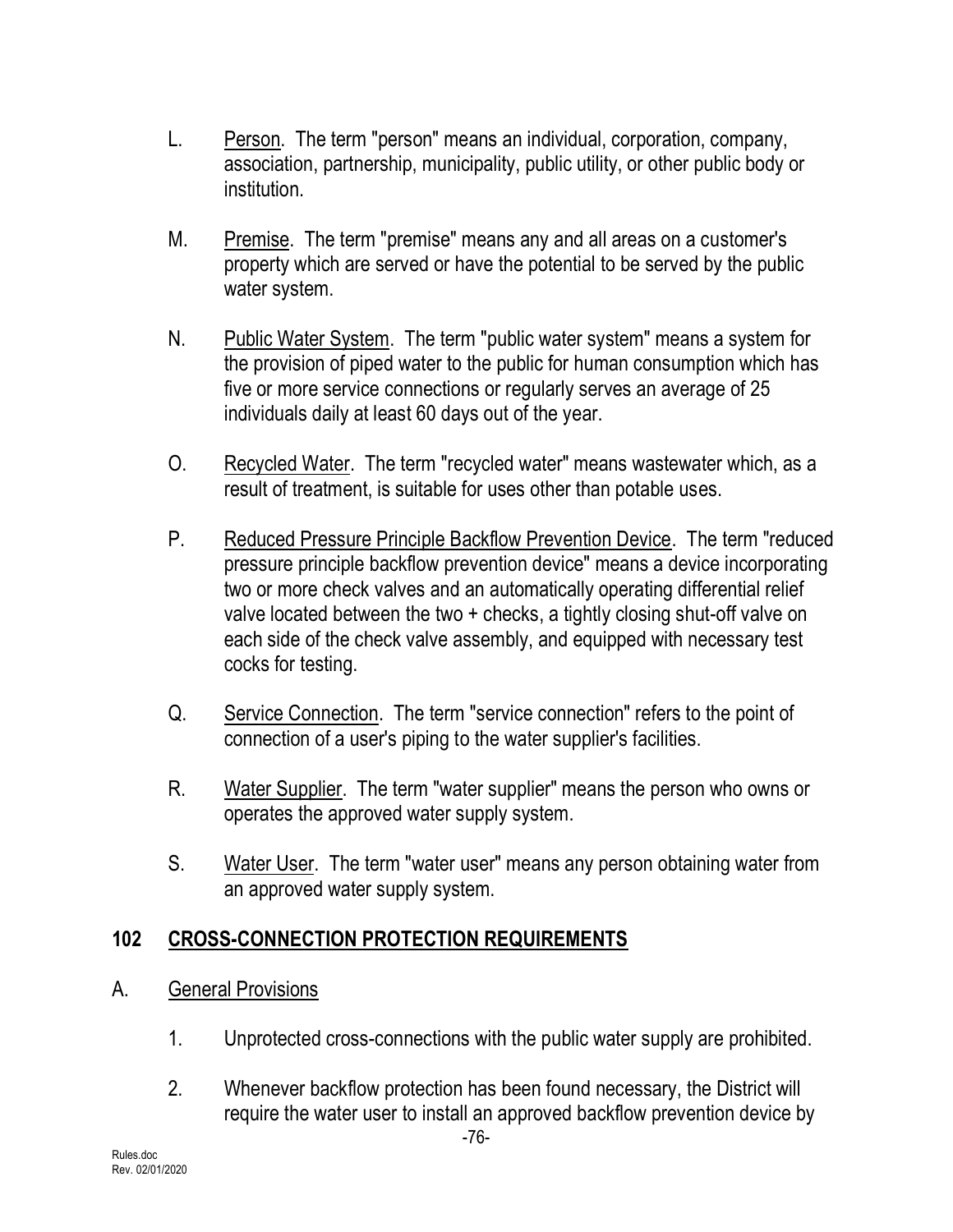L. <u>Person</u>. The term "person" means an individual, corporation, company, association, partnership, municipality, public utility, or other public body or institution.

M. <u>Premise</u>. The term "premise" means any and all areas on a customer's property which are served or have the potential to be served by the public water system.

N. <u>Public Water System</u>. The term "public water system" means a system for the provision of piped water to the public for human consumption which has five or more service connections or regularly serves an average of 25 individuals daily at least 60 days out of the year.

O. <u>Recycled Water</u>. The term "recycled water" means wastewater which, as a result of treatment, is suitable for uses other than potable uses.

P. <u>Reduced Pressure Principle Backflow Prevention Device</u>. The term "reduced pressure principle backflow prevention device" means a device incorporating two or more check valves and an automatically operating differential relief valve located between the two + checks, a tightly closing shut-off valve on each side of the check valve assembly, and equipped with necessary test cocks for testing.

Q. <u>Service Connection</u>. The term "service connection" refers to the point of connection of a user's piping to the water supplier's facilities.

R. <u>Water Supplier</u>. The term "water supplier" means the person who owns or operates the approved water supply system.

S. <u>Water User</u>. The term "water user" means any person obtaining water from an approved water supply system.

## 102 CROSS-CONNECTION PROTECTION REQUIREMENTS

A. <u>General Provisions</u>

1. Unprotected cross-connections with the public water supply are prohibited.

2. Whenever backflow protection has been found necessary, the District will require the water user to install an approved backflow prevention device by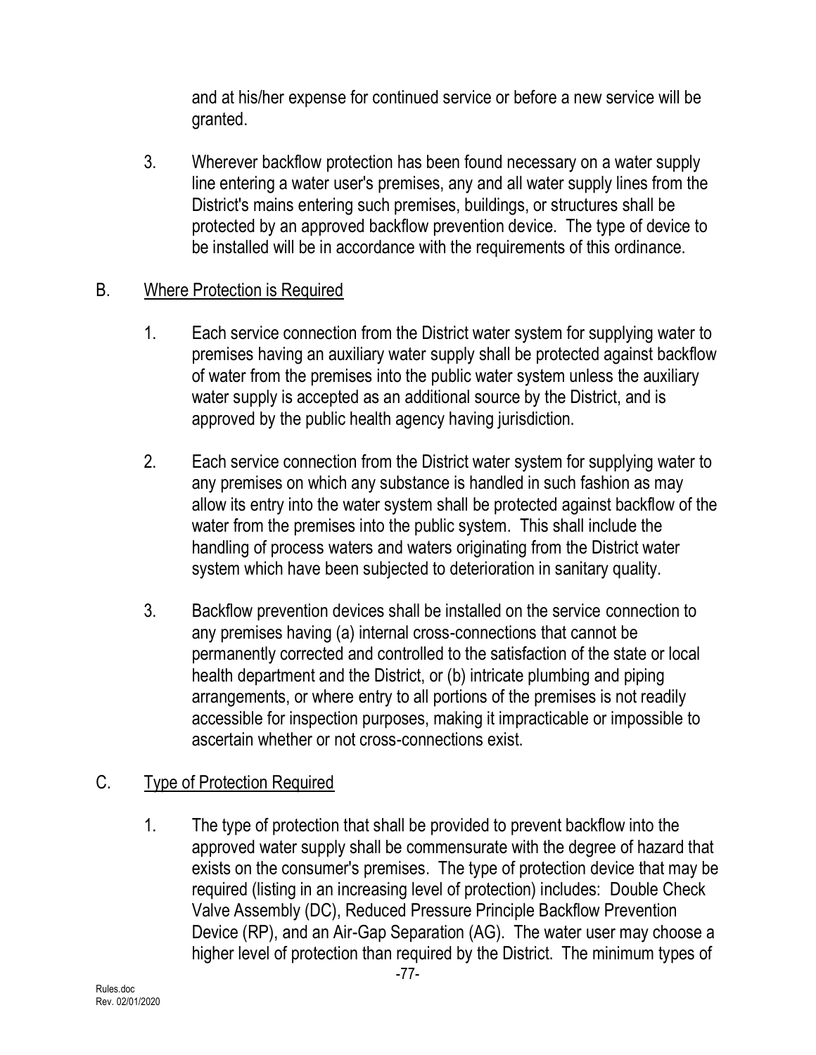and at his/her expense for continued service or before a new service will be granted.

3. Wherever backflow protection has been found necessary on a water supply line entering a water user's premises, any and all water supply lines from the District's mains entering such premises, buildings, or structures shall be protected by an approved backflow prevention device. The type of device to be installed will be in accordance with the requirements of this ordinance.

B. <u>Where Protection is Required</u>

1. Each service connection from the District water system for supplying water to premises having an auxiliary water supply shall be protected against backflow of water from the premises into the public water system unless the auxiliary water supply is accepted as an additional source by the District, and is approved by the public health agency having jurisdiction.

2. Each service connection from the District water system for supplying water to any premises on which any substance is handled in such fashion as may allow its entry into the water system shall be protected against backflow of the water from the premises into the public system. This shall include the handling of process waters and waters originating from the District water system which have been subjected to deterioration in sanitary quality.

3. Backflow prevention devices shall be installed on the service connection to any premises having (a) internal cross-connections that cannot be permanently corrected and controlled to the satisfaction of the state or local health department and the District, or (b) intricate plumbing and piping arrangements, or where entry to all portions of the premises is not readily accessible for inspection purposes, making it impracticable or impossible to ascertain whether or not cross-connections exist.

C. <u>Type of Protection Required</u>

1. The type of protection that shall be provided to prevent backflow into the approved water supply shall be commensurate with the degree of hazard that exists on the consumer's premises. The type of protection device that may be required (listing in an increasing level of protection) includes: Double Check Valve Assembly (DC), Reduced Pressure Principle Backflow Prevention Device (RP), and an Air-Gap Separation (AG). The water user may choose a higher level of protection than required by the District. The minimum types of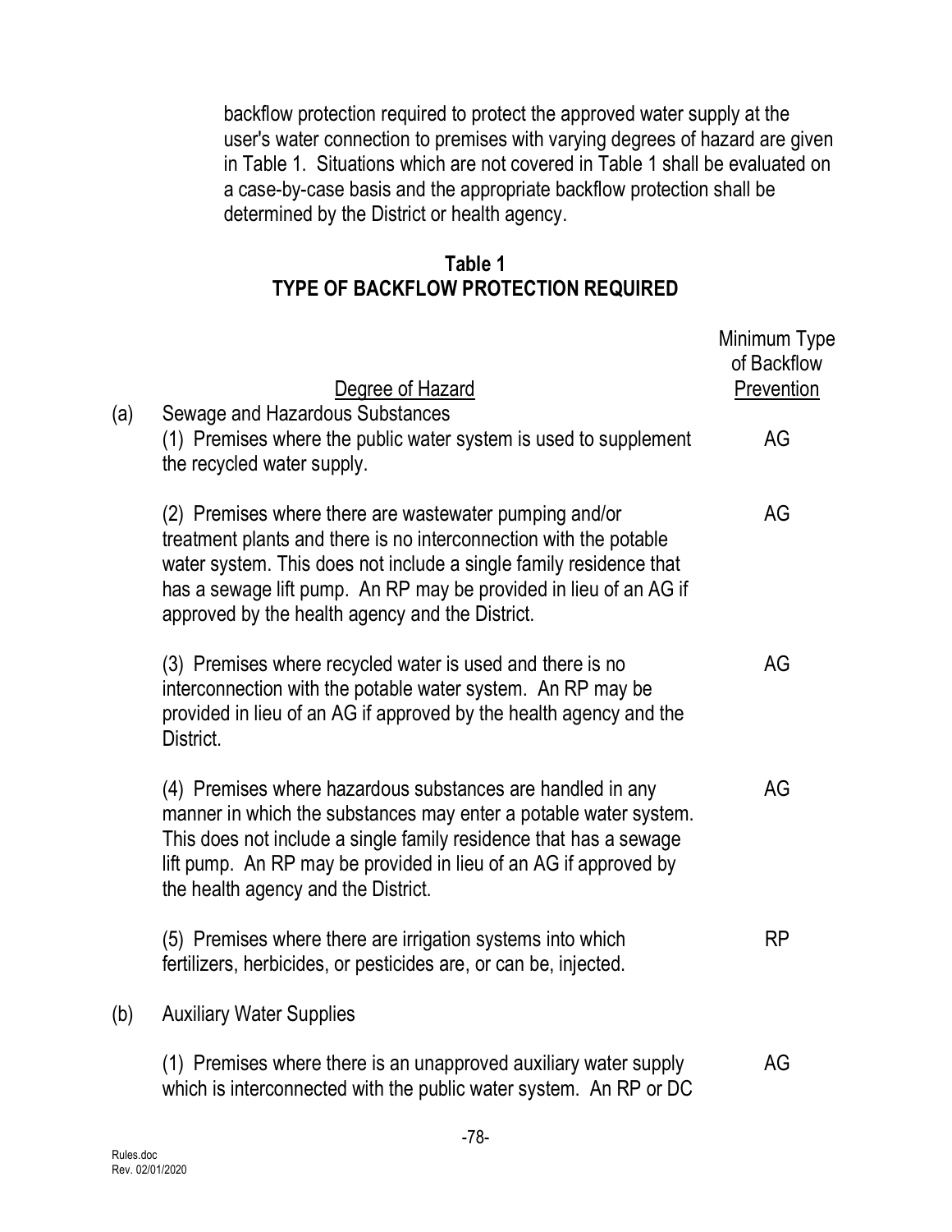backflow protection required to protect the approved water supply at the user's water connection to premises with varying degrees of hazard are given in Table 1. Situations which are not covered in Table 1 shall be evaluated on a case-by-case basis and the appropriate backflow protection shall be determined by the District or health agency.

**Table 1**
**TYPE OF BACKFLOW PROTECTION REQUIRED**

| | Degree of Hazard | Minimum Type of Backflow Prevention |
|---|---|---|
| (a) | Sewage and Hazardous Substances | |
| | (1) Premises where the public water system is used to supplement the recycled water supply. | AG |
| | (2) Premises where there are wastewater pumping and/or treatment plants and there is no interconnection with the potable water system. This does not include a single family residence that has a sewage lift pump. An RP may be provided in lieu of an AG if approved by the health agency and the District. | AG |
| | (3) Premises where recycled water is used and there is no interconnection with the potable water system. An RP may be provided in lieu of an AG if approved by the health agency and the District. | AG |
| | (4) Premises where hazardous substances are handled in any manner in which the substances may enter a potable water system. This does not include a single family residence that has a sewage lift pump. An RP may be provided in lieu of an AG if approved by the health agency and the District. | AG |
| | (5) Premises where there are irrigation systems into which fertilizers, herbicides, or pesticides are, or can be, injected. | RP |
| (b) | Auxiliary Water Supplies | |
| | (1) Premises where there is an unapproved auxiliary water supply which is interconnected with the public water system. An RP or DC | AG |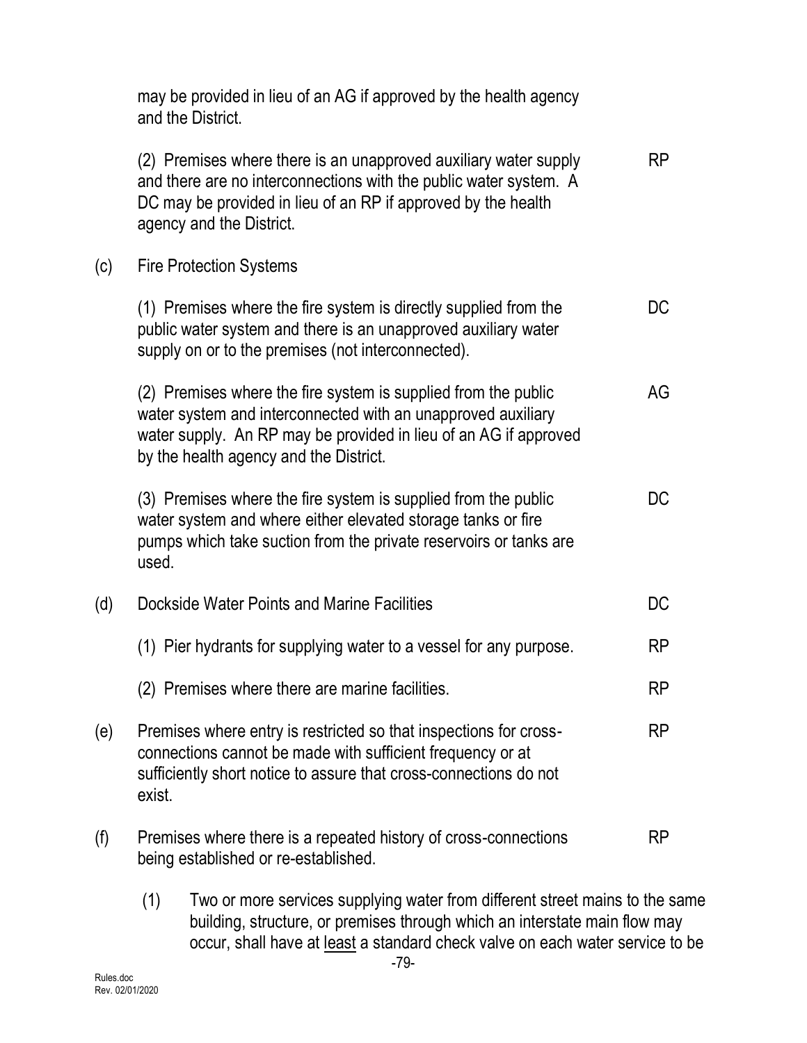may be provided in lieu of an AG if approved by the health agency and the District.

(2) Premises where there is an unapproved auxiliary water supply and there are no interconnections with the public water system. A DC may be provided in lieu of an RP if approved by the health agency and the District. — RP

(c) Fire Protection Systems

(1) Premises where the fire system is directly supplied from the public water system and there is an unapproved auxiliary water supply on or to the premises (not interconnected). — DC

(2) Premises where the fire system is supplied from the public water system and interconnected with an unapproved auxiliary water supply. An RP may be provided in lieu of an AG if approved by the health agency and the District. — AG

(3) Premises where the fire system is supplied from the public water system and where either elevated storage tanks or fire pumps which take suction from the private reservoirs or tanks are used. — DC

(d) Dockside Water Points and Marine Facilities — DC

(1) Pier hydrants for supplying water to a vessel for any purpose. — RP

(2) Premises where there are marine facilities. — RP

(e) Premises where entry is restricted so that inspections for cross-connections cannot be made with sufficient frequency or at sufficiently short notice to assure that cross-connections do not exist. — RP

(f) Premises where there is a repeated history of cross-connections being established or re-established. — RP

(1) Two or more services supplying water from different street mains to the same building, structure, or premises through which an interstate main flow may occur, shall have at least a standard check valve on each water service to be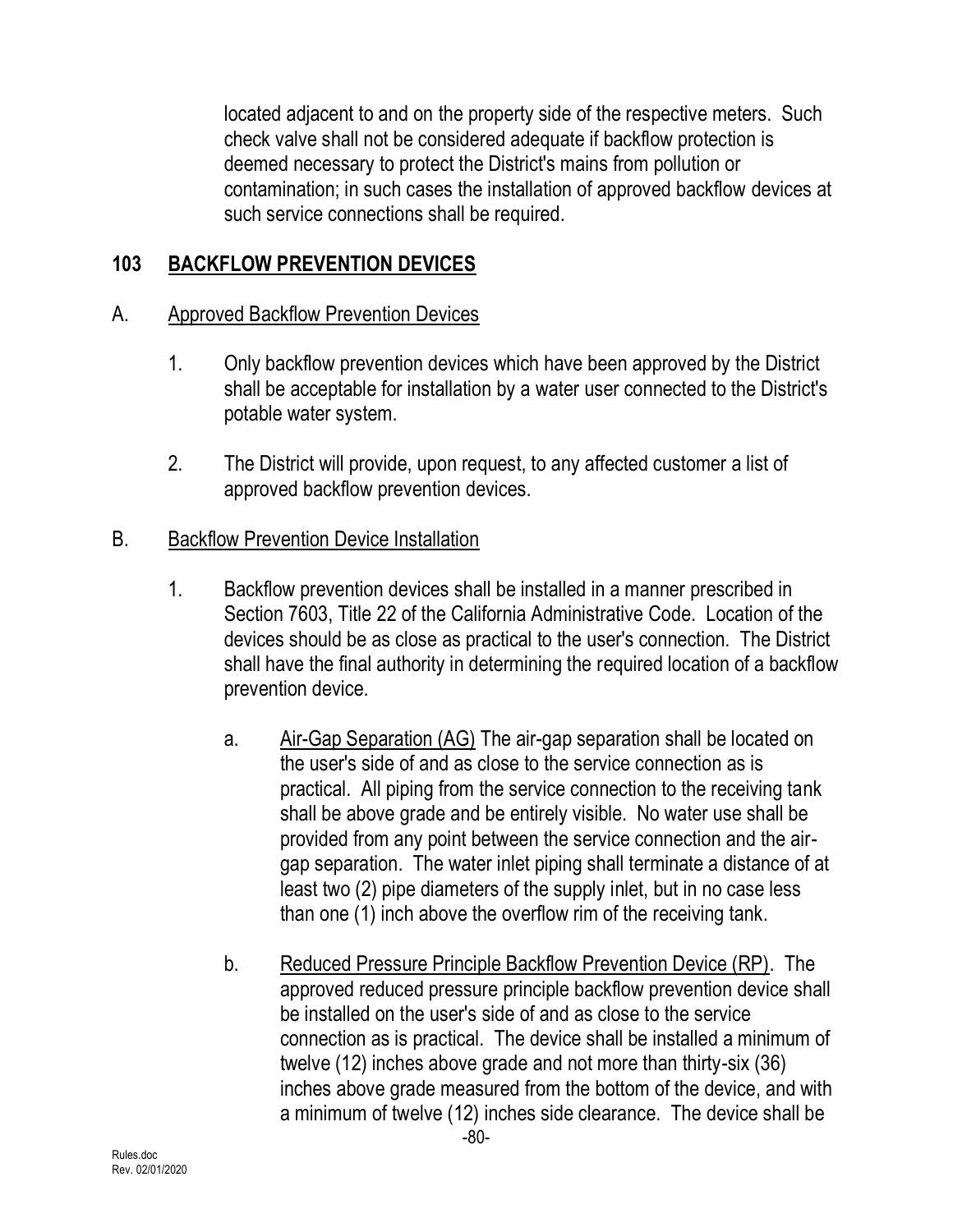located adjacent to and on the property side of the respective meters. Such check valve shall not be considered adequate if backflow protection is deemed necessary to protect the District's mains from pollution or contamination; in such cases the installation of approved backflow devices at such service connections shall be required.

## 103 BACKFLOW PREVENTION DEVICES

### A. Approved Backflow Prevention Devices

1. Only backflow prevention devices which have been approved by the District shall be acceptable for installation by a water user connected to the District's potable water system.

2. The District will provide, upon request, to any affected customer a list of approved backflow prevention devices.

### B. Backflow Prevention Device Installation

1. Backflow prevention devices shall be installed in a manner prescribed in Section 7603, Title 22 of the California Administrative Code. Location of the devices should be as close as practical to the user's connection. The District shall have the final authority in determining the required location of a backflow prevention device.

   a. Air-Gap Separation (AG) The air-gap separation shall be located on the user's side of and as close to the service connection as is practical. All piping from the service connection to the receiving tank shall be above grade and be entirely visible. No water use shall be provided from any point between the service connection and the air-gap separation. The water inlet piping shall terminate a distance of at least two (2) pipe diameters of the supply inlet, but in no case less than one (1) inch above the overflow rim of the receiving tank.

   b. Reduced Pressure Principle Backflow Prevention Device (RP). The approved reduced pressure principle backflow prevention device shall be installed on the user's side of and as close to the service connection as is practical. The device shall be installed a minimum of twelve (12) inches above grade and not more than thirty-six (36) inches above grade measured from the bottom of the device, and with a minimum of twelve (12) inches side clearance. The device shall be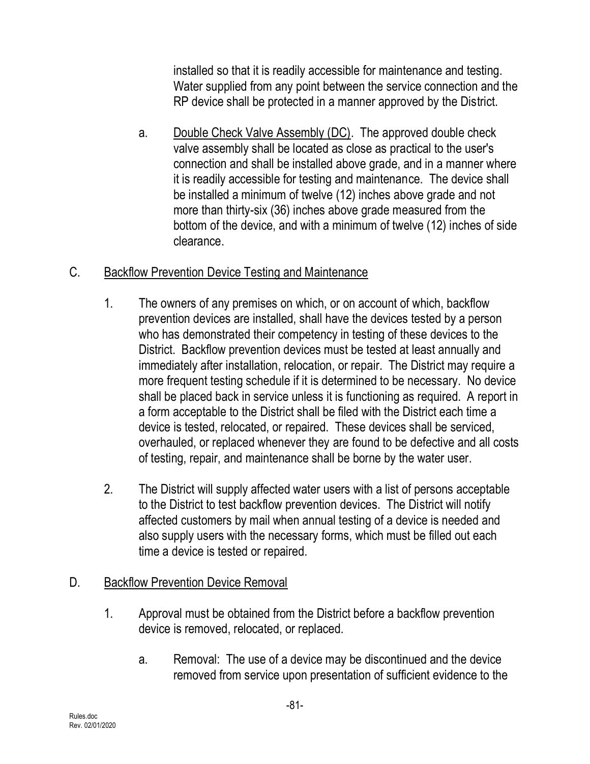installed so that it is readily accessible for maintenance and testing. Water supplied from any point between the service connection and the RP device shall be protected in a manner approved by the District.

a. Double Check Valve Assembly (DC). The approved double check valve assembly shall be located as close as practical to the user's connection and shall be installed above grade, and in a manner where it is readily accessible for testing and maintenance. The device shall be installed a minimum of twelve (12) inches above grade and not more than thirty-six (36) inches above grade measured from the bottom of the device, and with a minimum of twelve (12) inches of side clearance.

C. Backflow Prevention Device Testing and Maintenance

1. The owners of any premises on which, or on account of which, backflow prevention devices are installed, shall have the devices tested by a person who has demonstrated their competency in testing of these devices to the District. Backflow prevention devices must be tested at least annually and immediately after installation, relocation, or repair. The District may require a more frequent testing schedule if it is determined to be necessary. No device shall be placed back in service unless it is functioning as required. A report in a form acceptable to the District shall be filed with the District each time a device is tested, relocated, or repaired. These devices shall be serviced, overhauled, or replaced whenever they are found to be defective and all costs of testing, repair, and maintenance shall be borne by the water user.

2. The District will supply affected water users with a list of persons acceptable to the District to test backflow prevention devices. The District will notify affected customers by mail when annual testing of a device is needed and also supply users with the necessary forms, which must be filled out each time a device is tested or repaired.

D. Backflow Prevention Device Removal

1. Approval must be obtained from the District before a backflow prevention device is removed, relocated, or replaced.

a. Removal: The use of a device may be discontinued and the device removed from service upon presentation of sufficient evidence to the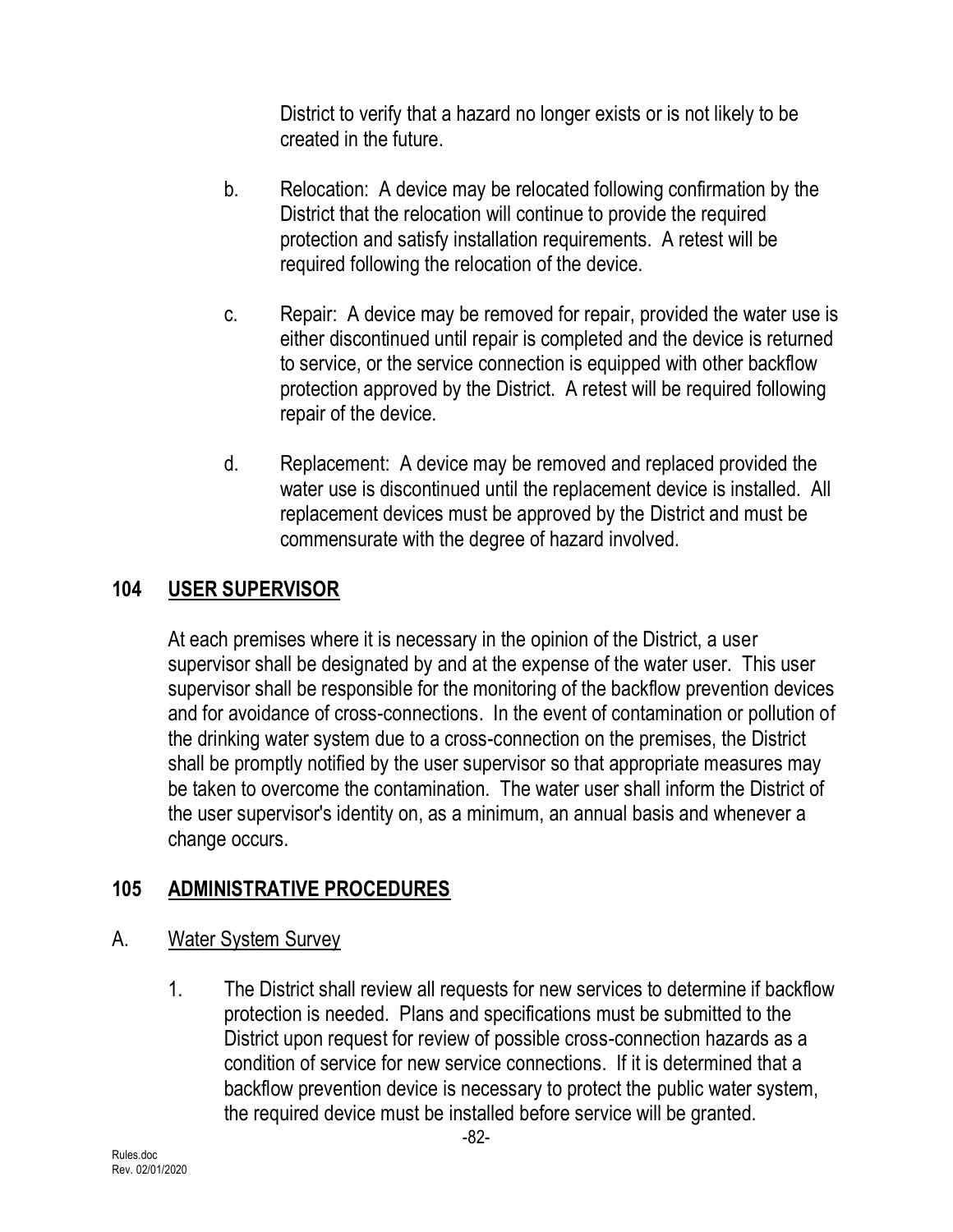District to verify that a hazard no longer exists or is not likely to be created in the future.

b. Relocation: A device may be relocated following confirmation by the District that the relocation will continue to provide the required protection and satisfy installation requirements. A retest will be required following the relocation of the device.

c. Repair: A device may be removed for repair, provided the water use is either discontinued until repair is completed and the device is returned to service, or the service connection is equipped with other backflow protection approved by the District. A retest will be required following repair of the device.

d. Replacement: A device may be removed and replaced provided the water use is discontinued until the replacement device is installed. All replacement devices must be approved by the District and must be commensurate with the degree of hazard involved.

## 104 USER SUPERVISOR

At each premises where it is necessary in the opinion of the District, a user supervisor shall be designated by and at the expense of the water user. This user supervisor shall be responsible for the monitoring of the backflow prevention devices and for avoidance of cross-connections. In the event of contamination or pollution of the drinking water system due to a cross-connection on the premises, the District shall be promptly notified by the user supervisor so that appropriate measures may be taken to overcome the contamination. The water user shall inform the District of the user supervisor's identity on, as a minimum, an annual basis and whenever a change occurs.

## 105 ADMINISTRATIVE PROCEDURES

### A. Water System Survey

1. The District shall review all requests for new services to determine if backflow protection is needed. Plans and specifications must be submitted to the District upon request for review of possible cross-connection hazards as a condition of service for new service connections. If it is determined that a backflow prevention device is necessary to protect the public water system, the required device must be installed before service will be granted.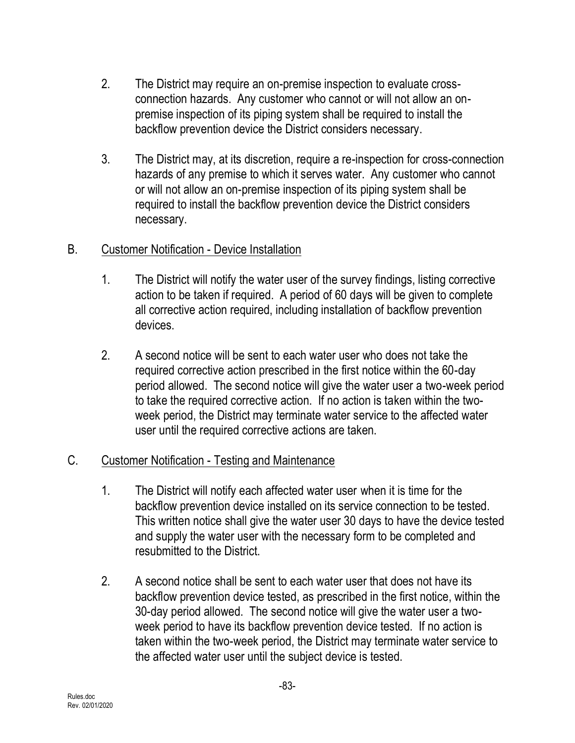2. The District may require an on-premise inspection to evaluate cross-connection hazards. Any customer who cannot or will not allow an on-premise inspection of its piping system shall be required to install the backflow prevention device the District considers necessary.

3. The District may, at its discretion, require a re-inspection for cross-connection hazards of any premise to which it serves water. Any customer who cannot or will not allow an on-premise inspection of its piping system shall be required to install the backflow prevention device the District considers necessary.

B. Customer Notification - Device Installation

1. The District will notify the water user of the survey findings, listing corrective action to be taken if required. A period of 60 days will be given to complete all corrective action required, including installation of backflow prevention devices.

2. A second notice will be sent to each water user who does not take the required corrective action prescribed in the first notice within the 60-day period allowed. The second notice will give the water user a two-week period to take the required corrective action. If no action is taken within the two-week period, the District may terminate water service to the affected water user until the required corrective actions are taken.

C. Customer Notification - Testing and Maintenance

1. The District will notify each affected water user when it is time for the backflow prevention device installed on its service connection to be tested. This written notice shall give the water user 30 days to have the device tested and supply the water user with the necessary form to be completed and resubmitted to the District.

2. A second notice shall be sent to each water user that does not have its backflow prevention device tested, as prescribed in the first notice, within the 30-day period allowed. The second notice will give the water user a two-week period to have its backflow prevention device tested. If no action is taken within the two-week period, the District may terminate water service to the affected water user until the subject device is tested.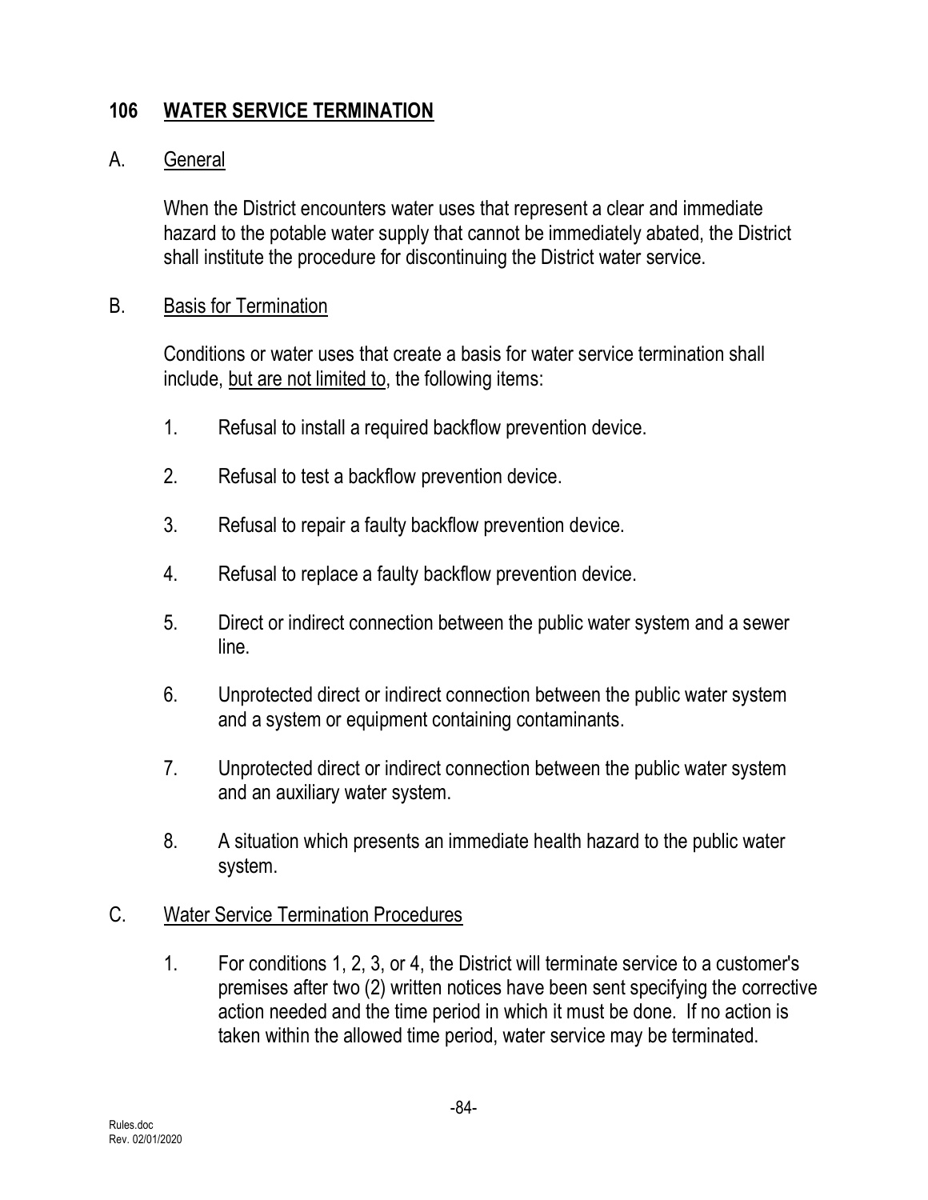## 106 WATER SERVICE TERMINATION

### A. General

When the District encounters water uses that represent a clear and immediate hazard to the potable water supply that cannot be immediately abated, the District shall institute the procedure for discontinuing the District water service.

### B. Basis for Termination

Conditions or water uses that create a basis for water service termination shall include, but are not limited to, the following items:

1. Refusal to install a required backflow prevention device.
2. Refusal to test a backflow prevention device.
3. Refusal to repair a faulty backflow prevention device.
4. Refusal to replace a faulty backflow prevention device.
5. Direct or indirect connection between the public water system and a sewer line.
6. Unprotected direct or indirect connection between the public water system and a system or equipment containing contaminants.
7. Unprotected direct or indirect connection between the public water system and an auxiliary water system.
8. A situation which presents an immediate health hazard to the public water system.

### C. Water Service Termination Procedures

1. For conditions 1, 2, 3, or 4, the District will terminate service to a customer's premises after two (2) written notices have been sent specifying the corrective action needed and the time period in which it must be done. If no action is taken within the allowed time period, water service may be terminated.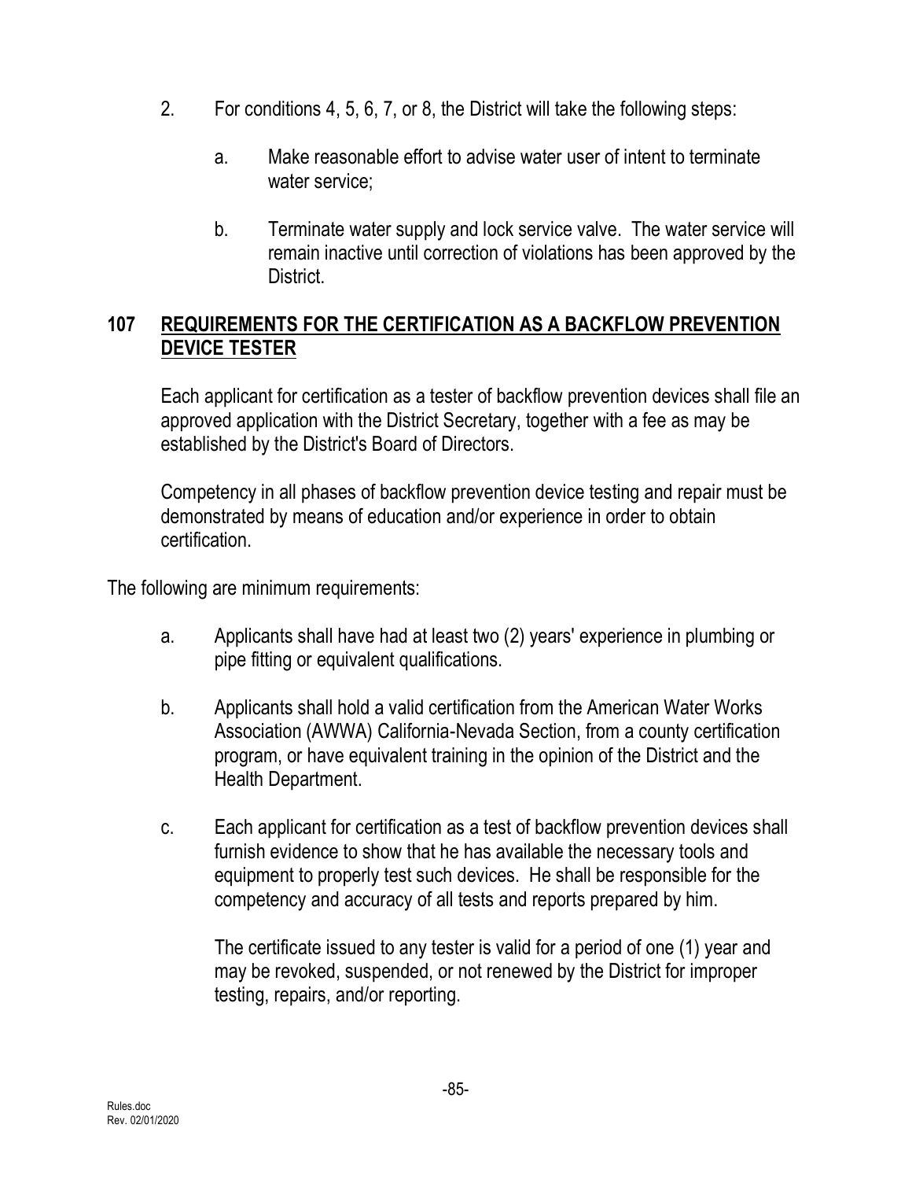2. For conditions 4, 5, 6, 7, or 8, the District will take the following steps:

   a. Make reasonable effort to advise water user of intent to terminate water service;

   b. Terminate water supply and lock service valve. The water service will remain inactive until correction of violations has been approved by the District.

## 107 REQUIREMENTS FOR THE CERTIFICATION AS A BACKFLOW PREVENTION DEVICE TESTER

Each applicant for certification as a tester of backflow prevention devices shall file an approved application with the District Secretary, together with a fee as may be established by the District's Board of Directors.

Competency in all phases of backflow prevention device testing and repair must be demonstrated by means of education and/or experience in order to obtain certification.

The following are minimum requirements:

a. Applicants shall have had at least two (2) years' experience in plumbing or pipe fitting or equivalent qualifications.

b. Applicants shall hold a valid certification from the American Water Works Association (AWWA) California-Nevada Section, from a county certification program, or have equivalent training in the opinion of the District and the Health Department.

c. Each applicant for certification as a test of backflow prevention devices shall furnish evidence to show that he has available the necessary tools and equipment to properly test such devices. He shall be responsible for the competency and accuracy of all tests and reports prepared by him.

   The certificate issued to any tester is valid for a period of one (1) year and may be revoked, suspended, or not renewed by the District for improper testing, repairs, and/or reporting.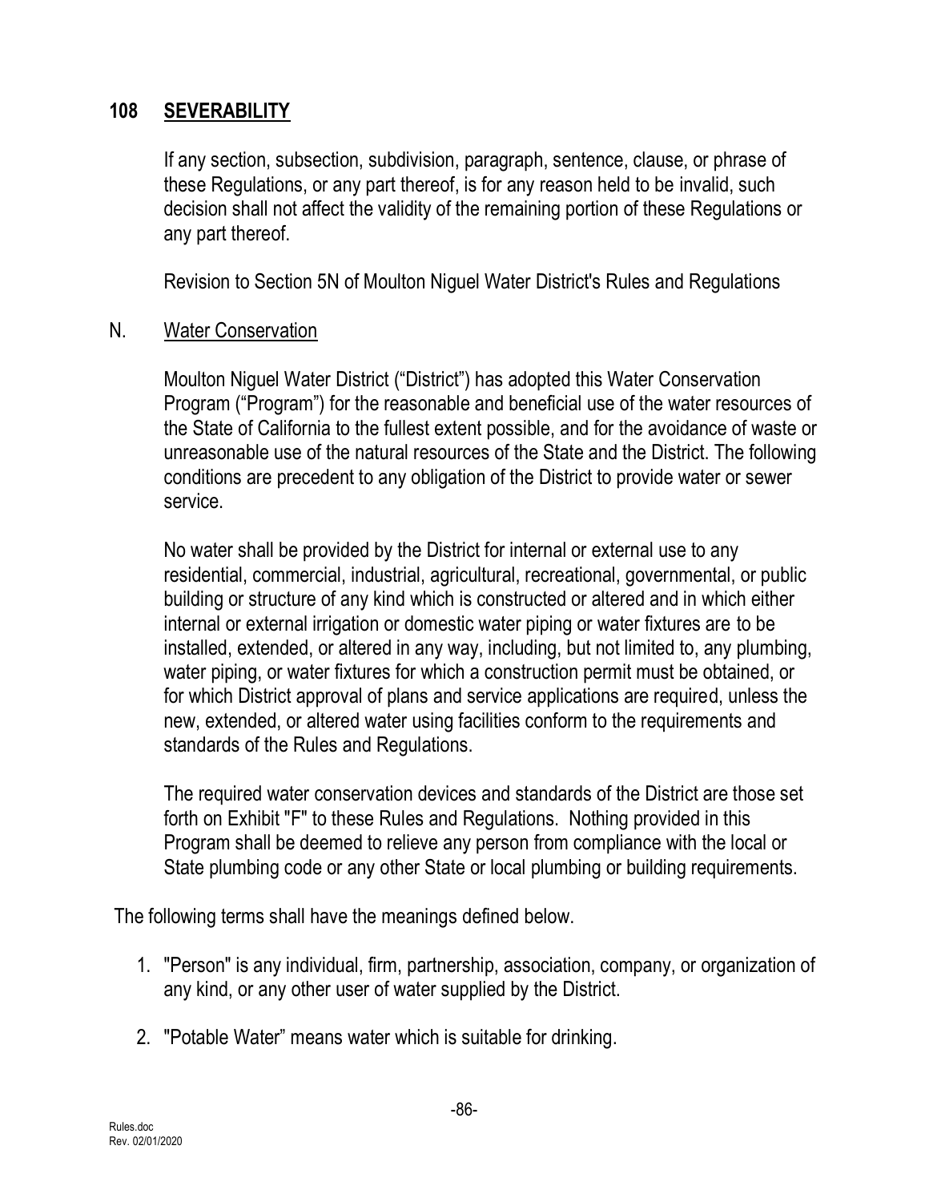## 108 SEVERABILITY

If any section, subsection, subdivision, paragraph, sentence, clause, or phrase of these Regulations, or any part thereof, is for any reason held to be invalid, such decision shall not affect the validity of the remaining portion of these Regulations or any part thereof.

Revision to Section 5N of Moulton Niguel Water District's Rules and Regulations

N. Water Conservation

Moulton Niguel Water District ("District") has adopted this Water Conservation Program ("Program") for the reasonable and beneficial use of the water resources of the State of California to the fullest extent possible, and for the avoidance of waste or unreasonable use of the natural resources of the State and the District. The following conditions are precedent to any obligation of the District to provide water or sewer service.

No water shall be provided by the District for internal or external use to any residential, commercial, industrial, agricultural, recreational, governmental, or public building or structure of any kind which is constructed or altered and in which either internal or external irrigation or domestic water piping or water fixtures are to be installed, extended, or altered in any way, including, but not limited to, any plumbing, water piping, or water fixtures for which a construction permit must be obtained, or for which District approval of plans and service applications are required, unless the new, extended, or altered water using facilities conform to the requirements and standards of the Rules and Regulations.

The required water conservation devices and standards of the District are those set forth on Exhibit "F" to these Rules and Regulations. Nothing provided in this Program shall be deemed to relieve any person from compliance with the local or State plumbing code or any other State or local plumbing or building requirements.

The following terms shall have the meanings defined below.

1. "Person" is any individual, firm, partnership, association, company, or organization of any kind, or any other user of water supplied by the District.

2. "Potable Water" means water which is suitable for drinking.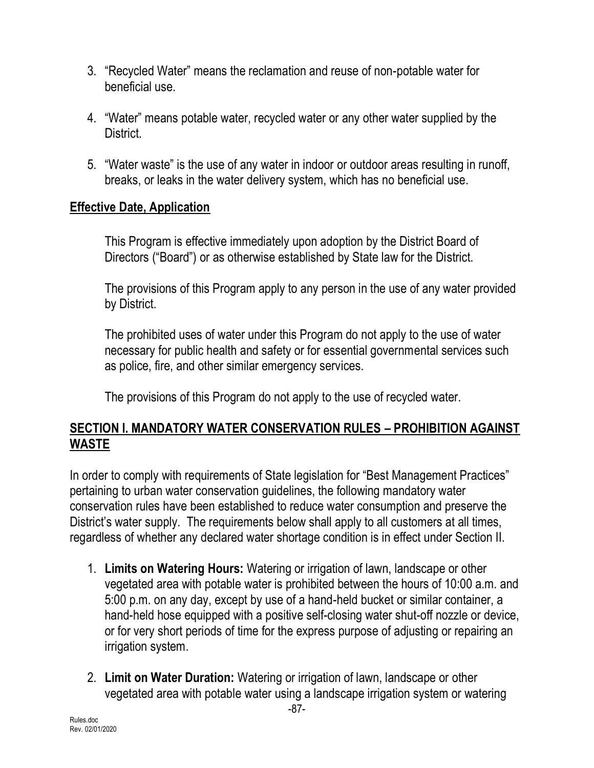3. "Recycled Water" means the reclamation and reuse of non-potable water for beneficial use.

4. "Water" means potable water, recycled water or any other water supplied by the District.

5. "Water waste" is the use of any water in indoor or outdoor areas resulting in runoff, breaks, or leaks in the water delivery system, which has no beneficial use.

## Effective Date, Application

This Program is effective immediately upon adoption by the District Board of Directors ("Board") or as otherwise established by State law for the District.

The provisions of this Program apply to any person in the use of any water provided by District.

The prohibited uses of water under this Program do not apply to the use of water necessary for public health and safety or for essential governmental services such as police, fire, and other similar emergency services.

The provisions of this Program do not apply to the use of recycled water.

## SECTION I. MANDATORY WATER CONSERVATION RULES – PROHIBITION AGAINST WASTE

In order to comply with requirements of State legislation for "Best Management Practices" pertaining to urban water conservation guidelines, the following mandatory water conservation rules have been established to reduce water consumption and preserve the District's water supply. The requirements below shall apply to all customers at all times, regardless of whether any declared water shortage condition is in effect under Section II.

1. **Limits on Watering Hours:** Watering or irrigation of lawn, landscape or other vegetated area with potable water is prohibited between the hours of 10:00 a.m. and 5:00 p.m. on any day, except by use of a hand-held bucket or similar container, a hand-held hose equipped with a positive self-closing water shut-off nozzle or device, or for very short periods of time for the express purpose of adjusting or repairing an irrigation system.

2. **Limit on Water Duration:** Watering or irrigation of lawn, landscape or other vegetated area with potable water using a landscape irrigation system or watering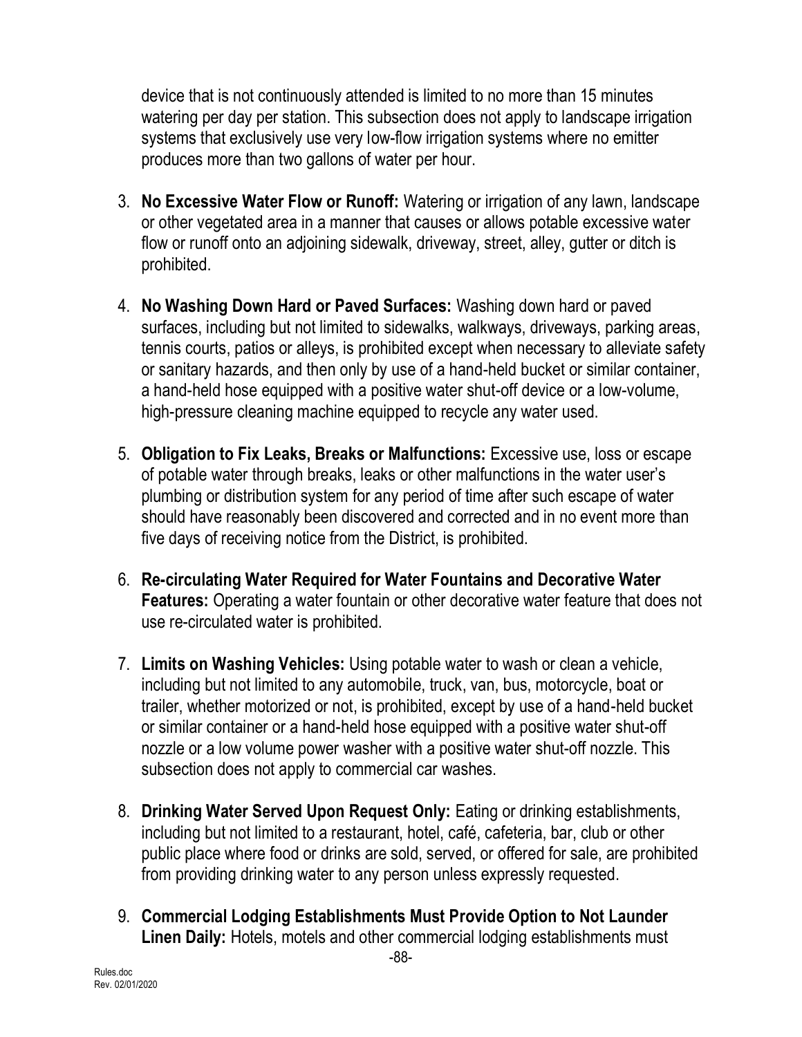device that is not continuously attended is limited to no more than 15 minutes watering per day per station. This subsection does not apply to landscape irrigation systems that exclusively use very low-flow irrigation systems where no emitter produces more than two gallons of water per hour.

3. **No Excessive Water Flow or Runoff:** Watering or irrigation of any lawn, landscape or other vegetated area in a manner that causes or allows potable excessive water flow or runoff onto an adjoining sidewalk, driveway, street, alley, gutter or ditch is prohibited.

4. **No Washing Down Hard or Paved Surfaces:** Washing down hard or paved surfaces, including but not limited to sidewalks, walkways, driveways, parking areas, tennis courts, patios or alleys, is prohibited except when necessary to alleviate safety or sanitary hazards, and then only by use of a hand-held bucket or similar container, a hand-held hose equipped with a positive water shut-off device or a low-volume, high-pressure cleaning machine equipped to recycle any water used.

5. **Obligation to Fix Leaks, Breaks or Malfunctions:** Excessive use, loss or escape of potable water through breaks, leaks or other malfunctions in the water user's plumbing or distribution system for any period of time after such escape of water should have reasonably been discovered and corrected and in no event more than five days of receiving notice from the District, is prohibited.

6. **Re-circulating Water Required for Water Fountains and Decorative Water Features:** Operating a water fountain or other decorative water feature that does not use re-circulated water is prohibited.

7. **Limits on Washing Vehicles:** Using potable water to wash or clean a vehicle, including but not limited to any automobile, truck, van, bus, motorcycle, boat or trailer, whether motorized or not, is prohibited, except by use of a hand-held bucket or similar container or a hand-held hose equipped with a positive water shut-off nozzle or a low volume power washer with a positive water shut-off nozzle. This subsection does not apply to commercial car washes.

8. **Drinking Water Served Upon Request Only:** Eating or drinking establishments, including but not limited to a restaurant, hotel, café, cafeteria, bar, club or other public place where food or drinks are sold, served, or offered for sale, are prohibited from providing drinking water to any person unless expressly requested.

9. **Commercial Lodging Establishments Must Provide Option to Not Launder Linen Daily:** Hotels, motels and other commercial lodging establishments must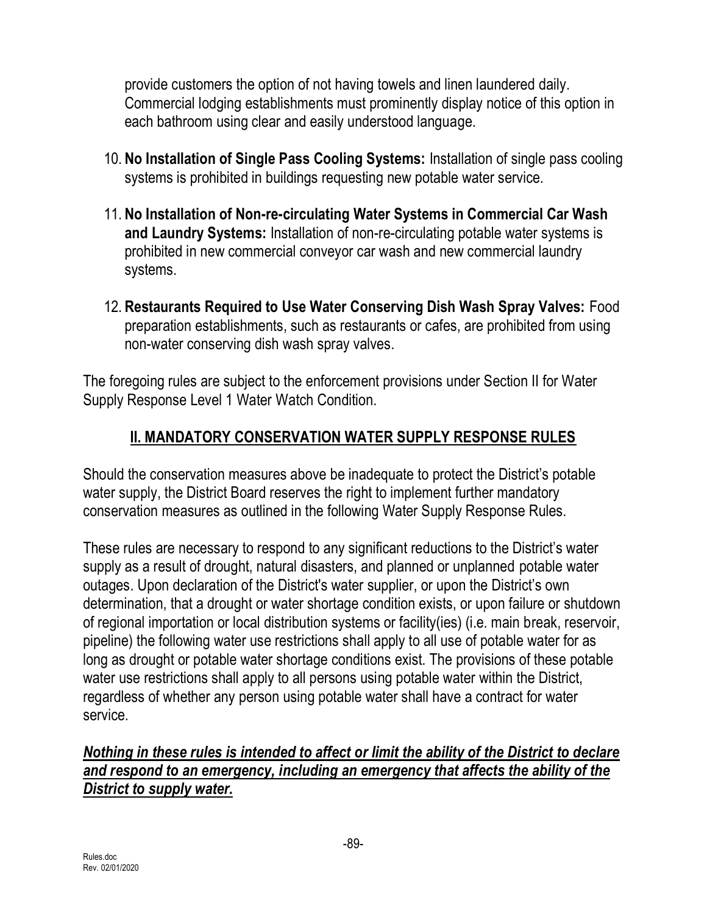provide customers the option of not having towels and linen laundered daily. Commercial lodging establishments must prominently display notice of this option in each bathroom using clear and easily understood language.

10. **No Installation of Single Pass Cooling Systems:** Installation of single pass cooling systems is prohibited in buildings requesting new potable water service.

11. **No Installation of Non-re-circulating Water Systems in Commercial Car Wash and Laundry Systems:** Installation of non-re-circulating potable water systems is prohibited in new commercial conveyor car wash and new commercial laundry systems.

12. **Restaurants Required to Use Water Conserving Dish Wash Spray Valves:** Food preparation establishments, such as restaurants or cafes, are prohibited from using non-water conserving dish wash spray valves.

The foregoing rules are subject to the enforcement provisions under Section II for Water Supply Response Level 1 Water Watch Condition.

## II. MANDATORY CONSERVATION WATER SUPPLY RESPONSE RULES

Should the conservation measures above be inadequate to protect the District's potable water supply, the District Board reserves the right to implement further mandatory conservation measures as outlined in the following Water Supply Response Rules.

These rules are necessary to respond to any significant reductions to the District's water supply as a result of drought, natural disasters, and planned or unplanned potable water outages. Upon declaration of the District's water supplier, or upon the District's own determination, that a drought or water shortage condition exists, or upon failure or shutdown of regional importation or local distribution systems or facility(ies) (i.e. main break, reservoir, pipeline) the following water use restrictions shall apply to all use of potable water for as long as drought or potable water shortage conditions exist. The provisions of these potable water use restrictions shall apply to all persons using potable water within the District, regardless of whether any person using potable water shall have a contract for water service.

***Nothing in these rules is intended to affect or limit the ability of the District to declare and respond to an emergency, including an emergency that affects the ability of the District to supply water.***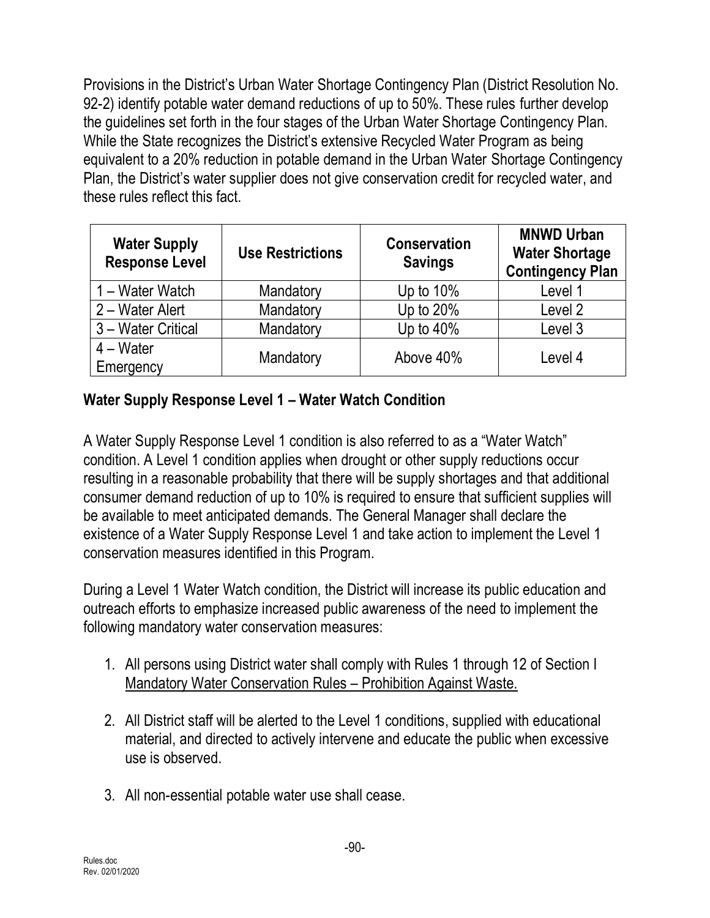Provisions in the District's Urban Water Shortage Contingency Plan (District Resolution No. 92-2) identify potable water demand reductions of up to 50%. These rules further develop the guidelines set forth in the four stages of the Urban Water Shortage Contingency Plan. While the State recognizes the District's extensive Recycled Water Program as being equivalent to a 20% reduction in potable demand in the Urban Water Shortage Contingency Plan, the District's water supplier does not give conservation credit for recycled water, and these rules reflect this fact.

| Water Supply Response Level | Use Restrictions | Conservation Savings | MNWD Urban Water Shortage Contingency Plan |
|---|---|---|---|
| 1 – Water Watch | Mandatory | Up to 10% | Level 1 |
| 2 – Water Alert | Mandatory | Up to 20% | Level 2 |
| 3 – Water Critical | Mandatory | Up to 40% | Level 3 |
| 4 – Water Emergency | Mandatory | Above 40% | Level 4 |

**Water Supply Response Level 1 – Water Watch Condition**

A Water Supply Response Level 1 condition is also referred to as a "Water Watch" condition. A Level 1 condition applies when drought or other supply reductions occur resulting in a reasonable probability that there will be supply shortages and that additional consumer demand reduction of up to 10% is required to ensure that sufficient supplies will be available to meet anticipated demands. The General Manager shall declare the existence of a Water Supply Response Level 1 and take action to implement the Level 1 conservation measures identified in this Program.

During a Level 1 Water Watch condition, the District will increase its public education and outreach efforts to emphasize increased public awareness of the need to implement the following mandatory water conservation measures:

1. All persons using District water shall comply with Rules 1 through 12 of Section I Mandatory Water Conservation Rules – Prohibition Against Waste.

2. All District staff will be alerted to the Level 1 conditions, supplied with educational material, and directed to actively intervene and educate the public when excessive use is observed.

3. All non-essential potable water use shall cease.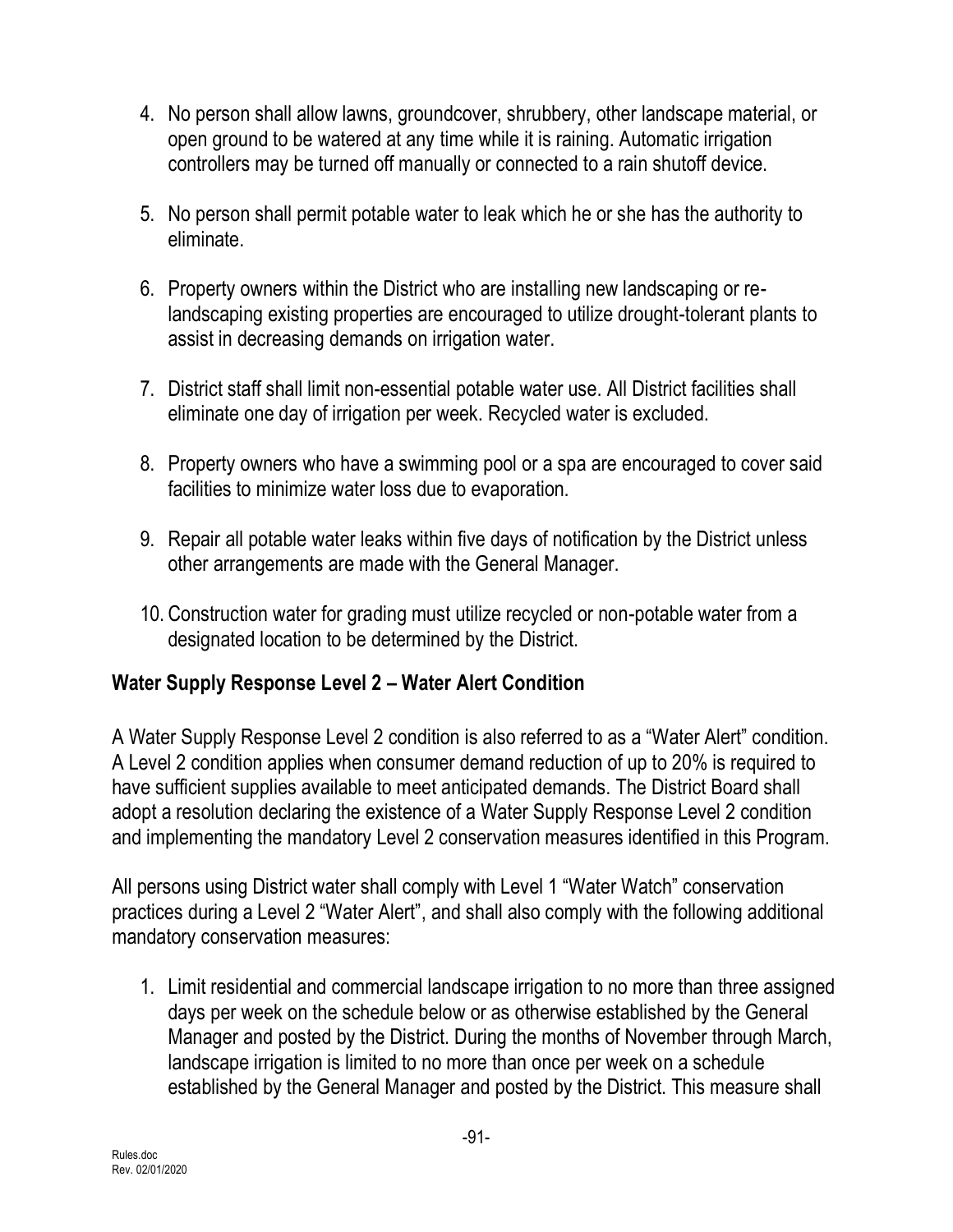4. No person shall allow lawns, groundcover, shrubbery, other landscape material, or open ground to be watered at any time while it is raining. Automatic irrigation controllers may be turned off manually or connected to a rain shutoff device.

5. No person shall permit potable water to leak which he or she has the authority to eliminate.

6. Property owners within the District who are installing new landscaping or re-landscaping existing properties are encouraged to utilize drought-tolerant plants to assist in decreasing demands on irrigation water.

7. District staff shall limit non-essential potable water use. All District facilities shall eliminate one day of irrigation per week. Recycled water is excluded.

8. Property owners who have a swimming pool or a spa are encouraged to cover said facilities to minimize water loss due to evaporation.

9. Repair all potable water leaks within five days of notification by the District unless other arrangements are made with the General Manager.

10. Construction water for grading must utilize recycled or non-potable water from a designated location to be determined by the District.

**Water Supply Response Level 2 – Water Alert Condition**

A Water Supply Response Level 2 condition is also referred to as a "Water Alert" condition. A Level 2 condition applies when consumer demand reduction of up to 20% is required to have sufficient supplies available to meet anticipated demands. The District Board shall adopt a resolution declaring the existence of a Water Supply Response Level 2 condition and implementing the mandatory Level 2 conservation measures identified in this Program.

All persons using District water shall comply with Level 1 "Water Watch" conservation practices during a Level 2 "Water Alert", and shall also comply with the following additional mandatory conservation measures:

1. Limit residential and commercial landscape irrigation to no more than three assigned days per week on the schedule below or as otherwise established by the General Manager and posted by the District. During the months of November through March, landscape irrigation is limited to no more than once per week on a schedule established by the General Manager and posted by the District. This measure shall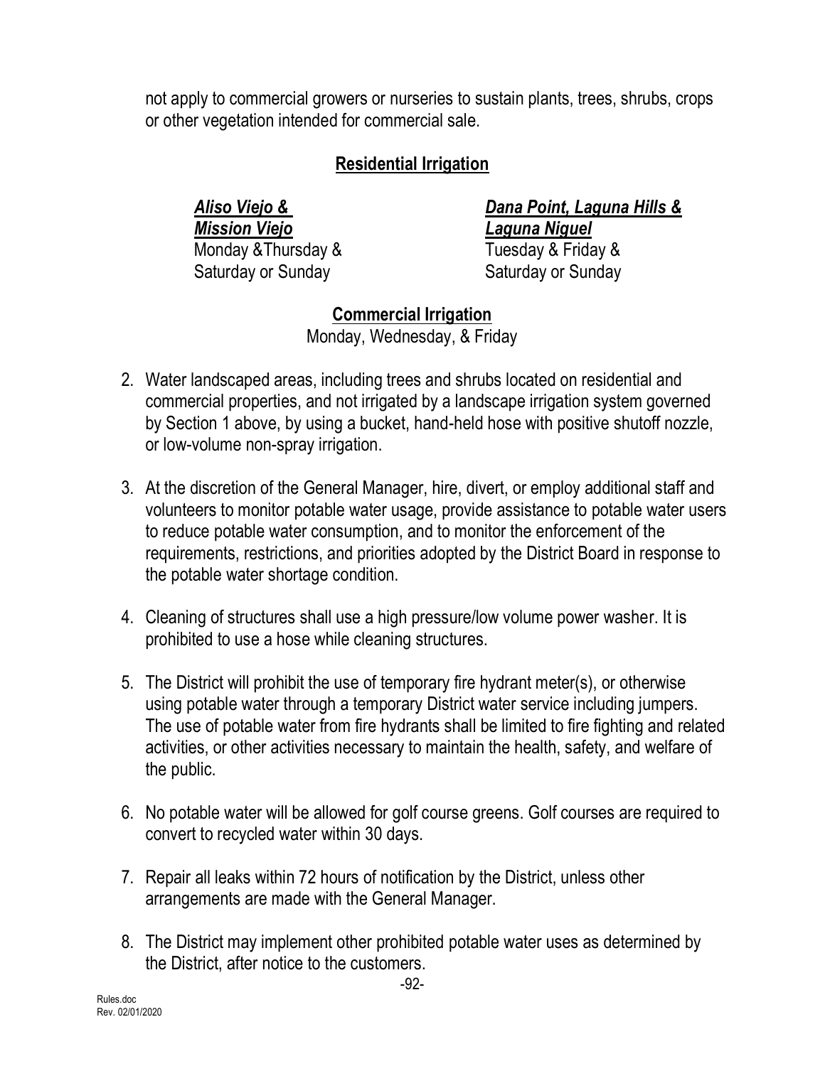not apply to commercial growers or nurseries to sustain plants, trees, shrubs, crops or other vegetation intended for commercial sale.

**Residential Irrigation**

***Aliso Viejo & Mission Viejo***
Monday &Thursday &
Saturday or Sunday

***Dana Point, Laguna Hills & Laguna Niguel***
Tuesday & Friday &
Saturday or Sunday

**Commercial Irrigation**
Monday, Wednesday, & Friday

2. Water landscaped areas, including trees and shrubs located on residential and commercial properties, and not irrigated by a landscape irrigation system governed by Section 1 above, by using a bucket, hand-held hose with positive shutoff nozzle, or low-volume non-spray irrigation.

3. At the discretion of the General Manager, hire, divert, or employ additional staff and volunteers to monitor potable water usage, provide assistance to potable water users to reduce potable water consumption, and to monitor the enforcement of the requirements, restrictions, and priorities adopted by the District Board in response to the potable water shortage condition.

4. Cleaning of structures shall use a high pressure/low volume power washer. It is prohibited to use a hose while cleaning structures.

5. The District will prohibit the use of temporary fire hydrant meter(s), or otherwise using potable water through a temporary District water service including jumpers. The use of potable water from fire hydrants shall be limited to fire fighting and related activities, or other activities necessary to maintain the health, safety, and welfare of the public.

6. No potable water will be allowed for golf course greens. Golf courses are required to convert to recycled water within 30 days.

7. Repair all leaks within 72 hours of notification by the District, unless other arrangements are made with the General Manager.

8. The District may implement other prohibited potable water uses as determined by the District, after notice to the customers.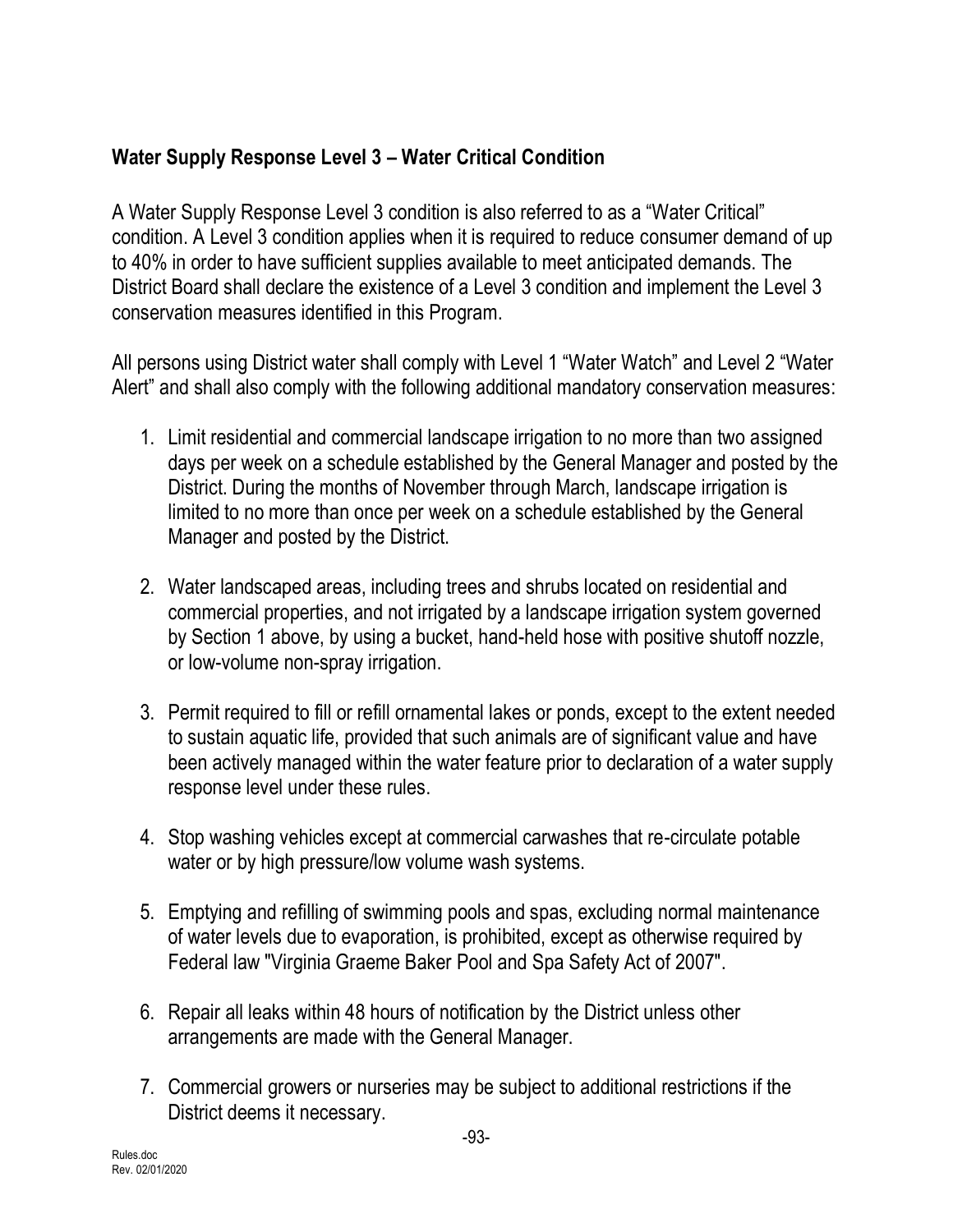## Water Supply Response Level 3 – Water Critical Condition

A Water Supply Response Level 3 condition is also referred to as a "Water Critical" condition. A Level 3 condition applies when it is required to reduce consumer demand of up to 40% in order to have sufficient supplies available to meet anticipated demands. The District Board shall declare the existence of a Level 3 condition and implement the Level 3 conservation measures identified in this Program.

All persons using District water shall comply with Level 1 "Water Watch" and Level 2 "Water Alert" and shall also comply with the following additional mandatory conservation measures:

1. Limit residential and commercial landscape irrigation to no more than two assigned days per week on a schedule established by the General Manager and posted by the District. During the months of November through March, landscape irrigation is limited to no more than once per week on a schedule established by the General Manager and posted by the District.

2. Water landscaped areas, including trees and shrubs located on residential and commercial properties, and not irrigated by a landscape irrigation system governed by Section 1 above, by using a bucket, hand-held hose with positive shutoff nozzle, or low-volume non-spray irrigation.

3. Permit required to fill or refill ornamental lakes or ponds, except to the extent needed to sustain aquatic life, provided that such animals are of significant value and have been actively managed within the water feature prior to declaration of a water supply response level under these rules.

4. Stop washing vehicles except at commercial carwashes that re-circulate potable water or by high pressure/low volume wash systems.

5. Emptying and refilling of swimming pools and spas, excluding normal maintenance of water levels due to evaporation, is prohibited, except as otherwise required by Federal law "Virginia Graeme Baker Pool and Spa Safety Act of 2007".

6. Repair all leaks within 48 hours of notification by the District unless other arrangements are made with the General Manager.

7. Commercial growers or nurseries may be subject to additional restrictions if the District deems it necessary.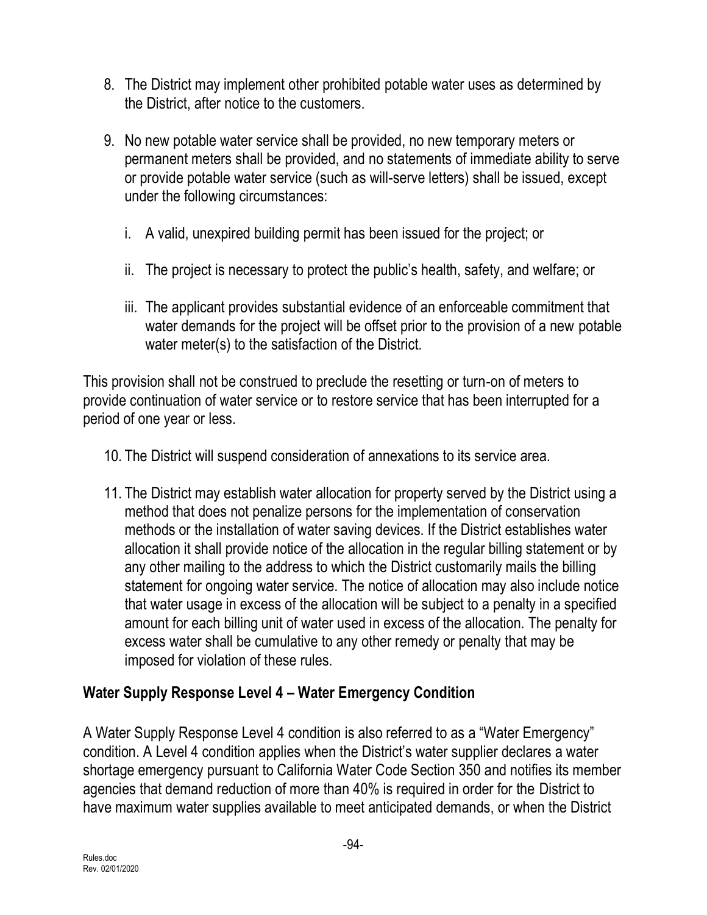8. The District may implement other prohibited potable water uses as determined by the District, after notice to the customers.

9. No new potable water service shall be provided, no new temporary meters or permanent meters shall be provided, and no statements of immediate ability to serve or provide potable water service (such as will-serve letters) shall be issued, except under the following circumstances:

   i. A valid, unexpired building permit has been issued for the project; or

   ii. The project is necessary to protect the public's health, safety, and welfare; or

   iii. The applicant provides substantial evidence of an enforceable commitment that water demands for the project will be offset prior to the provision of a new potable water meter(s) to the satisfaction of the District.

This provision shall not be construed to preclude the resetting or turn-on of meters to provide continuation of water service or to restore service that has been interrupted for a period of one year or less.

10. The District will suspend consideration of annexations to its service area.

11. The District may establish water allocation for property served by the District using a method that does not penalize persons for the implementation of conservation methods or the installation of water saving devices. If the District establishes water allocation it shall provide notice of the allocation in the regular billing statement or by any other mailing to the address to which the District customarily mails the billing statement for ongoing water service. The notice of allocation may also include notice that water usage in excess of the allocation will be subject to a penalty in a specified amount for each billing unit of water used in excess of the allocation. The penalty for excess water shall be cumulative to any other remedy or penalty that may be imposed for violation of these rules.

**Water Supply Response Level 4 – Water Emergency Condition**

A Water Supply Response Level 4 condition is also referred to as a "Water Emergency" condition. A Level 4 condition applies when the District's water supplier declares a water shortage emergency pursuant to California Water Code Section 350 and notifies its member agencies that demand reduction of more than 40% is required in order for the District to have maximum water supplies available to meet anticipated demands, or when the District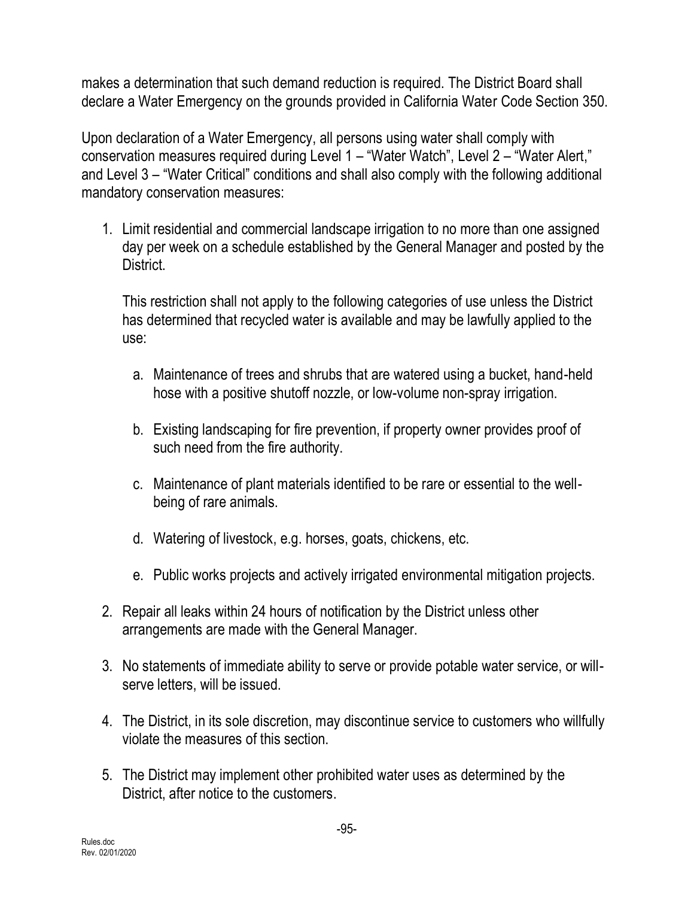makes a determination that such demand reduction is required. The District Board shall declare a Water Emergency on the grounds provided in California Water Code Section 350.

Upon declaration of a Water Emergency, all persons using water shall comply with conservation measures required during Level 1 – "Water Watch", Level 2 – "Water Alert," and Level 3 – "Water Critical" conditions and shall also comply with the following additional mandatory conservation measures:

1. Limit residential and commercial landscape irrigation to no more than one assigned day per week on a schedule established by the General Manager and posted by the District.

   This restriction shall not apply to the following categories of use unless the District has determined that recycled water is available and may be lawfully applied to the use:

   a. Maintenance of trees and shrubs that are watered using a bucket, hand-held hose with a positive shutoff nozzle, or low-volume non-spray irrigation.

   b. Existing landscaping for fire prevention, if property owner provides proof of such need from the fire authority.

   c. Maintenance of plant materials identified to be rare or essential to the well-being of rare animals.

   d. Watering of livestock, e.g. horses, goats, chickens, etc.

   e. Public works projects and actively irrigated environmental mitigation projects.

2. Repair all leaks within 24 hours of notification by the District unless other arrangements are made with the General Manager.

3. No statements of immediate ability to serve or provide potable water service, or will-serve letters, will be issued.

4. The District, in its sole discretion, may discontinue service to customers who willfully violate the measures of this section.

5. The District may implement other prohibited water uses as determined by the District, after notice to the customers.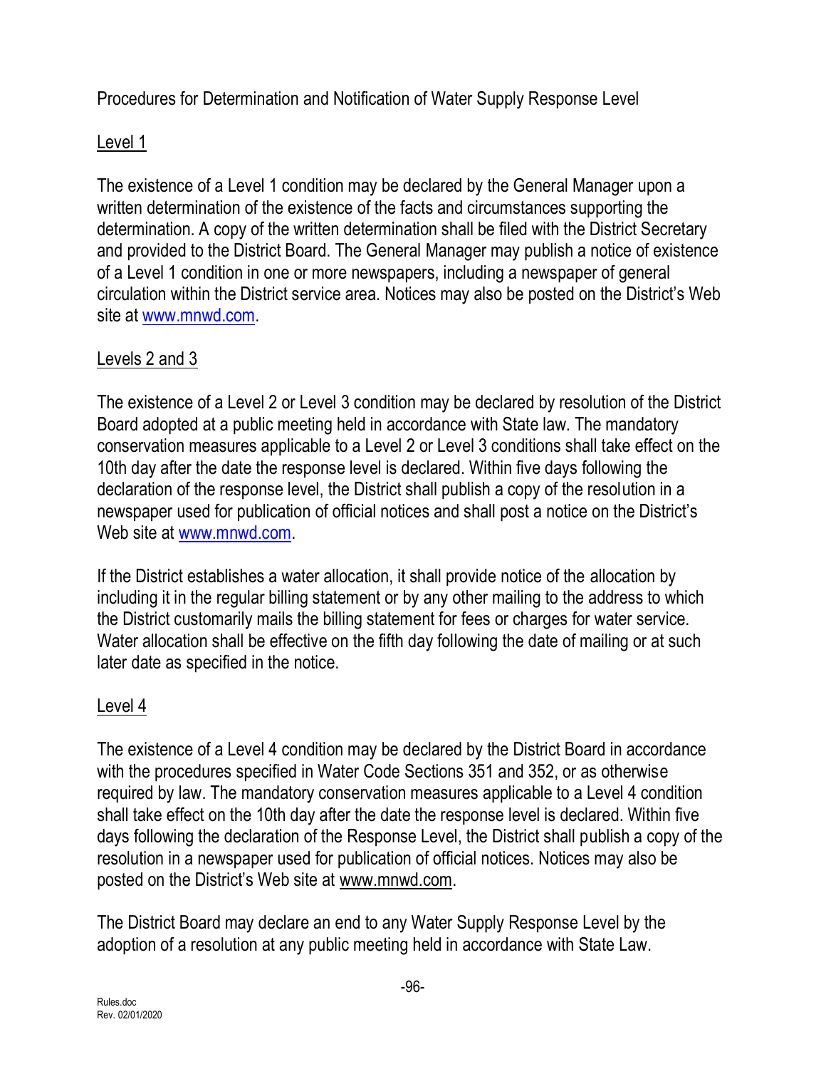Procedures for Determination and Notification of Water Supply Response Level

Level 1

The existence of a Level 1 condition may be declared by the General Manager upon a written determination of the existence of the facts and circumstances supporting the determination. A copy of the written determination shall be filed with the District Secretary and provided to the District Board. The General Manager may publish a notice of existence of a Level 1 condition in one or more newspapers, including a newspaper of general circulation within the District service area. Notices may also be posted on the District's Web site at www.mnwd.com.

Levels 2 and 3

The existence of a Level 2 or Level 3 condition may be declared by resolution of the District Board adopted at a public meeting held in accordance with State law. The mandatory conservation measures applicable to a Level 2 or Level 3 conditions shall take effect on the 10th day after the date the response level is declared. Within five days following the declaration of the response level, the District shall publish a copy of the resolution in a newspaper used for publication of official notices and shall post a notice on the District's Web site at www.mnwd.com.

If the District establishes a water allocation, it shall provide notice of the allocation by including it in the regular billing statement or by any other mailing to the address to which the District customarily mails the billing statement for fees or charges for water service. Water allocation shall be effective on the fifth day following the date of mailing or at such later date as specified in the notice.

Level 4

The existence of a Level 4 condition may be declared by the District Board in accordance with the procedures specified in Water Code Sections 351 and 352, or as otherwise required by law. The mandatory conservation measures applicable to a Level 4 condition shall take effect on the 10th day after the date the response level is declared. Within five days following the declaration of the Response Level, the District shall publish a copy of the resolution in a newspaper used for publication of official notices. Notices may also be posted on the District's Web site at www.mnwd.com.

The District Board may declare an end to any Water Supply Response Level by the adoption of a resolution at any public meeting held in accordance with State Law.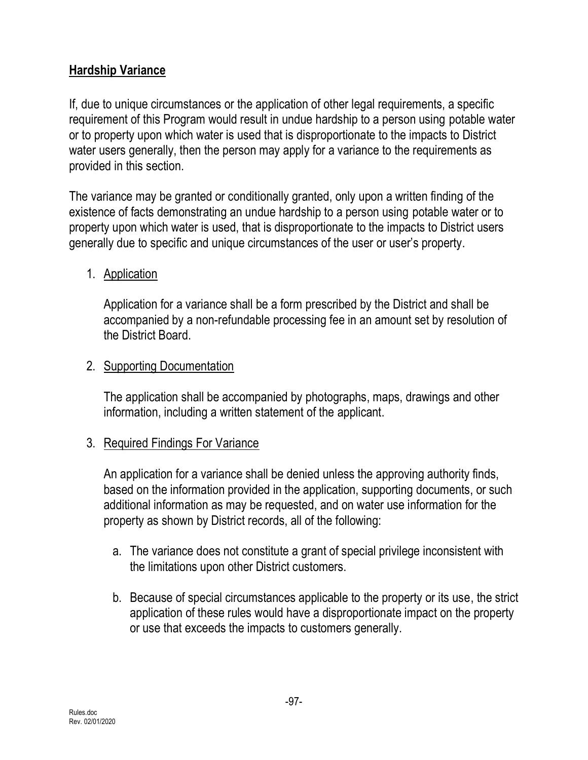## Hardship Variance

If, due to unique circumstances or the application of other legal requirements, a specific requirement of this Program would result in undue hardship to a person using potable water or to property upon which water is used that is disproportionate to the impacts to District water users generally, then the person may apply for a variance to the requirements as provided in this section.

The variance may be granted or conditionally granted, only upon a written finding of the existence of facts demonstrating an undue hardship to a person using potable water or to property upon which water is used, that is disproportionate to the impacts to District users generally due to specific and unique circumstances of the user or user's property.

1. Application

   Application for a variance shall be a form prescribed by the District and shall be accompanied by a non-refundable processing fee in an amount set by resolution of the District Board.

2. Supporting Documentation

   The application shall be accompanied by photographs, maps, drawings and other information, including a written statement of the applicant.

3. Required Findings For Variance

   An application for a variance shall be denied unless the approving authority finds, based on the information provided in the application, supporting documents, or such additional information as may be requested, and on water use information for the property as shown by District records, all of the following:

   a. The variance does not constitute a grant of special privilege inconsistent with the limitations upon other District customers.

   b. Because of special circumstances applicable to the property or its use, the strict application of these rules would have a disproportionate impact on the property or use that exceeds the impacts to customers generally.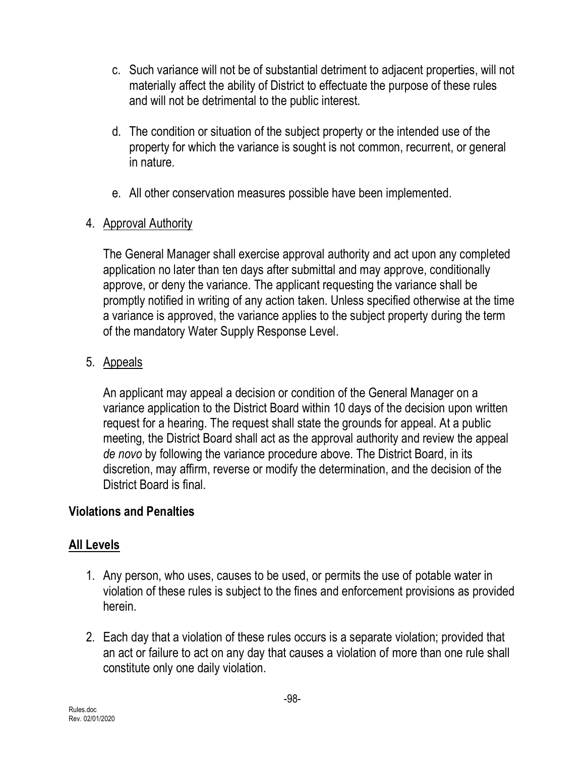c. Such variance will not be of substantial detriment to adjacent properties, will not materially affect the ability of District to effectuate the purpose of these rules and will not be detrimental to the public interest.

d. The condition or situation of the subject property or the intended use of the property for which the variance is sought is not common, recurrent, or general in nature.

e. All other conservation measures possible have been implemented.

4. Approval Authority

   The General Manager shall exercise approval authority and act upon any completed application no later than ten days after submittal and may approve, conditionally approve, or deny the variance. The applicant requesting the variance shall be promptly notified in writing of any action taken. Unless specified otherwise at the time a variance is approved, the variance applies to the subject property during the term of the mandatory Water Supply Response Level.

5. Appeals

   An applicant may appeal a decision or condition of the General Manager on a variance application to the District Board within 10 days of the decision upon written request for a hearing. The request shall state the grounds for appeal. At a public meeting, the District Board shall act as the approval authority and review the appeal *de novo* by following the variance procedure above. The District Board, in its discretion, may affirm, reverse or modify the determination, and the decision of the District Board is final.

**Violations and Penalties**

**All Levels**

1. Any person, who uses, causes to be used, or permits the use of potable water in violation of these rules is subject to the fines and enforcement provisions as provided herein.

2. Each day that a violation of these rules occurs is a separate violation; provided that an act or failure to act on any day that causes a violation of more than one rule shall constitute only one daily violation.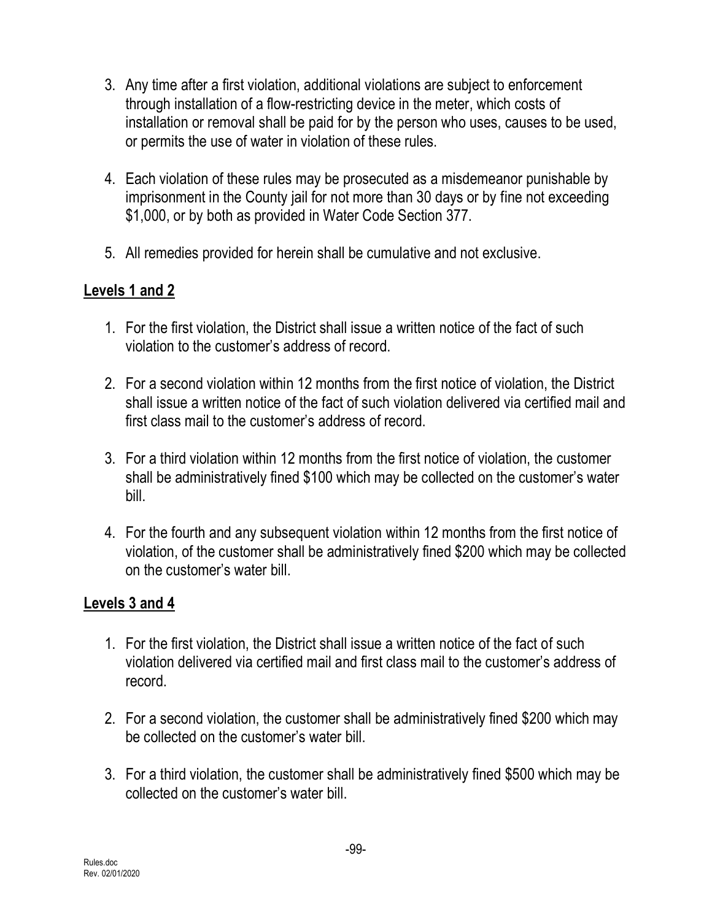3. Any time after a first violation, additional violations are subject to enforcement through installation of a flow-restricting device in the meter, which costs of installation or removal shall be paid for by the person who uses, causes to be used, or permits the use of water in violation of these rules.

4. Each violation of these rules may be prosecuted as a misdemeanor punishable by imprisonment in the County jail for not more than 30 days or by fine not exceeding $1,000, or by both as provided in Water Code Section 377.

5. All remedies provided for herein shall be cumulative and not exclusive.

**Levels 1 and 2**

1. For the first violation, the District shall issue a written notice of the fact of such violation to the customer's address of record.

2. For a second violation within 12 months from the first notice of violation, the District shall issue a written notice of the fact of such violation delivered via certified mail and first class mail to the customer's address of record.

3. For a third violation within 12 months from the first notice of violation, the customer shall be administratively fined $100 which may be collected on the customer's water bill.

4. For the fourth and any subsequent violation within 12 months from the first notice of violation, of the customer shall be administratively fined $200 which may be collected on the customer's water bill.

**Levels 3 and 4**

1. For the first violation, the District shall issue a written notice of the fact of such violation delivered via certified mail and first class mail to the customer's address of record.

2. For a second violation, the customer shall be administratively fined $200 which may be collected on the customer's water bill.

3. For a third violation, the customer shall be administratively fined $500 which may be collected on the customer's water bill.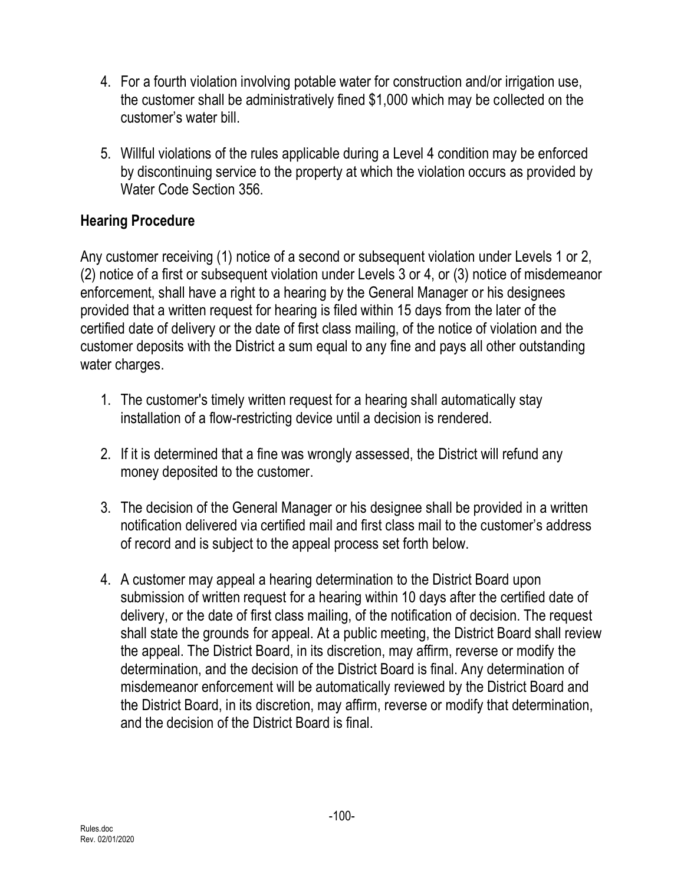4. For a fourth violation involving potable water for construction and/or irrigation use, the customer shall be administratively fined $1,000 which may be collected on the customer's water bill.

5. Willful violations of the rules applicable during a Level 4 condition may be enforced by discontinuing service to the property at which the violation occurs as provided by Water Code Section 356.

## Hearing Procedure

Any customer receiving (1) notice of a second or subsequent violation under Levels 1 or 2, (2) notice of a first or subsequent violation under Levels 3 or 4, or (3) notice of misdemeanor enforcement, shall have a right to a hearing by the General Manager or his designees provided that a written request for hearing is filed within 15 days from the later of the certified date of delivery or the date of first class mailing, of the notice of violation and the customer deposits with the District a sum equal to any fine and pays all other outstanding water charges.

1. The customer's timely written request for a hearing shall automatically stay installation of a flow-restricting device until a decision is rendered.

2. If it is determined that a fine was wrongly assessed, the District will refund any money deposited to the customer.

3. The decision of the General Manager or his designee shall be provided in a written notification delivered via certified mail and first class mail to the customer's address of record and is subject to the appeal process set forth below.

4. A customer may appeal a hearing determination to the District Board upon submission of written request for a hearing within 10 days after the certified date of delivery, or the date of first class mailing, of the notification of decision. The request shall state the grounds for appeal. At a public meeting, the District Board shall review the appeal. The District Board, in its discretion, may affirm, reverse or modify the determination, and the decision of the District Board is final. Any determination of misdemeanor enforcement will be automatically reviewed by the District Board and the District Board, in its discretion, may affirm, reverse or modify that determination, and the decision of the District Board is final.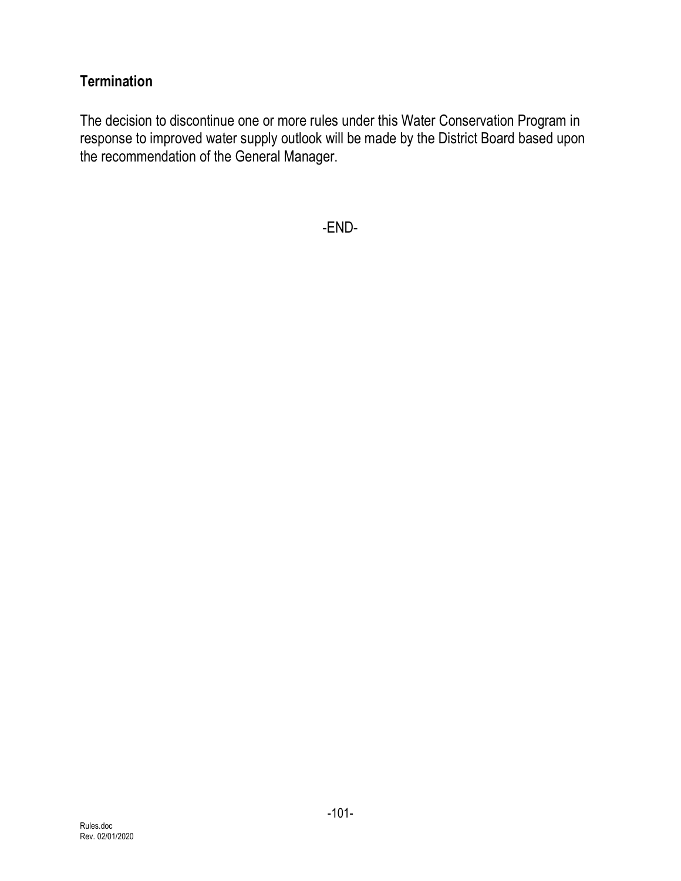### Termination

The decision to discontinue one or more rules under this Water Conservation Program in response to improved water supply outlook will be made by the District Board based upon the recommendation of the General Manager.

-END-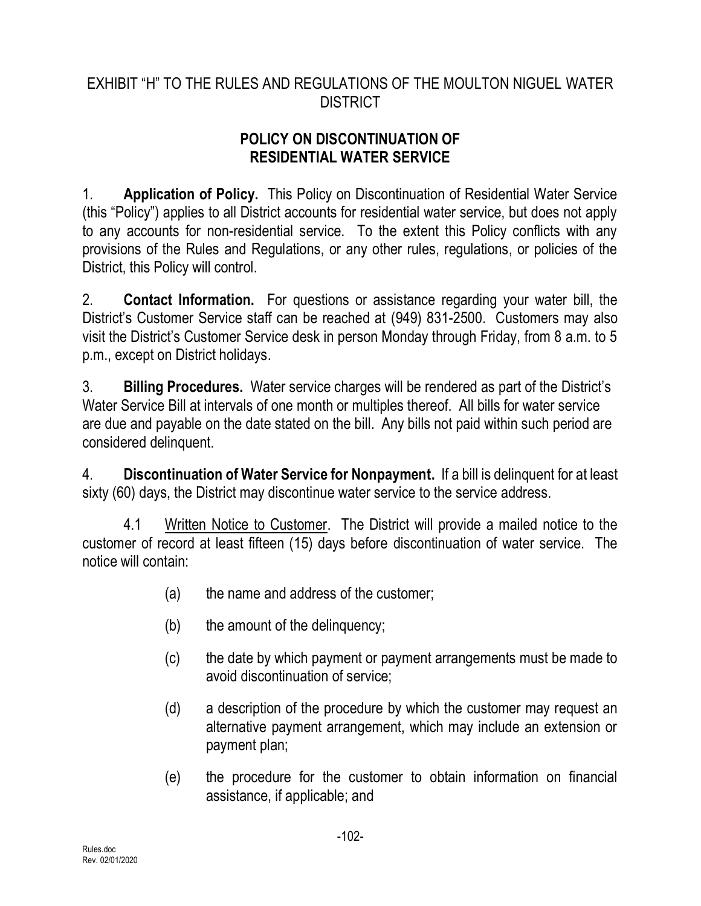EXHIBIT “H” TO THE RULES AND REGULATIONS OF THE MOULTON NIGUEL WATER DISTRICT

## POLICY ON DISCONTINUATION OF RESIDENTIAL WATER SERVICE

1. **Application of Policy.** This Policy on Discontinuation of Residential Water Service (this “Policy”) applies to all District accounts for residential water service, but does not apply to any accounts for non-residential service. To the extent this Policy conflicts with any provisions of the Rules and Regulations, or any other rules, regulations, or policies of the District, this Policy will control.

2. **Contact Information.** For questions or assistance regarding your water bill, the District’s Customer Service staff can be reached at (949) 831-2500. Customers may also visit the District’s Customer Service desk in person Monday through Friday, from 8 a.m. to 5 p.m., except on District holidays.

3. **Billing Procedures.** Water service charges will be rendered as part of the District’s Water Service Bill at intervals of one month or multiples thereof. All bills for water service are due and payable on the date stated on the bill. Any bills not paid within such period are considered delinquent.

4. **Discontinuation of Water Service for Nonpayment.** If a bill is delinquent for at least sixty (60) days, the District may discontinue water service to the service address.

4.1 Written Notice to Customer. The District will provide a mailed notice to the customer of record at least fifteen (15) days before discontinuation of water service. The notice will contain:

(a) the name and address of the customer;

(b) the amount of the delinquency;

(c) the date by which payment or payment arrangements must be made to avoid discontinuation of service;

(d) a description of the procedure by which the customer may request an alternative payment arrangement, which may include an extension or payment plan;

(e) the procedure for the customer to obtain information on financial assistance, if applicable; and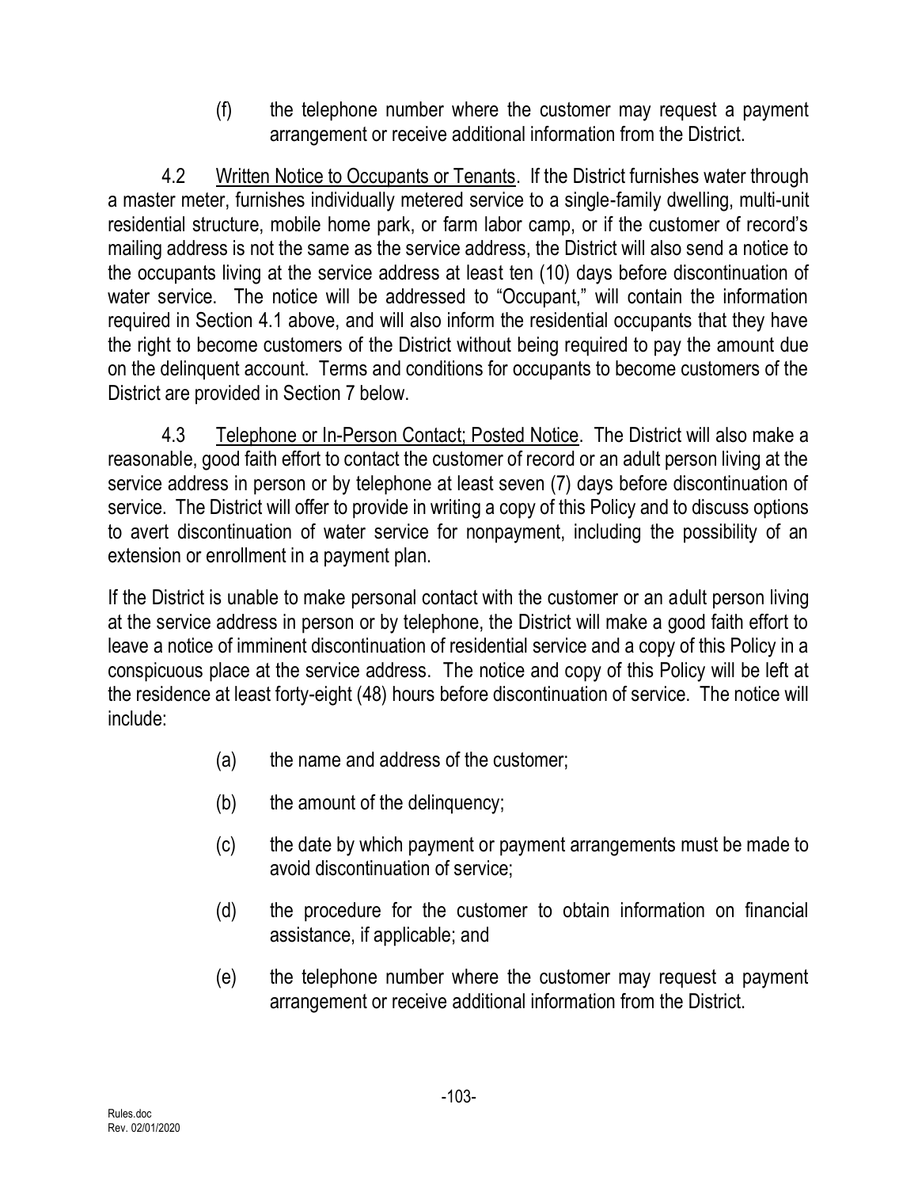(f) the telephone number where the customer may request a payment arrangement or receive additional information from the District.

4.2 Written Notice to Occupants or Tenants. If the District furnishes water through a master meter, furnishes individually metered service to a single-family dwelling, multi-unit residential structure, mobile home park, or farm labor camp, or if the customer of record's mailing address is not the same as the service address, the District will also send a notice to the occupants living at the service address at least ten (10) days before discontinuation of water service. The notice will be addressed to "Occupant," will contain the information required in Section 4.1 above, and will also inform the residential occupants that they have the right to become customers of the District without being required to pay the amount due on the delinquent account. Terms and conditions for occupants to become customers of the District are provided in Section 7 below.

4.3 Telephone or In-Person Contact; Posted Notice. The District will also make a reasonable, good faith effort to contact the customer of record or an adult person living at the service address in person or by telephone at least seven (7) days before discontinuation of service. The District will offer to provide in writing a copy of this Policy and to discuss options to avert discontinuation of water service for nonpayment, including the possibility of an extension or enrollment in a payment plan.

If the District is unable to make personal contact with the customer or an adult person living at the service address in person or by telephone, the District will make a good faith effort to leave a notice of imminent discontinuation of residential service and a copy of this Policy in a conspicuous place at the service address. The notice and copy of this Policy will be left at the residence at least forty-eight (48) hours before discontinuation of service. The notice will include:

(a) the name and address of the customer;

(b) the amount of the delinquency;

(c) the date by which payment or payment arrangements must be made to avoid discontinuation of service;

(d) the procedure for the customer to obtain information on financial assistance, if applicable; and

(e) the telephone number where the customer may request a payment arrangement or receive additional information from the District.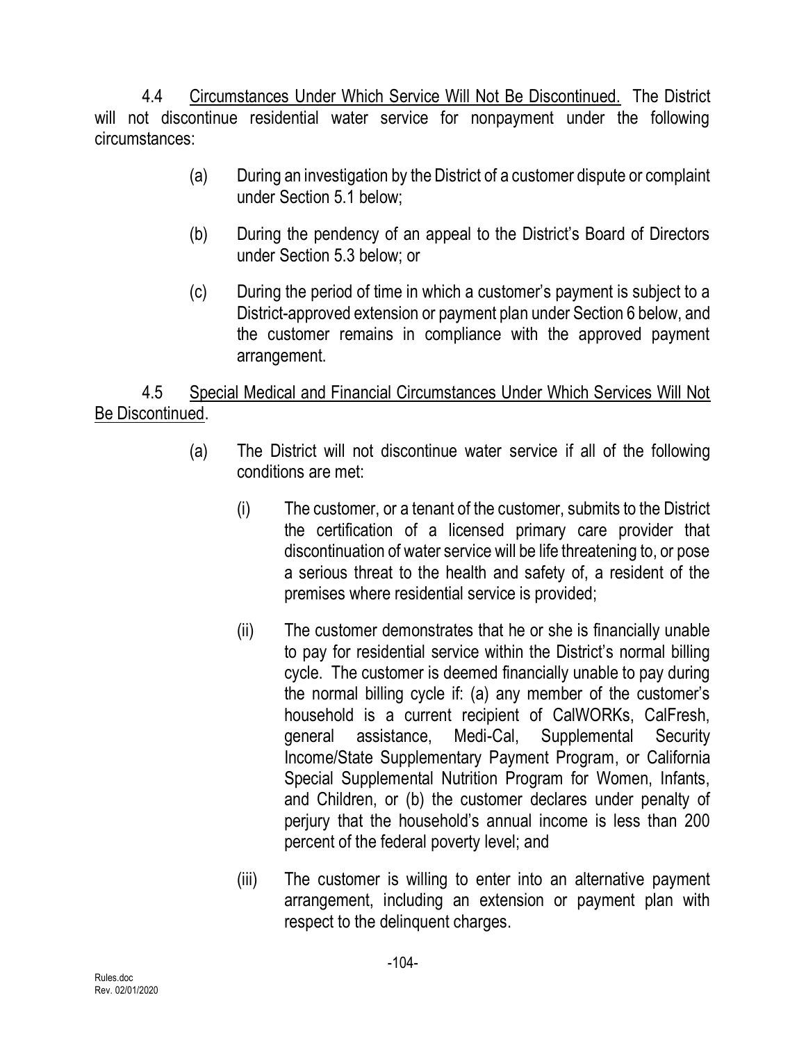4.4 Circumstances Under Which Service Will Not Be Discontinued. The District will not discontinue residential water service for nonpayment under the following circumstances:

(a) During an investigation by the District of a customer dispute or complaint under Section 5.1 below;

(b) During the pendency of an appeal to the District's Board of Directors under Section 5.3 below; or

(c) During the period of time in which a customer's payment is subject to a District-approved extension or payment plan under Section 6 below, and the customer remains in compliance with the approved payment arrangement.

4.5 Special Medical and Financial Circumstances Under Which Services Will Not Be Discontinued.

(a) The District will not discontinue water service if all of the following conditions are met:

(i) The customer, or a tenant of the customer, submits to the District the certification of a licensed primary care provider that discontinuation of water service will be life threatening to, or pose a serious threat to the health and safety of, a resident of the premises where residential service is provided;

(ii) The customer demonstrates that he or she is financially unable to pay for residential service within the District's normal billing cycle. The customer is deemed financially unable to pay during the normal billing cycle if: (a) any member of the customer's household is a current recipient of CalWORKs, CalFresh, general assistance, Medi-Cal, Supplemental Security Income/State Supplementary Payment Program, or California Special Supplemental Nutrition Program for Women, Infants, and Children, or (b) the customer declares under penalty of perjury that the household's annual income is less than 200 percent of the federal poverty level; and

(iii) The customer is willing to enter into an alternative payment arrangement, including an extension or payment plan with respect to the delinquent charges.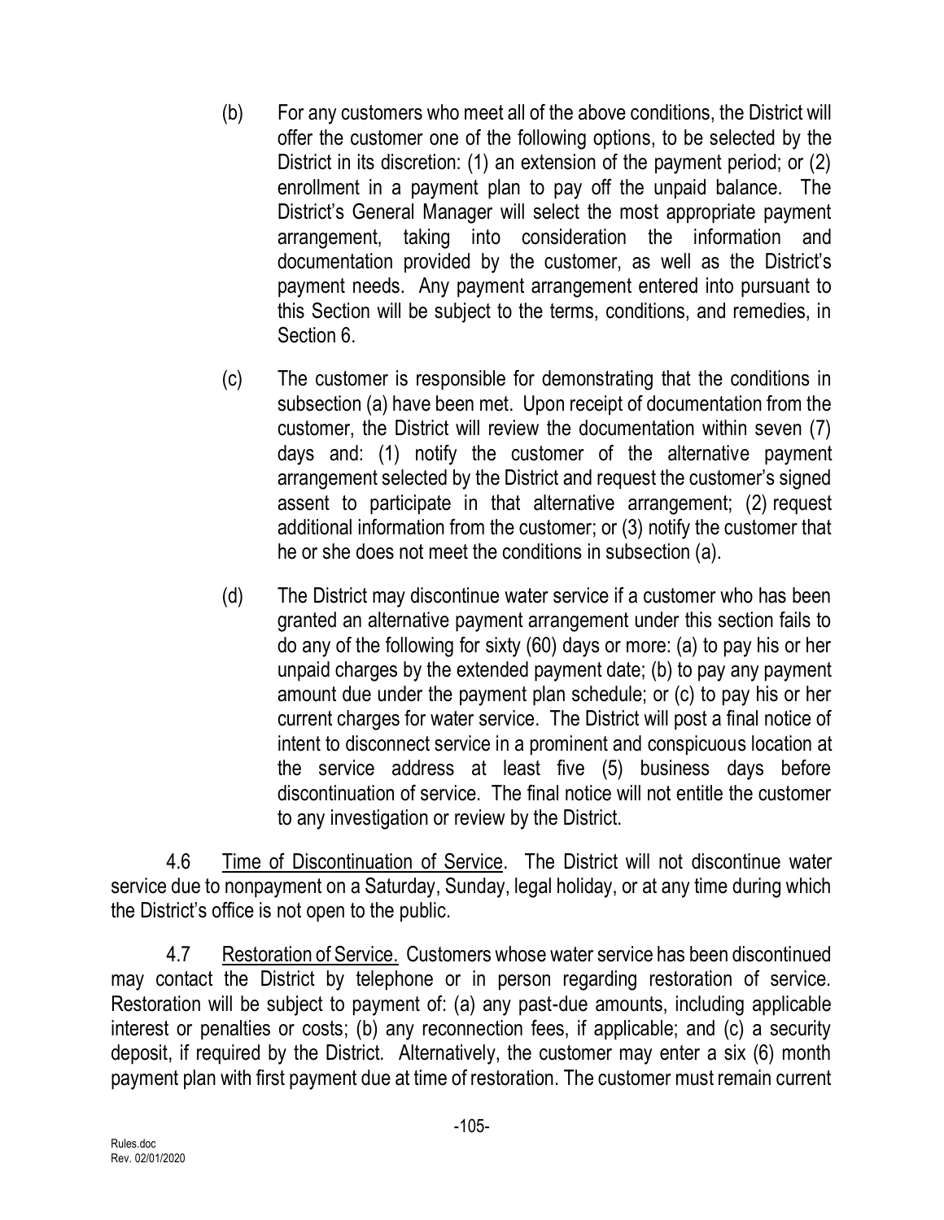(b) For any customers who meet all of the above conditions, the District will offer the customer one of the following options, to be selected by the District in its discretion: (1) an extension of the payment period; or (2) enrollment in a payment plan to pay off the unpaid balance. The District's General Manager will select the most appropriate payment arrangement, taking into consideration the information and documentation provided by the customer, as well as the District's payment needs. Any payment arrangement entered into pursuant to this Section will be subject to the terms, conditions, and remedies, in Section 6.

(c) The customer is responsible for demonstrating that the conditions in subsection (a) have been met. Upon receipt of documentation from the customer, the District will review the documentation within seven (7) days and: (1) notify the customer of the alternative payment arrangement selected by the District and request the customer's signed assent to participate in that alternative arrangement; (2) request additional information from the customer; or (3) notify the customer that he or she does not meet the conditions in subsection (a).

(d) The District may discontinue water service if a customer who has been granted an alternative payment arrangement under this section fails to do any of the following for sixty (60) days or more: (a) to pay his or her unpaid charges by the extended payment date; (b) to pay any payment amount due under the payment plan schedule; or (c) to pay his or her current charges for water service. The District will post a final notice of intent to disconnect service in a prominent and conspicuous location at the service address at least five (5) business days before discontinuation of service. The final notice will not entitle the customer to any investigation or review by the District.

4.6 Time of Discontinuation of Service. The District will not discontinue water service due to nonpayment on a Saturday, Sunday, legal holiday, or at any time during which the District's office is not open to the public.

4.7 Restoration of Service. Customers whose water service has been discontinued may contact the District by telephone or in person regarding restoration of service. Restoration will be subject to payment of: (a) any past-due amounts, including applicable interest or penalties or costs; (b) any reconnection fees, if applicable; and (c) a security deposit, if required by the District. Alternatively, the customer may enter a six (6) month payment plan with first payment due at time of restoration. The customer must remain current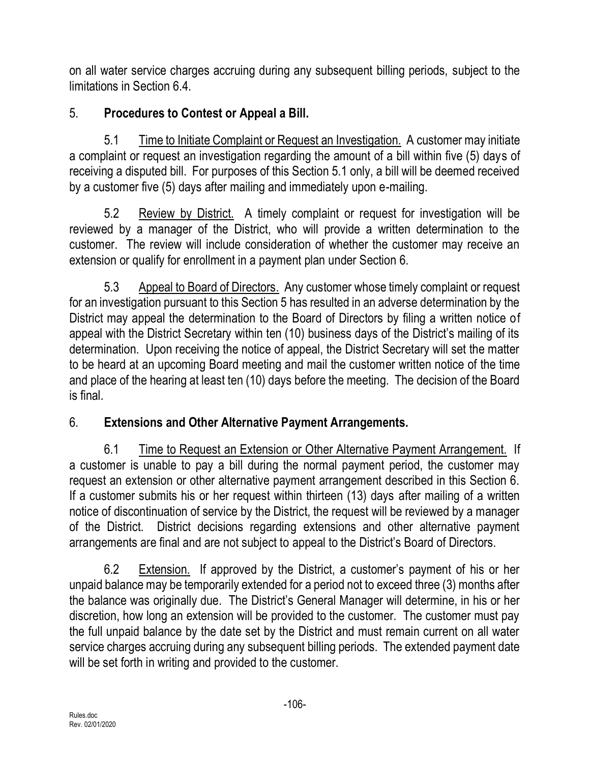on all water service charges accruing during any subsequent billing periods, subject to the limitations in Section 6.4.

## 5. **Procedures to Contest or Appeal a Bill.**

5.1 Time to Initiate Complaint or Request an Investigation. A customer may initiate a complaint or request an investigation regarding the amount of a bill within five (5) days of receiving a disputed bill. For purposes of this Section 5.1 only, a bill will be deemed received by a customer five (5) days after mailing and immediately upon e-mailing.

5.2 Review by District. A timely complaint or request for investigation will be reviewed by a manager of the District, who will provide a written determination to the customer. The review will include consideration of whether the customer may receive an extension or qualify for enrollment in a payment plan under Section 6.

5.3 Appeal to Board of Directors. Any customer whose timely complaint or request for an investigation pursuant to this Section 5 has resulted in an adverse determination by the District may appeal the determination to the Board of Directors by filing a written notice of appeal with the District Secretary within ten (10) business days of the District's mailing of its determination. Upon receiving the notice of appeal, the District Secretary will set the matter to be heard at an upcoming Board meeting and mail the customer written notice of the time and place of the hearing at least ten (10) days before the meeting. The decision of the Board is final.

## 6. **Extensions and Other Alternative Payment Arrangements.**

6.1 Time to Request an Extension or Other Alternative Payment Arrangement. If a customer is unable to pay a bill during the normal payment period, the customer may request an extension or other alternative payment arrangement described in this Section 6. If a customer submits his or her request within thirteen (13) days after mailing of a written notice of discontinuation of service by the District, the request will be reviewed by a manager of the District. District decisions regarding extensions and other alternative payment arrangements are final and are not subject to appeal to the District's Board of Directors.

6.2 Extension. If approved by the District, a customer's payment of his or her unpaid balance may be temporarily extended for a period not to exceed three (3) months after the balance was originally due. The District's General Manager will determine, in his or her discretion, how long an extension will be provided to the customer. The customer must pay the full unpaid balance by the date set by the District and must remain current on all water service charges accruing during any subsequent billing periods. The extended payment date will be set forth in writing and provided to the customer.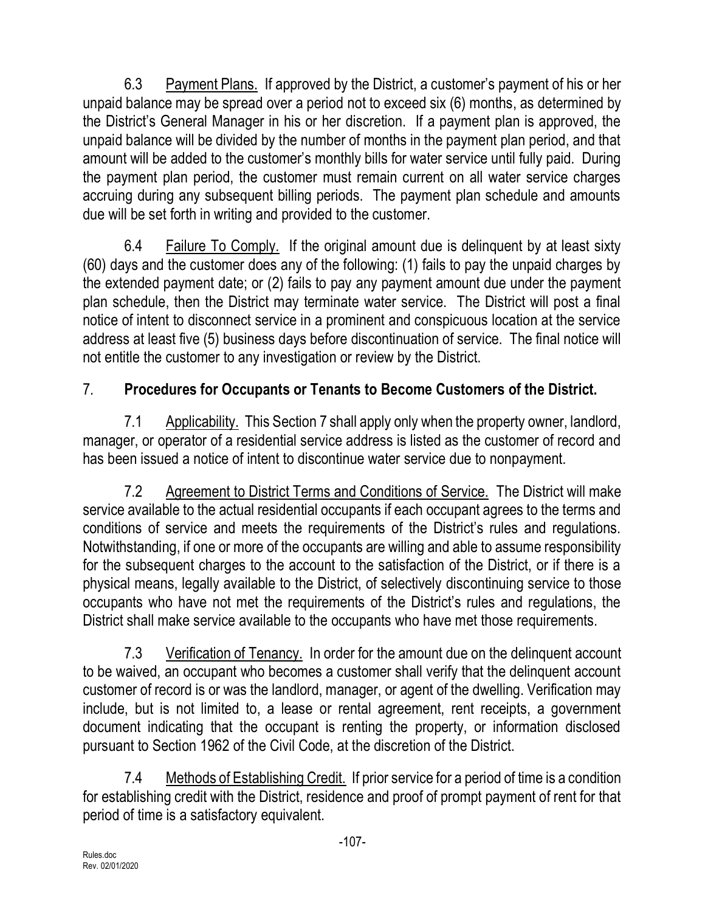6.3 Payment Plans. If approved by the District, a customer's payment of his or her unpaid balance may be spread over a period not to exceed six (6) months, as determined by the District's General Manager in his or her discretion. If a payment plan is approved, the unpaid balance will be divided by the number of months in the payment plan period, and that amount will be added to the customer's monthly bills for water service until fully paid. During the payment plan period, the customer must remain current on all water service charges accruing during any subsequent billing periods. The payment plan schedule and amounts due will be set forth in writing and provided to the customer.

6.4 Failure To Comply. If the original amount due is delinquent by at least sixty (60) days and the customer does any of the following: (1) fails to pay the unpaid charges by the extended payment date; or (2) fails to pay any payment amount due under the payment plan schedule, then the District may terminate water service. The District will post a final notice of intent to disconnect service in a prominent and conspicuous location at the service address at least five (5) business days before discontinuation of service. The final notice will not entitle the customer to any investigation or review by the District.

## 7. Procedures for Occupants or Tenants to Become Customers of the District.

7.1 Applicability. This Section 7 shall apply only when the property owner, landlord, manager, or operator of a residential service address is listed as the customer of record and has been issued a notice of intent to discontinue water service due to nonpayment.

7.2 Agreement to District Terms and Conditions of Service. The District will make service available to the actual residential occupants if each occupant agrees to the terms and conditions of service and meets the requirements of the District's rules and regulations. Notwithstanding, if one or more of the occupants are willing and able to assume responsibility for the subsequent charges to the account to the satisfaction of the District, or if there is a physical means, legally available to the District, of selectively discontinuing service to those occupants who have not met the requirements of the District's rules and regulations, the District shall make service available to the occupants who have met those requirements.

7.3 Verification of Tenancy. In order for the amount due on the delinquent account to be waived, an occupant who becomes a customer shall verify that the delinquent account customer of record is or was the landlord, manager, or agent of the dwelling. Verification may include, but is not limited to, a lease or rental agreement, rent receipts, a government document indicating that the occupant is renting the property, or information disclosed pursuant to Section 1962 of the Civil Code, at the discretion of the District.

7.4 Methods of Establishing Credit. If prior service for a period of time is a condition for establishing credit with the District, residence and proof of prompt payment of rent for that period of time is a satisfactory equivalent.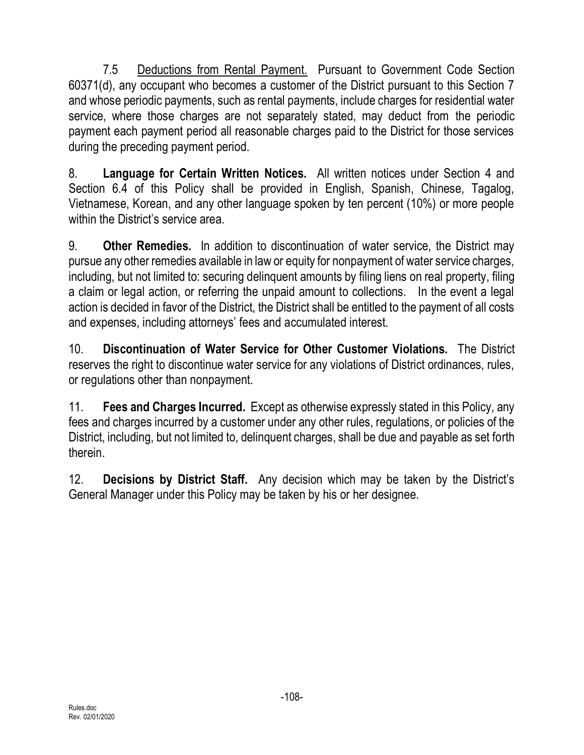7.5 Deductions from Rental Payment. Pursuant to Government Code Section 60371(d), any occupant who becomes a customer of the District pursuant to this Section 7 and whose periodic payments, such as rental payments, include charges for residential water service, where those charges are not separately stated, may deduct from the periodic payment each payment period all reasonable charges paid to the District for those services during the preceding payment period.

8. **Language for Certain Written Notices.** All written notices under Section 4 and Section 6.4 of this Policy shall be provided in English, Spanish, Chinese, Tagalog, Vietnamese, Korean, and any other language spoken by ten percent (10%) or more people within the District's service area.

9. **Other Remedies.** In addition to discontinuation of water service, the District may pursue any other remedies available in law or equity for nonpayment of water service charges, including, but not limited to: securing delinquent amounts by filing liens on real property, filing a claim or legal action, or referring the unpaid amount to collections. In the event a legal action is decided in favor of the District, the District shall be entitled to the payment of all costs and expenses, including attorneys' fees and accumulated interest.

10. **Discontinuation of Water Service for Other Customer Violations.** The District reserves the right to discontinue water service for any violations of District ordinances, rules, or regulations other than nonpayment.

11. **Fees and Charges Incurred.** Except as otherwise expressly stated in this Policy, any fees and charges incurred by a customer under any other rules, regulations, or policies of the District, including, but not limited to, delinquent charges, shall be due and payable as set forth therein.

12. **Decisions by District Staff.** Any decision which may be taken by the District's General Manager under this Policy may be taken by his or her designee.